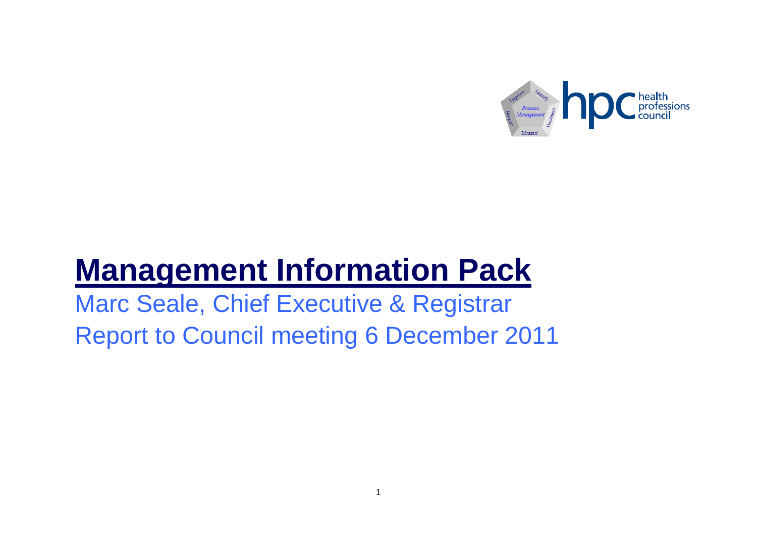# Management Information Pack

Marc Seale, Chief Executive & Registrar

Report to Council meeting 6 December 2011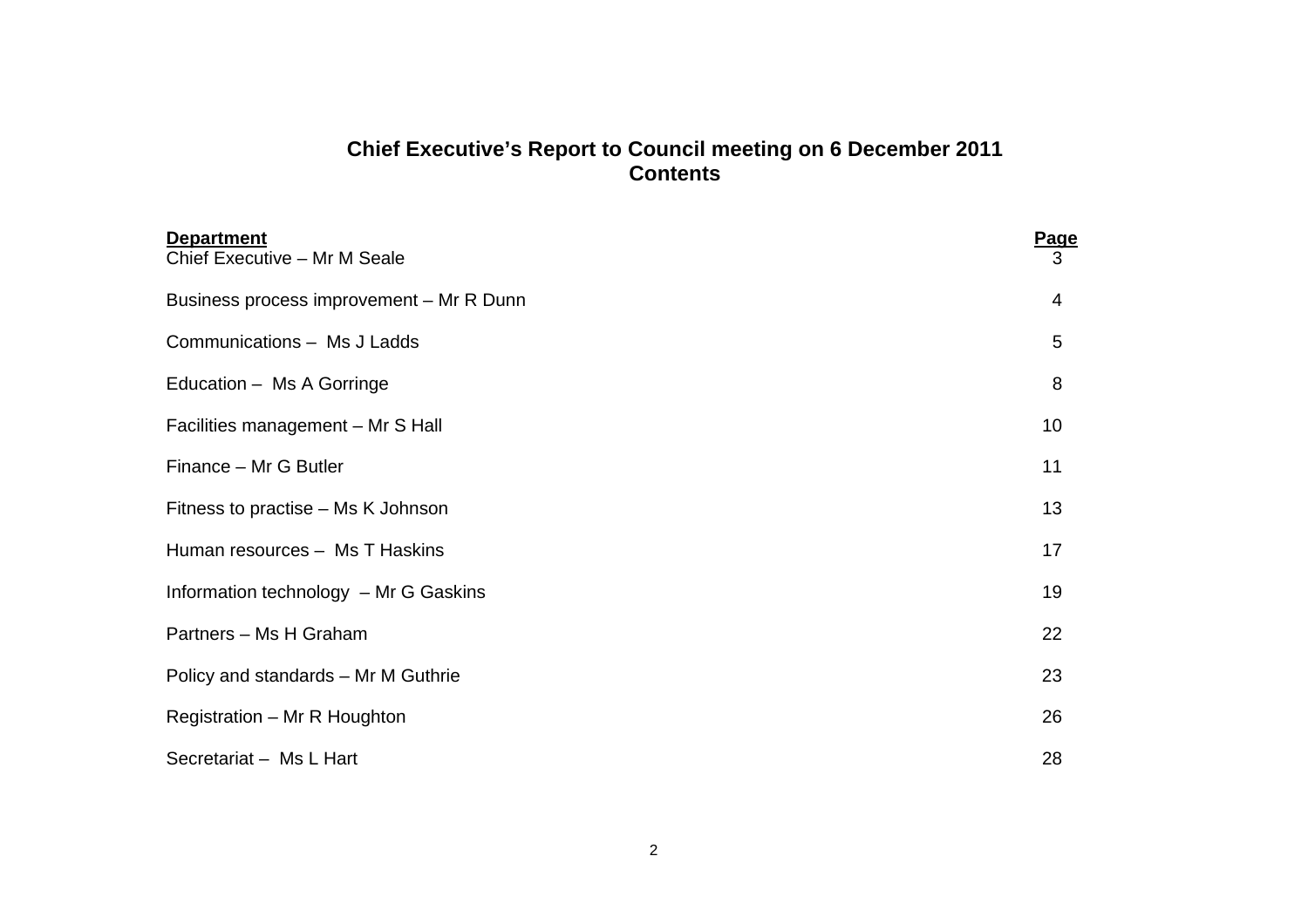# Chief Executive's Report to Council meeting on 6 December 2011
## Contents

| Department | Page |
|---|---|
| Chief Executive – Mr M Seale | 3 |
| Business process improvement – Mr R Dunn | 4 |
| Communications – Ms J Ladds | 5 |
| Education – Ms A Gorringe | 8 |
| Facilities management – Mr S Hall | 10 |
| Finance – Mr G Butler | 11 |
| Fitness to practise – Ms K Johnson | 13 |
| Human resources – Ms T Haskins | 17 |
| Information technology – Mr G Gaskins | 19 |
| Partners – Ms H Graham | 22 |
| Policy and standards – Mr M Guthrie | 23 |
| Registration – Mr R Houghton | 26 |
| Secretariat – Ms L Hart | 28 |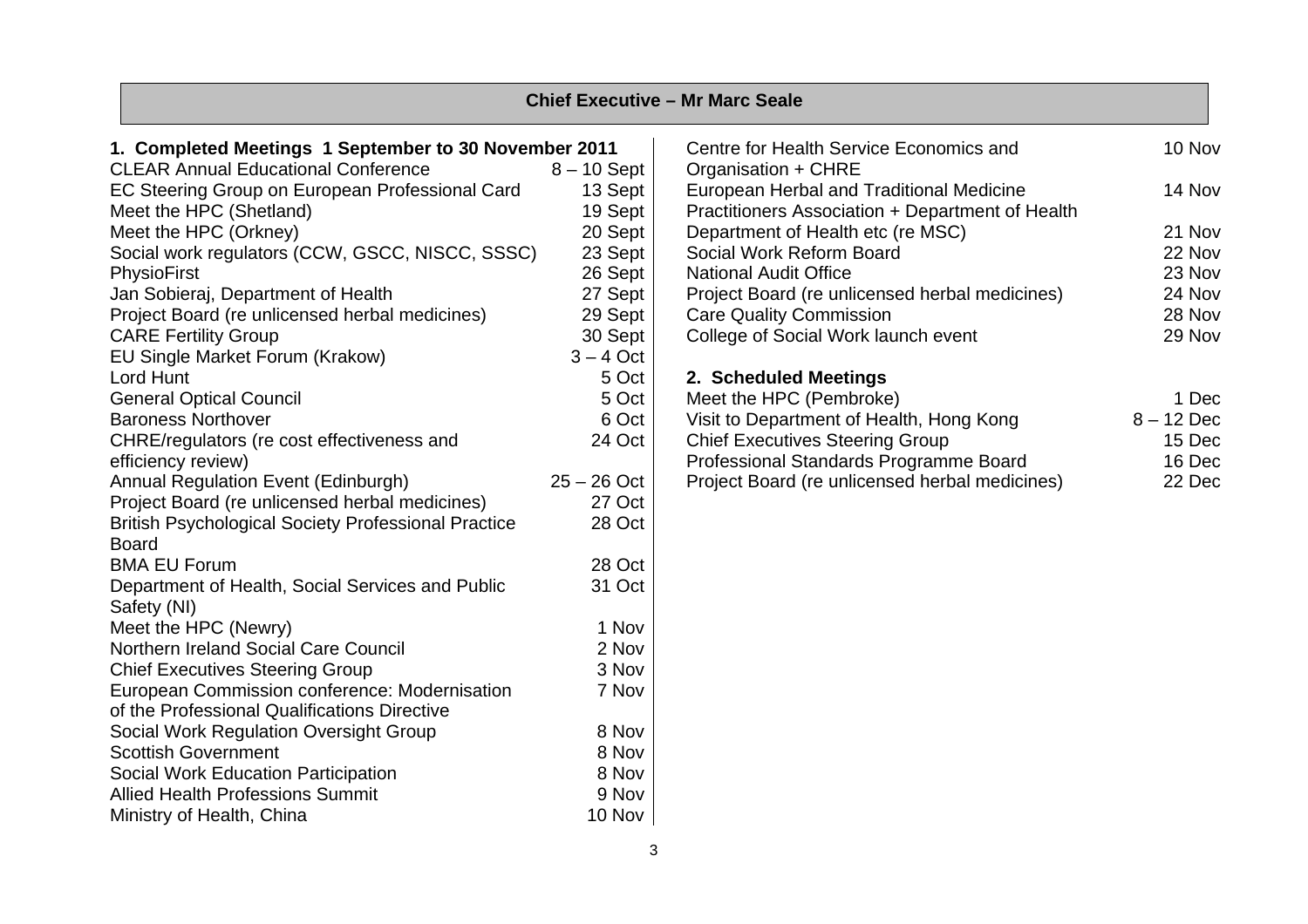## Chief Executive – Mr Marc Seale

### 1. Completed Meetings 1 September to 30 November 2011

| Meeting | Date |
|---|---|
| CLEAR Annual Educational Conference | 8 – 10 Sept |
| EC Steering Group on European Professional Card | 13 Sept |
| Meet the HPC (Shetland) | 19 Sept |
| Meet the HPC (Orkney) | 20 Sept |
| Social work regulators (CCW, GSCC, NISCC, SSSC) | 23 Sept |
| PhysioFirst | 26 Sept |
| Jan Sobieraj, Department of Health | 27 Sept |
| Project Board (re unlicensed herbal medicines) | 29 Sept |
| CARE Fertility Group | 30 Sept |
| EU Single Market Forum (Krakow) | 3 – 4 Oct |
| Lord Hunt | 5 Oct |
| General Optical Council | 5 Oct |
| Baroness Northover | 6 Oct |
| CHRE/regulators (re cost effectiveness and efficiency review) | 24 Oct |
| Annual Regulation Event (Edinburgh) | 25 – 26 Oct |
| Project Board (re unlicensed herbal medicines) | 27 Oct |
| British Psychological Society Professional Practice Board | 28 Oct |
| BMA EU Forum | 28 Oct |
| Department of Health, Social Services and Public Safety (NI) | 31 Oct |
| Meet the HPC (Newry) | 1 Nov |
| Northern Ireland Social Care Council | 2 Nov |
| Chief Executives Steering Group | 3 Nov |
| European Commission conference: Modernisation of the Professional Qualifications Directive | 7 Nov |
| Social Work Regulation Oversight Group | 8 Nov |
| Scottish Government | 8 Nov |
| Social Work Education Participation | 8 Nov |
| Allied Health Professions Summit | 9 Nov |
| Ministry of Health, China | 10 Nov |
| Centre for Health Service Economics and Organisation + CHRE | 10 Nov |
| European Herbal and Traditional Medicine Practitioners Association + Department of Health | 14 Nov |
| Department of Health etc (re MSC) | 21 Nov |
| Social Work Reform Board | 22 Nov |
| National Audit Office | 23 Nov |
| Project Board (re unlicensed herbal medicines) | 24 Nov |
| Care Quality Commission | 28 Nov |
| College of Social Work launch event | 29 Nov |

### 2. Scheduled Meetings

| Meeting | Date |
|---|---|
| Meet the HPC (Pembroke) | 1 Dec |
| Visit to Department of Health, Hong Kong | 8 – 12 Dec |
| Chief Executives Steering Group | 15 Dec |
| Professional Standards Programme Board | 16 Dec |
| Project Board (re unlicensed herbal medicines) | 22 Dec |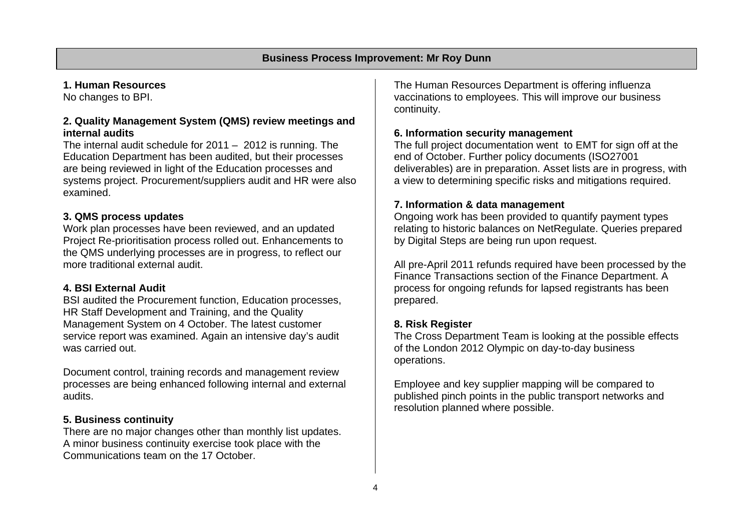## Business Process Improvement: Mr Roy Dunn

### 1. Human Resources

No changes to BPI.

### 2. Quality Management System (QMS) review meetings and internal audits

The internal audit schedule for 2011 – 2012 is running. The Education Department has been audited, but their processes are being reviewed in light of the Education processes and systems project. Procurement/suppliers audit and HR were also examined.

### 3. QMS process updates

Work plan processes have been reviewed, and an updated Project Re-prioritisation process rolled out. Enhancements to the QMS underlying processes are in progress, to reflect our more traditional external audit.

### 4. BSI External Audit

BSI audited the Procurement function, Education processes, HR Staff Development and Training, and the Quality Management System on 4 October. The latest customer service report was examined. Again an intensive day's audit was carried out.

Document control, training records and management review processes are being enhanced following internal and external audits.

### 5. Business continuity

There are no major changes other than monthly list updates. A minor business continuity exercise took place with the Communications team on the 17 October.

The Human Resources Department is offering influenza vaccinations to employees. This will improve our business continuity.

### 6. Information security management

The full project documentation went to EMT for sign off at the end of October. Further policy documents (ISO27001 deliverables) are in preparation. Asset lists are in progress, with a view to determining specific risks and mitigations required.

### 7. Information & data management

Ongoing work has been provided to quantify payment types relating to historic balances on NetRegulate. Queries prepared by Digital Steps are being run upon request.

All pre-April 2011 refunds required have been processed by the Finance Transactions section of the Finance Department. A process for ongoing refunds for lapsed registrants has been prepared.

### 8. Risk Register

The Cross Department Team is looking at the possible effects of the London 2012 Olympic on day-to-day business operations.

Employee and key supplier mapping will be compared to published pinch points in the public transport networks and resolution planned where possible.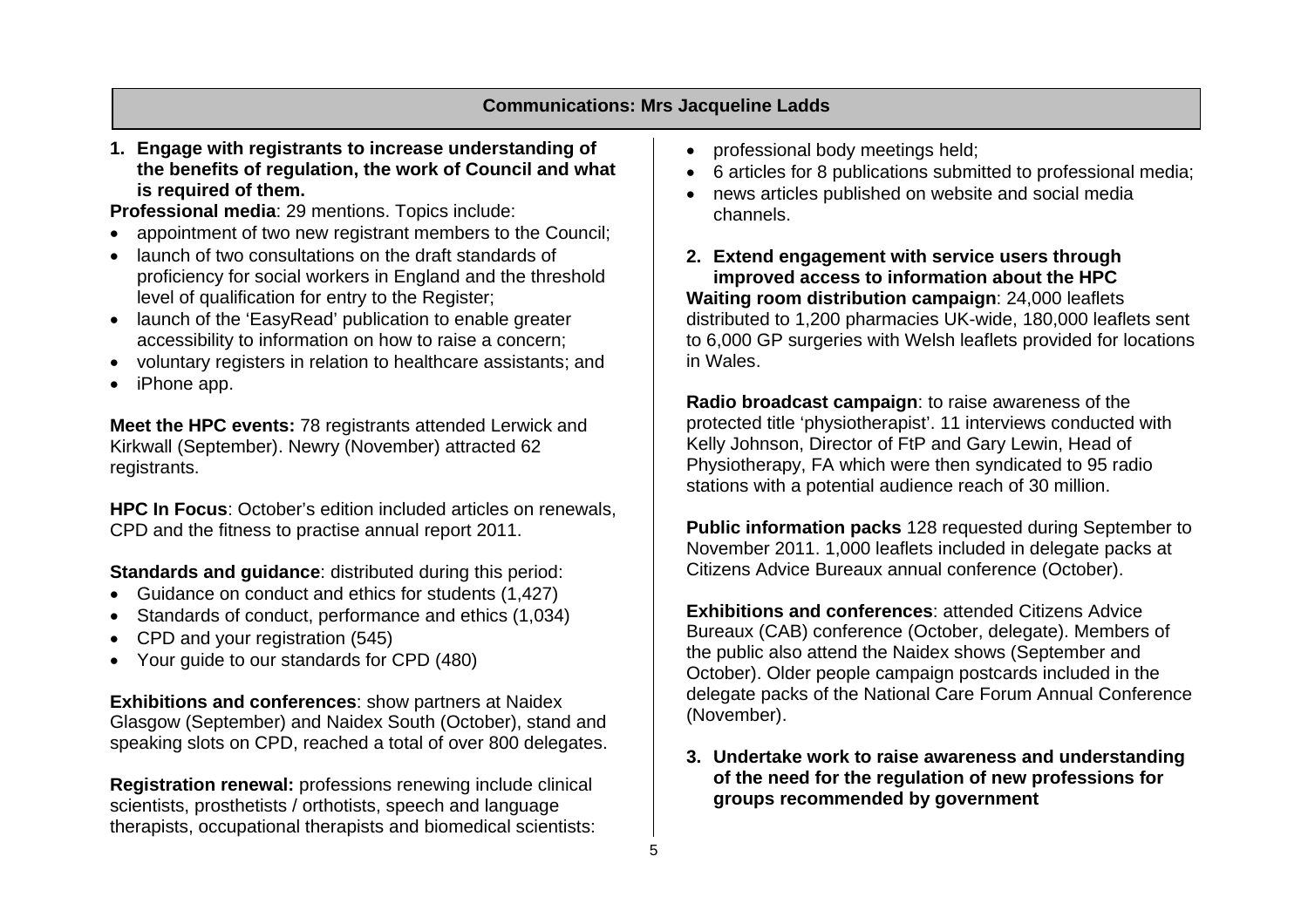## Communications: Mrs Jacqueline Ladds

**1. Engage with registrants to increase understanding of the benefits of regulation, the work of Council and what is required of them.**

**Professional media**: 29 mentions. Topics include:

- appointment of two new registrant members to the Council;
- launch of two consultations on the draft standards of proficiency for social workers in England and the threshold level of qualification for entry to the Register;
- launch of the 'EasyRead' publication to enable greater accessibility to information on how to raise a concern;
- voluntary registers in relation to healthcare assistants; and
- iPhone app.

**Meet the HPC events:** 78 registrants attended Lerwick and Kirkwall (September). Newry (November) attracted 62 registrants.

**HPC In Focus**: October's edition included articles on renewals, CPD and the fitness to practise annual report 2011.

**Standards and guidance**: distributed during this period:

- Guidance on conduct and ethics for students (1,427)
- Standards of conduct, performance and ethics (1,034)
- CPD and your registration (545)
- Your guide to our standards for CPD (480)

**Exhibitions and conferences**: show partners at Naidex Glasgow (September) and Naidex South (October), stand and speaking slots on CPD, reached a total of over 800 delegates.

**Registration renewal:** professions renewing include clinical scientists, prosthetists / orthotists, speech and language therapists, occupational therapists and biomedical scientists:

- professional body meetings held;
- 6 articles for 8 publications submitted to professional media;
- news articles published on website and social media channels.

**2. Extend engagement with service users through improved access to information about the HPC**

**Waiting room distribution campaign**: 24,000 leaflets distributed to 1,200 pharmacies UK-wide, 180,000 leaflets sent to 6,000 GP surgeries with Welsh leaflets provided for locations in Wales.

**Radio broadcast campaign**: to raise awareness of the protected title 'physiotherapist'. 11 interviews conducted with Kelly Johnson, Director of FtP and Gary Lewin, Head of Physiotherapy, FA which were then syndicated to 95 radio stations with a potential audience reach of 30 million.

**Public information packs** 128 requested during September to November 2011. 1,000 leaflets included in delegate packs at Citizens Advice Bureaux annual conference (October).

**Exhibitions and conferences**: attended Citizens Advice Bureaux (CAB) conference (October, delegate). Members of the public also attend the Naidex shows (September and October). Older people campaign postcards included in the delegate packs of the National Care Forum Annual Conference (November).

**3. Undertake work to raise awareness and understanding of the need for the regulation of new professions for groups recommended by government**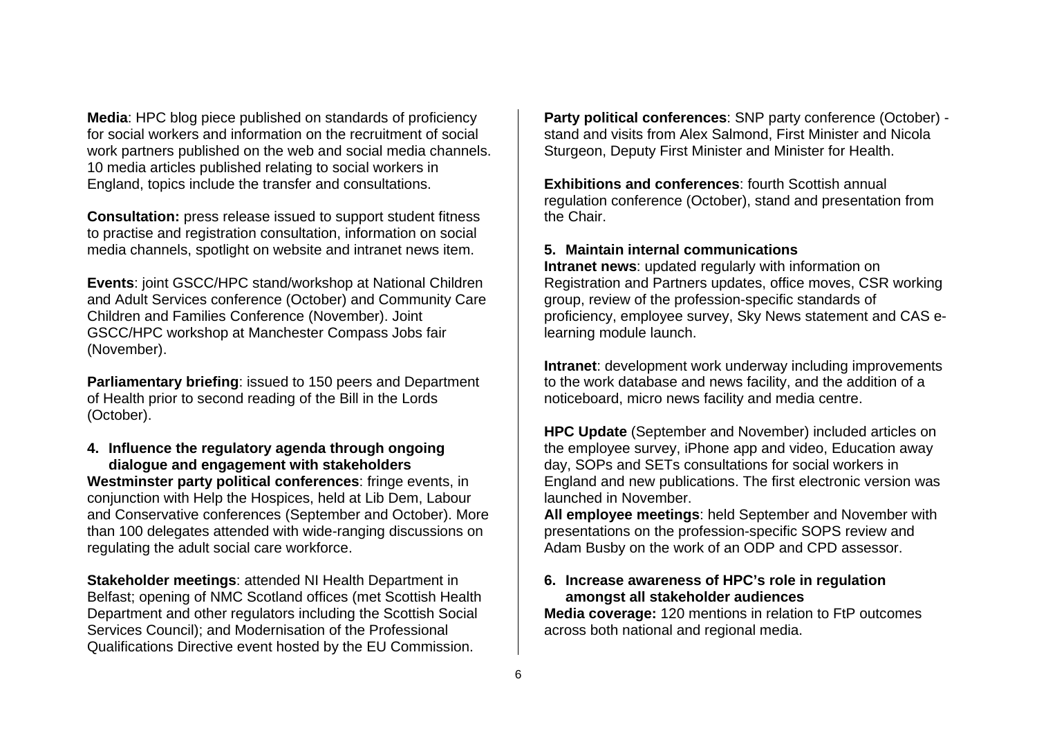**Media**: HPC blog piece published on standards of proficiency for social workers and information on the recruitment of social work partners published on the web and social media channels. 10 media articles published relating to social workers in England, topics include the transfer and consultations.

**Consultation:** press release issued to support student fitness to practise and registration consultation, information on social media channels, spotlight on website and intranet news item.

**Events**: joint GSCC/HPC stand/workshop at National Children and Adult Services conference (October) and Community Care Children and Families Conference (November). Joint GSCC/HPC workshop at Manchester Compass Jobs fair (November).

**Parliamentary briefing**: issued to 150 peers and Department of Health prior to second reading of the Bill in the Lords (October).

4. **Influence the regulatory agenda through ongoing dialogue and engagement with stakeholders**

**Westminster party political conferences**: fringe events, in conjunction with Help the Hospices, held at Lib Dem, Labour and Conservative conferences (September and October). More than 100 delegates attended with wide-ranging discussions on regulating the adult social care workforce.

**Stakeholder meetings**: attended NI Health Department in Belfast; opening of NMC Scotland offices (met Scottish Health Department and other regulators including the Scottish Social Services Council); and Modernisation of the Professional Qualifications Directive event hosted by the EU Commission.

**Party political conferences**: SNP party conference (October) - stand and visits from Alex Salmond, First Minister and Nicola Sturgeon, Deputy First Minister and Minister for Health.

**Exhibitions and conferences**: fourth Scottish annual regulation conference (October), stand and presentation from the Chair.

5. **Maintain internal communications**

**Intranet news**: updated regularly with information on Registration and Partners updates, office moves, CSR working group, review of the profession-specific standards of proficiency, employee survey, Sky News statement and CAS e-learning module launch.

**Intranet**: development work underway including improvements to the work database and news facility, and the addition of a noticeboard, micro news facility and media centre.

**HPC Update** (September and November) included articles on the employee survey, iPhone app and video, Education away day, SOPs and SETs consultations for social workers in England and new publications. The first electronic version was launched in November.

**All employee meetings**: held September and November with presentations on the profession-specific SOPS review and Adam Busby on the work of an ODP and CPD assessor.

6. **Increase awareness of HPC's role in regulation amongst all stakeholder audiences**

**Media coverage:** 120 mentions in relation to FtP outcomes across both national and regional media.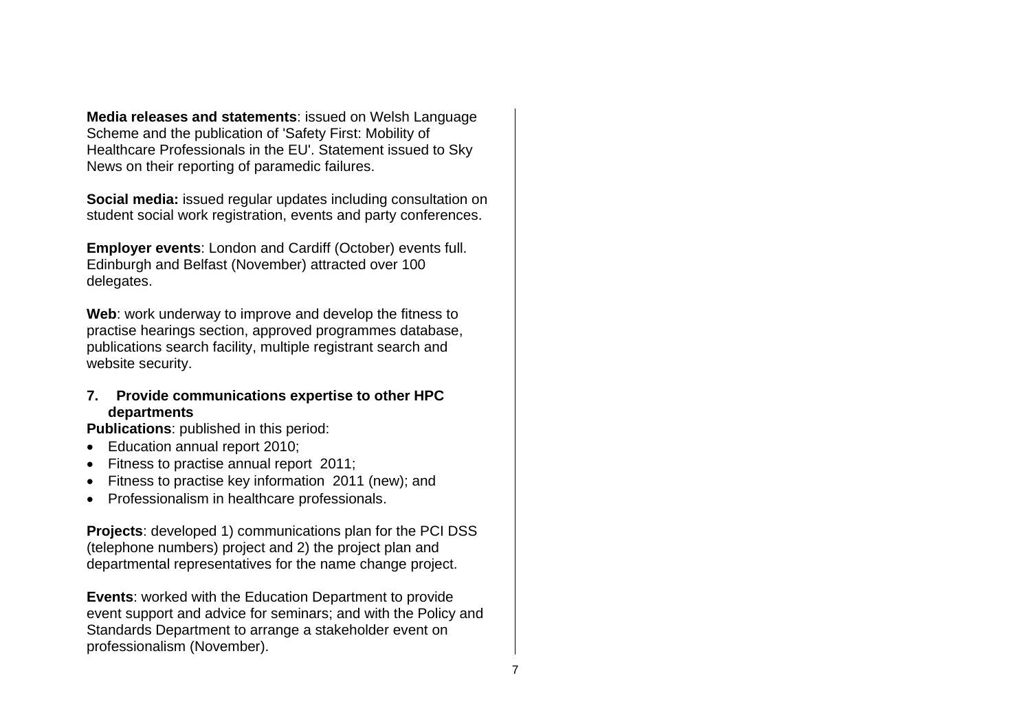**Media releases and statements**: issued on Welsh Language Scheme and the publication of 'Safety First: Mobility of Healthcare Professionals in the EU'. Statement issued to Sky News on their reporting of paramedic failures.

**Social media:** issued regular updates including consultation on student social work registration, events and party conferences.

**Employer events**: London and Cardiff (October) events full. Edinburgh and Belfast (November) attracted over 100 delegates.

**Web**: work underway to improve and develop the fitness to practise hearings section, approved programmes database, publications search facility, multiple registrant search and website security.

**7. Provide communications expertise to other HPC departments**

**Publications**: published in this period:

- Education annual report 2010;
- Fitness to practise annual report 2011;
- Fitness to practise key information 2011 (new); and
- Professionalism in healthcare professionals.

**Projects**: developed 1) communications plan for the PCI DSS (telephone numbers) project and 2) the project plan and departmental representatives for the name change project.

**Events**: worked with the Education Department to provide event support and advice for seminars; and with the Policy and Standards Department to arrange a stakeholder event on professionalism (November).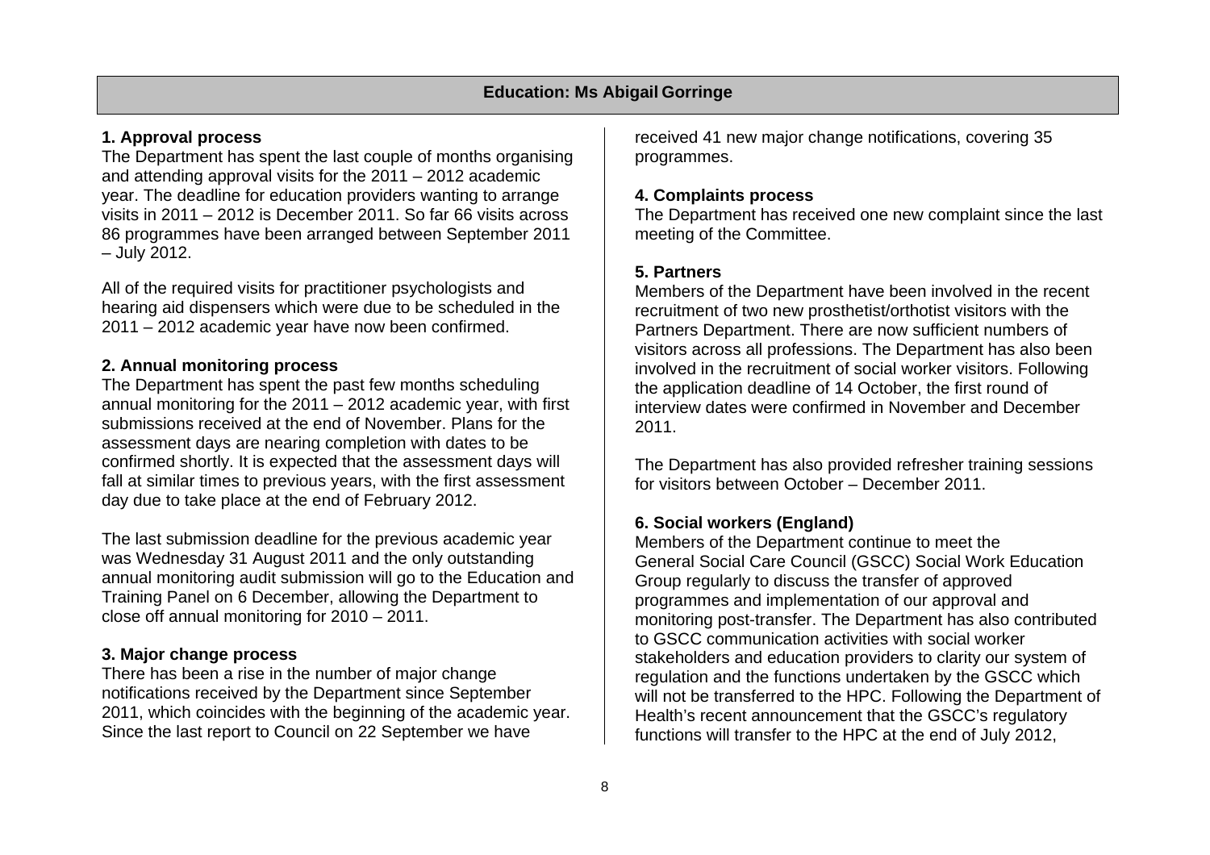## Education: Ms Abigail Gorringe

**1. Approval process**

The Department has spent the last couple of months organising and attending approval visits for the 2011 – 2012 academic year. The deadline for education providers wanting to arrange visits in 2011 – 2012 is December 2011. So far 66 visits across 86 programmes have been arranged between September 2011 – July 2012.

All of the required visits for practitioner psychologists and hearing aid dispensers which were due to be scheduled in the 2011 – 2012 academic year have now been confirmed.

**2. Annual monitoring process**

The Department has spent the past few months scheduling annual monitoring for the 2011 – 2012 academic year, with first submissions received at the end of November. Plans for the assessment days are nearing completion with dates to be confirmed shortly. It is expected that the assessment days will fall at similar times to previous years, with the first assessment day due to take place at the end of February 2012.

The last submission deadline for the previous academic year was Wednesday 31 August 2011 and the only outstanding annual monitoring audit submission will go to the Education and Training Panel on 6 December, allowing the Department to close off annual monitoring for 2010 – 2011.

**3. Major change process**

There has been a rise in the number of major change notifications received by the Department since September 2011, which coincides with the beginning of the academic year. Since the last report to Council on 22 September we have received 41 new major change notifications, covering 35 programmes.

**4. Complaints process**

The Department has received one new complaint since the last meeting of the Committee.

**5. Partners**

Members of the Department have been involved in the recent recruitment of two new prosthetist/orthotist visitors with the Partners Department. There are now sufficient numbers of visitors across all professions. The Department has also been involved in the recruitment of social worker visitors. Following the application deadline of 14 October, the first round of interview dates were confirmed in November and December 2011.

The Department has also provided refresher training sessions for visitors between October – December 2011.

**6. Social workers (England)**

Members of the Department continue to meet the General Social Care Council (GSCC) Social Work Education Group regularly to discuss the transfer of approved programmes and implementation of our approval and monitoring post-transfer. The Department has also contributed to GSCC communication activities with social worker stakeholders and education providers to clarity our system of regulation and the functions undertaken by the GSCC which will not be transferred to the HPC. Following the Department of Health's recent announcement that the GSCC's regulatory functions will transfer to the HPC at the end of July 2012,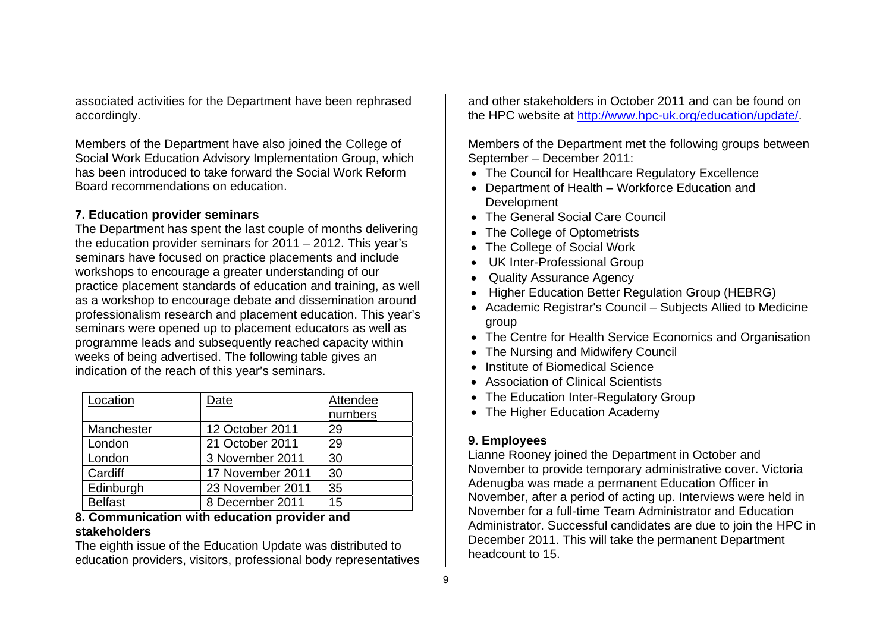associated activities for the Department have been rephrased accordingly.

Members of the Department have also joined the College of Social Work Education Advisory Implementation Group, which has been introduced to take forward the Social Work Reform Board recommendations on education.

**7. Education provider seminars**

The Department has spent the last couple of months delivering the education provider seminars for 2011 – 2012. This year's seminars have focused on practice placements and include workshops to encourage a greater understanding of our practice placement standards of education and training, as well as a workshop to encourage debate and dissemination around professionalism research and placement education. This year's seminars were opened up to placement educators as well as programme leads and subsequently reached capacity within weeks of being advertised. The following table gives an indication of the reach of this year's seminars.

| Location | Date | Attendee numbers |
|---|---|---|
| Manchester | 12 October 2011 | 29 |
| London | 21 October 2011 | 29 |
| London | 3 November 2011 | 30 |
| Cardiff | 17 November 2011 | 30 |
| Edinburgh | 23 November 2011 | 35 |
| Belfast | 8 December 2011 | 15 |

**8. Communication with education provider and stakeholders**

The eighth issue of the Education Update was distributed to education providers, visitors, professional body representatives and other stakeholders in October 2011 and can be found on the HPC website at http://www.hpc-uk.org/education/update/.

Members of the Department met the following groups between September – December 2011:

- The Council for Healthcare Regulatory Excellence
- Department of Health – Workforce Education and Development
- The General Social Care Council
- The College of Optometrists
- The College of Social Work
- UK Inter-Professional Group
- Quality Assurance Agency
- Higher Education Better Regulation Group (HEBRG)
- Academic Registrar's Council – Subjects Allied to Medicine group
- The Centre for Health Service Economics and Organisation
- The Nursing and Midwifery Council
- Institute of Biomedical Science
- Association of Clinical Scientists
- The Education Inter-Regulatory Group
- The Higher Education Academy

**9. Employees**

Lianne Rooney joined the Department in October and November to provide temporary administrative cover. Victoria Adenugba was made a permanent Education Officer in November, after a period of acting up. Interviews were held in November for a full-time Team Administrator and Education Administrator. Successful candidates are due to join the HPC in December 2011. This will take the permanent Department headcount to 15.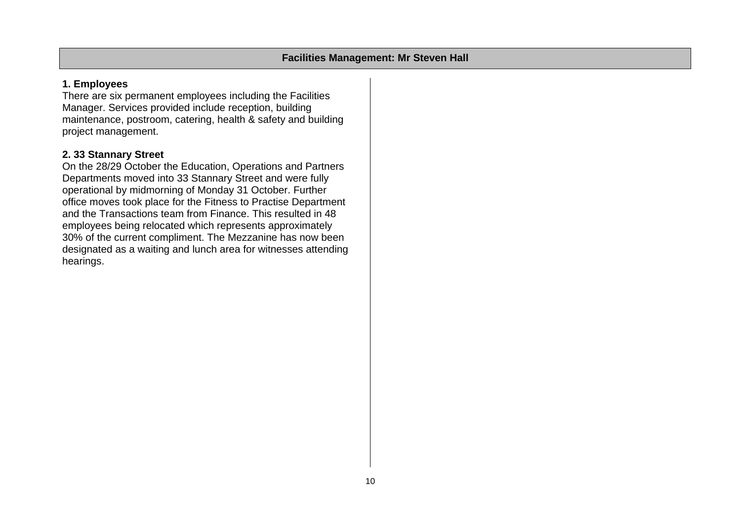## Facilities Management: Mr Steven Hall

**1. Employees**

There are six permanent employees including the Facilities Manager. Services provided include reception, building maintenance, postroom, catering, health & safety and building project management.

**2. 33 Stannary Street**

On the 28/29 October the Education, Operations and Partners Departments moved into 33 Stannary Street and were fully operational by midmorning of Monday 31 October. Further office moves took place for the Fitness to Practise Department and the Transactions team from Finance. This resulted in 48 employees being relocated which represents approximately 30% of the current compliment. The Mezzanine has now been designated as a waiting and lunch area for witnesses attending hearings.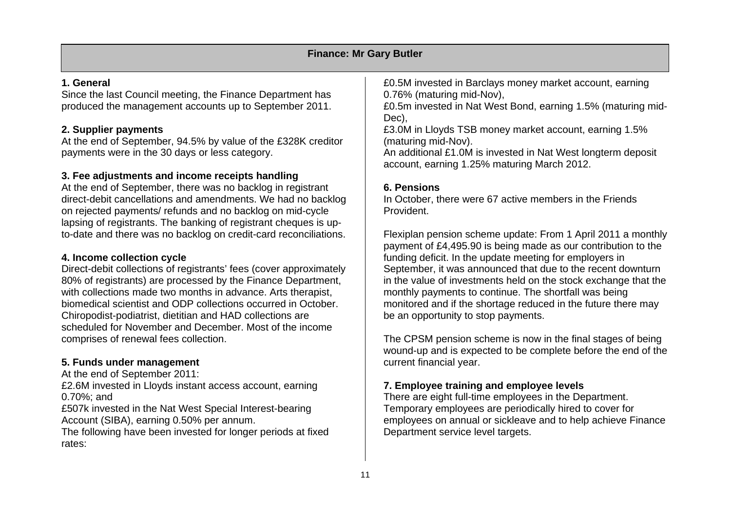## Finance: Mr Gary Butler

### 1. General

Since the last Council meeting, the Finance Department has produced the management accounts up to September 2011.

### 2. Supplier payments

At the end of September, 94.5% by value of the £328K creditor payments were in the 30 days or less category.

### 3. Fee adjustments and income receipts handling

At the end of September, there was no backlog in registrant direct-debit cancellations and amendments. We had no backlog on rejected payments/ refunds and no backlog on mid-cycle lapsing of registrants. The banking of registrant cheques is up-to-date and there was no backlog on credit-card reconciliations.

### 4. Income collection cycle

Direct-debit collections of registrants' fees (cover approximately 80% of registrants) are processed by the Finance Department, with collections made two months in advance. Arts therapist, biomedical scientist and ODP collections occurred in October. Chiropodist-podiatrist, dietitian and HAD collections are scheduled for November and December. Most of the income comprises of renewal fees collection.

### 5. Funds under management

At the end of September 2011:

£2.6M invested in Lloyds instant access account, earning 0.70%; and

£507k invested in the Nat West Special Interest-bearing Account (SIBA), earning 0.50% per annum.

The following have been invested for longer periods at fixed rates:

£0.5M invested in Barclays money market account, earning 0.76% (maturing mid-Nov),

£0.5m invested in Nat West Bond, earning 1.5% (maturing mid-Dec),

£3.0M in Lloyds TSB money market account, earning 1.5% (maturing mid-Nov).

An additional £1.0M is invested in Nat West longterm deposit account, earning 1.25% maturing March 2012.

### 6. Pensions

In October, there were 67 active members in the Friends Provident.

Flexiplan pension scheme update: From 1 April 2011 a monthly payment of £4,495.90 is being made as our contribution to the funding deficit. In the update meeting for employers in September, it was announced that due to the recent downturn in the value of investments held on the stock exchange that the monthly payments to continue. The shortfall was being monitored and if the shortage reduced in the future there may be an opportunity to stop payments.

The CPSM pension scheme is now in the final stages of being wound-up and is expected to be complete before the end of the current financial year.

### 7. Employee training and employee levels

There are eight full-time employees in the Department. Temporary employees are periodically hired to cover for employees on annual or sickleave and to help achieve Finance Department service level targets.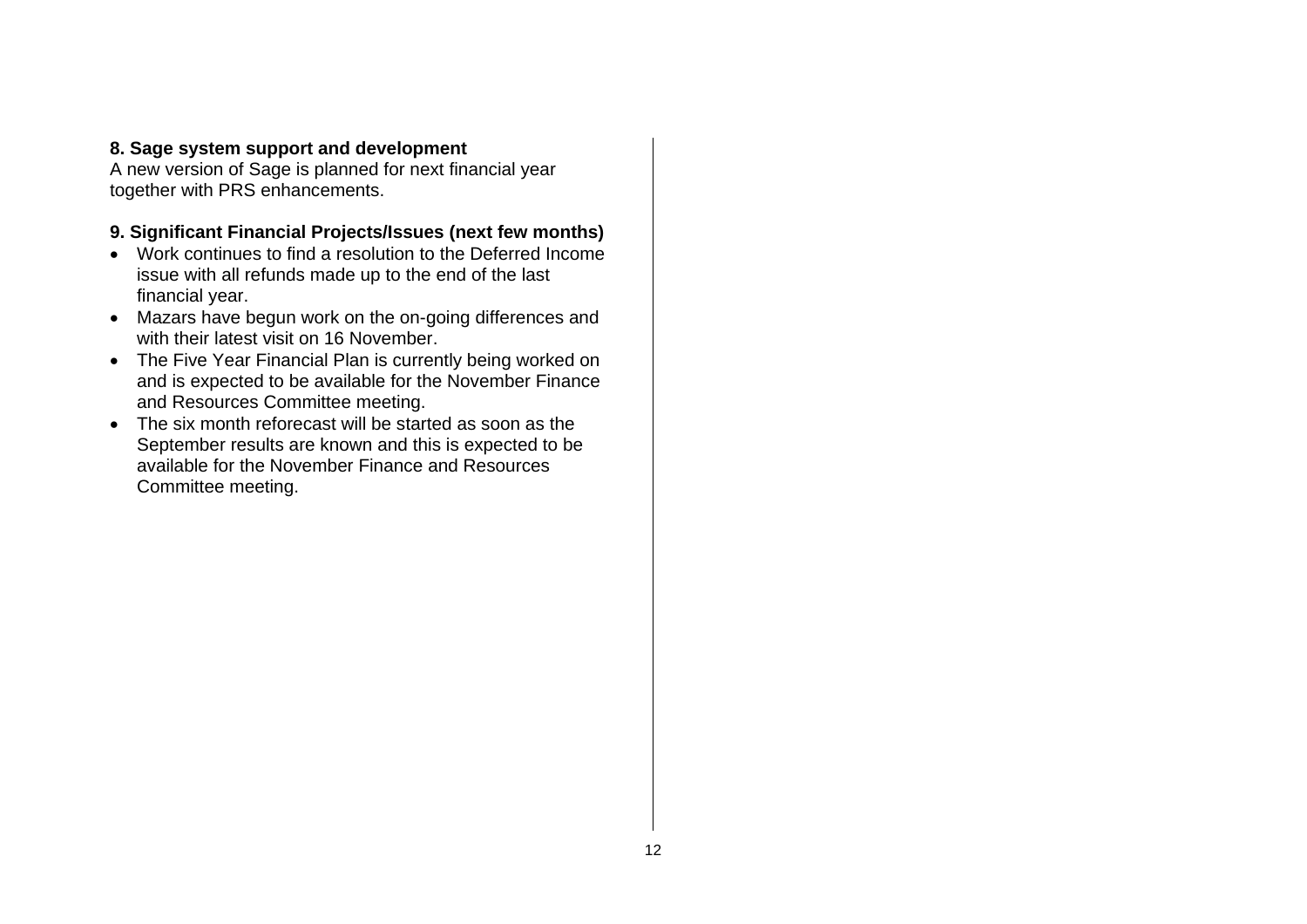**8. Sage system support and development**

A new version of Sage is planned for next financial year together with PRS enhancements.

**9. Significant Financial Projects/Issues (next few months)**

- Work continues to find a resolution to the Deferred Income issue with all refunds made up to the end of the last financial year.
- Mazars have begun work on the on-going differences and with their latest visit on 16 November.
- The Five Year Financial Plan is currently being worked on and is expected to be available for the November Finance and Resources Committee meeting.
- The six month reforecast will be started as soon as the September results are known and this is expected to be available for the November Finance and Resources Committee meeting.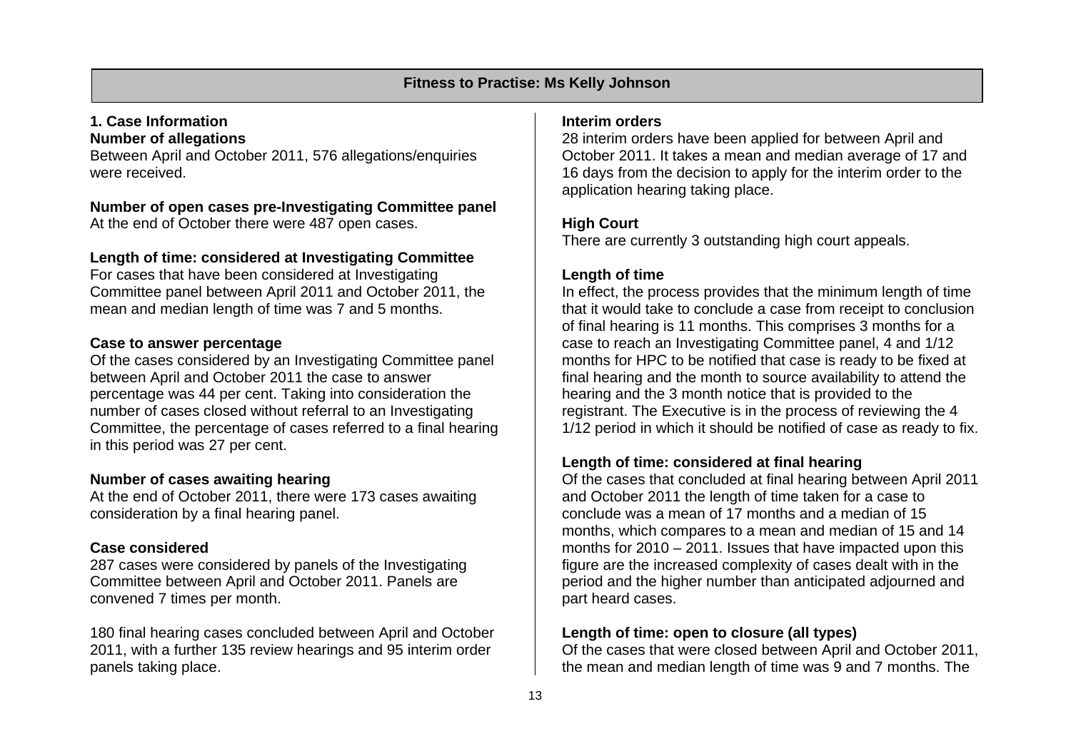## Fitness to Practise: Ms Kelly Johnson

### 1. Case Information

**Number of allegations**

Between April and October 2011, 576 allegations/enquiries were received.

**Number of open cases pre-Investigating Committee panel**

At the end of October there were 487 open cases.

**Length of time: considered at Investigating Committee**

For cases that have been considered at Investigating Committee panel between April 2011 and October 2011, the mean and median length of time was 7 and 5 months.

**Case to answer percentage**

Of the cases considered by an Investigating Committee panel between April and October 2011 the case to answer percentage was 44 per cent. Taking into consideration the number of cases closed without referral to an Investigating Committee, the percentage of cases referred to a final hearing in this period was 27 per cent.

**Number of cases awaiting hearing**

At the end of October 2011, there were 173 cases awaiting consideration by a final hearing panel.

**Case considered**

287 cases were considered by panels of the Investigating Committee between April and October 2011. Panels are convened 7 times per month.

180 final hearing cases concluded between April and October 2011, with a further 135 review hearings and 95 interim order panels taking place.

**Interim orders**

28 interim orders have been applied for between April and October 2011. It takes a mean and median average of 17 and 16 days from the decision to apply for the interim order to the application hearing taking place.

**High Court**

There are currently 3 outstanding high court appeals.

**Length of time**

In effect, the process provides that the minimum length of time that it would take to conclude a case from receipt to conclusion of final hearing is 11 months. This comprises 3 months for a case to reach an Investigating Committee panel, 4 and 1/12 months for HPC to be notified that case is ready to be fixed at final hearing and the month to source availability to attend the hearing and the 3 month notice that is provided to the registrant. The Executive is in the process of reviewing the 4 1/12 period in which it should be notified of case as ready to fix.

**Length of time: considered at final hearing**

Of the cases that concluded at final hearing between April 2011 and October 2011 the length of time taken for a case to conclude was a mean of 17 months and a median of 15 months, which compares to a mean and median of 15 and 14 months for 2010 – 2011. Issues that have impacted upon this figure are the increased complexity of cases dealt with in the period and the higher number than anticipated adjourned and part heard cases.

**Length of time: open to closure (all types)**

Of the cases that were closed between April and October 2011, the mean and median length of time was 9 and 7 months. The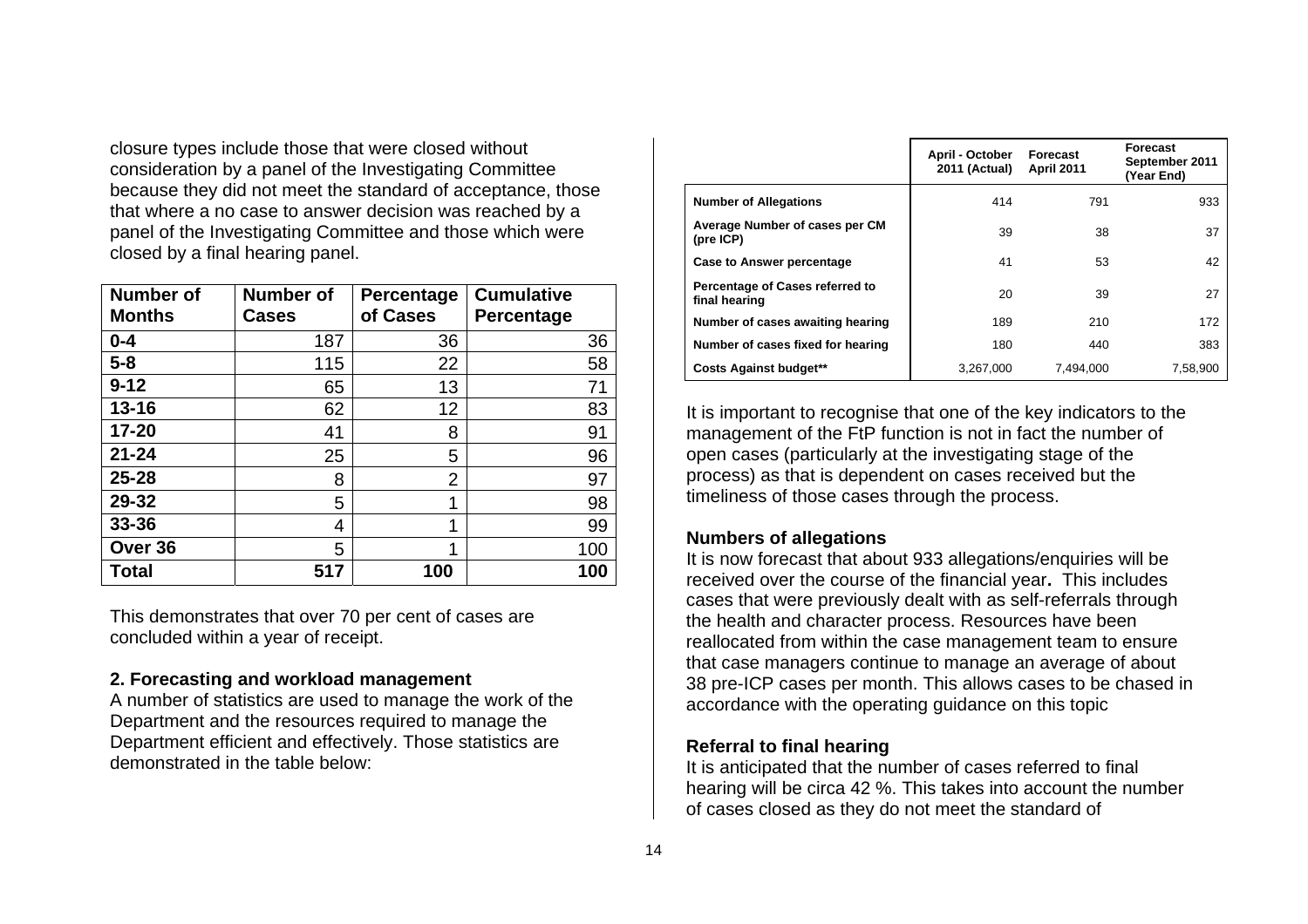closure types include those that were closed without consideration by a panel of the Investigating Committee because they did not meet the standard of acceptance, those that where a no case to answer decision was reached by a panel of the Investigating Committee and those which were closed by a final hearing panel.

| Number of Months | Number of Cases | Percentage of Cases | Cumulative Percentage |
|---|---|---|---|
| **0-4** | 187 | 36 | 36 |
| **5-8** | 115 | 22 | 58 |
| **9-12** | 65 | 13 | 71 |
| **13-16** | 62 | 12 | 83 |
| **17-20** | 41 | 8 | 91 |
| **21-24** | 25 | 5 | 96 |
| **25-28** | 8 | 2 | 97 |
| **29-32** | 5 | 1 | 98 |
| **33-36** | 4 | 1 | 99 |
| **Over 36** | 5 | 1 | 100 |
| **Total** | **517** | **100** | **100** |

This demonstrates that over 70 per cent of cases are concluded within a year of receipt.

**2. Forecasting and workload management**

A number of statistics are used to manage the work of the Department and the resources required to manage the Department efficient and effectively. Those statistics are demonstrated in the table below:

| | April - October 2011 (Actual) | Forecast April 2011 | Forecast September 2011 (Year End) |
|---|---|---|---|
| **Number of Allegations** | 414 | 791 | 933 |
| **Average Number of cases per CM (pre ICP)** | 39 | 38 | 37 |
| **Case to Answer percentage** | 41 | 53 | 42 |
| **Percentage of Cases referred to final hearing** | 20 | 39 | 27 |
| **Number of cases awaiting hearing** | 189 | 210 | 172 |
| **Number of cases fixed for hearing** | 180 | 440 | 383 |
| **Costs Against budget**** | 3,267,000 | 7,494,000 | 7,58,900 |

It is important to recognise that one of the key indicators to the management of the FtP function is not in fact the number of open cases (particularly at the investigating stage of the process) as that is dependent on cases received but the timeliness of those cases through the process.

**Numbers of allegations**

It is now forecast that about 933 allegations/enquiries will be received over the course of the financial year**.** This includes cases that were previously dealt with as self-referrals through the health and character process. Resources have been reallocated from within the case management team to ensure that case managers continue to manage an average of about 38 pre-ICP cases per month. This allows cases to be chased in accordance with the operating guidance on this topic

**Referral to final hearing**

It is anticipated that the number of cases referred to final hearing will be circa 42 %. This takes into account the number of cases closed as they do not meet the standard of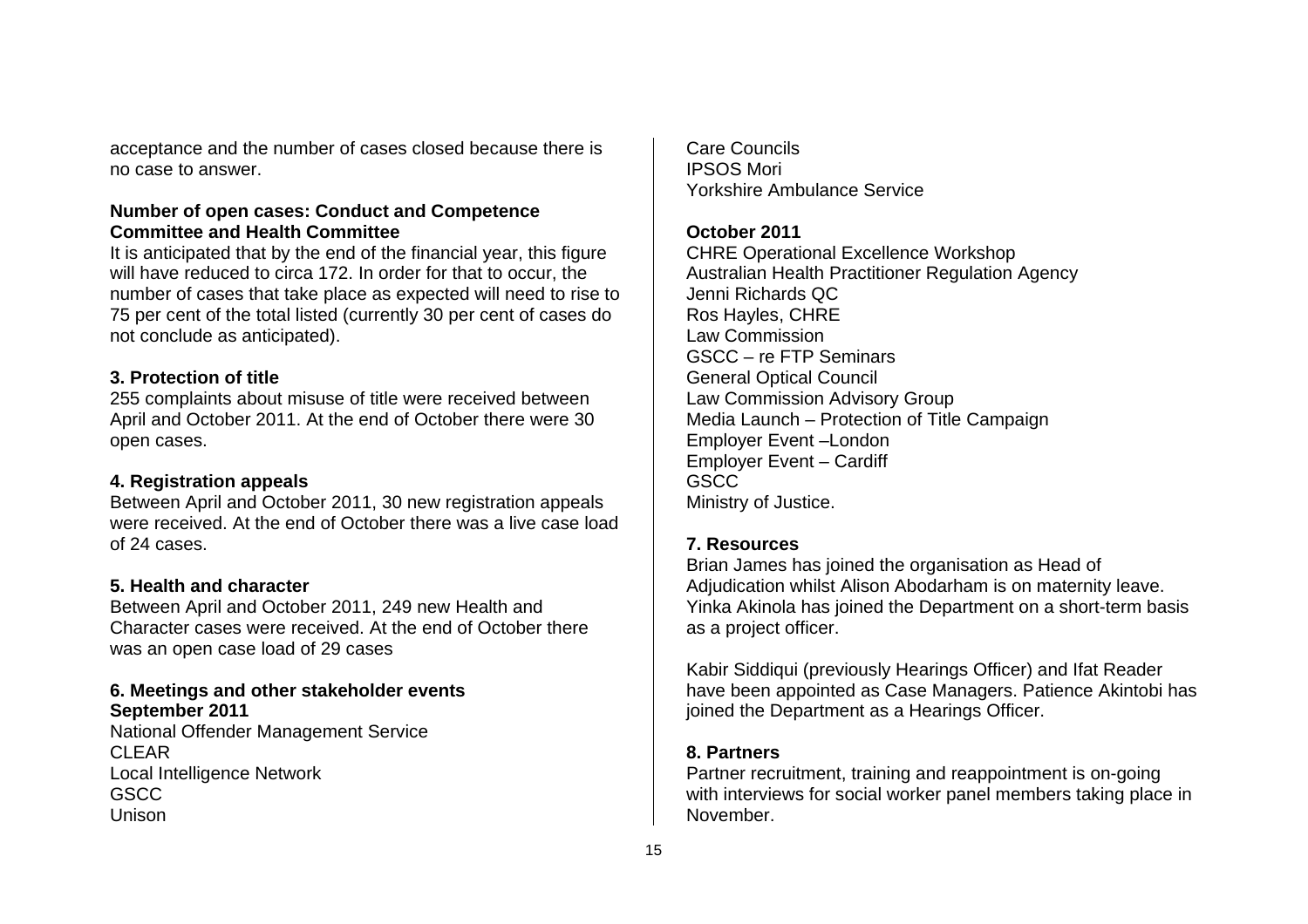acceptance and the number of cases closed because there is no case to answer.

**Number of open cases: Conduct and Competence Committee and Health Committee**

It is anticipated that by the end of the financial year, this figure will have reduced to circa 172. In order for that to occur, the number of cases that take place as expected will need to rise to 75 per cent of the total listed (currently 30 per cent of cases do not conclude as anticipated).

**3. Protection of title**

255 complaints about misuse of title were received between April and October 2011. At the end of October there were 30 open cases.

**4. Registration appeals**

Between April and October 2011, 30 new registration appeals were received. At the end of October there was a live case load of 24 cases.

**5. Health and character**

Between April and October 2011, 249 new Health and Character cases were received. At the end of October there was an open case load of 29 cases

**6. Meetings and other stakeholder events**

**September 2011**

National Offender Management Service
CLEAR
Local Intelligence Network
GSCC
Unison
Care Councils
IPSOS Mori
Yorkshire Ambulance Service

**October 2011**

CHRE Operational Excellence Workshop
Australian Health Practitioner Regulation Agency
Jenni Richards QC
Ros Hayles, CHRE
Law Commission
GSCC – re FTP Seminars
General Optical Council
Law Commission Advisory Group
Media Launch – Protection of Title Campaign
Employer Event –London
Employer Event – Cardiff
GSCC
Ministry of Justice.

**7. Resources**

Brian James has joined the organisation as Head of Adjudication whilst Alison Abodarham is on maternity leave. Yinka Akinola has joined the Department on a short-term basis as a project officer.

Kabir Siddiqui (previously Hearings Officer) and Ifat Reader have been appointed as Case Managers. Patience Akintobi has joined the Department as a Hearings Officer.

**8. Partners**

Partner recruitment, training and reappointment is on-going with interviews for social worker panel members taking place in November.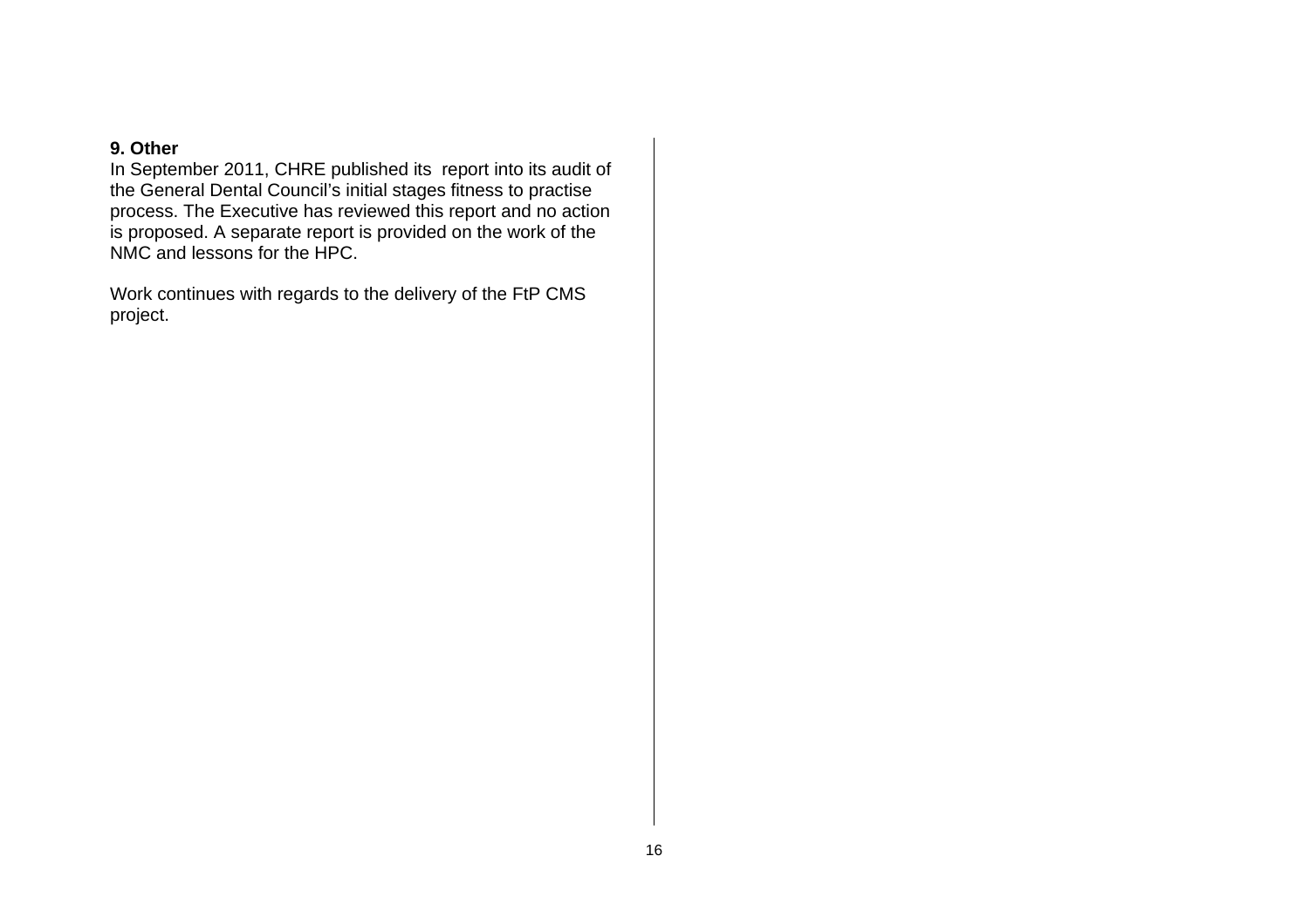**9. Other**

In September 2011, CHRE published its report into its audit of the General Dental Council's initial stages fitness to practise process. The Executive has reviewed this report and no action is proposed. A separate report is provided on the work of the NMC and lessons for the HPC.

Work continues with regards to the delivery of the FtP CMS project.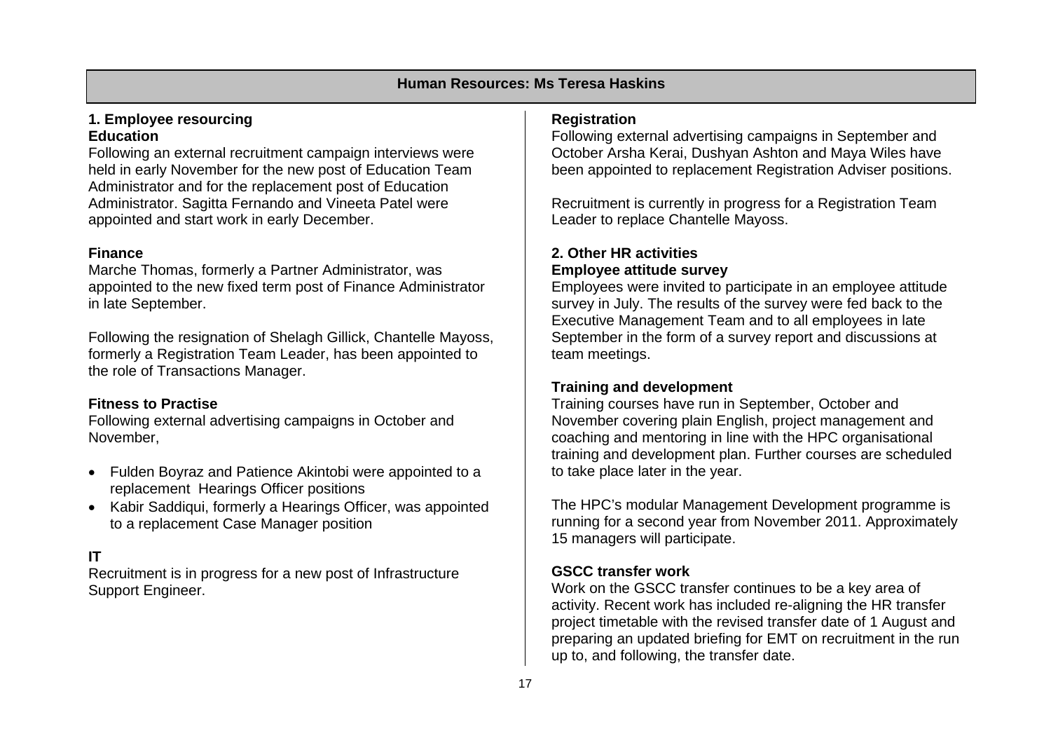## Human Resources: Ms Teresa Haskins

### 1. Employee resourcing

**Education**

Following an external recruitment campaign interviews were held in early November for the new post of Education Team Administrator and for the replacement post of Education Administrator. Sagitta Fernando and Vineeta Patel were appointed and start work in early December.

**Finance**

Marche Thomas, formerly a Partner Administrator, was appointed to the new fixed term post of Finance Administrator in late September.

Following the resignation of Shelagh Gillick, Chantelle Mayoss, formerly a Registration Team Leader, has been appointed to the role of Transactions Manager.

**Fitness to Practise**

Following external advertising campaigns in October and November,

- Fulden Boyraz and Patience Akintobi were appointed to a replacement  Hearings Officer positions
- Kabir Saddiqui, formerly a Hearings Officer, was appointed to a replacement Case Manager position

**IT**

Recruitment is in progress for a new post of Infrastructure Support Engineer.

**Registration**

Following external advertising campaigns in September and October Arsha Kerai, Dushyan Ashton and Maya Wiles have been appointed to replacement Registration Adviser positions.

Recruitment is currently in progress for a Registration Team Leader to replace Chantelle Mayoss.

### 2. Other HR activities

**Employee attitude survey**

Employees were invited to participate in an employee attitude survey in July. The results of the survey were fed back to the Executive Management Team and to all employees in late September in the form of a survey report and discussions at team meetings.

**Training and development**

Training courses have run in September, October and November covering plain English, project management and coaching and mentoring in line with the HPC organisational training and development plan. Further courses are scheduled to take place later in the year.

The HPC's modular Management Development programme is running for a second year from November 2011. Approximately 15 managers will participate.

**GSCC transfer work**

Work on the GSCC transfer continues to be a key area of activity. Recent work has included re-aligning the HR transfer project timetable with the revised transfer date of 1 August and preparing an updated briefing for EMT on recruitment in the run up to, and following, the transfer date.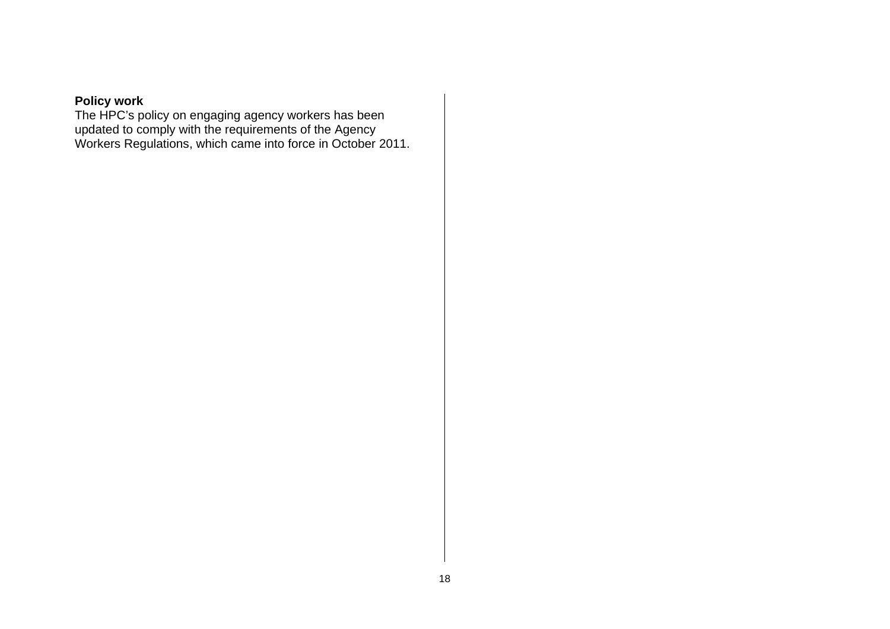**Policy work**

The HPC's policy on engaging agency workers has been updated to comply with the requirements of the Agency Workers Regulations, which came into force in October 2011.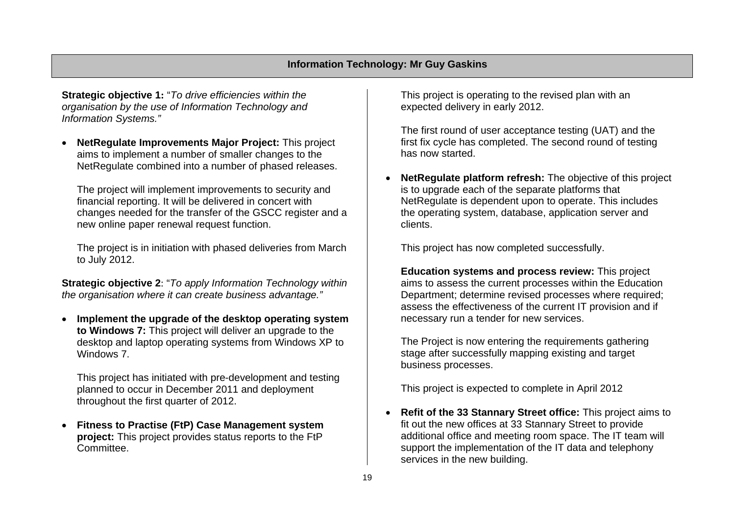## Information Technology: Mr Guy Gaskins

**Strategic objective 1:** "*To drive efficiencies within the organisation by the use of Information Technology and Information Systems.*"

- **NetRegulate Improvements Major Project:** This project aims to implement a number of smaller changes to the NetRegulate combined into a number of phased releases.

  The project will implement improvements to security and financial reporting. It will be delivered in concert with changes needed for the transfer of the GSCC register and a new online paper renewal request function.

  The project is in initiation with phased deliveries from March to July 2012.

**Strategic objective 2**: "*To apply Information Technology within the organisation where it can create business advantage.*"

- **Implement the upgrade of the desktop operating system to Windows 7:** This project will deliver an upgrade to the desktop and laptop operating systems from Windows XP to Windows 7.

  This project has initiated with pre-development and testing planned to occur in December 2011 and deployment throughout the first quarter of 2012.

- **Fitness to Practise (FtP) Case Management system project:** This project provides status reports to the FtP Committee.

  This project is operating to the revised plan with an expected delivery in early 2012.

  The first round of user acceptance testing (UAT) and the first fix cycle has completed. The second round of testing has now started.

- **NetRegulate platform refresh:** The objective of this project is to upgrade each of the separate platforms that NetRegulate is dependent upon to operate. This includes the operating system, database, application server and clients.

  This project has now completed successfully.

  **Education systems and process review:** This project aims to assess the current processes within the Education Department; determine revised processes where required; assess the effectiveness of the current IT provision and if necessary run a tender for new services.

  The Project is now entering the requirements gathering stage after successfully mapping existing and target business processes.

  This project is expected to complete in April 2012

- **Refit of the 33 Stannary Street office:** This project aims to fit out the new offices at 33 Stannary Street to provide additional office and meeting room space. The IT team will support the implementation of the IT data and telephony services in the new building.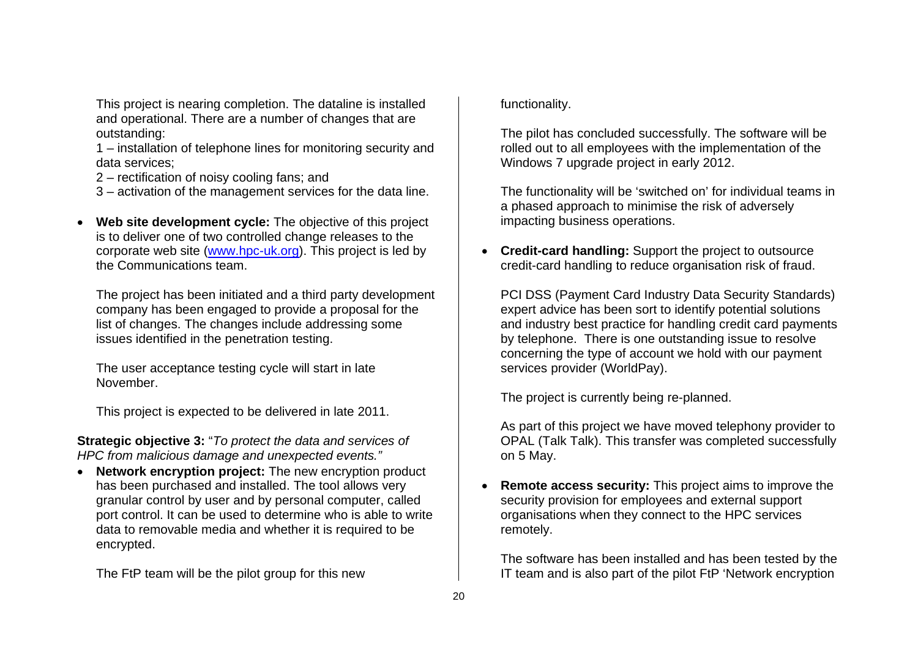This project is nearing completion. The dataline is installed and operational. There are a number of changes that are outstanding:

1 – installation of telephone lines for monitoring security and data services;

2 – rectification of noisy cooling fans; and

3 – activation of the management services for the data line.

- **Web site development cycle:** The objective of this project is to deliver one of two controlled change releases to the corporate web site (www.hpc-uk.org). This project is led by the Communications team.

  The project has been initiated and a third party development company has been engaged to provide a proposal for the list of changes. The changes include addressing some issues identified in the penetration testing.

  The user acceptance testing cycle will start in late November.

  This project is expected to be delivered in late 2011.

**Strategic objective 3:** "*To protect the data and services of HPC from malicious damage and unexpected events."*

- **Network encryption project:** The new encryption product has been purchased and installed. The tool allows very granular control by user and by personal computer, called port control. It can be used to determine who is able to write data to removable media and whether it is required to be encrypted.

  The FtP team will be the pilot group for this new functionality.

  The pilot has concluded successfully. The software will be rolled out to all employees with the implementation of the Windows 7 upgrade project in early 2012.

  The functionality will be 'switched on' for individual teams in a phased approach to minimise the risk of adversely impacting business operations.

- **Credit-card handling:** Support the project to outsource credit-card handling to reduce organisation risk of fraud.

  PCI DSS (Payment Card Industry Data Security Standards) expert advice has been sort to identify potential solutions and industry best practice for handling credit card payments by telephone. There is one outstanding issue to resolve concerning the type of account we hold with our payment services provider (WorldPay).

  The project is currently being re-planned.

  As part of this project we have moved telephony provider to OPAL (Talk Talk). This transfer was completed successfully on 5 May.

- **Remote access security:** This project aims to improve the security provision for employees and external support organisations when they connect to the HPC services remotely.

  The software has been installed and has been tested by the IT team and is also part of the pilot FtP 'Network encryption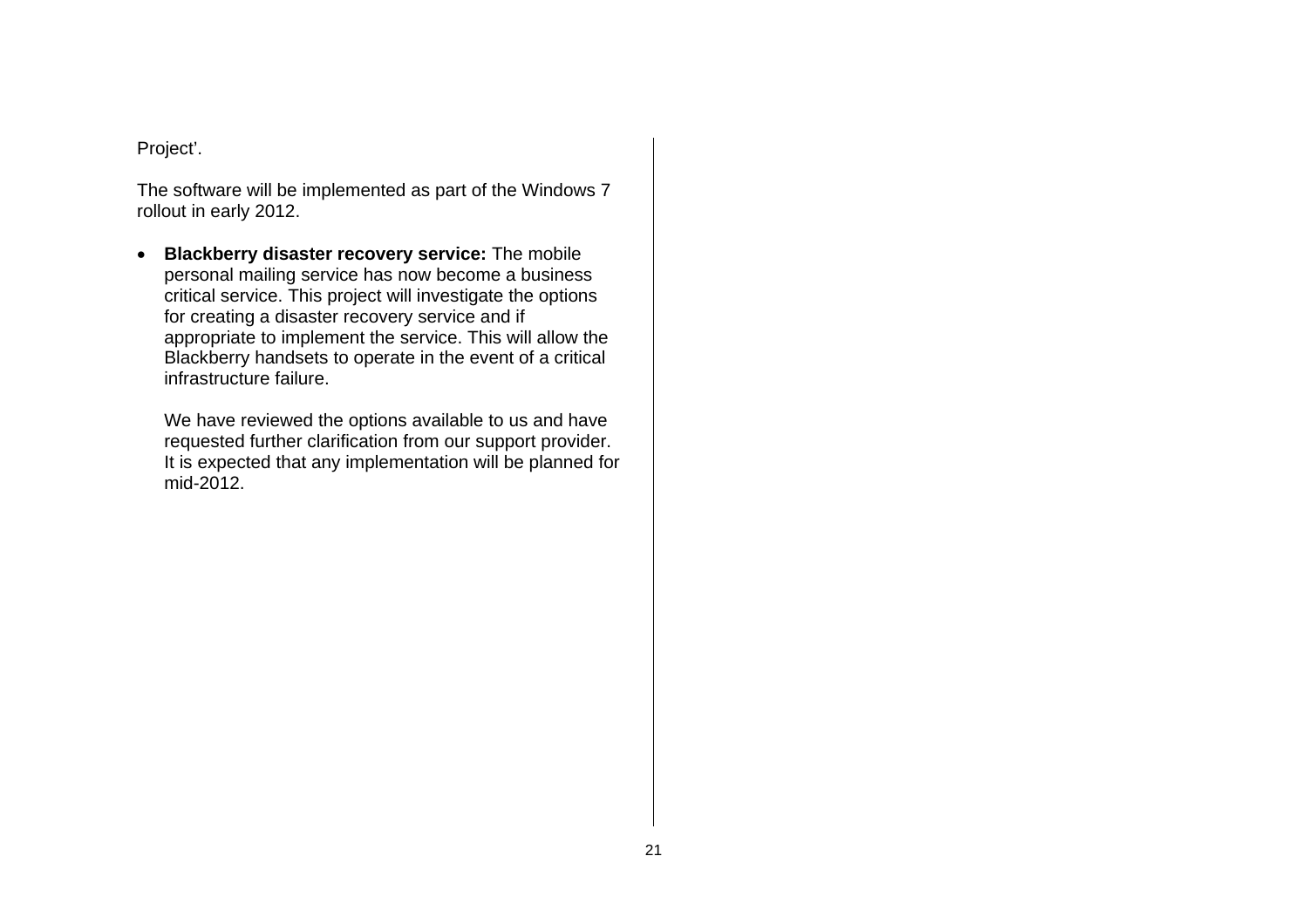Project'.

The software will be implemented as part of the Windows 7 rollout in early 2012.

- **Blackberry disaster recovery service:** The mobile personal mailing service has now become a business critical service. This project will investigate the options for creating a disaster recovery service and if appropriate to implement the service. This will allow the Blackberry handsets to operate in the event of a critical infrastructure failure.

  We have reviewed the options available to us and have requested further clarification from our support provider. It is expected that any implementation will be planned for mid-2012.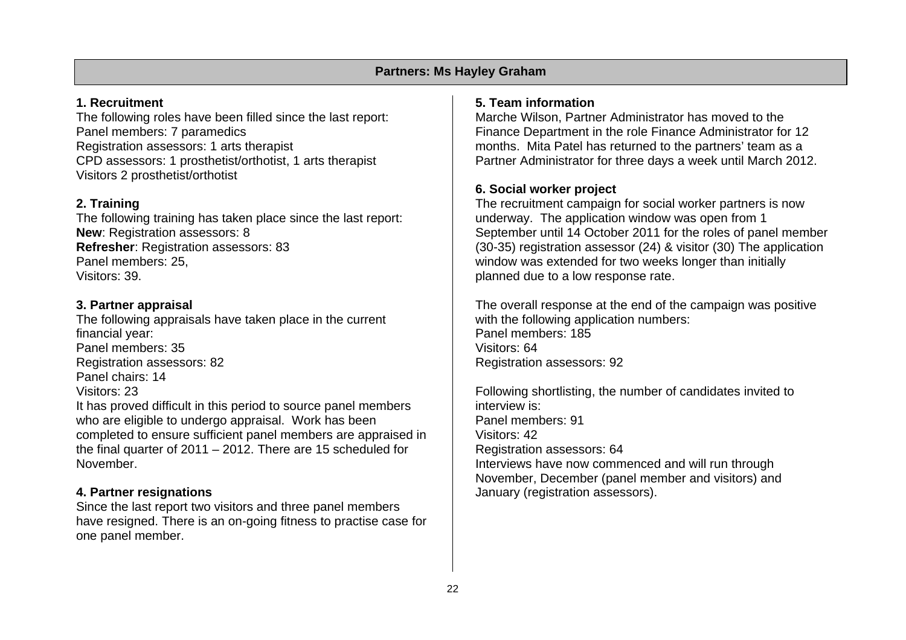## Partners: Ms Hayley Graham

### 1. Recruitment

The following roles have been filled since the last report:
Panel members: 7 paramedics
Registration assessors: 1 arts therapist
CPD assessors: 1 prosthetist/orthotist, 1 arts therapist
Visitors 2 prosthetist/orthotist

### 2. Training

The following training has taken place since the last report:
**New**: Registration assessors: 8
**Refresher**: Registration assessors: 83
Panel members: 25,
Visitors: 39.

### 3. Partner appraisal

The following appraisals have taken place in the current financial year:
Panel members: 35
Registration assessors: 82
Panel chairs: 14
Visitors: 23
It has proved difficult in this period to source panel members who are eligible to undergo appraisal. Work has been completed to ensure sufficient panel members are appraised in the final quarter of 2011 – 2012. There are 15 scheduled for November.

### 4. Partner resignations

Since the last report two visitors and three panel members have resigned. There is an on-going fitness to practise case for one panel member.

### 5. Team information

Marche Wilson, Partner Administrator has moved to the Finance Department in the role Finance Administrator for 12 months. Mita Patel has returned to the partners' team as a Partner Administrator for three days a week until March 2012.

### 6. Social worker project

The recruitment campaign for social worker partners is now underway. The application window was open from 1 September until 14 October 2011 for the roles of panel member (30-35) registration assessor (24) & visitor (30) The application window was extended for two weeks longer than initially planned due to a low response rate.

The overall response at the end of the campaign was positive with the following application numbers:
Panel members: 185
Visitors: 64
Registration assessors: 92

Following shortlisting, the number of candidates invited to interview is:
Panel members: 91
Visitors: 42
Registration assessors: 64
Interviews have now commenced and will run through November, December (panel member and visitors) and January (registration assessors).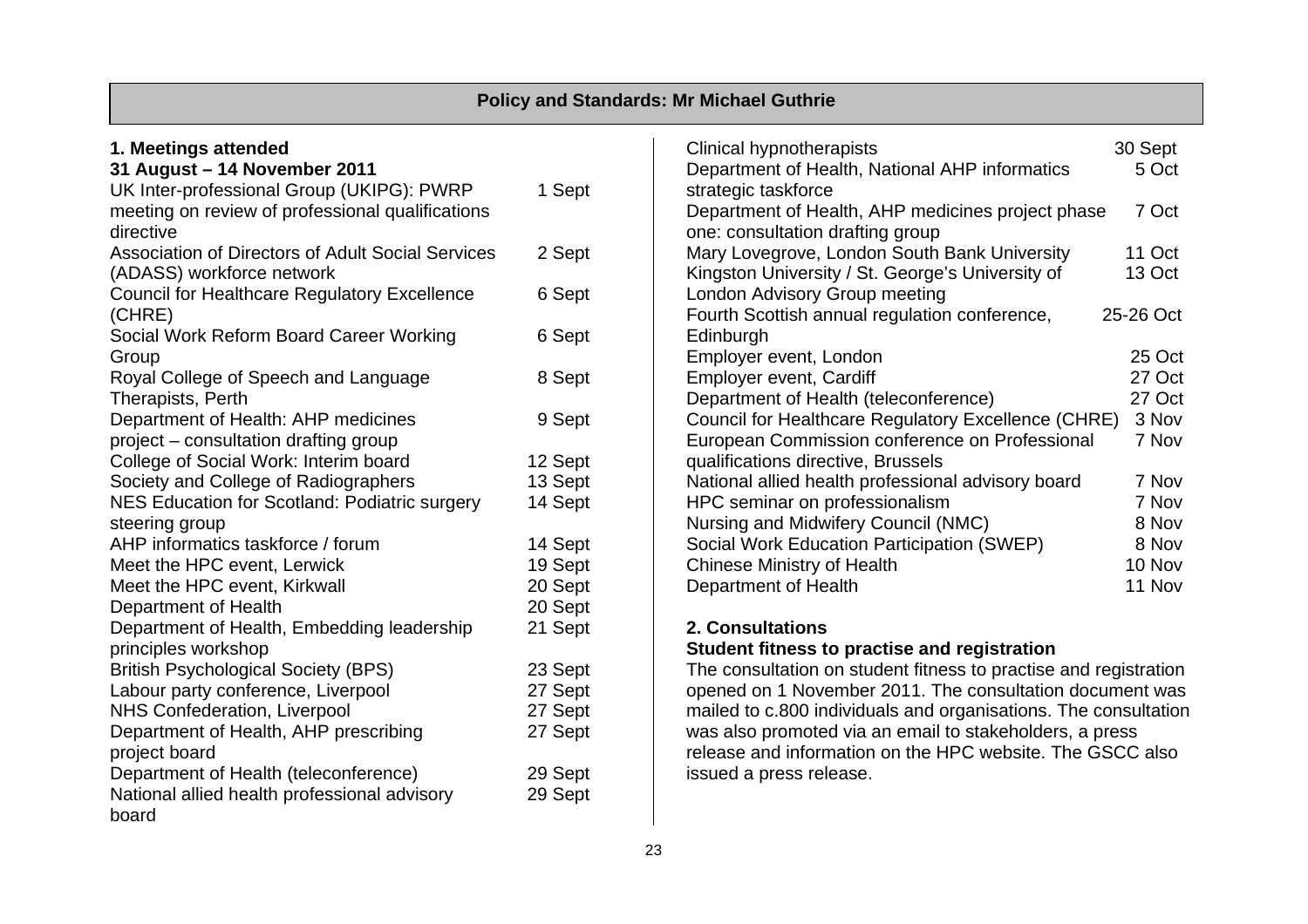## Policy and Standards: Mr Michael Guthrie

### 1. Meetings attended

**31 August – 14 November 2011**

| Meeting | Date |
|---|---|
| UK Inter-professional Group (UKIPG): PWRP meeting on review of professional qualifications directive | 1 Sept |
| Association of Directors of Adult Social Services (ADASS) workforce network | 2 Sept |
| Council for Healthcare Regulatory Excellence (CHRE) | 6 Sept |
| Social Work Reform Board Career Working Group | 6 Sept |
| Royal College of Speech and Language Therapists, Perth | 8 Sept |
| Department of Health: AHP medicines project – consultation drafting group | 9 Sept |
| College of Social Work: Interim board | 12 Sept |
| Society and College of Radiographers | 13 Sept |
| NES Education for Scotland: Podiatric surgery steering group | 14 Sept |
| AHP informatics taskforce / forum | 14 Sept |
| Meet the HPC event, Lerwick | 19 Sept |
| Meet the HPC event, Kirkwall | 20 Sept |
| Department of Health | 20 Sept |
| Department of Health, Embedding leadership principles workshop | 21 Sept |
| British Psychological Society (BPS) | 23 Sept |
| Labour party conference, Liverpool | 27 Sept |
| NHS Confederation, Liverpool | 27 Sept |
| Department of Health, AHP prescribing project board | 27 Sept |
| Department of Health (teleconference) | 29 Sept |
| National allied health professional advisory board | 29 Sept |
| Clinical hypnotherapists | 30 Sept |
| Department of Health, National AHP informatics strategic taskforce | 5 Oct |
| Department of Health, AHP medicines project phase one: consultation drafting group | 7 Oct |
| Mary Lovegrove, London South Bank University | 11 Oct |
| Kingston University / St. George's University of London Advisory Group meeting | 13 Oct |
| Fourth Scottish annual regulation conference, Edinburgh | 25-26 Oct |
| Employer event, London | 25 Oct |
| Employer event, Cardiff | 27 Oct |
| Department of Health (teleconference) | 27 Oct |
| Council for Healthcare Regulatory Excellence (CHRE) | 3 Nov |
| European Commission conference on Professional qualifications directive, Brussels | 7 Nov |
| National allied health professional advisory board | 7 Nov |
| HPC seminar on professionalism | 7 Nov |
| Nursing and Midwifery Council (NMC) | 8 Nov |
| Social Work Education Participation (SWEP) | 8 Nov |
| Chinese Ministry of Health | 10 Nov |
| Department of Health | 11 Nov |

### 2. Consultations

**Student fitness to practise and registration**

The consultation on student fitness to practise and registration opened on 1 November 2011. The consultation document was mailed to c.800 individuals and organisations. The consultation was also promoted via an email to stakeholders, a press release and information on the HPC website. The GSCC also issued a press release.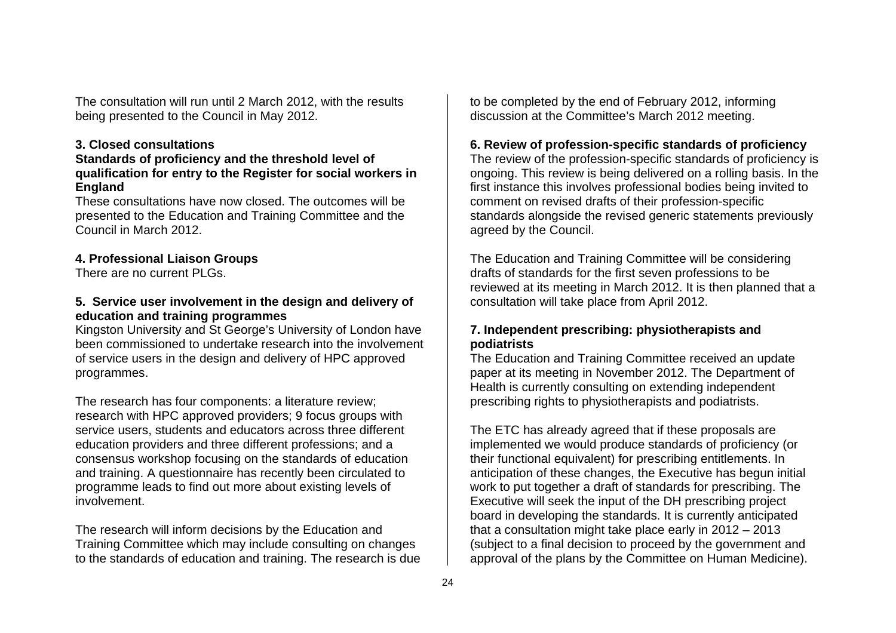The consultation will run until 2 March 2012, with the results being presented to the Council in May 2012.

**3. Closed consultations**

**Standards of proficiency and the threshold level of qualification for entry to the Register for social workers in England**

These consultations have now closed. The outcomes will be presented to the Education and Training Committee and the Council in March 2012.

**4. Professional Liaison Groups**

There are no current PLGs.

**5. Service user involvement in the design and delivery of education and training programmes**

Kingston University and St George's University of London have been commissioned to undertake research into the involvement of service users in the design and delivery of HPC approved programmes.

The research has four components: a literature review; research with HPC approved providers; 9 focus groups with service users, students and educators across three different education providers and three different professions; and a consensus workshop focusing on the standards of education and training. A questionnaire has recently been circulated to programme leads to find out more about existing levels of involvement.

The research will inform decisions by the Education and Training Committee which may include consulting on changes to the standards of education and training. The research is due to be completed by the end of February 2012, informing discussion at the Committee's March 2012 meeting.

**6. Review of profession-specific standards of proficiency**

The review of the profession-specific standards of proficiency is ongoing. This review is being delivered on a rolling basis. In the first instance this involves professional bodies being invited to comment on revised drafts of their profession-specific standards alongside the revised generic statements previously agreed by the Council.

The Education and Training Committee will be considering drafts of standards for the first seven professions to be reviewed at its meeting in March 2012. It is then planned that a consultation will take place from April 2012.

**7. Independent prescribing: physiotherapists and podiatrists**

The Education and Training Committee received an update paper at its meeting in November 2012. The Department of Health is currently consulting on extending independent prescribing rights to physiotherapists and podiatrists.

The ETC has already agreed that if these proposals are implemented we would produce standards of proficiency (or their functional equivalent) for prescribing entitlements. In anticipation of these changes, the Executive has begun initial work to put together a draft of standards for prescribing. The Executive will seek the input of the DH prescribing project board in developing the standards. It is currently anticipated that a consultation might take place early in 2012 – 2013 (subject to a final decision to proceed by the government and approval of the plans by the Committee on Human Medicine).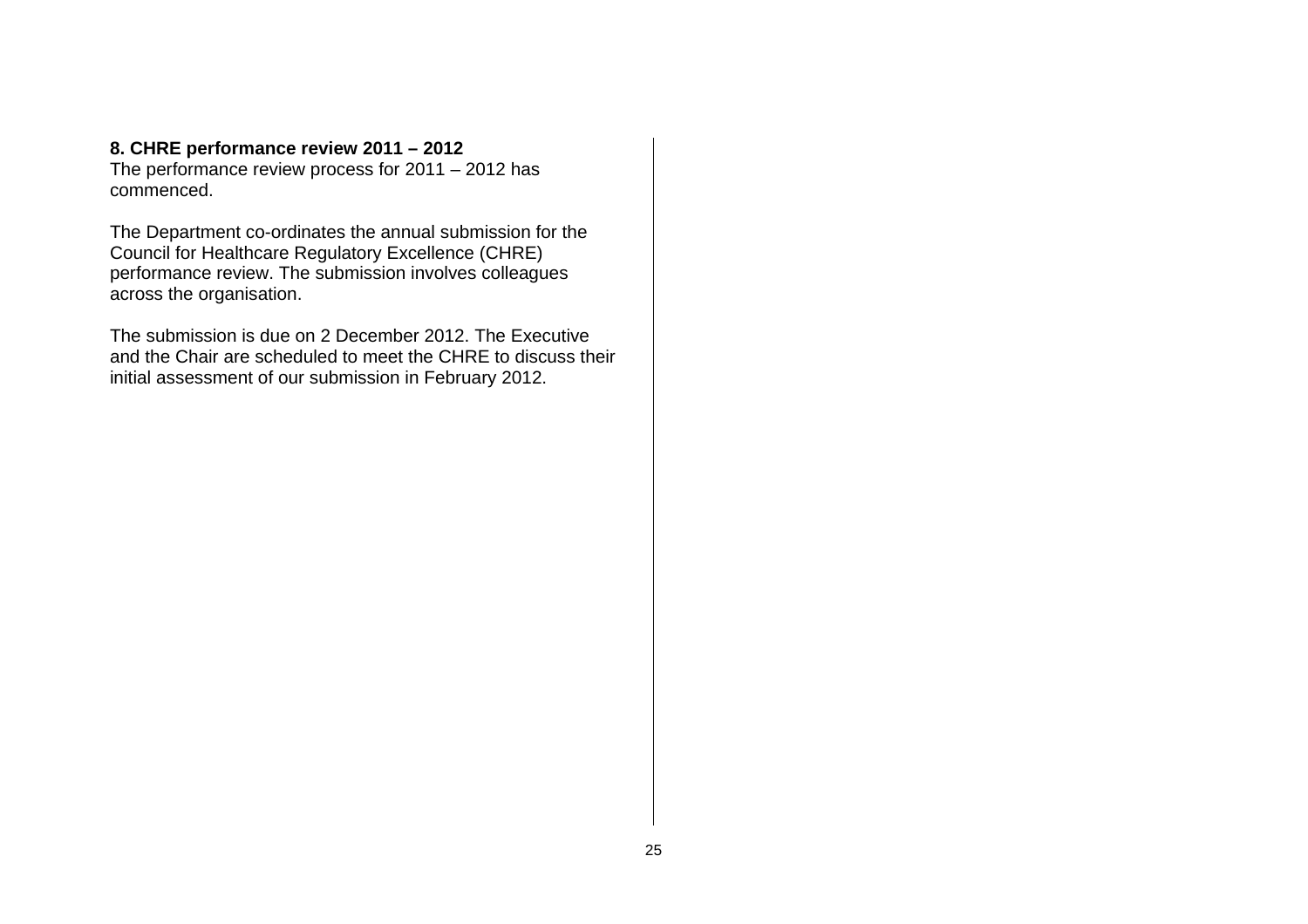**8. CHRE performance review 2011 – 2012**
The performance review process for 2011 – 2012 has commenced.

The Department co-ordinates the annual submission for the Council for Healthcare Regulatory Excellence (CHRE) performance review. The submission involves colleagues across the organisation.

The submission is due on 2 December 2012. The Executive and the Chair are scheduled to meet the CHRE to discuss their initial assessment of our submission in February 2012.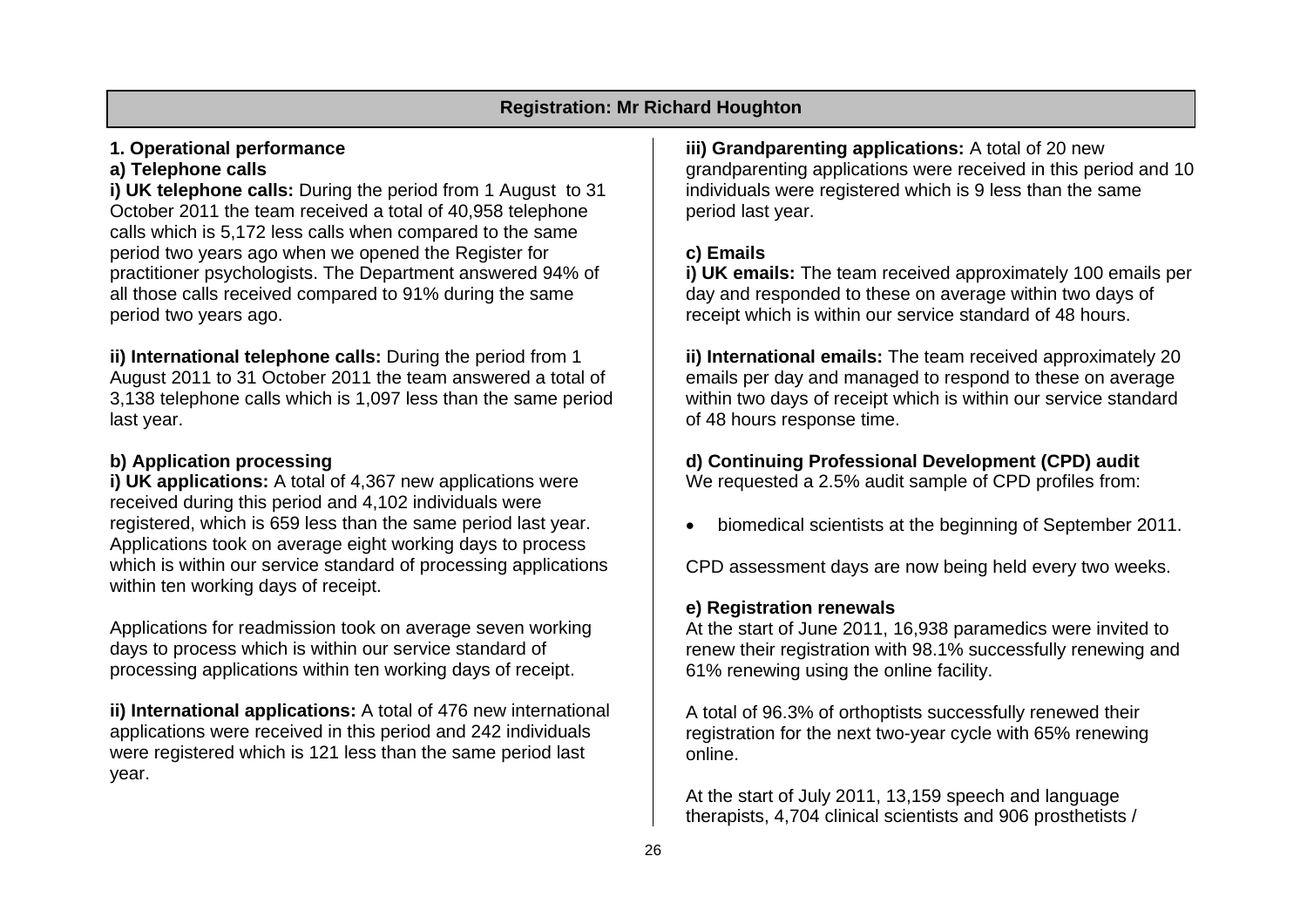## Registration: Mr Richard Houghton

### 1. Operational performance

#### a) Telephone calls

**i) UK telephone calls:** During the period from 1 August to 31 October 2011 the team received a total of 40,958 telephone calls which is 5,172 less calls when compared to the same period two years ago when we opened the Register for practitioner psychologists. The Department answered 94% of all those calls received compared to 91% during the same period two years ago.

**ii) International telephone calls:** During the period from 1 August 2011 to 31 October 2011 the team answered a total of 3,138 telephone calls which is 1,097 less than the same period last year.

#### b) Application processing

**i) UK applications:** A total of 4,367 new applications were received during this period and 4,102 individuals were registered, which is 659 less than the same period last year. Applications took on average eight working days to process which is within our service standard of processing applications within ten working days of receipt.

Applications for readmission took on average seven working days to process which is within our service standard of processing applications within ten working days of receipt.

**ii) International applications:** A total of 476 new international applications were received in this period and 242 individuals were registered which is 121 less than the same period last year.

**iii) Grandparenting applications:** A total of 20 new grandparenting applications were received in this period and 10 individuals were registered which is 9 less than the same period last year.

#### c) Emails

**i) UK emails:** The team received approximately 100 emails per day and responded to these on average within two days of receipt which is within our service standard of 48 hours.

**ii) International emails:** The team received approximately 20 emails per day and managed to respond to these on average within two days of receipt which is within our service standard of 48 hours response time.

#### d) Continuing Professional Development (CPD) audit

We requested a 2.5% audit sample of CPD profiles from:

- biomedical scientists at the beginning of September 2011.

CPD assessment days are now being held every two weeks.

#### e) Registration renewals

At the start of June 2011, 16,938 paramedics were invited to renew their registration with 98.1% successfully renewing and 61% renewing using the online facility.

A total of 96.3% of orthoptists successfully renewed their registration for the next two-year cycle with 65% renewing online.

At the start of July 2011, 13,159 speech and language therapists, 4,704 clinical scientists and 906 prosthetists /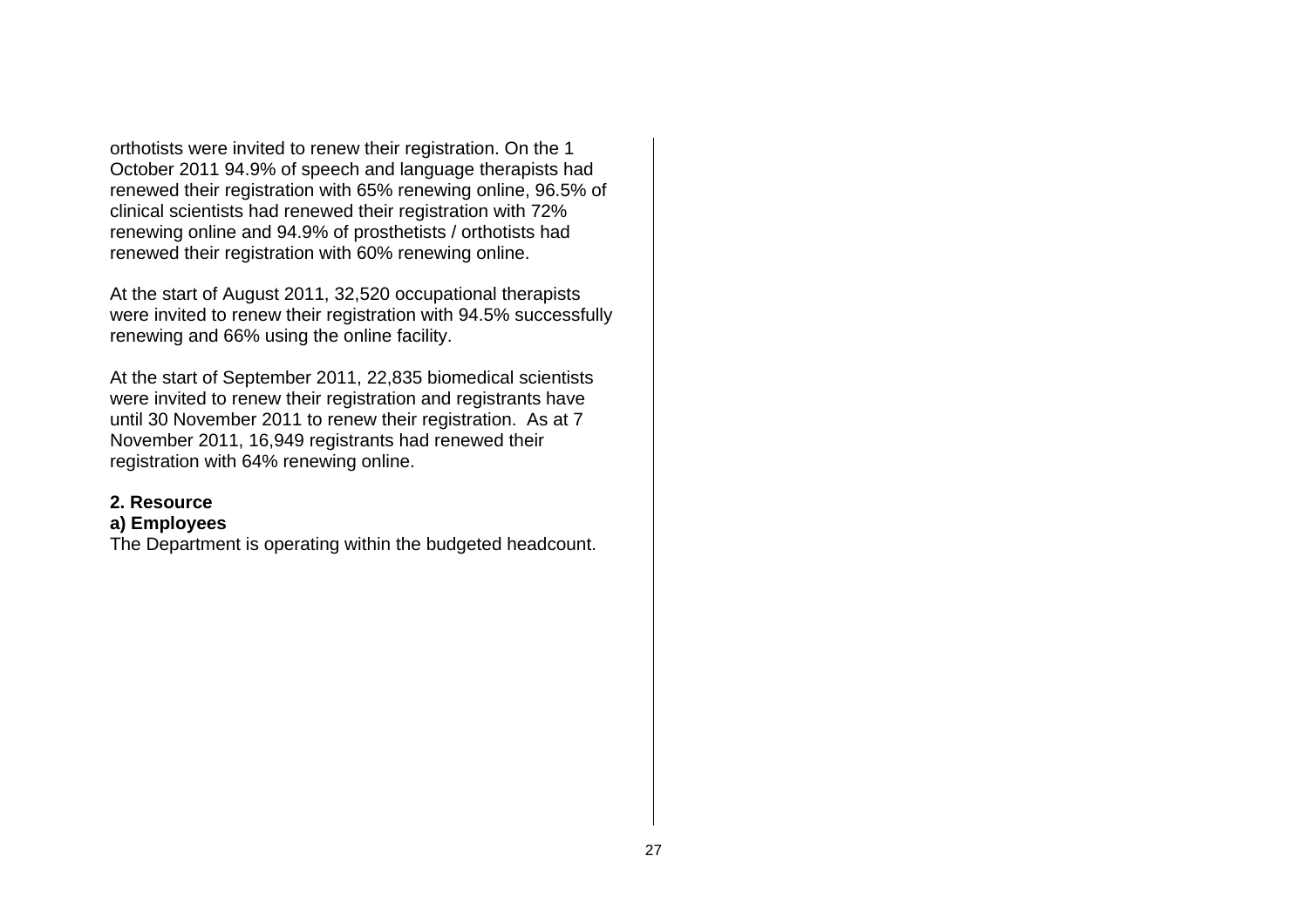orthotists were invited to renew their registration. On the 1 October 2011 94.9% of speech and language therapists had renewed their registration with 65% renewing online, 96.5% of clinical scientists had renewed their registration with 72% renewing online and 94.9% of prosthetists / orthotists had renewed their registration with 60% renewing online.

At the start of August 2011, 32,520 occupational therapists were invited to renew their registration with 94.5% successfully renewing and 66% using the online facility.

At the start of September 2011, 22,835 biomedical scientists were invited to renew their registration and registrants have until 30 November 2011 to renew their registration. As at 7 November 2011, 16,949 registrants had renewed their registration with 64% renewing online.

**2. Resource**

**a) Employees**

The Department is operating within the budgeted headcount.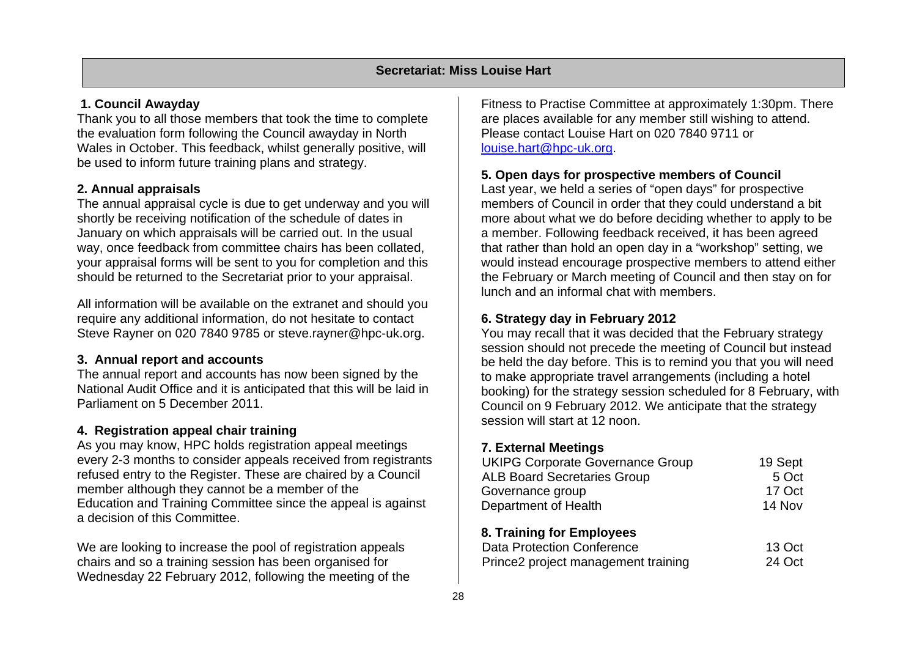## Secretariat: Miss Louise Hart

### 1. Council Awayday

Thank you to all those members that took the time to complete the evaluation form following the Council awayday in North Wales in October. This feedback, whilst generally positive, will be used to inform future training plans and strategy.

### 2. Annual appraisals

The annual appraisal cycle is due to get underway and you will shortly be receiving notification of the schedule of dates in January on which appraisals will be carried out. In the usual way, once feedback from committee chairs has been collated, your appraisal forms will be sent to you for completion and this should be returned to the Secretariat prior to your appraisal.

All information will be available on the extranet and should you require any additional information, do not hesitate to contact Steve Rayner on 020 7840 9785 or steve.rayner@hpc-uk.org.

### 3. Annual report and accounts

The annual report and accounts has now been signed by the National Audit Office and it is anticipated that this will be laid in Parliament on 5 December 2011.

### 4. Registration appeal chair training

As you may know, HPC holds registration appeal meetings every 2-3 months to consider appeals received from registrants refused entry to the Register. These are chaired by a Council member although they cannot be a member of the Education and Training Committee since the appeal is against a decision of this Committee.

We are looking to increase the pool of registration appeals chairs and so a training session has been organised for Wednesday 22 February 2012, following the meeting of the Fitness to Practise Committee at approximately 1:30pm. There are places available for any member still wishing to attend. Please contact Louise Hart on 020 7840 9711 or louise.hart@hpc-uk.org.

### 5. Open days for prospective members of Council

Last year, we held a series of "open days" for prospective members of Council in order that they could understand a bit more about what we do before deciding whether to apply to be a member. Following feedback received, it has been agreed that rather than hold an open day in a "workshop" setting, we would instead encourage prospective members to attend either the February or March meeting of Council and then stay on for lunch and an informal chat with members.

### 6. Strategy day in February 2012

You may recall that it was decided that the February strategy session should not precede the meeting of Council but instead be held the day before. This is to remind you that you will need to make appropriate travel arrangements (including a hotel booking) for the strategy session scheduled for 8 February, with Council on 9 February 2012. We anticipate that the strategy session will start at 12 noon.

### 7. External Meetings

| | |
|---|---|
| UKIPG Corporate Governance Group | 19 Sept |
| ALB Board Secretaries Group | 5 Oct |
| Governance group | 17 Oct |
| Department of Health | 14 Nov |

### 8. Training for Employees

| | |
|---|---|
| Data Protection Conference | 13 Oct |
| Prince2 project management training | 24 Oct |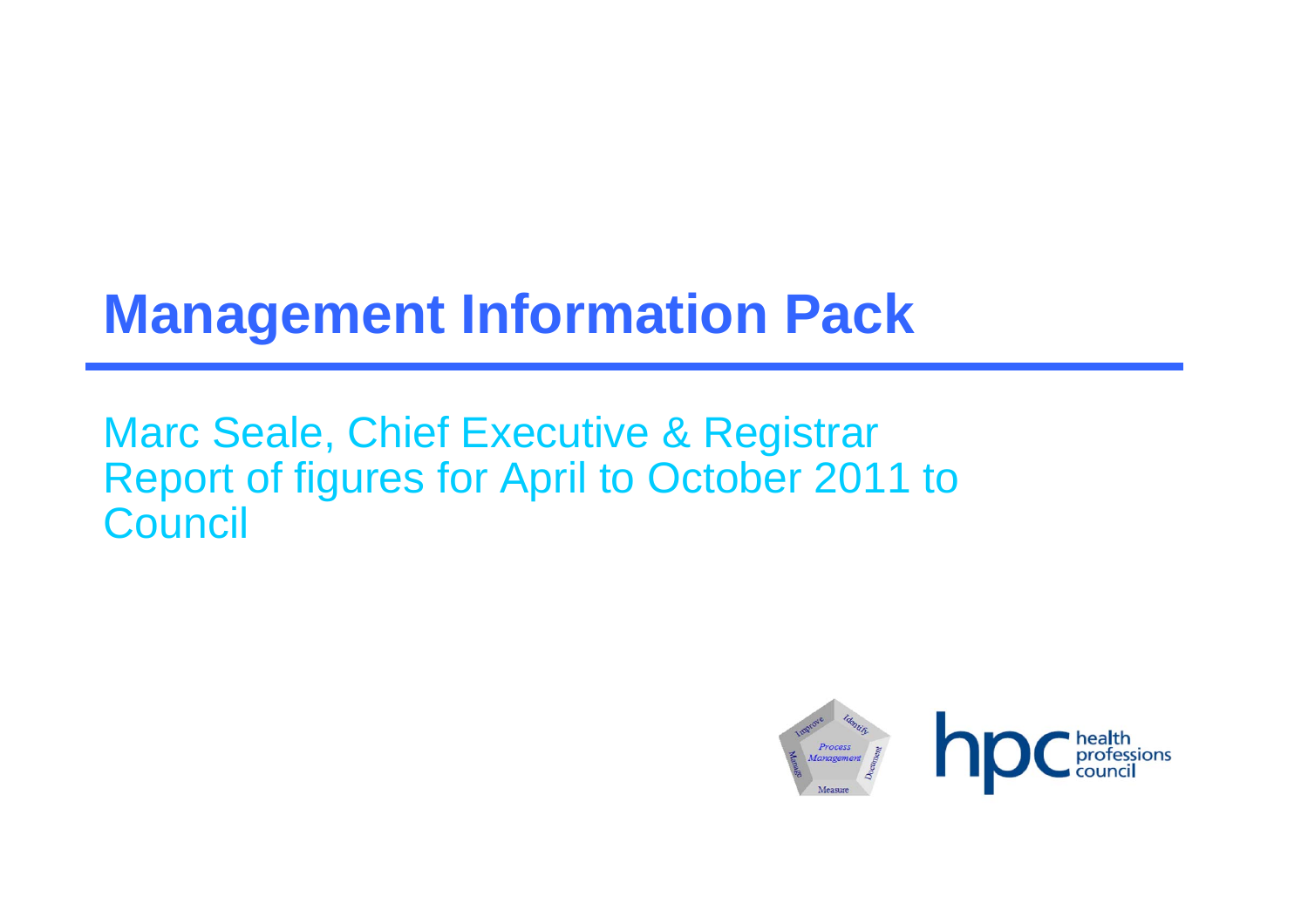# Management Information Pack

Marc Seale, Chief Executive & Registrar
Report of figures for April to October 2011 to Council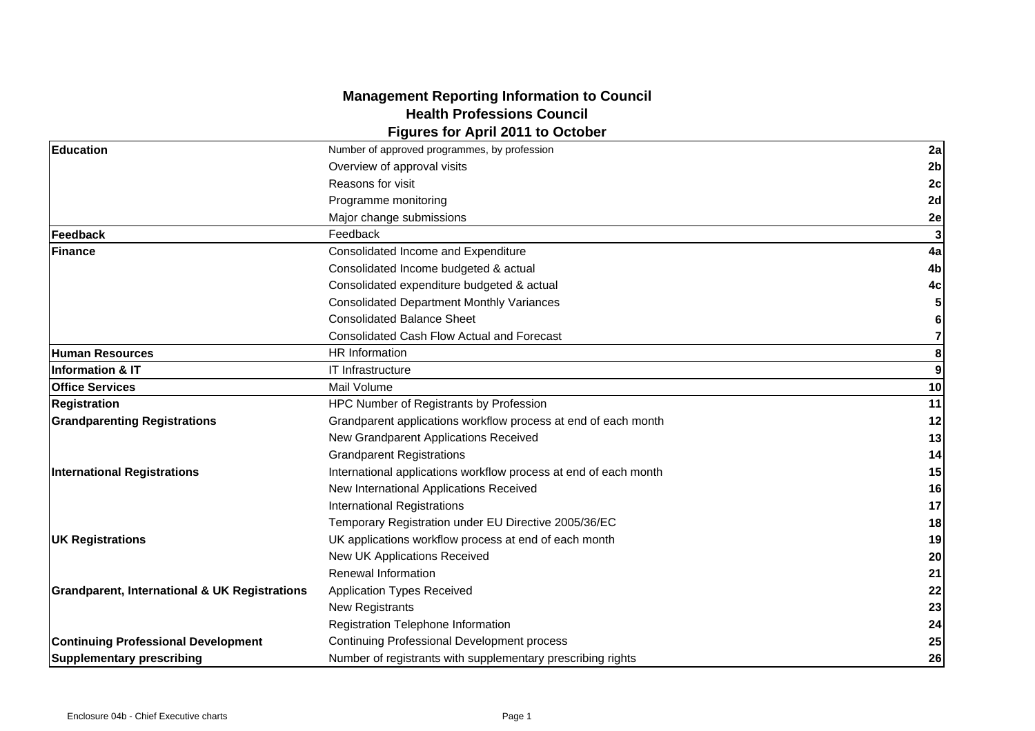## Management Reporting Information to Council
## Health Professions Council
## Figures for April 2011 to October

| | | |
|---|---|---|
| **Education** | Number of approved programmes, by profession | **2a** |
| | Overview of approval visits | **2b** |
| | Reasons for visit | **2c** |
| | Programme monitoring | **2d** |
| | Major change submissions | **2e** |
| **Feedback** | Feedback | **3** |
| **Finance** | Consolidated Income and Expenditure | **4a** |
| | Consolidated Income budgeted & actual | **4b** |
| | Consolidated expenditure budgeted & actual | **4c** |
| | Consolidated Department Monthly Variances | **5** |
| | Consolidated Balance Sheet | **6** |
| | Consolidated Cash Flow Actual and Forecast | **7** |
| **Human Resources** | HR Information | **8** |
| **Information & IT** | IT Infrastructure | **9** |
| **Office Services** | Mail Volume | **10** |
| **Registration** | HPC Number of Registrants by Profession | **11** |
| **Grandparenting Registrations** | Grandparent applications workflow process at end of each month | **12** |
| | New Grandparent Applications Received | **13** |
| | Grandparent Registrations | **14** |
| **International Registrations** | International applications workflow process at end of each month | **15** |
| | New International Applications Received | **16** |
| | International Registrations | **17** |
| | Temporary Registration under EU Directive 2005/36/EC | **18** |
| **UK Registrations** | UK applications workflow process at end of each month | **19** |
| | New UK Applications Received | **20** |
| | Renewal Information | **21** |
| **Grandparent, International & UK Registrations** | Application Types Received | **22** |
| | New Registrants | **23** |
| | Registration Telephone Information | **24** |
| **Continuing Professional Development** | Continuing Professional Development process | **25** |
| **Supplementary prescribing** | Number of registrants with supplementary prescribing rights | **26** |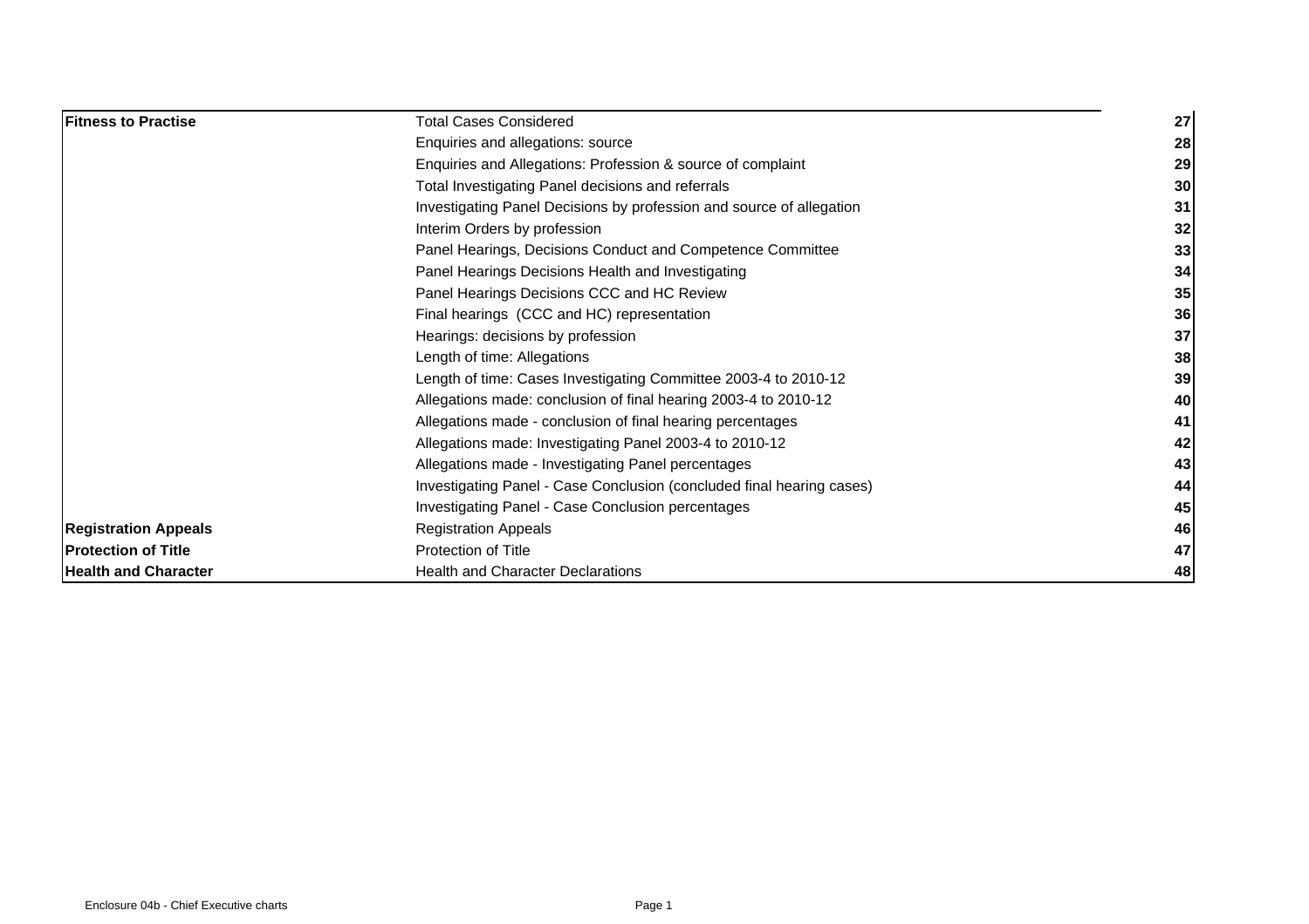| | | |
|---|---|---|
| **Fitness to Practise** | Total Cases Considered | **27** |
| | Enquiries and allegations: source | **28** |
| | Enquiries and Allegations: Profession & source of complaint | **29** |
| | Total Investigating Panel decisions and referrals | **30** |
| | Investigating Panel Decisions by profession and source of allegation | **31** |
| | Interim Orders by profession | **32** |
| | Panel Hearings, Decisions Conduct and Competence Committee | **33** |
| | Panel Hearings Decisions Health and Investigating | **34** |
| | Panel Hearings Decisions CCC and HC Review | **35** |
| | Final hearings (CCC and HC) representation | **36** |
| | Hearings: decisions by profession | **37** |
| | Length of time: Allegations | **38** |
| | Length of time: Cases Investigating Committee 2003-4 to 2010-12 | **39** |
| | Allegations made: conclusion of final hearing 2003-4 to 2010-12 | **40** |
| | Allegations made - conclusion of final hearing percentages | **41** |
| | Allegations made: Investigating Panel 2003-4 to 2010-12 | **42** |
| | Allegations made - Investigating Panel percentages | **43** |
| | Investigating Panel - Case Conclusion (concluded final hearing cases) | **44** |
| | Investigating Panel - Case Conclusion percentages | **45** |
| **Registration Appeals** | Registration Appeals | **46** |
| **Protection of Title** | Protection of Title | **47** |
| **Health and Character** | Health and Character Declarations | **48** |

Enclosure 04b - Chief Executive charts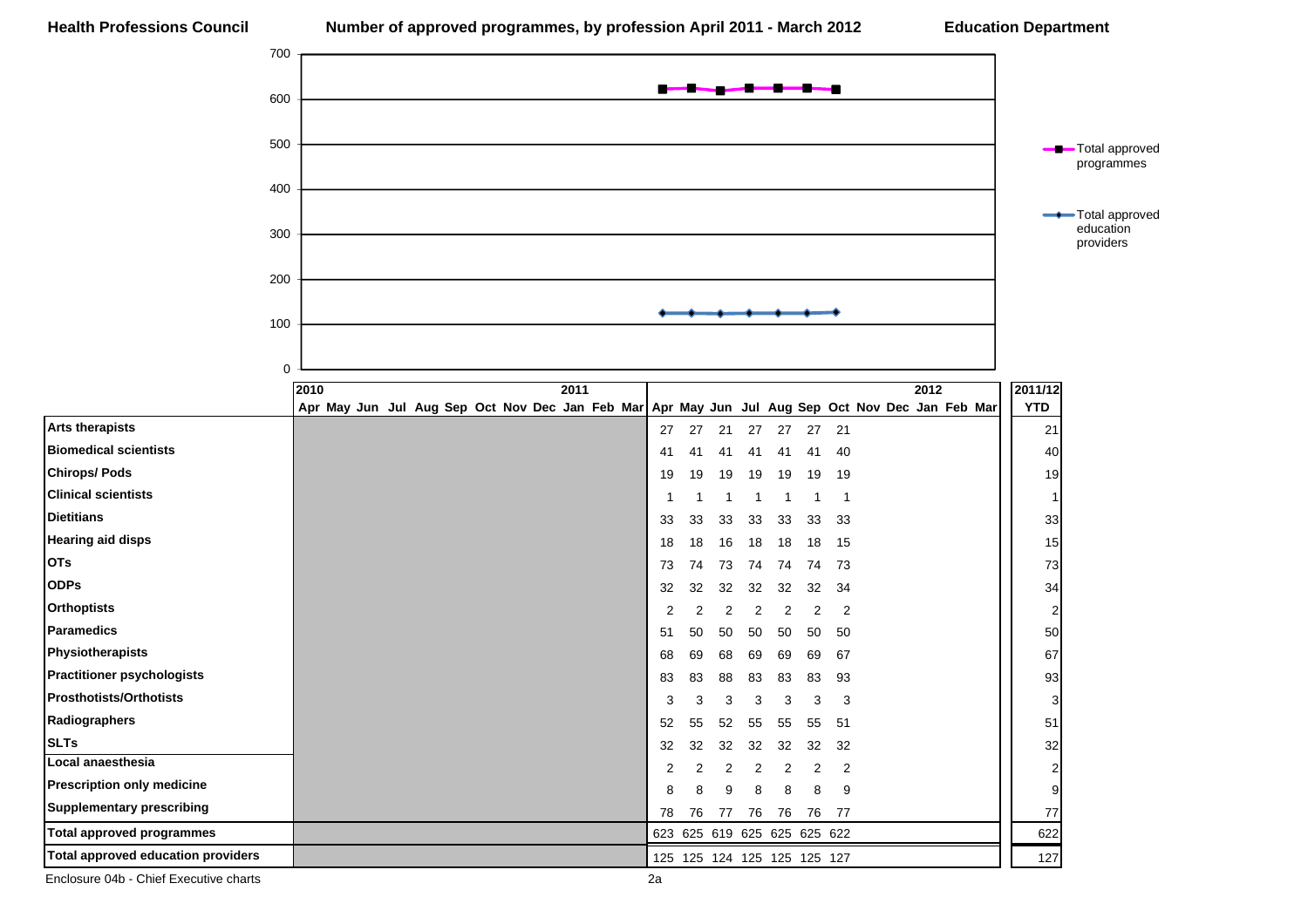**Health Professions Council** **Number of approved programmes, by profession April 2011 - March 2012** **Education Department**

| | 2010 Apr | May | Jun | Jul | Aug | Sep | Oct | Nov | Dec | 2011 Jan | Feb | Mar | Apr | May | Jun | Jul | Aug | Sep | Oct | Nov | Dec | 2012 Jan | Feb | Mar | 2011/12 YTD |
|---|---|---|---|---|---|---|---|---|---|---|---|---|---|---|---|---|---|---|---|---|---|---|---|---|---|
| **Arts therapists** | | | | | | | | | | | | | 27 | 27 | 21 | 27 | 27 | 27 | 21 | | | | | | 21 |
| **Biomedical scientists** | | | | | | | | | | | | | 41 | 41 | 41 | 41 | 41 | 41 | 40 | | | | | | 40 |
| **Chirops/ Pods** | | | | | | | | | | | | | 19 | 19 | 19 | 19 | 19 | 19 | 19 | | | | | | 19 |
| **Clinical scientists** | | | | | | | | | | | | | 1 | 1 | 1 | 1 | 1 | 1 | 1 | | | | | | 1 |
| **Dietitians** | | | | | | | | | | | | | 33 | 33 | 33 | 33 | 33 | 33 | 33 | | | | | | 33 |
| **Hearing aid disps** | | | | | | | | | | | | | 18 | 18 | 16 | 18 | 18 | 18 | 15 | | | | | | 15 |
| **OTs** | | | | | | | | | | | | | 73 | 74 | 73 | 74 | 74 | 74 | 73 | | | | | | 73 |
| **ODPs** | | | | | | | | | | | | | 32 | 32 | 32 | 32 | 32 | 32 | 34 | | | | | | 34 |
| **Orthoptists** | | | | | | | | | | | | | 2 | 2 | 2 | 2 | 2 | 2 | 2 | | | | | | 2 |
| **Paramedics** | | | | | | | | | | | | | 51 | 50 | 50 | 50 | 50 | 50 | 50 | | | | | | 50 |
| **Physiotherapists** | | | | | | | | | | | | | 68 | 69 | 68 | 69 | 69 | 69 | 67 | | | | | | 67 |
| **Practitioner psychologists** | | | | | | | | | | | | | 83 | 83 | 88 | 83 | 83 | 83 | 93 | | | | | | 93 |
| **Prosthotists/Orthotists** | | | | | | | | | | | | | 3 | 3 | 3 | 3 | 3 | 3 | 3 | | | | | | 3 |
| **Radiographers** | | | | | | | | | | | | | 52 | 55 | 52 | 55 | 55 | 55 | 51 | | | | | | 51 |
| **SLTs** | | | | | | | | | | | | | 32 | 32 | 32 | 32 | 32 | 32 | 32 | | | | | | 32 |
| **Local anaesthesia** | | | | | | | | | | | | | 2 | 2 | 2 | 2 | 2 | 2 | 2 | | | | | | 2 |
| **Prescription only medicine** | | | | | | | | | | | | | 8 | 8 | 9 | 8 | 8 | 8 | 9 | | | | | | 9 |
| **Supplementary prescribing** | | | | | | | | | | | | | 78 | 76 | 77 | 76 | 76 | 76 | 77 | | | | | | 77 |
| **Total approved programmes** | | | | | | | | | | | | | 623 | 625 | 619 | 625 | 625 | 625 | 622 | | | | | | 622 |
| **Total approved education providers** | | | | | | | | | | | | | 125 | 125 | 124 | 125 | 125 | 125 | 127 | | | | | | 127 |

Enclosure 04b - Chief Executive charts

2a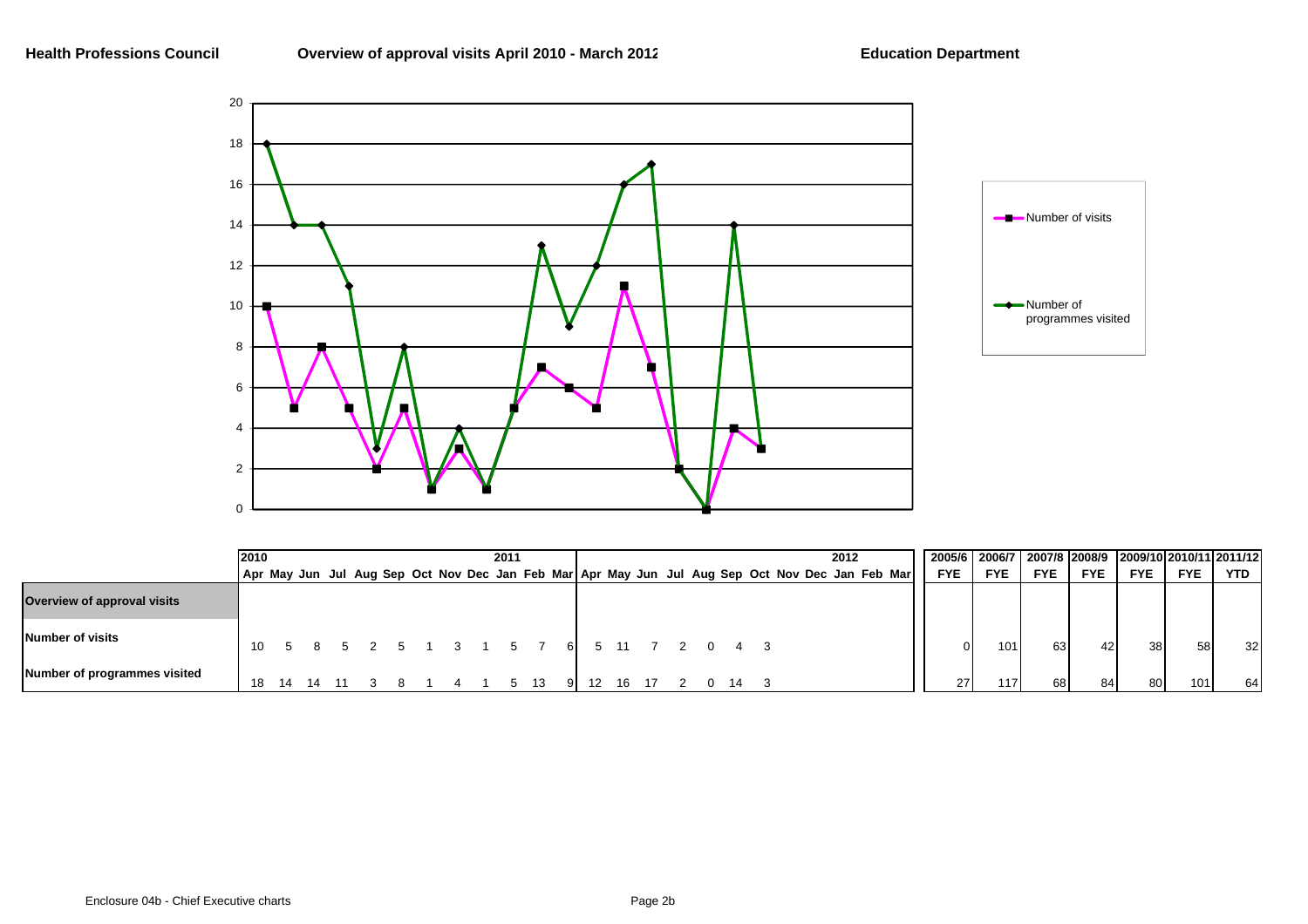**Health Professions Council** **Overview of approval visits April 2010 - March 2012** **Education Department**

| | 2010 | | | | | | | | | 2011 | | | | | | | | | | | | 2012 | | | | 2005/6 | 2006/7 | 2007/8 | 2008/9 | 2009/10 | 2010/11 | 2011/12 |
|---|---|---|---|---|---|---|---|---|---|---|---|---|---|---|---|---|---|---|---|---|---|---|---|---|---|---|---|---|---|---|---|---|
| | Apr | May | Jun | Jul | Aug | Sep | Oct | Nov | Dec | Jan | Feb | Mar | Apr | May | Jun | Jul | Aug | Sep | Oct | Nov | Dec | Jan | Feb | Mar | FYE | FYE | FYE | FYE | FYE | FYE | YTD |
| **Overview of approval visits** | | | | | | | | | | | | | | | | | | | | | | | | | | | | | | | |
| **Number of visits** | 10 | 5 | 8 | 5 | 2 | 5 | 1 | 3 | 1 | 5 | 7 | 6 | 5 | 11 | 7 | 2 | 0 | 4 | 3 | | | | | | 0 | 101 | 63 | 42 | 38 | 58 | 32 |
| **Number of programmes visited** | 18 | 14 | 14 | 11 | 3 | 8 | 1 | 4 | 1 | 5 | 13 | 9 | 12 | 16 | 17 | 2 | 0 | 14 | 3 | | | | | | 27 | 117 | 68 | 84 | 80 | 101 | 64 |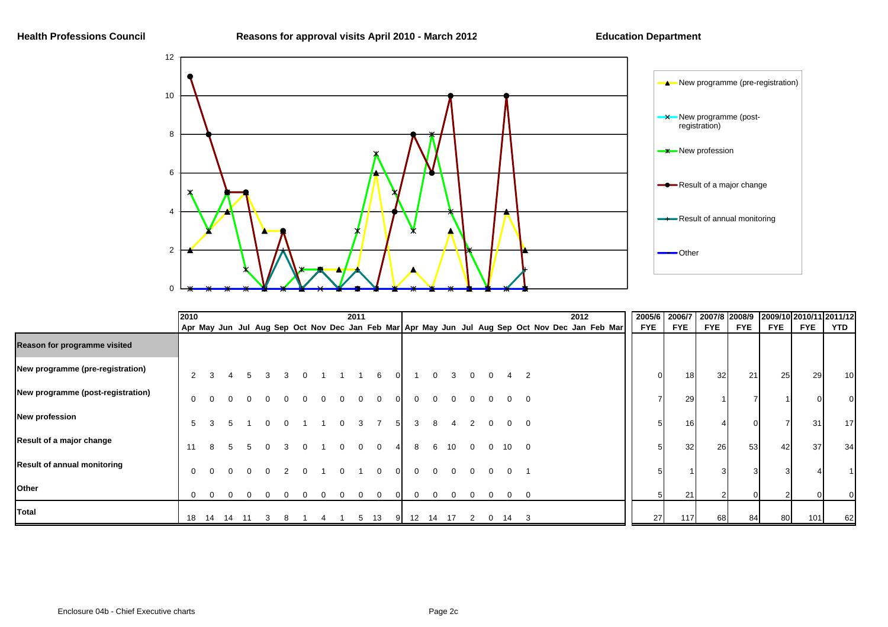**Health Professions Council** | **Reasons for approval visits April 2010 - March 2012** | **Education Department**

| | 2010 | | | | | | | | | 2011 | | | | | | | | | | | | | 2012 | | 2005/6 | 2006/7 | 2007/8 | 2008/9 | 2009/10 | 2010/11 | 2011/12 |
|---|---|---|---|---|---|---|---|---|---|---|---|---|---|---|---|---|---|---|---|---|---|---|---|---|---|---|---|---|---|---|---|
| | Apr | May | Jun | Jul | Aug | Sep | Oct | Nov | Dec | Jan | Feb | Mar | Apr | May | Jun | Jul | Aug | Sep | Oct | Nov | Dec | Jan | Feb | Mar | FYE | FYE | FYE | FYE | FYE | FYE | YTD |
| **Reason for programme visited** | | | | | | | | | | | | | | | | | | | | | | | | | | | | | | | |
| **New programme (pre-registration)** | 2 | 3 | 4 | 5 | 3 | 3 | 0 | 1 | 1 | 1 | 6 | 0 | 1 | 0 | 3 | 0 | 0 | 4 | 2 | | | | | | 0 | 18 | 32 | 21 | 25 | 29 | 10 |
| **New programme (post-registration)** | 0 | 0 | 0 | 0 | 0 | 0 | 0 | 0 | 0 | 0 | 0 | 0 | 0 | 0 | 0 | 0 | 0 | 0 | 0 | | | | | | 7 | 29 | 1 | 7 | 1 | 0 | 0 |
| **New profession** | 5 | 3 | 5 | 1 | 0 | 0 | 1 | 1 | 0 | 3 | 7 | 5 | 3 | 8 | 4 | 2 | 0 | 0 | 0 | | | | | | 5 | 16 | 4 | 0 | 7 | 31 | 17 |
| **Result of a major change** | 11 | 8 | 5 | 5 | 0 | 3 | 0 | 1 | 0 | 0 | 0 | 4 | 8 | 6 | 10 | 0 | 0 | 10 | 0 | | | | | | 5 | 32 | 26 | 53 | 42 | 37 | 34 |
| **Result of annual monitoring** | 0 | 0 | 0 | 0 | 0 | 2 | 0 | 1 | 0 | 1 | 0 | 0 | 0 | 0 | 0 | 0 | 0 | 0 | 1 | | | | | | 5 | 1 | 3 | 3 | 3 | 4 | 1 |
| **Other** | 0 | 0 | 0 | 0 | 0 | 0 | 0 | 0 | 0 | 0 | 0 | 0 | 0 | 0 | 0 | 0 | 0 | 0 | 0 | | | | | | 5 | 21 | 2 | 0 | 2 | 0 | 0 |
| **Total** | 18 | 14 | 14 | 11 | 3 | 8 | 1 | 4 | 1 | 5 | 13 | 9 | 12 | 14 | 17 | 2 | 0 | 14 | 3 | | | | | | 27 | 117 | 68 | 84 | 80 | 101 | 62 |

Enclosure 04b - Chief Executive charts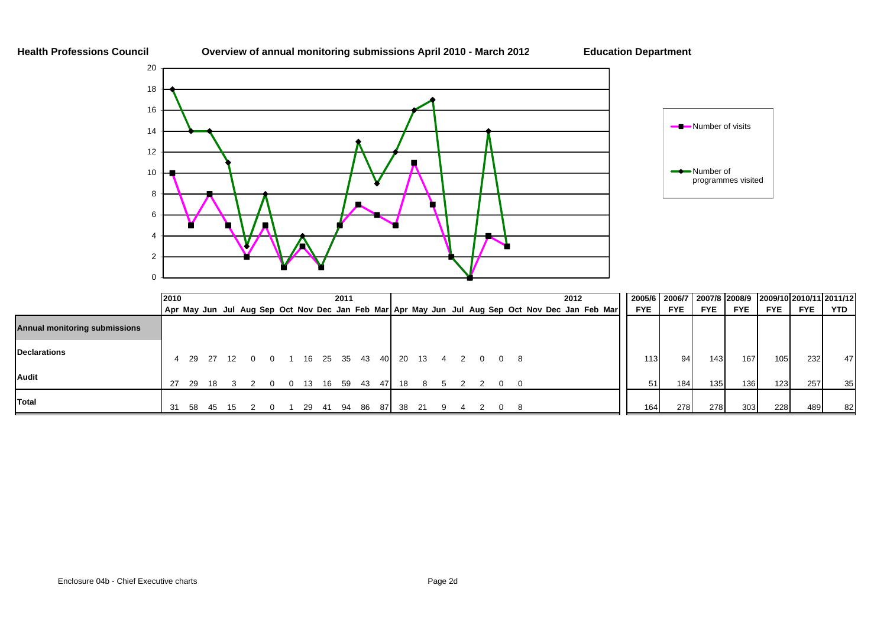**Health Professions Council** | **Overview of annual monitoring submissions April 2010 - March 2012** | **Education Department**

Legend: Number of visits; Number of programmes visited

| | 2010 Apr | May | Jun | Jul | Aug | Sep | Oct | Nov | Dec | 2011 Jan | Feb | Mar | Apr | May | Jun | Jul | Aug | Sep | Oct | Nov | Dec | 2012 Jan | Feb | Mar | 2005/6 FYE | 2006/7 FYE | 2007/8 FYE | 2008/9 FYE | 2009/10 FYE | 2010/11 FYE | 2011/12 YTD |
|---|---|---|---|---|---|---|---|---|---|---|---|---|---|---|---|---|---|---|---|---|---|---|---|---|---|---|---|---|---|---|---|
| **Annual monitoring submissions** | | | | | | | | | | | | | | | | | | | | | | | | | | | | | | | |
| **Declarations** | 4 | 29 | 27 | 12 | 0 | 0 | 1 | 16 | 25 | 35 | 43 | 40 | 20 | 13 | 4 | 2 | 0 | 0 | 8 | | | | | | 113 | 94 | 143 | 167 | 105 | 232 | 47 |
| **Audit** | 27 | 29 | 18 | 3 | 2 | 0 | 0 | 13 | 16 | 59 | 43 | 47 | 18 | 8 | 5 | 2 | 2 | 0 | 0 | | | | | | 51 | 184 | 135 | 136 | 123 | 257 | 35 |
| **Total** | 31 | 58 | 45 | 15 | 2 | 0 | 1 | 29 | 41 | 94 | 86 | 87 | 38 | 21 | 9 | 4 | 2 | 0 | 8 | | | | | | 164 | 278 | 278 | 303 | 228 | 489 | 82 |

Enclosure 04b - Chief Executive charts

Page 2d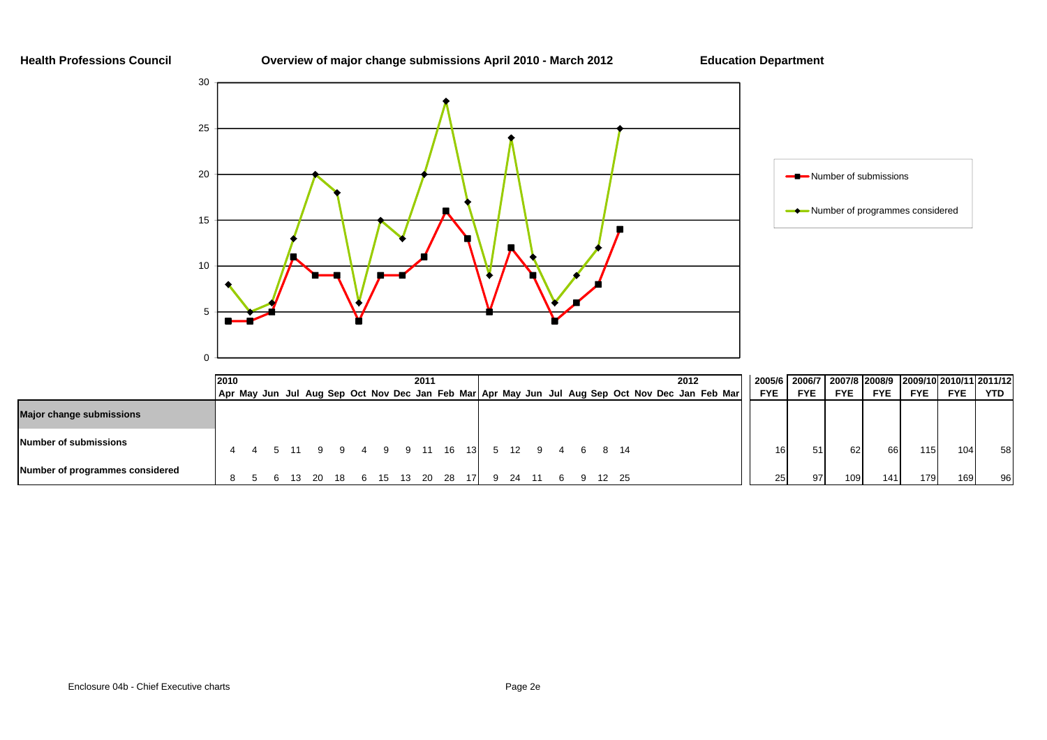**Health Professions Council** **Overview of major change submissions April 2010 - March 2012** **Education Department**

| | 2010 Apr | May | Jun | Jul | Aug | Sep | Oct | Nov | Dec | 2011 Jan | Feb | Mar | Apr | May | Jun | Jul | Aug | Sep | Oct | Nov | Dec | 2012 Jan | Feb | Mar | 2005/6 FYE | 2006/7 FYE | 2007/8 FYE | 2008/9 FYE | 2009/10 FYE | 2010/11 FYE | 2011/12 YTD |
|---|---|---|---|---|---|---|---|---|---|---|---|---|---|---|---|---|---|---|---|---|---|---|---|---|---|---|---|---|---|---|---|
| **Major change submissions** | | | | | | | | | | | | | | | | | | | | | | | | | | | | | | | |
| **Number of submissions** | 4 | 4 | 5 | 11 | 9 | 9 | 4 | 9 | 9 | 11 | 16 | 13 | 5 | 12 | 9 | 4 | 6 | 8 | 14 | | | | | | 16 | 51 | 62 | 66 | 115 | 104 | 58 |
| **Number of programmes considered** | 8 | 5 | 6 | 13 | 20 | 18 | 6 | 15 | 13 | 20 | 28 | 17 | 9 | 24 | 11 | 6 | 9 | 12 | 25 | | | | | | 25 | 97 | 109 | 141 | 179 | 169 | 96 |

Enclosure 04b - Chief Executive charts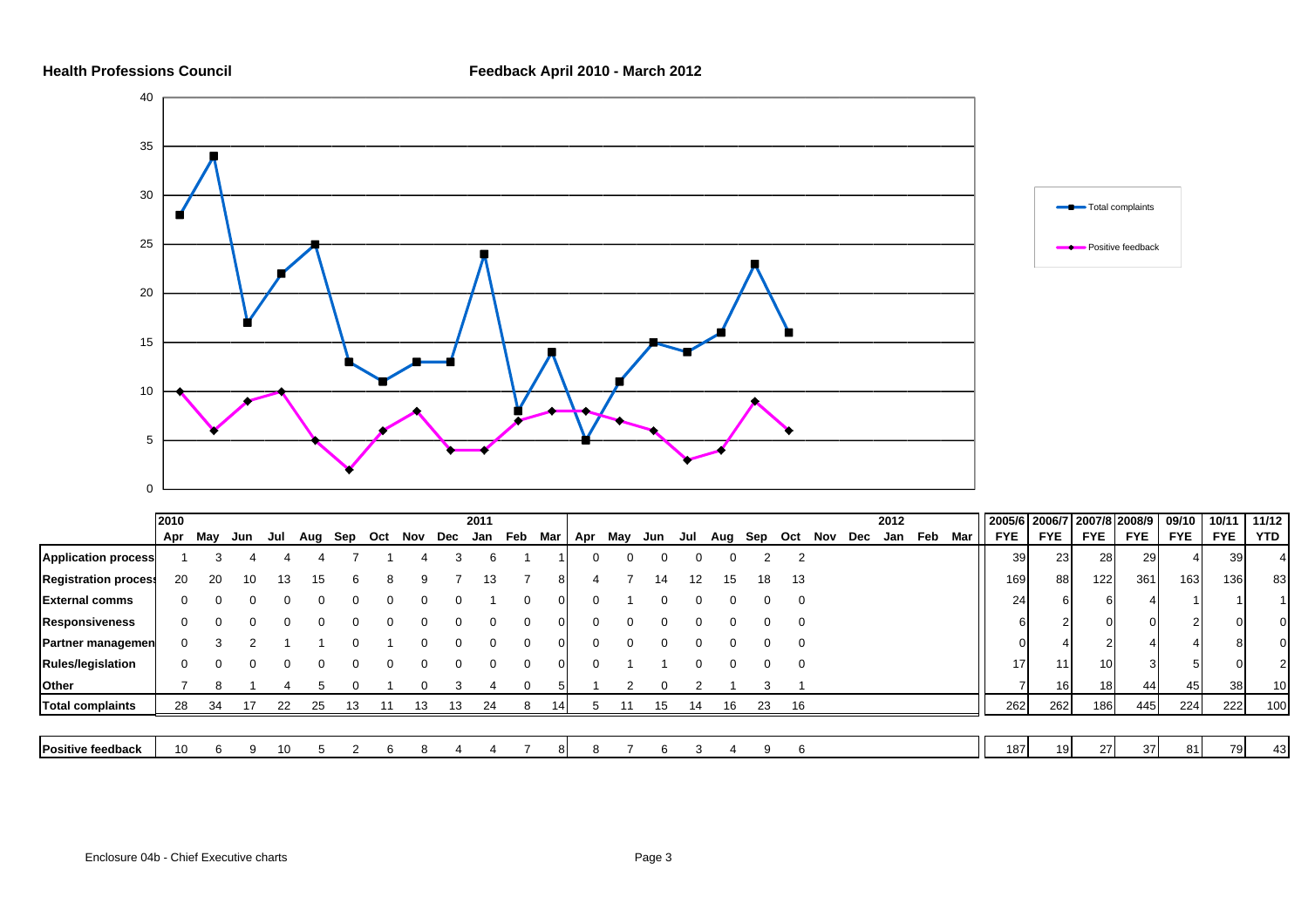**Health Professions Council** **Feedback April 2010 - March 2012**

| | 2010 Apr | May | Jun | Jul | Aug | Sep | Oct | Nov | Dec | 2011 Jan | Feb | Mar | Apr | May | Jun | Jul | Aug | Sep | Oct | Nov | Dec | 2012 Jan | Feb | Mar | 2005/6 FYE | 2006/7 FYE | 2007/8 FYE | 2008/9 FYE | 09/10 FYE | 10/11 FYE | 11/12 YTD |
|---|---|---|---|---|---|---|---|---|---|---|---|---|---|---|---|---|---|---|---|---|---|---|---|---|---|---|---|---|---|---|---|
| **Application process** | 1 | 3 | 4 | 4 | 4 | 7 | 1 | 4 | 3 | 6 | 1 | 1 | 0 | 0 | 0 | 0 | 0 | 2 | 2 | | | | | | 39 | 23 | 28 | 29 | 4 | 39 | 4 |
| **Registration process** | 20 | 20 | 10 | 13 | 15 | 6 | 8 | 9 | 7 | 13 | 7 | 8 | 4 | 7 | 14 | 12 | 15 | 18 | 13 | | | | | | 169 | 88 | 122 | 361 | 163 | 136 | 83 |
| **External comms** | 0 | 0 | 0 | 0 | 0 | 0 | 0 | 0 | 0 | 1 | 0 | 0 | 0 | 1 | 0 | 0 | 0 | 0 | 0 | | | | | | 24 | 6 | 6 | 4 | 1 | 1 | 1 |
| **Responsiveness** | 0 | 0 | 0 | 0 | 0 | 0 | 0 | 0 | 0 | 0 | 0 | 0 | 0 | 0 | 0 | 0 | 0 | 0 | 0 | | | | | | 6 | 2 | 0 | 0 | 2 | 0 | 0 |
| **Partner management** | 0 | 3 | 2 | 1 | 1 | 0 | 1 | 0 | 0 | 0 | 0 | 0 | 0 | 0 | 0 | 0 | 0 | 0 | 0 | | | | | | 0 | 4 | 2 | 4 | 4 | 8 | 0 |
| **Rules/legislation** | 0 | 0 | 0 | 0 | 0 | 0 | 0 | 0 | 0 | 0 | 0 | 0 | 0 | 1 | 1 | 0 | 0 | 0 | 0 | | | | | | 17 | 11 | 10 | 3 | 5 | 0 | 2 |
| **Other** | 7 | 8 | 1 | 4 | 5 | 0 | 1 | 0 | 3 | 4 | 0 | 5 | 1 | 2 | 0 | 2 | 1 | 3 | 1 | | | | | | 7 | 16 | 18 | 44 | 45 | 38 | 10 |
| **Total complaints** | 28 | 34 | 17 | 22 | 25 | 13 | 11 | 13 | 13 | 24 | 8 | 14 | 5 | 11 | 15 | 14 | 16 | 23 | 16 | | | | | | 262 | 262 | 186 | 445 | 224 | 222 | 100 |
| **Positive feedback** | 10 | 6 | 9 | 10 | 5 | 2 | 6 | 8 | 4 | 4 | 7 | 8 | 8 | 7 | 6 | 3 | 4 | 9 | 6 | | | | | | 187 | 19 | 27 | 37 | 81 | 79 | 43 |

Enclosure 04b - Chief Executive charts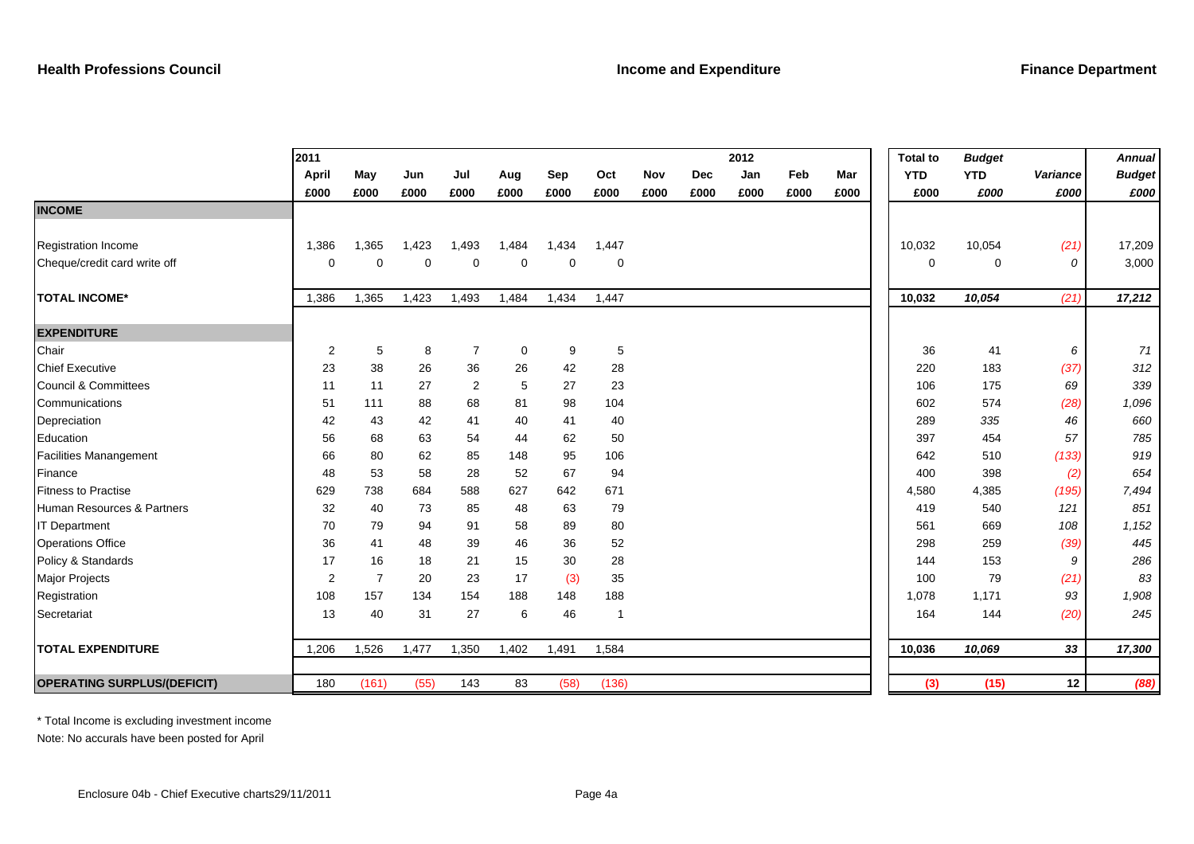**Health Professions Council** — **Income and Expenditure** — **Finance Department**

| | 2011 April | May | Jun | Jul | Aug | Sep | Oct | Nov | Dec | 2012 Jan | Feb | Mar | Total to YTD | *Budget YTD* | *Variance* | *Annual Budget* |
|---|---|---|---|---|---|---|---|---|---|---|---|---|---|---|---|---|
| | £000 | £000 | £000 | £000 | £000 | £000 | £000 | £000 | £000 | £000 | £000 | £000 | £000 | *£000* | *£000* | *£000* |
| **INCOME** | | | | | | | | | | | | | | | | |
| Registration Income | 1,386 | 1,365 | 1,423 | 1,493 | 1,484 | 1,434 | 1,447 | | | | | | 10,032 | 10,054 | *(21)* | 17,209 |
| Cheque/credit card write off | 0 | 0 | 0 | 0 | 0 | 0 | 0 | | | | | | 0 | 0 | *0* | 3,000 |
| **TOTAL INCOME*** | 1,386 | 1,365 | 1,423 | 1,493 | 1,484 | 1,434 | 1,447 | | | | | | **10,032** | ***10,054*** | *(21)* | ***17,212*** |
| **EXPENDITURE** | | | | | | | | | | | | | | | | |
| Chair | 2 | 5 | 8 | 7 | 0 | 9 | 5 | | | | | | 36 | 41 | *6* | *71* |
| Chief Executive | 23 | 38 | 26 | 36 | 26 | 42 | 28 | | | | | | 220 | 183 | *(37)* | *312* |
| Council & Committees | 11 | 11 | 27 | 2 | 5 | 27 | 23 | | | | | | 106 | 175 | *69* | *339* |
| Communications | 51 | 111 | 88 | 68 | 81 | 98 | 104 | | | | | | 602 | 574 | *(28)* | *1,096* |
| Depreciation | 42 | 43 | 42 | 41 | 40 | 41 | 40 | | | | | | 289 | *335* | *46* | *660* |
| Education | 56 | 68 | 63 | 54 | 44 | 62 | 50 | | | | | | 397 | 454 | *57* | *785* |
| Facilities Manangement | 66 | 80 | 62 | 85 | 148 | 95 | 106 | | | | | | 642 | 510 | *(133)* | *919* |
| Finance | 48 | 53 | 58 | 28 | 52 | 67 | 94 | | | | | | 400 | 398 | *(2)* | *654* |
| Fitness to Practise | 629 | 738 | 684 | 588 | 627 | 642 | 671 | | | | | | 4,580 | 4,385 | *(195)* | *7,494* |
| Human Resources & Partners | 32 | 40 | 73 | 85 | 48 | 63 | 79 | | | | | | 419 | 540 | *121* | *851* |
| IT Department | 70 | 79 | 94 | 91 | 58 | 89 | 80 | | | | | | 561 | 669 | *108* | *1,152* |
| Operations Office | 36 | 41 | 48 | 39 | 46 | 36 | 52 | | | | | | 298 | 259 | *(39)* | *445* |
| Policy & Standards | 17 | 16 | 18 | 21 | 15 | 30 | 28 | | | | | | 144 | 153 | *9* | *286* |
| Major Projects | 2 | 7 | 20 | 23 | 17 | (3) | 35 | | | | | | 100 | 79 | *(21)* | *83* |
| Registration | 108 | 157 | 134 | 154 | 188 | 148 | 188 | | | | | | 1,078 | 1,171 | *93* | *1,908* |
| Secretariat | 13 | 40 | 31 | 27 | 6 | 46 | 1 | | | | | | 164 | 144 | *(20)* | *245* |
| **TOTAL EXPENDITURE** | 1,206 | 1,526 | 1,477 | 1,350 | 1,402 | 1,491 | 1,584 | | | | | | **10,036** | ***10,069*** | ***33*** | ***17,300*** |
| **OPERATING SURPLUS/(DEFICIT)** | 180 | (161) | (55) | 143 | 83 | (58) | (136) | | | | | | **(3)** | **(15)** | **12** | ***(88)*** |

\* Total Income is excluding investment income

Note: No accurals have been posted for April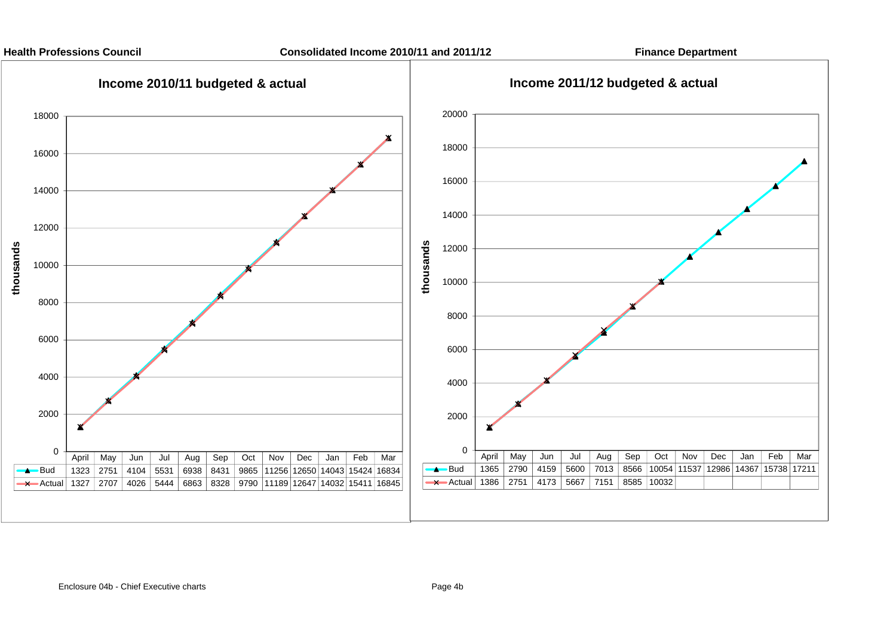**Health Professions Council** — **Consolidated Income 2010/11 and 2011/12** — **Finance Department**

## Income 2010/11 budgeted & actual

(thousands)

| | April | May | Jun | Jul | Aug | Sep | Oct | Nov | Dec | Jan | Feb | Mar |
|---|---|---|---|---|---|---|---|---|---|---|---|---|
| Bud | 1323 | 2751 | 4104 | 5531 | 6938 | 8431 | 9865 | 11256 | 12650 | 14043 | 15424 | 16834 |
| Actual | 1327 | 2707 | 4026 | 5444 | 6863 | 8328 | 9790 | 11189 | 12647 | 14032 | 15411 | 16845 |

## Income 2011/12 budgeted & actual

(thousands)

| | April | May | Jun | Jul | Aug | Sep | Oct | Nov | Dec | Jan | Feb | Mar |
|---|---|---|---|---|---|---|---|---|---|---|---|---|
| Bud | 1365 | 2790 | 4159 | 5600 | 7013 | 8566 | 10054 | 11537 | 12986 | 14367 | 15738 | 17211 |
| Actual | 1386 | 2751 | 4173 | 5667 | 7151 | 8585 | 10032 | | | | | |

Enclosure 04b - Chief Executive charts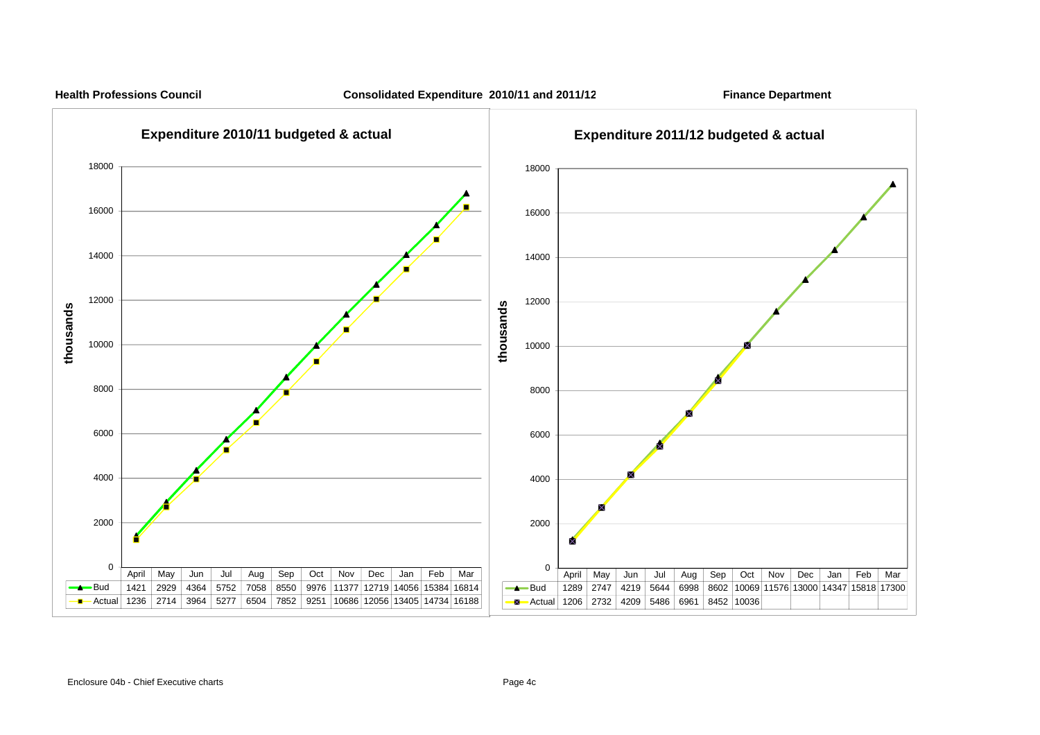**Health Professions Council** **Consolidated Expenditure 2010/11 and 2011/12** **Finance Department**

## Expenditure 2010/11 budgeted & actual

thousands

| | April | May | Jun | Jul | Aug | Sep | Oct | Nov | Dec | Jan | Feb | Mar |
|---|---|---|---|---|---|---|---|---|---|---|---|---|
| Bud | 1421 | 2929 | 4364 | 5752 | 7058 | 8550 | 9976 | 11377 | 12719 | 14056 | 15384 | 16814 |
| Actual | 1236 | 2714 | 3964 | 5277 | 6504 | 7852 | 9251 | 10686 | 12056 | 13405 | 14734 | 16188 |

## Expenditure 2011/12 budgeted & actual

thousands

| | April | May | Jun | Jul | Aug | Sep | Oct | Nov | Dec | Jan | Feb | Mar |
|---|---|---|---|---|---|---|---|---|---|---|---|---|
| Bud | 1289 | 2747 | 4219 | 5644 | 6998 | 8602 | 10069 | 11576 | 13000 | 14347 | 15818 | 17300 |
| Actual | 1206 | 2732 | 4209 | 5486 | 6961 | 8452 | 10036 | | | | | |

Enclosure 04b - Chief Executive charts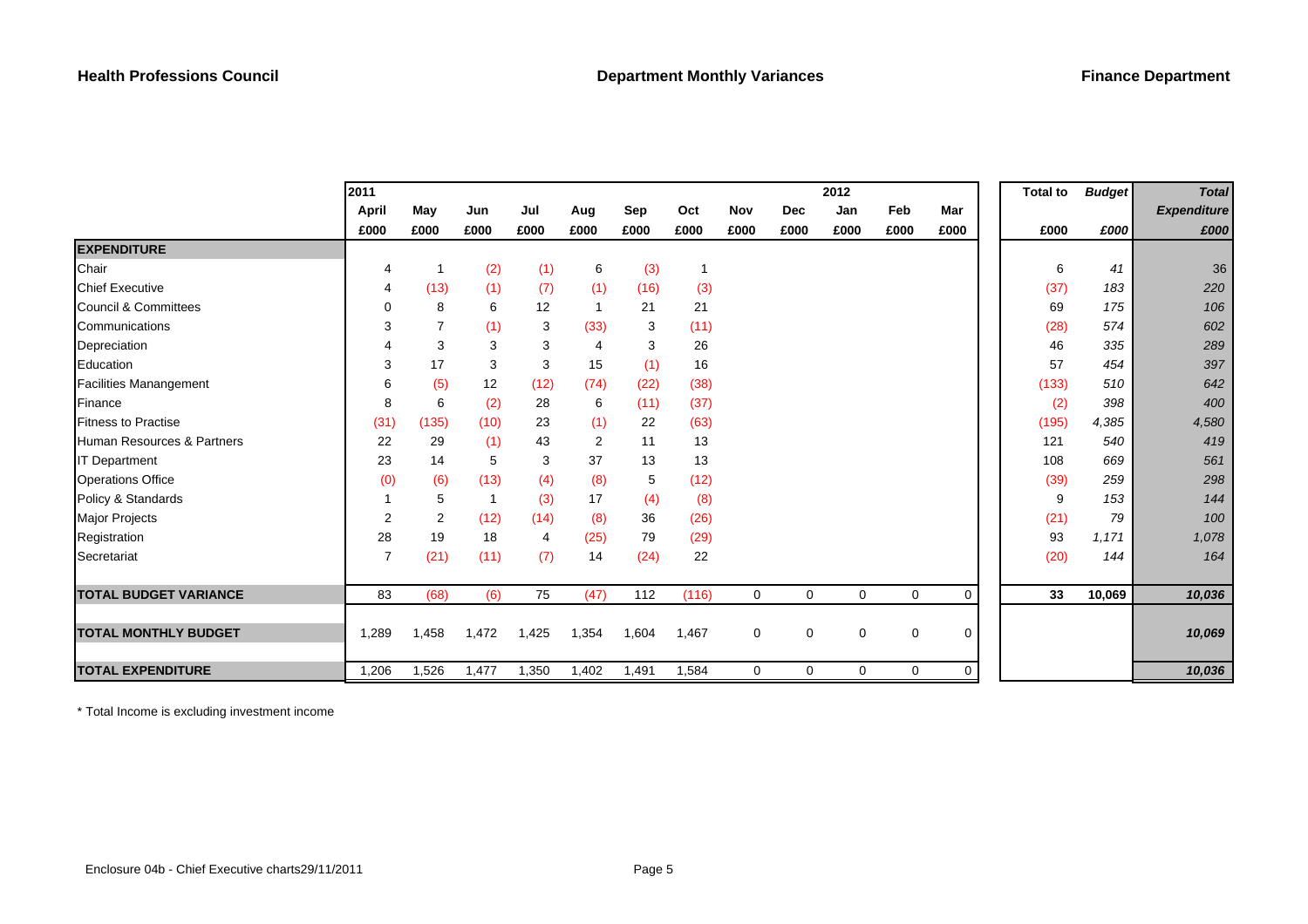**Health Professions Council** | **Department Monthly Variances** | **Finance Department**

| | 2011 April | May | Jun | Jul | Aug | Sep | Oct | Nov | Dec | 2012 Jan | Feb | Mar | Total to | *Budget* | *Total Expenditure* |
|---|---|---|---|---|---|---|---|---|---|---|---|---|---|---|---|
| | £000 | £000 | £000 | £000 | £000 | £000 | £000 | £000 | £000 | £000 | £000 | £000 | £000 | *£000* | *£000* |
| **EXPENDITURE** | | | | | | | | | | | | | | | |
| Chair | 4 | 1 | (2) | (1) | 6 | (3) | 1 | | | | | | 6 | *41* | *36* |
| Chief Executive | 4 | (13) | (1) | (7) | (1) | (16) | (3) | | | | | | (37) | *183* | *220* |
| Council & Committees | 0 | 8 | 6 | 12 | 1 | 21 | 21 | | | | | | 69 | *175* | *106* |
| Communications | 3 | 7 | (1) | 3 | (33) | 3 | (11) | | | | | | (28) | *574* | *602* |
| Depreciation | 4 | 3 | 3 | 3 | 4 | 3 | 26 | | | | | | 46 | *335* | *289* |
| Education | 3 | 17 | 3 | 3 | 15 | (1) | 16 | | | | | | 57 | *454* | *397* |
| Facilities Manangement | 6 | (5) | 12 | (12) | (74) | (22) | (38) | | | | | | (133) | *510* | *642* |
| Finance | 8 | 6 | (2) | 28 | 6 | (11) | (37) | | | | | | (2) | *398* | *400* |
| Fitness to Practise | (31) | (135) | (10) | 23 | (1) | 22 | (63) | | | | | | (195) | *4,385* | *4,580* |
| Human Resources & Partners | 22 | 29 | (1) | 43 | 2 | 11 | 13 | | | | | | 121 | *540* | *419* |
| IT Department | 23 | 14 | 5 | 3 | 37 | 13 | 13 | | | | | | 108 | *669* | *561* |
| Operations Office | (0) | (6) | (13) | (4) | (8) | 5 | (12) | | | | | | (39) | *259* | *298* |
| Policy & Standards | 1 | 5 | 1 | (3) | 17 | (4) | (8) | | | | | | 9 | *153* | *144* |
| Major Projects | 2 | 2 | (12) | (14) | (8) | 36 | (26) | | | | | | (21) | *79* | *100* |
| Registration | 28 | 19 | 18 | 4 | (25) | 79 | (29) | | | | | | 93 | *1,171* | *1,078* |
| Secretariat | 7 | (21) | (11) | (7) | 14 | (24) | 22 | | | | | | (20) | *144* | *164* |
| **TOTAL BUDGET VARIANCE** | 83 | (68) | (6) | 75 | (47) | 112 | (116) | 0 | 0 | 0 | 0 | 0 | **33** | **10,069** | ***10,036*** |
| **TOTAL MONTHLY BUDGET** | 1,289 | 1,458 | 1,472 | 1,425 | 1,354 | 1,604 | 1,467 | 0 | 0 | 0 | 0 | 0 | | | ***10,069*** |
| **TOTAL EXPENDITURE** | 1,206 | 1,526 | 1,477 | 1,350 | 1,402 | 1,491 | 1,584 | 0 | 0 | 0 | 0 | 0 | | | ***10,036*** |

* Total Income is excluding investment income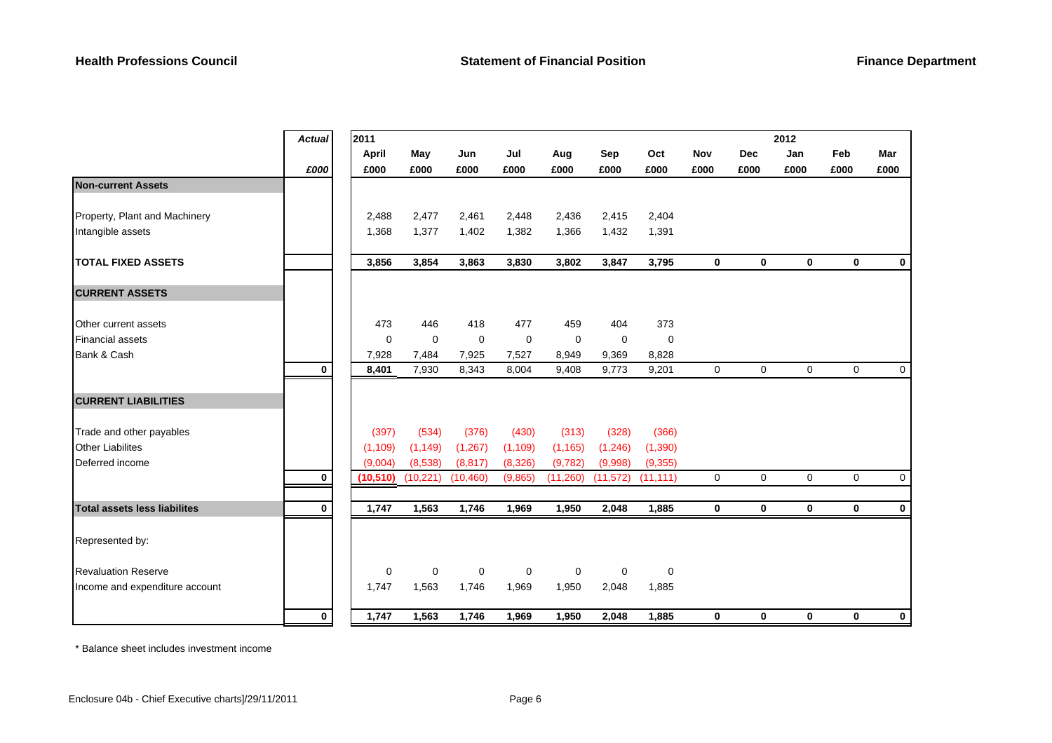**Health Professions Council** — **Statement of Financial Position** — **Finance Department**

| | *Actual* | 2011 | | | | | | | | | 2012 | | |
|---|---|---|---|---|---|---|---|---|---|---|---|---|---|
| | | April | May | Jun | Jul | Aug | Sep | Oct | Nov | Dec | Jan | Feb | Mar |
| | *£000* | £000 | £000 | £000 | £000 | £000 | £000 | £000 | £000 | £000 | £000 | £000 | £000 |
| **Non-current Assets** | | | | | | | | | | | | | |
| Property, Plant and Machinery | | 2,488 | 2,477 | 2,461 | 2,448 | 2,436 | 2,415 | 2,404 | | | | | |
| Intangible assets | | 1,368 | 1,377 | 1,402 | 1,382 | 1,366 | 1,432 | 1,391 | | | | | |
| **TOTAL FIXED ASSETS** | | **3,856** | **3,854** | **3,863** | **3,830** | **3,802** | **3,847** | **3,795** | **0** | **0** | **0** | **0** | **0** |
| **CURRENT ASSETS** | | | | | | | | | | | | | |
| Other current assets | | 473 | 446 | 418 | 477 | 459 | 404 | 373 | | | | | |
| Financial assets | | 0 | 0 | 0 | 0 | 0 | 0 | 0 | | | | | |
| Bank & Cash | | 7,928 | 7,484 | 7,925 | 7,527 | 8,949 | 9,369 | 8,828 | | | | | |
| | **0** | **8,401** | 7,930 | 8,343 | 8,004 | 9,408 | 9,773 | 9,201 | 0 | 0 | 0 | 0 | 0 |
| **CURRENT LIABILITIES** | | | | | | | | | | | | | |
| Trade and other payables | | (397) | (534) | (376) | (430) | (313) | (328) | (366) | | | | | |
| Other Liabilites | | (1,109) | (1,149) | (1,267) | (1,109) | (1,165) | (1,246) | (1,390) | | | | | |
| Deferred income | | (9,004) | (8,538) | (8,817) | (8,326) | (9,782) | (9,998) | (9,355) | | | | | |
| | **0** | **(10,510)** | (10,221) | (10,460) | (9,865) | (11,260) | (11,572) | (11,111) | 0 | 0 | 0 | 0 | 0 |
| **Total assets less liabilites** | **0** | **1,747** | **1,563** | **1,746** | **1,969** | **1,950** | **2,048** | **1,885** | **0** | **0** | **0** | **0** | **0** |
| Represented by: | | | | | | | | | | | | | |
| Revaluation Reserve | | 0 | 0 | 0 | 0 | 0 | 0 | 0 | | | | | |
| Income and expenditure account | | 1,747 | 1,563 | 1,746 | 1,969 | 1,950 | 2,048 | 1,885 | | | | | |
| | **0** | **1,747** | **1,563** | **1,746** | **1,969** | **1,950** | **2,048** | **1,885** | **0** | **0** | **0** | **0** | **0** |

* Balance sheet includes investment income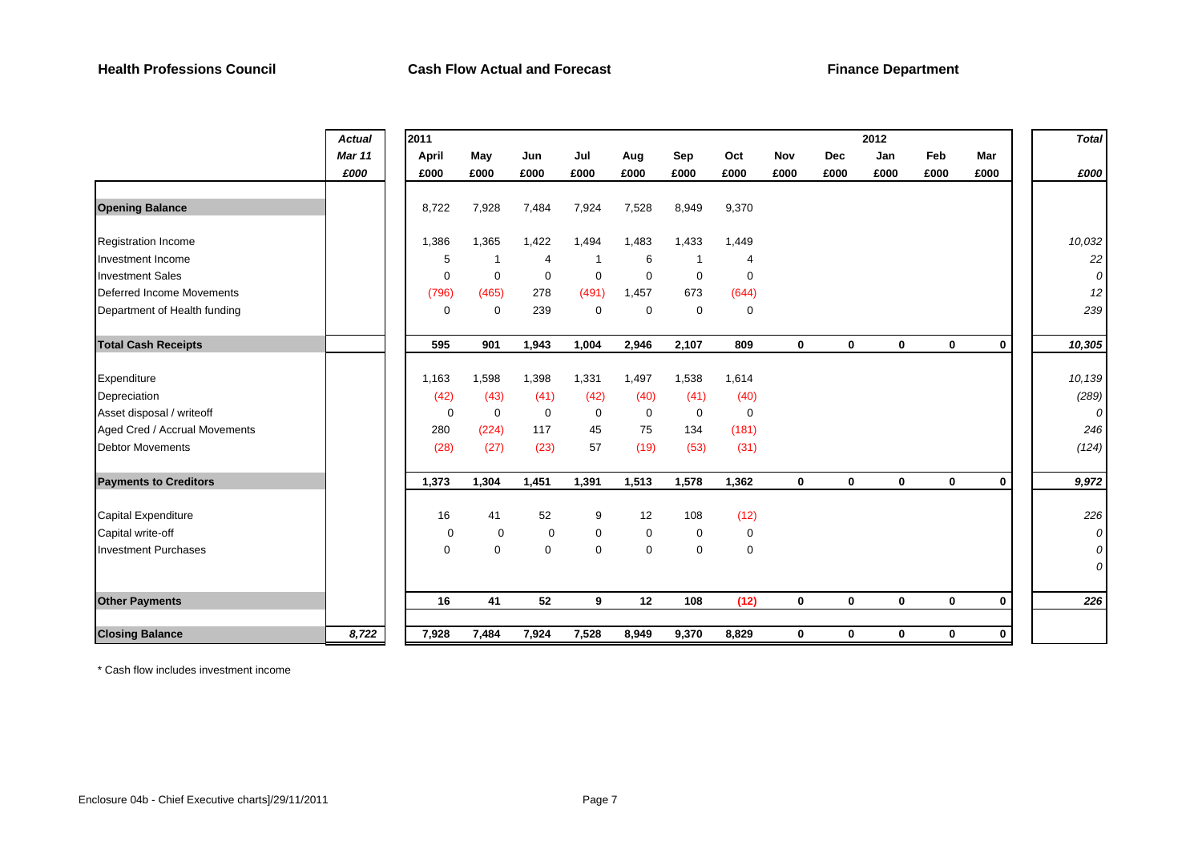**Health Professions Council** **Cash Flow Actual and Forecast** **Finance Department**

| | *Actual* | 2011 | | | | | | | | | 2012 | | | *Total* |
|---|---|---|---|---|---|---|---|---|---|---|---|---|---|---|
| | *Mar 11* | **April** | **May** | **Jun** | **Jul** | **Aug** | **Sep** | **Oct** | **Nov** | **Dec** | **Jan** | **Feb** | **Mar** | |
| | *£000* | **£000** | **£000** | **£000** | **£000** | **£000** | **£000** | **£000** | **£000** | **£000** | **£000** | **£000** | **£000** | *£000* |
| **Opening Balance** | | 8,722 | 7,928 | 7,484 | 7,924 | 7,528 | 8,949 | 9,370 | | | | | | |
| Registration Income | | 1,386 | 1,365 | 1,422 | 1,494 | 1,483 | 1,433 | 1,449 | | | | | | *10,032* |
| Investment Income | | 5 | 1 | 4 | 1 | 6 | 1 | 4 | | | | | | *22* |
| Investment Sales | | 0 | 0 | 0 | 0 | 0 | 0 | 0 | | | | | | *0* |
| Deferred Income Movements | | (796) | (465) | 278 | (491) | 1,457 | 673 | (644) | | | | | | *12* |
| Department of Health funding | | 0 | 0 | 239 | 0 | 0 | 0 | 0 | | | | | | *239* |
| **Total Cash Receipts** | | **595** | **901** | **1,943** | **1,004** | **2,946** | **2,107** | **809** | **0** | **0** | **0** | **0** | **0** | ***10,305*** |
| Expenditure | | 1,163 | 1,598 | 1,398 | 1,331 | 1,497 | 1,538 | 1,614 | | | | | | *10,139* |
| Depreciation | | (42) | (43) | (41) | (42) | (40) | (41) | (40) | | | | | | *(289)* |
| Asset disposal / writeoff | | 0 | 0 | 0 | 0 | 0 | 0 | 0 | | | | | | *0* |
| Aged Cred / Accrual Movements | | 280 | (224) | 117 | 45 | 75 | 134 | (181) | | | | | | *246* |
| Debtor Movements | | (28) | (27) | (23) | 57 | (19) | (53) | (31) | | | | | | *(124)* |
| **Payments to Creditors** | | **1,373** | **1,304** | **1,451** | **1,391** | **1,513** | **1,578** | **1,362** | **0** | **0** | **0** | **0** | **0** | ***9,972*** |
| Capital Expenditure | | 16 | 41 | 52 | 9 | 12 | 108 | (12) | | | | | | *226* |
| Capital write-off | | 0 | 0 | 0 | 0 | 0 | 0 | 0 | | | | | | *0* |
| Investment Purchases | | 0 | 0 | 0 | 0 | 0 | 0 | 0 | | | | | | *0* |
| | | | | | | | | | | | | | | *0* |
| **Other Payments** | | **16** | **41** | **52** | **9** | **12** | **108** | **(12)** | **0** | **0** | **0** | **0** | **0** | ***226*** |
| **Closing Balance** | ***8,722*** | **7,928** | **7,484** | **7,924** | **7,528** | **8,949** | **9,370** | **8,829** | **0** | **0** | **0** | **0** | **0** | |

* Cash flow includes investment income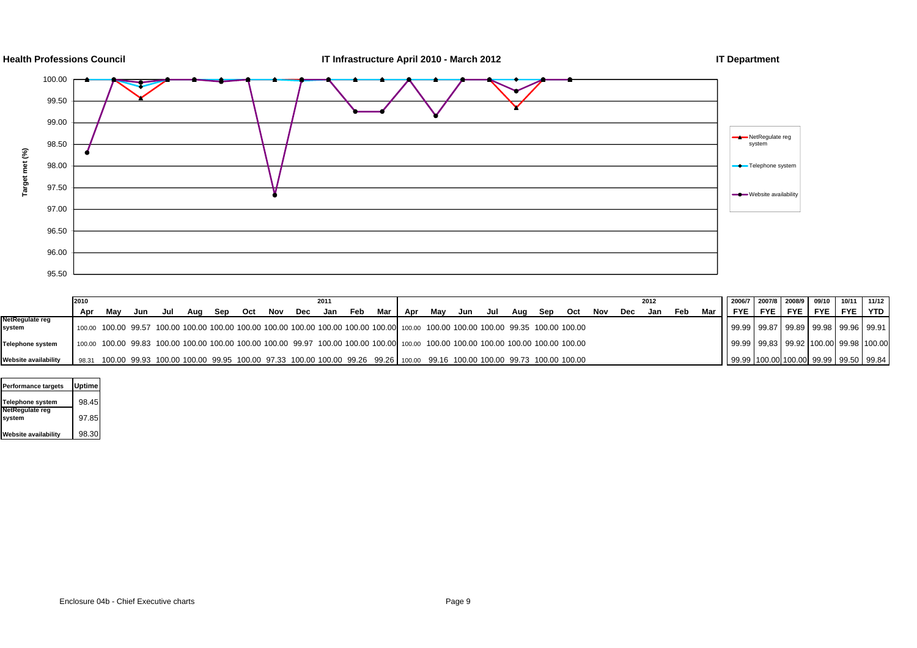**Health Professions Council** | **IT Infrastructure April 2010 - March 2012** | **IT Department**

Target met (%)

Legend: NetRegulate reg system; Telephone system; Website availability

| | 2010 Apr | May | Jun | Jul | Aug | Sep | Oct | Nov | Dec | 2011 Jan | Feb | Mar | Apr | May | Jun | Jul | Aug | Sep | Oct | Nov | Dec | 2012 Jan | Feb | Mar | 2006/7 FYE | 2007/8 FYE | 2008/9 FYE | 09/10 FYE | 10/11 FYE | 11/12 YTD |
|---|---|---|---|---|---|---|---|---|---|---|---|---|---|---|---|---|---|---|---|---|---|---|---|---|---|---|---|---|---|---|
| NetRegulate reg system | 100.00 | 100.00 | 99.57 | 100.00 | 100.00 | 100.00 | 100.00 | 100.00 | 100.00 | 100.00 | 100.00 | 100.00 | 100.00 | 100.00 | 100.00 | 100.00 | 99.35 | 100.00 | 100.00 | | | | | | 99.99 | 99.87 | 99.89 | 99.98 | 99.96 | 99.91 |
| Telephone system | 100.00 | 100.00 | 99.83 | 100.00 | 100.00 | 100.00 | 100.00 | 100.00 | 99.97 | 100.00 | 100.00 | 100.00 | 100.00 | 100.00 | 100.00 | 100.00 | 100.00 | 100.00 | 100.00 | | | | | | 99.99 | 99,83 | 99.92 | 100.00 | 99.98 | 100.00 |
| Website availability | 98.31 | 100.00 | 99.93 | 100.00 | 100.00 | 99.95 | 100.00 | 97.33 | 100.00 | 100.00 | 99.26 | 99.26 | 100.00 | 99.16 | 100.00 | 100.00 | 99.73 | 100.00 | 100.00 | | | | | | 99.99 | 100.00 | 100.00 | 99.99 | 99.50 | 99.84 |

| Performance targets | Uptime |
|---|---|
| Telephone system | 98.45 |
| NetRegulate reg system | 97.85 |
| Website availability | 98.30 |

Enclosure 04b - Chief Executive charts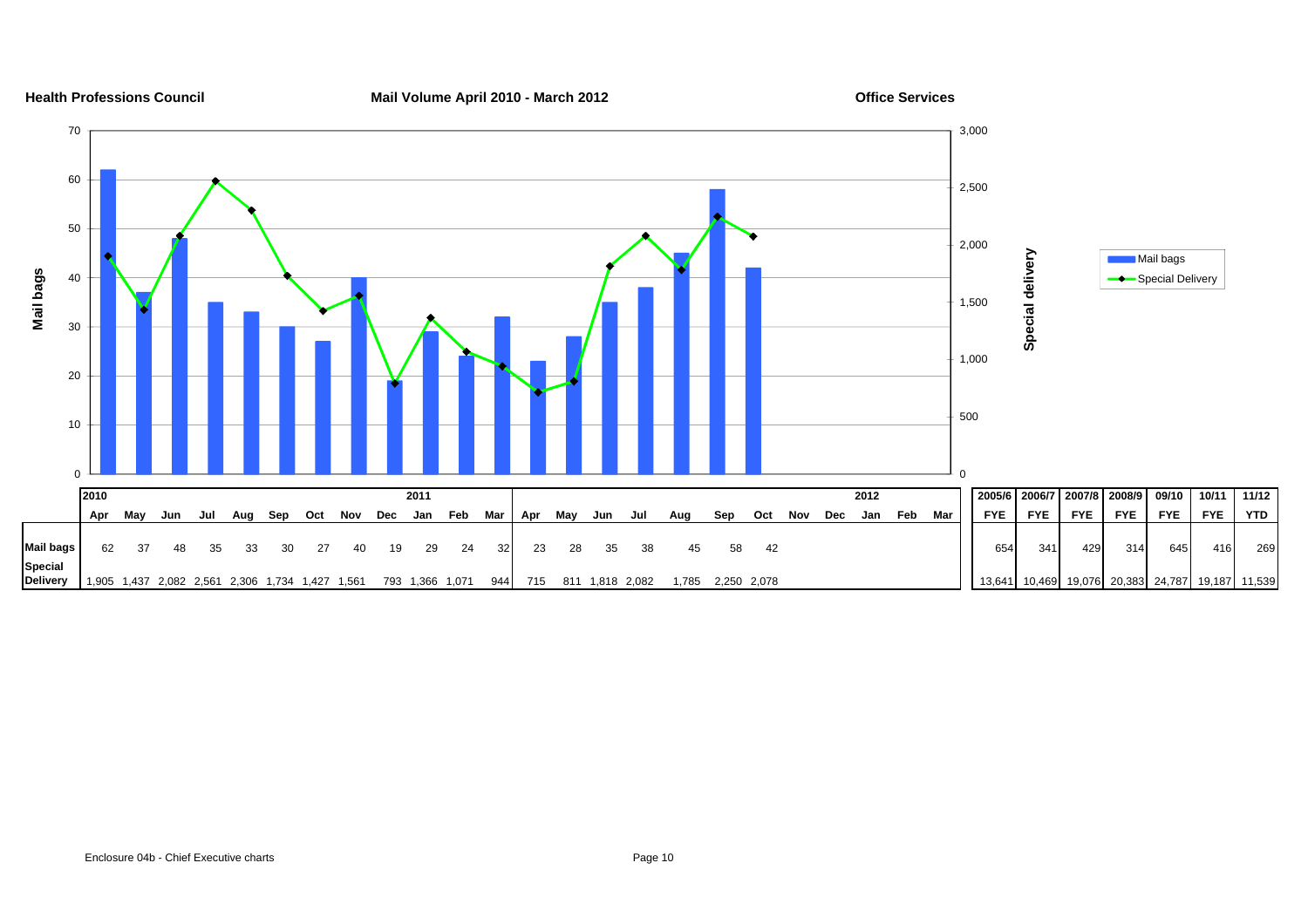**Health Professions Council** | **Mail Volume April 2010 - March 2012** | **Office Services**

| | 2010 | | | | | | | | | 2011 | | | | | | | | | | | | 2012 | | | | 2005/6 | 2006/7 | 2007/8 | 2008/9 | 09/10 | 10/11 | 11/12 |
|---|---|---|---|---|---|---|---|---|---|---|---|---|---|---|---|---|---|---|---|---|---|---|---|---|---|---|---|---|---|---|---|---|
| | Apr | May | Jun | Jul | Aug | Sep | Oct | Nov | Dec | Jan | Feb | Mar | Apr | May | Jun | Jul | Aug | Sep | Oct | Nov | Dec | Jan | Feb | Mar | | FYE | FYE | FYE | FYE | FYE | FYE | YTD |
| **Mail bags** | 62 | 37 | 48 | 35 | 33 | 30 | 27 | 40 | 19 | 29 | 24 | 32 | 23 | 28 | 35 | 38 | 45 | 58 | 42 | | | | | | | 654 | 341 | 429 | 314 | 645 | 416 | 269 |
| **Special Delivery** | 1,905 | 1,437 | 2,082 | 2,561 | 2,306 | 1,734 | 1,427 | 1,561 | 793 | 1,366 | 1,071 | 944 | 715 | 811 | 1,818 | 2,082 | 1,785 | 2,250 | 2,078 | | | | | | | 13,641 | 10,469 | 19,076 | 20,383 | 24,787 | 19,187 | 11,539 |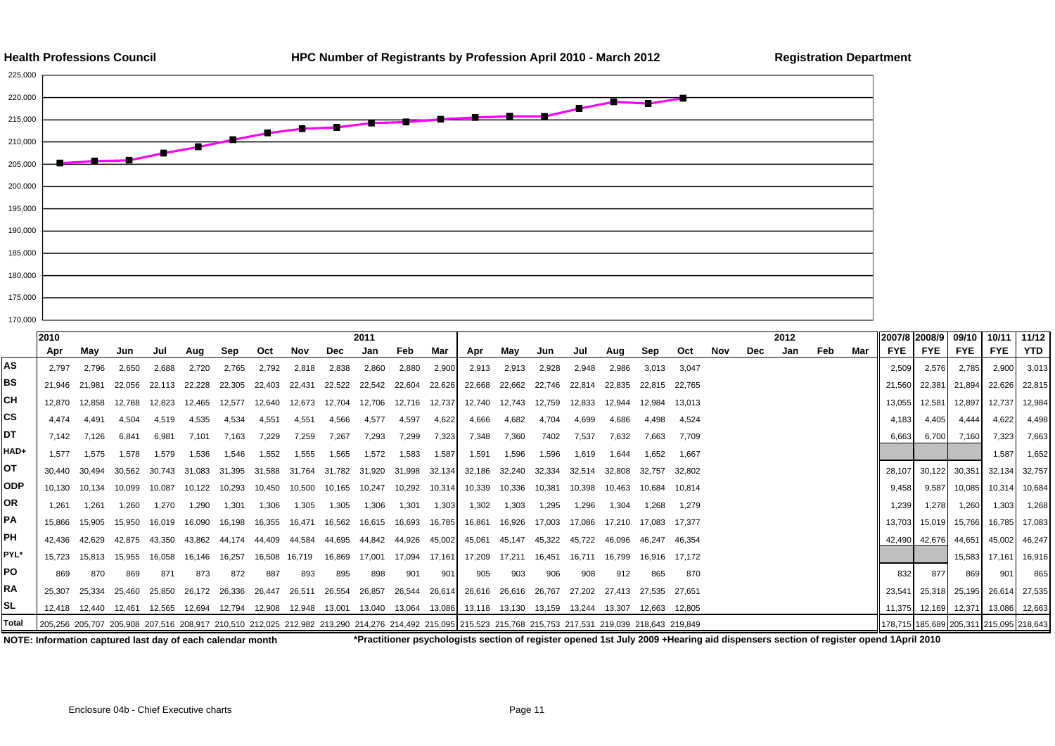**Health Professions Council** — **HPC Number of Registrants by Profession April 2010 - March 2012** — **Registration Department**

| | 2010 Apr | May | Jun | Jul | Aug | Sep | Oct | Nov | Dec | 2011 Jan | Feb | Mar | Apr | May | Jun | Jul | Aug | Sep | Oct | Nov | Dec | 2012 Jan | Feb | Mar | 2007/8 FYE | 2008/9 FYE | 09/10 FYE | 10/11 FYE | 11/12 YTD |
|---|---|---|---|---|---|---|---|---|---|---|---|---|---|---|---|---|---|---|---|---|---|---|---|---|---|---|---|---|---|
| AS | 2,797 | 2,796 | 2,650 | 2,688 | 2,720 | 2,765 | 2,792 | 2,818 | 2,838 | 2,860 | 2,880 | 2,900 | 2,913 | 2,913 | 2,928 | 2,948 | 2,986 | 3,013 | 3,047 | | | | | | 2,509 | 2,576 | 2,785 | 2,900 | 3,013 |
| BS | 21,946 | 21,981 | 22,056 | 22,113 | 22,228 | 22,305 | 22,403 | 22,431 | 22,522 | 22,542 | 22,604 | 22,626 | 22,668 | 22,662 | 22,746 | 22,814 | 22,835 | 22,815 | 22,765 | | | | | | 21,560 | 22,381 | 21,894 | 22,626 | 22,815 |
| CH | 12,870 | 12,858 | 12,788 | 12,823 | 12,465 | 12,577 | 12,640 | 12,673 | 12,704 | 12,706 | 12,716 | 12,737 | 12,740 | 12,743 | 12,759 | 12,833 | 12,944 | 12,984 | 13,013 | | | | | | 13,055 | 12,581 | 12,897 | 12,737 | 12,984 |
| CS | 4,474 | 4,491 | 4,504 | 4,519 | 4,535 | 4,534 | 4,551 | 4,551 | 4,566 | 4,577 | 4,597 | 4,622 | 4,666 | 4,682 | 4,704 | 4,699 | 4,686 | 4,498 | 4,524 | | | | | | 4,183 | 4,405 | 4,444 | 4,622 | 4,498 |
| DT | 7,142 | 7,126 | 6,841 | 6,981 | 7,101 | 7,163 | 7,229 | 7,259 | 7,267 | 7,293 | 7,299 | 7,323 | 7,348 | 7,360 | 7402 | 7,537 | 7,632 | 7,663 | 7,709 | | | | | | 6,663 | 6,700 | 7,160 | 7,323 | 7,663 |
| HAD+ | 1,577 | 1,575 | 1,578 | 1,579 | 1,536 | 1,546 | 1,552 | 1,555 | 1,565 | 1,572 | 1,583 | 1,587 | 1,591 | 1,596 | 1,596 | 1,619 | 1,644 | 1,652 | 1,667 | | | | | | | | | 1,587 | 1,652 |
| OT | 30,440 | 30,494 | 30,562 | 30,743 | 31,083 | 31,395 | 31,588 | 31,764 | 31,782 | 31,920 | 31,998 | 32,134 | 32,186 | 32,240 | 32,334 | 32,514 | 32,808 | 32,757 | 32,802 | | | | | | 28,107 | 30,122 | 30,351 | 32,134 | 32,757 |
| ODP | 10,130 | 10,134 | 10,099 | 10,087 | 10,122 | 10,293 | 10,450 | 10,500 | 10,165 | 10,247 | 10,292 | 10,314 | 10,339 | 10,336 | 10,381 | 10,398 | 10,463 | 10,684 | 10,814 | | | | | | 9,458 | 9,587 | 10,085 | 10,314 | 10,684 |
| OR | 1,261 | 1,261 | 1,260 | 1,270 | 1,290 | 1,301 | 1,306 | 1,305 | 1,305 | 1,306 | 1,301 | 1,303 | 1,302 | 1,303 | 1,295 | 1,296 | 1,304 | 1,268 | 1,279 | | | | | | 1,239 | 1,278 | 1,260 | 1,303 | 1,268 |
| PA | 15,866 | 15,905 | 15,950 | 16,019 | 16,090 | 16,198 | 16,355 | 16,471 | 16,562 | 16,615 | 16,693 | 16,785 | 16,861 | 16,926 | 17,003 | 17,086 | 17,210 | 17,083 | 17,377 | | | | | | 13,703 | 15,019 | 15,766 | 16,785 | 17,083 |
| PH | 42,436 | 42,629 | 42,875 | 43,350 | 43,862 | 44,174 | 44,409 | 44,584 | 44,695 | 44,842 | 44,926 | 45,002 | 45,061 | 45,147 | 45,322 | 45,722 | 46,096 | 46,247 | 46,354 | | | | | | 42,490 | 42,676 | 44,651 | 45,002 | 46,247 |
| PYL* | 15,723 | 15,813 | 15,955 | 16,058 | 16,146 | 16,257 | 16,508 | 16,719 | 16,869 | 17,001 | 17,094 | 17,161 | 17,209 | 17,211 | 16,451 | 16,711 | 16,799 | 16,916 | 17,172 | | | | | | | | 15,583 | 17,161 | 16,916 |
| PO | 869 | 870 | 869 | 871 | 873 | 872 | 887 | 893 | 895 | 898 | 901 | 901 | 905 | 903 | 906 | 908 | 912 | 865 | 870 | | | | | | 832 | 877 | 869 | 901 | 865 |
| RA | 25,307 | 25,334 | 25,460 | 25,850 | 26,172 | 26,336 | 26,447 | 26,511 | 26,554 | 26,857 | 26,544 | 26,614 | 26,616 | 26,616 | 26,767 | 27,202 | 27,413 | 27,535 | 27,651 | | | | | | 23,541 | 25,318 | 25,195 | 26,614 | 27,535 |
| SL | 12,418 | 12,440 | 12,461 | 12,565 | 12,694 | 12,794 | 12,908 | 12,948 | 13,001 | 13,040 | 13,064 | 13,086 | 13,118 | 13,130 | 13,159 | 13,244 | 13,307 | 12,663 | 12,805 | | | | | | 11,375 | 12,169 | 12,371 | 13,086 | 12,663 |
| Total | 205,256 | 205,707 | 205,908 | 207,516 | 208,917 | 210,510 | 212,025 | 212,982 | 213,290 | 214,276 | 214,492 | 215,095 | 215,523 | 215,768 | 215,753 | 217,531 | 219,039 | 218,643 | 219,849 | | | | | | 178,715 | 185,689 | 205,311 | 215,095 | 218,643 |

**NOTE: Information captured last day of each calendar month**

***Practitioner psychologists section of register opened 1st July 2009 +Hearing aid dispensers section of register opend 1April 2010**

Enclosure 04b - Chief Executive charts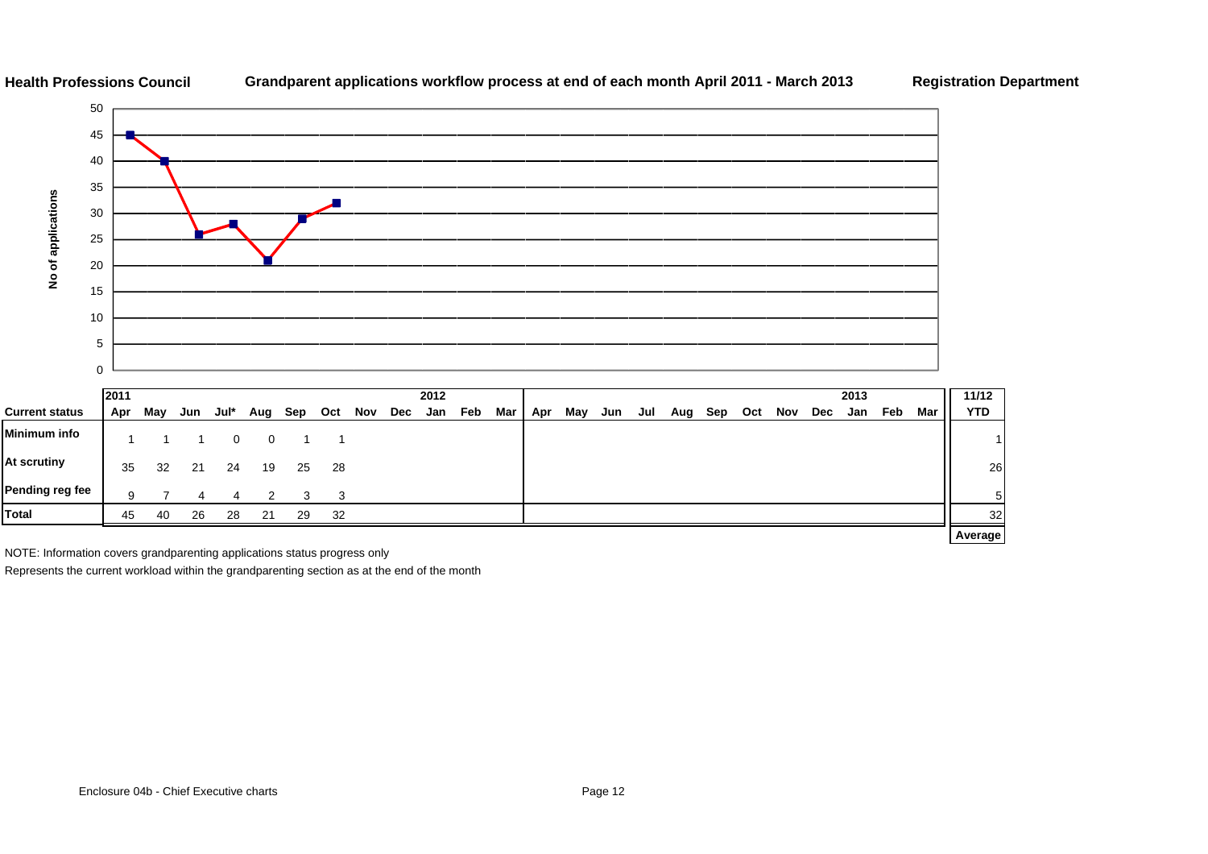**Health Professions Council** **Grandparent applications workflow process at end of each month April 2011 - March 2013** **Registration Department**

| Current status | 2011 Apr | May | Jun | Jul* | Aug | Sep | Oct | Nov | Dec | 2012 Jan | Feb | Mar | Apr | May | Jun | Jul | Aug | Sep | Oct | Nov | Dec | 2013 Jan | Feb | Mar | 11/12 YTD |
|---|---|---|---|---|---|---|---|---|---|---|---|---|---|---|---|---|---|---|---|---|---|---|---|---|---|
| Minimum info | 1 | 1 | 1 | 0 | 0 | 1 | 1 | | | | | | | | | | | | | | | | | | 1 |
| At scrutiny | 35 | 32 | 21 | 24 | 19 | 25 | 28 | | | | | | | | | | | | | | | | | | 26 |
| Pending reg fee | 9 | 7 | 4 | 4 | 2 | 3 | 3 | | | | | | | | | | | | | | | | | | 5 |
| Total | 45 | 40 | 26 | 28 | 21 | 29 | 32 | | | | | | | | | | | | | | | | | | 32 |
| | | | | | | | | | | | | | | | | | | | | | | | | | Average |

NOTE: Information covers grandparenting applications status progress only

Represents the current workload within the grandparenting section as at the end of the month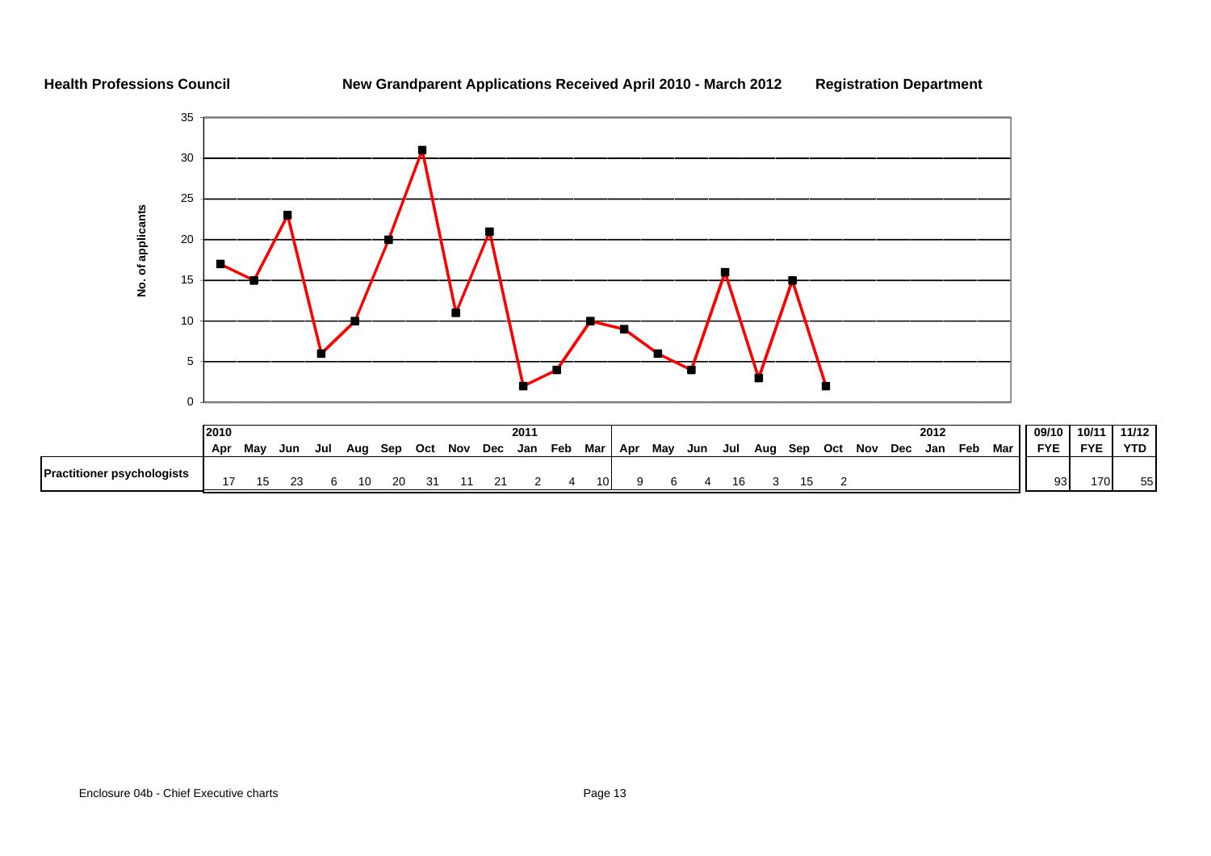**Health Professions Council** **New Grandparent Applications Received April 2010 - March 2012** **Registration Department**

| | 2010 Apr | May | Jun | Jul | Aug | Sep | Oct | Nov | Dec | 2011 Jan | Feb | Mar | Apr | May | Jun | Jul | Aug | Sep | Oct | Nov | Dec | 2012 Jan | Feb | Mar | 09/10 FYE | 10/11 FYE | 11/12 YTD |
|---|---|---|---|---|---|---|---|---|---|---|---|---|---|---|---|---|---|---|---|---|---|---|---|---|---|---|---|
| **Practitioner psychologists** | 17 | 15 | 23 | 6 | 10 | 20 | 31 | 11 | 21 | 2 | 4 | 10 | 9 | 6 | 4 | 16 | 3 | 15 | 2 | | | | | | 93 | 170 | 55 |

Enclosure 04b - Chief Executive charts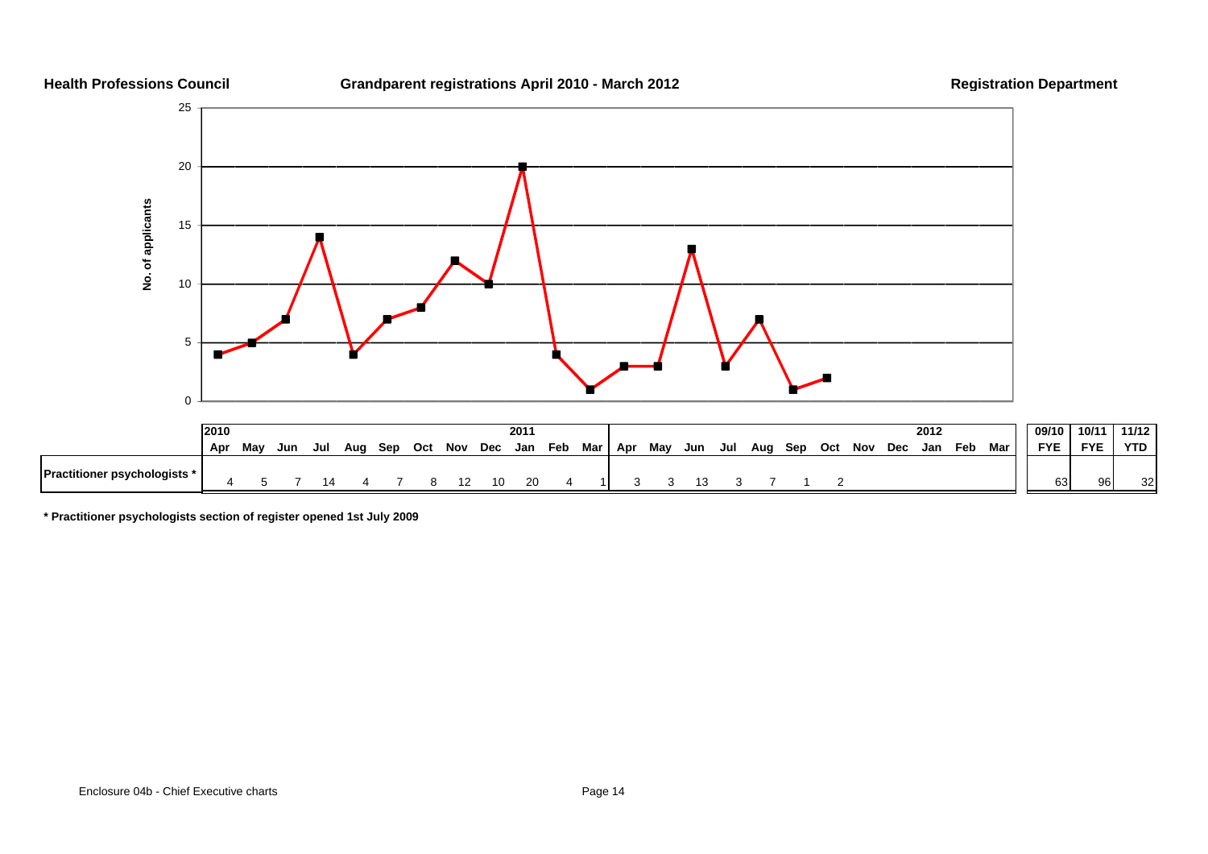**Health Professions Council** **Grandparent registrations April 2010 - March 2012** **Registration Department**

| | 2010 Apr | May | Jun | Jul | Aug | Sep | Oct | Nov | Dec | 2011 Jan | Feb | Mar | Apr | May | Jun | Jul | Aug | Sep | Oct | Nov | Dec | 2012 Jan | Feb | Mar | 09/10 FYE | 10/11 FYE | 11/12 YTD |
|---|---|---|---|---|---|---|---|---|---|---|---|---|---|---|---|---|---|---|---|---|---|---|---|---|---|---|---|
| **Practitioner psychologists *** | 4 | 5 | 7 | 14 | 4 | 7 | 8 | 12 | 10 | 20 | 4 | 1 | 3 | 3 | 13 | 3 | 7 | 1 | 2 | | | | | | 63 | 96 | 32 |

**\* Practitioner psychologists section of register opened 1st July 2009**

Enclosure 04b - Chief Executive charts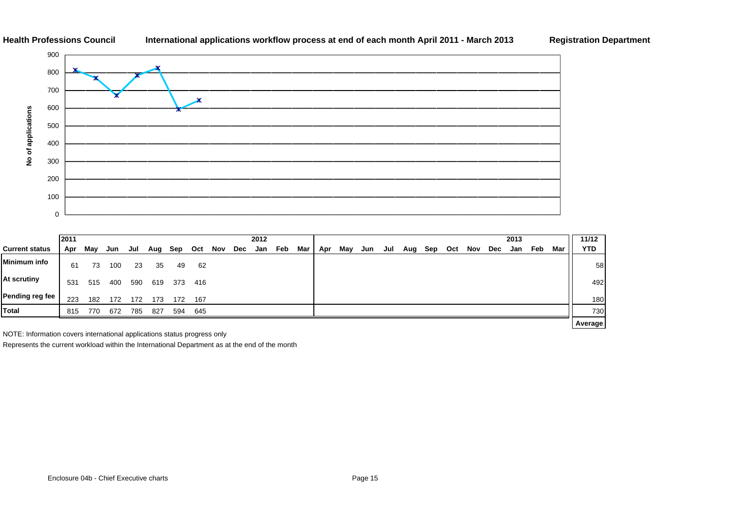**Health Professions Council** **International applications workflow process at end of each month April 2011 - March 2013** **Registration Department**

| | 2011 | | | | | | | | | 2012 | | | | | | | | | | | | | 2013 | | | 11/12 |
|---|---|---|---|---|---|---|---|---|---|---|---|---|---|---|---|---|---|---|---|---|---|---|---|---|---|---|
| **Current status** | **Apr** | **May** | **Jun** | **Jul** | **Aug** | **Sep** | **Oct** | **Nov** | **Dec** | **Jan** | **Feb** | **Mar** | **Apr** | **May** | **Jun** | **Jul** | **Aug** | **Sep** | **Oct** | **Nov** | **Dec** | **Jan** | **Feb** | **Mar** | | **YTD** |
| **Minimum info** | 61 | 73 | 100 | 23 | 35 | 49 | 62 | | | | | | | | | | | | | | | | | | | 58 |
| **At scrutiny** | 531 | 515 | 400 | 590 | 619 | 373 | 416 | | | | | | | | | | | | | | | | | | | 492 |
| **Pending reg fee** | 223 | 182 | 172 | 172 | 173 | 172 | 167 | | | | | | | | | | | | | | | | | | | 180 |
| **Total** | 815 | 770 | 672 | 785 | 827 | 594 | 645 | | | | | | | | | | | | | | | | | | | 730 |
| | | | | | | | | | | | | | | | | | | | | | | | | | | **Average** |

NOTE: Information covers international applications status progress only

Represents the current workload within the International Department as at the end of the month

Enclosure 04b - Chief Executive charts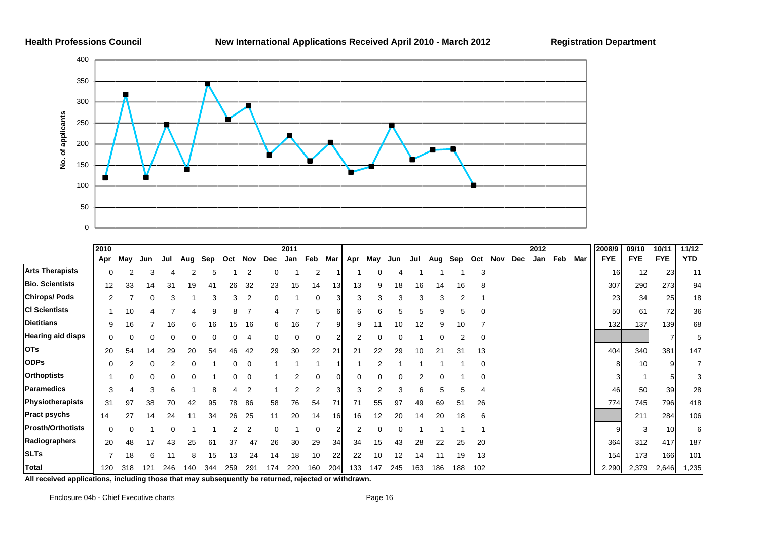**Health Professions Council** | **New International Applications Received April 2010 - March 2012** | **Registration Department**

| | 2010 | | | | | | | | | 2011 | | | | | | | | | | | | | 2012 | | | 2008/9 | 09/10 | 10/11 | 11/12 |
|---|---|---|---|---|---|---|---|---|---|---|---|---|---|---|---|---|---|---|---|---|---|---|---|---|---|---|---|---|---|
| | Apr | May | Jun | Jul | Aug | Sep | Oct | Nov | Dec | Jan | Feb | Mar | Apr | May | Jun | Jul | Aug | Sep | Oct | Nov | Dec | Jan | Feb | Mar | FYE | FYE | FYE | YTD |
| **Arts Therapists** | 0 | 2 | 3 | 4 | 2 | 5 | 1 | 2 | 0 | 1 | 2 | 1 | 1 | 0 | 4 | 1 | 1 | 1 | 3 | | | | | | 16 | 12 | 23 | 11 |
| **Bio. Scientists** | 12 | 33 | 14 | 31 | 19 | 41 | 26 | 32 | 23 | 15 | 14 | 13 | 13 | 9 | 18 | 16 | 14 | 16 | 8 | | | | | | 307 | 290 | 273 | 94 |
| **Chirops/ Pods** | 2 | 7 | 0 | 3 | 1 | 3 | 3 | 2 | 0 | 1 | 0 | 3 | 3 | 3 | 3 | 3 | 3 | 2 | 1 | | | | | | 23 | 34 | 25 | 18 |
| **Cl Scientists** | 1 | 10 | 4 | 7 | 4 | 9 | 8 | 7 | 4 | 7 | 5 | 6 | 6 | 6 | 5 | 5 | 9 | 5 | 0 | | | | | | 50 | 61 | 72 | 36 |
| **Dietitians** | 9 | 16 | 7 | 16 | 6 | 16 | 15 | 16 | 6 | 16 | 7 | 9 | 9 | 11 | 10 | 12 | 9 | 10 | 7 | | | | | | 132 | 137 | 139 | 68 |
| **Hearing aid disps** | 0 | 0 | 0 | 0 | 0 | 0 | 0 | 4 | 0 | 0 | 0 | 2 | 2 | 0 | 0 | 1 | 0 | 2 | 0 | | | | | | | | 7 | 5 |
| **OTs** | 20 | 54 | 14 | 29 | 20 | 54 | 46 | 42 | 29 | 30 | 22 | 21 | 21 | 22 | 29 | 10 | 21 | 31 | 13 | | | | | | 404 | 340 | 381 | 147 |
| **ODPs** | 0 | 2 | 0 | 2 | 0 | 1 | 0 | 0 | 1 | 1 | 1 | 1 | 1 | 2 | 1 | 1 | 1 | 1 | 0 | | | | | | 8 | 10 | 9 | 7 |
| **Orthoptists** | 1 | 0 | 0 | 0 | 0 | 1 | 0 | 0 | 1 | 2 | 0 | 0 | 0 | 0 | 0 | 2 | 0 | 1 | 0 | | | | | | 3 | 1 | 5 | 3 |
| **Paramedics** | 3 | 4 | 3 | 6 | 1 | 8 | 4 | 2 | 1 | 2 | 2 | 3 | 3 | 2 | 3 | 6 | 5 | 5 | 4 | | | | | | 46 | 50 | 39 | 28 |
| **Physiotherapists** | 31 | 97 | 38 | 70 | 42 | 95 | 78 | 86 | 58 | 76 | 54 | 71 | 71 | 55 | 97 | 49 | 69 | 51 | 26 | | | | | | 774 | 745 | 796 | 418 |
| **Pract psychs** | 14 | 27 | 14 | 24 | 11 | 34 | 26 | 25 | 11 | 20 | 14 | 16 | 16 | 12 | 20 | 14 | 20 | 18 | 6 | | | | | | | 211 | 284 | 106 |
| **Prosth/Orthotists** | 0 | 0 | 1 | 0 | 1 | 1 | 2 | 2 | 0 | 1 | 0 | 2 | 2 | 0 | 0 | 1 | 1 | 1 | 1 | | | | | | 9 | 3 | 10 | 6 |
| **Radiographers** | 20 | 48 | 17 | 43 | 25 | 61 | 37 | 47 | 26 | 30 | 29 | 34 | 34 | 15 | 43 | 28 | 22 | 25 | 20 | | | | | | 364 | 312 | 417 | 187 |
| **SLTs** | 7 | 18 | 6 | 11 | 8 | 15 | 13 | 24 | 14 | 18 | 10 | 22 | 22 | 10 | 12 | 14 | 11 | 19 | 13 | | | | | | 154 | 173 | 166 | 101 |
| **Total** | 120 | 318 | 121 | 246 | 140 | 344 | 259 | 291 | 174 | 220 | 160 | 204 | 133 | 147 | 245 | 163 | 186 | 188 | 102 | | | | | | 2,290 | 2,379 | 2,646 | 1,235 |

**All received applications, including those that may subsequently be returned, rejected or withdrawn.**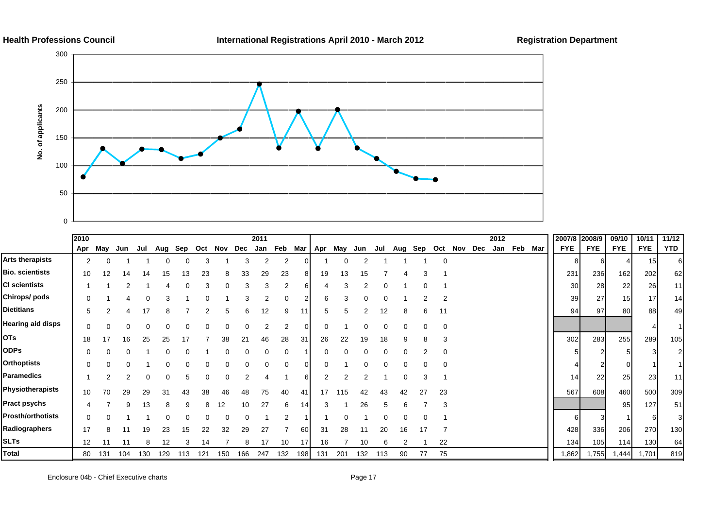Health Professions Council | International Registrations April 2010 - March 2012 | Registration Department

| | 2010 Apr | May | Jun | Jul | Aug | Sep | Oct | Nov | Dec | 2011 Jan | Feb | Mar | Apr | May | Jun | Jul | Aug | Sep | Oct | Nov | Dec | 2012 Jan | Feb | Mar | 2007/8 FYE | 2008/9 FYE | 09/10 FYE | 10/11 FYE | 11/12 YTD |
|---|---|---|---|---|---|---|---|---|---|---|---|---|---|---|---|---|---|---|---|---|---|---|---|---|---|---|---|---|---|
| Arts therapists | 2 | 0 | 1 | 1 | 0 | 0 | 3 | 1 | 3 | 2 | 2 | 0 | 1 | 0 | 2 | 1 | 1 | 1 | 0 | | | | | | 8 | 6 | 4 | 15 | 6 |
| Bio. scientists | 10 | 12 | 14 | 14 | 15 | 13 | 23 | 8 | 33 | 29 | 23 | 8 | 19 | 13 | 15 | 7 | 4 | 3 | 1 | | | | | | 231 | 236 | 162 | 202 | 62 |
| Cl scientists | 1 | 1 | 2 | 1 | 4 | 0 | 3 | 0 | 3 | 3 | 2 | 6 | 4 | 3 | 2 | 0 | 1 | 0 | 1 | | | | | | 30 | 28 | 22 | 26 | 11 |
| Chirops/ pods | 0 | 1 | 4 | 0 | 3 | 1 | 0 | 1 | 3 | 2 | 0 | 2 | 6 | 3 | 0 | 0 | 1 | 2 | 2 | | | | | | 39 | 27 | 15 | 17 | 14 |
| Dietitians | 5 | 2 | 4 | 17 | 8 | 7 | 2 | 5 | 6 | 12 | 9 | 11 | 5 | 5 | 2 | 12 | 8 | 6 | 11 | | | | | | 94 | 97 | 80 | 88 | 49 |
| Hearing aid disps | 0 | 0 | 0 | 0 | 0 | 0 | 0 | 0 | 0 | 2 | 2 | 0 | 0 | 1 | 0 | 0 | 0 | 0 | 0 | | | | | | | | | 4 | 1 |
| OTs | 18 | 17 | 16 | 25 | 25 | 17 | 7 | 38 | 21 | 46 | 28 | 31 | 26 | 22 | 19 | 18 | 9 | 8 | 3 | | | | | | 302 | 283 | 255 | 289 | 105 |
| ODPs | 0 | 0 | 0 | 1 | 0 | 0 | 1 | 0 | 0 | 0 | 0 | 1 | 0 | 0 | 0 | 0 | 0 | 2 | 0 | | | | | | 5 | 2 | 5 | 3 | 2 |
| Orthoptists | 0 | 0 | 0 | 1 | 0 | 0 | 0 | 0 | 0 | 0 | 0 | 0 | 0 | 1 | 0 | 0 | 0 | 0 | 0 | | | | | | 4 | 2 | 0 | 1 | 1 |
| Paramedics | 1 | 2 | 2 | 0 | 0 | 5 | 0 | 0 | 2 | 4 | 1 | 6 | 2 | 2 | 2 | 1 | 0 | 3 | 1 | | | | | | 14 | 22 | 25 | 23 | 11 |
| Physiotherapists | 10 | 70 | 29 | 29 | 31 | 43 | 38 | 46 | 48 | 75 | 40 | 41 | 17 | 115 | 42 | 43 | 42 | 27 | 23 | | | | | | 567 | 608 | 460 | 500 | 309 |
| Pract psychs | 4 | 7 | 9 | 13 | 8 | 9 | 8 | 12 | 10 | 27 | 6 | 14 | 3 | 1 | 26 | 5 | 6 | 7 | 3 | | | | | | | | 95 | 127 | 51 |
| Prosth/orthotists | 0 | 0 | 1 | 1 | 0 | 0 | 0 | 0 | 0 | 1 | 2 | 1 | 1 | 0 | 1 | 0 | 0 | 0 | 1 | | | | | | 6 | 3 | 1 | 6 | 3 |
| Radiographers | 17 | 8 | 11 | 19 | 23 | 15 | 22 | 32 | 29 | 27 | 7 | 60 | 31 | 28 | 11 | 20 | 16 | 17 | 7 | | | | | | 428 | 336 | 206 | 270 | 130 |
| SLTs | 12 | 11 | 11 | 8 | 12 | 3 | 14 | 7 | 8 | 17 | 10 | 17 | 16 | 7 | 10 | 6 | 2 | 1 | 22 | | | | | | 134 | 105 | 114 | 130 | 64 |
| Total | 80 | 131 | 104 | 130 | 129 | 113 | 121 | 150 | 166 | 247 | 132 | 198 | 131 | 201 | 132 | 113 | 90 | 77 | 75 | | | | | | 1,862 | 1,755 | 1,444 | 1,701 | 819 |

Enclosure 04b - Chief Executive charts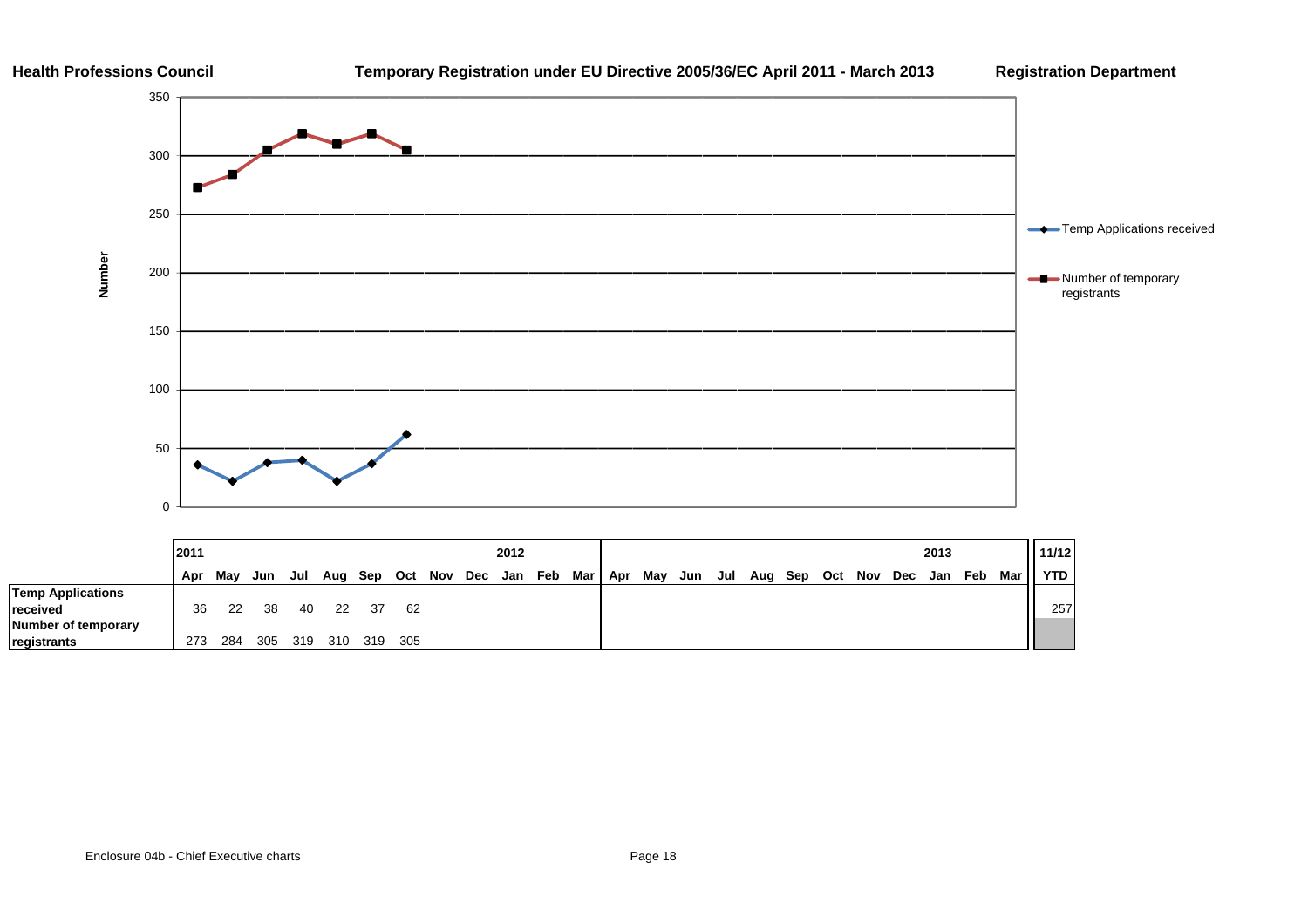Health Professions Council | Temporary Registration under EU Directive 2005/36/EC April 2011 - March 2013 | Registration Department

|  | 2011 |  |  |  |  |  |  |  |  | 2012 |  |  |  |  |  |  |  |  |  |  |  | 2013 |  |  | 11/12 |
|---|---|---|---|---|---|---|---|---|---|---|---|---|---|---|---|---|---|---|---|---|---|---|---|---|---|
|  | Apr | May | Jun | Jul | Aug | Sep | Oct | Nov | Dec | Jan | Feb | Mar | Apr | May | Jun | Jul | Aug | Sep | Oct | Nov | Dec | Jan | Feb | Mar | YTD |
| Temp Applications received | 36 | 22 | 38 | 40 | 22 | 37 | 62 |  |  |  |  |  |  |  |  |  |  |  |  |  |  |  |  |  | 257 |
| Number of temporary registrants | 273 | 284 | 305 | 319 | 310 | 319 | 305 |  |  |  |  |  |  |  |  |  |  |  |  |  |  |  |  |  |  |

Enclosure 04b - Chief Executive charts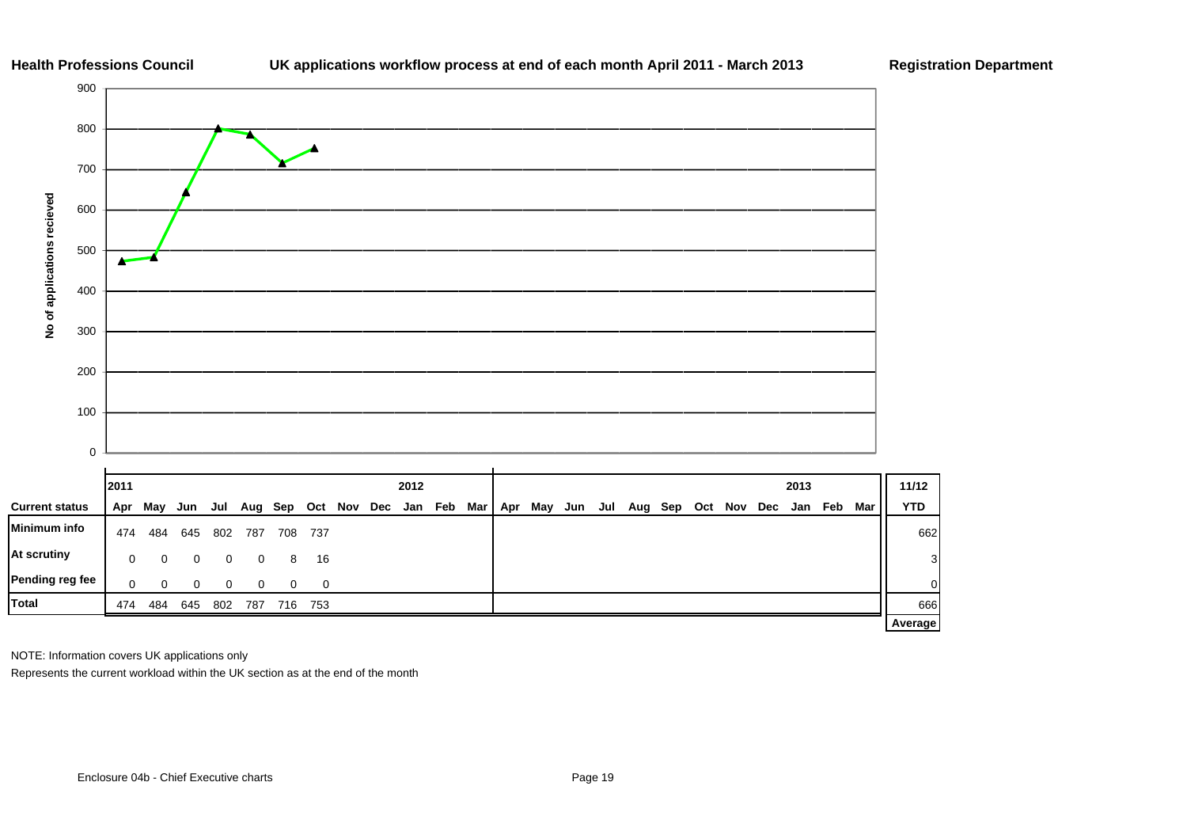**Health Professions Council** | **UK applications workflow process at end of each month April 2011 - March 2013** | **Registration Department**

| Current status | 2011 Apr | May | Jun | Jul | Aug | Sep | Oct | Nov | Dec | 2012 Jan | Feb | Mar | Apr | May | Jun | Jul | Aug | Sep | Oct | Nov | Dec | 2013 Jan | Feb | Mar | 11/12 YTD |
|---|---|---|---|---|---|---|---|---|---|---|---|---|---|---|---|---|---|---|---|---|---|---|---|---|---|
| **Minimum info** | 474 | 484 | 645 | 802 | 787 | 708 | 737 | | | | | | | | | | | | | | | | | | 662 |
| **At scrutiny** | 0 | 0 | 0 | 0 | 0 | 8 | 16 | | | | | | | | | | | | | | | | | | 3 |
| **Pending reg fee** | 0 | 0 | 0 | 0 | 0 | 0 | 0 | | | | | | | | | | | | | | | | | | 0 |
| **Total** | 474 | 484 | 645 | 802 | 787 | 716 | 753 | | | | | | | | | | | | | | | | | | 666 |
| | | | | | | | | | | | | | | | | | | | | | | | | | **Average** |

NOTE: Information covers UK applications only

Represents the current workload within the UK section as at the end of the month

Enclosure 04b - Chief Executive charts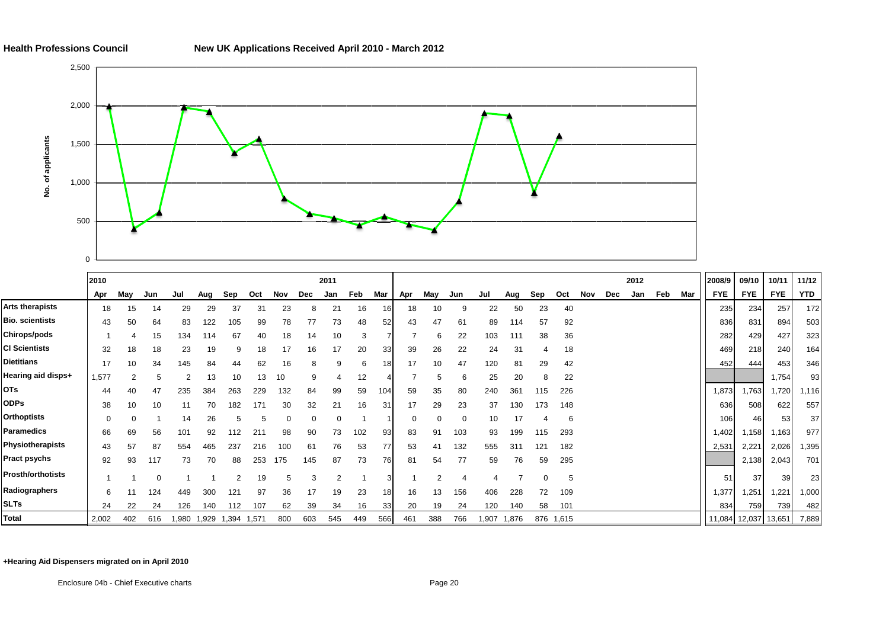**Health Professions Council**

**New UK Applications Received April 2010 - March 2012**

| | 2010 | | | | | | | | | 2011 | | | | | | | | | | | | 2012 | | | 2008/9 | 09/10 | 10/11 | 11/12 |
|---|---|---|---|---|---|---|---|---|---|---|---|---|---|---|---|---|---|---|---|---|---|---|---|---|---|---|---|---|
| | Apr | May | Jun | Jul | Aug | Sep | Oct | Nov | Dec | Jan | Feb | Mar | Apr | May | Jun | Jul | Aug | Sep | Oct | Nov | Dec | Jan | Feb | Mar | FYE | FYE | FYE | YTD |
| **Arts therapists** | 18 | 15 | 14 | 29 | 29 | 37 | 31 | 23 | 8 | 21 | 16 | 16 | 18 | 10 | 9 | 22 | 50 | 23 | 40 | | | | | | 235 | 234 | 257 | 172 |
| **Bio. scientists** | 43 | 50 | 64 | 83 | 122 | 105 | 99 | 78 | 77 | 73 | 48 | 52 | 43 | 47 | 61 | 89 | 114 | 57 | 92 | | | | | | 836 | 831 | 894 | 503 |
| **Chirops/pods** | 1 | 4 | 15 | 134 | 114 | 67 | 40 | 18 | 14 | 10 | 3 | 7 | 7 | 6 | 22 | 103 | 111 | 38 | 36 | | | | | | 282 | 429 | 427 | 323 |
| **Cl Scientists** | 32 | 18 | 18 | 23 | 19 | 9 | 18 | 17 | 16 | 17 | 20 | 33 | 39 | 26 | 22 | 24 | 31 | 4 | 18 | | | | | | 469 | 218 | 240 | 164 |
| **Dietitians** | 17 | 10 | 34 | 145 | 84 | 44 | 62 | 16 | 8 | 9 | 6 | 18 | 17 | 10 | 47 | 120 | 81 | 29 | 42 | | | | | | 452 | 444 | 453 | 346 |
| **Hearing aid disps+** | 1,577 | 2 | 5 | 2 | 13 | 10 | 13 | 10 | 9 | 4 | 12 | 4 | 7 | 5 | 6 | 25 | 20 | 8 | 22 | | | | | | | | 1,754 | 93 |
| **OTs** | 44 | 40 | 47 | 235 | 384 | 263 | 229 | 132 | 84 | 99 | 59 | 104 | 59 | 35 | 80 | 240 | 361 | 115 | 226 | | | | | | 1,873 | 1,763 | 1,720 | 1,116 |
| **ODPs** | 38 | 10 | 10 | 11 | 70 | 182 | 171 | 30 | 32 | 21 | 16 | 31 | 17 | 29 | 23 | 37 | 130 | 173 | 148 | | | | | | 636 | 508 | 622 | 557 |
| **Orthoptists** | 0 | 0 | 1 | 14 | 26 | 5 | 5 | 0 | 0 | 0 | 1 | 1 | 0 | 0 | 0 | 10 | 17 | 4 | 6 | | | | | | 106 | 46 | 53 | 37 |
| **Paramedics** | 66 | 69 | 56 | 101 | 92 | 112 | 211 | 98 | 90 | 73 | 102 | 93 | 83 | 91 | 103 | 93 | 199 | 115 | 293 | | | | | | 1,402 | 1,158 | 1,163 | 977 |
| **Physiotherapists** | 43 | 57 | 87 | 554 | 465 | 237 | 216 | 100 | 61 | 76 | 53 | 77 | 53 | 41 | 132 | 555 | 311 | 121 | 182 | | | | | | 2,531 | 2,221 | 2,026 | 1,395 |
| **Pract psychs** | 92 | 93 | 117 | 73 | 70 | 88 | 253 | 175 | 145 | 87 | 73 | 76 | 81 | 54 | 77 | 59 | 76 | 59 | 295 | | | | | | | 2,138 | 2,043 | 701 |
| **Prosth/orthotists** | 1 | 1 | 0 | 1 | 1 | 2 | 19 | 5 | 3 | 2 | 1 | 3 | 1 | 2 | 4 | 4 | 7 | 0 | 5 | | | | | | 51 | 37 | 39 | 23 |
| **Radiographers** | 6 | 11 | 124 | 449 | 300 | 121 | 97 | 36 | 17 | 19 | 23 | 18 | 16 | 13 | 156 | 406 | 228 | 72 | 109 | | | | | | 1,377 | 1,251 | 1,221 | 1,000 |
| **SLTs** | 24 | 22 | 24 | 126 | 140 | 112 | 107 | 62 | 39 | 34 | 16 | 33 | 20 | 19 | 24 | 120 | 140 | 58 | 101 | | | | | | 834 | 759 | 739 | 482 |
| **Total** | 2,002 | 402 | 616 | 1,980 | 1,929 | 1,394 | 1,571 | 800 | 603 | 545 | 449 | 566 | 461 | 388 | 766 | 1,907 | 1,876 | 876 | 1,615 | | | | | | 11,084 | 12,037 | 13,651 | 7,889 |

**+Hearing Aid Dispensers migrated on in April 2010**

Enclosure 04b - Chief Executive charts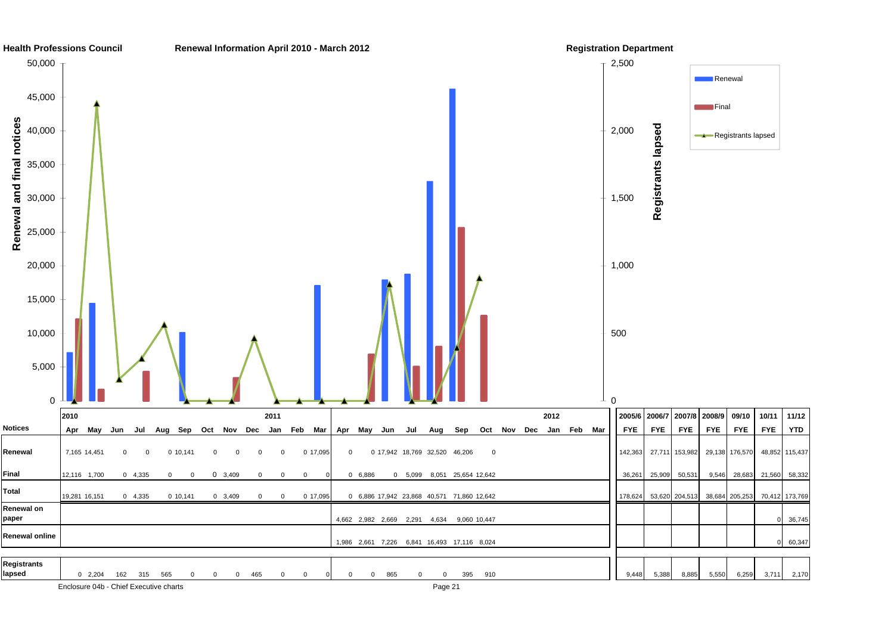**Health Professions Council** | **Renewal Information April 2010 - March 2012** | **Registration Department**

| Notices | 2010 Apr | May | Jun | Jul | Aug | Sep | Oct | Nov | Dec | 2011 Jan | Feb | Mar | Apr | May | Jun | Jul | Aug | Sep | Oct | Nov | Dec | 2012 Jan | Feb | Mar |
|---|---|---|---|---|---|---|---|---|---|---|---|---|---|---|---|---|---|---|---|---|---|---|---|---|
| Renewal | 7,165 | 14,451 | 0 | 0 | 0 | 10,141 | 0 | 0 | 0 | 0 | 0 | 17,095 | 0 | 0 | 17,942 | 18,769 | 32,520 | 46,206 | 0 | | | | | |
| Final | 12,116 | 1,700 | 0 | 4,335 | 0 | 0 | 0 | 3,409 | 0 | 0 | 0 | 0 | 0 | 6,886 | 0 | 5,099 | 8,051 | 25,654 | 12,642 | | | | | |
| Total | 19,281 | 16,151 | 0 | 4,335 | 0 | 10,141 | 0 | 3,409 | 0 | 0 | 0 | 17,095 | 0 | 6,886 | 17,942 | 23,868 | 40,571 | 71,860 | 12,642 | | | | | |
| Renewal on paper | | | | | | | | | | | | | 4,662 | 2,982 | 2,669 | 2,291 | 4,634 | 9,060 | 10,447 | | | | | |
| Renewal online | | | | | | | | | | | | | 1,986 | 2,661 | 7,226 | 6,841 | 16,493 | 17,116 | 8,024 | | | | | |
| Registrants lapsed | 0 | 2,204 | 162 | 315 | 565 | 0 | 0 | 0 | 465 | 0 | 0 | 0 | 0 | 0 | 865 | 0 | 0 | 395 | 910 | | | | | |

| Notices | 2005/6 FYE | 2006/7 FYE | 2007/8 FYE | 2008/9 FYE | 09/10 FYE | 10/11 FYE | 11/12 YTD |
|---|---|---|---|---|---|---|---|
| Renewal | 142,363 | 27,711 | 153,982 | 29,138 | 176,570 | 48,852 | 115,437 |
| Final | 36,261 | 25,909 | 50,531 | 9,546 | 28,683 | 21,560 | 58,332 |
| Total | 178,624 | 53,620 | 204,513 | 38,684 | 205,253 | 70,412 | 173,769 |
| Renewal on paper | | | | | | 0 | 36,745 |
| Renewal online | | | | | | 0 | 60,347 |
| Registrants lapsed | 9,448 | 5,388 | 8,885 | 5,550 | 6,259 | 3,711 | 2,170 |

Enclosure 04b - Chief Executive charts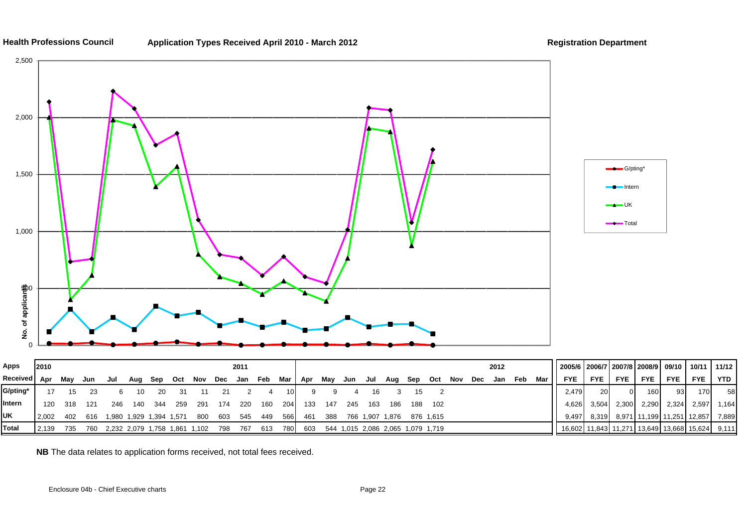**Health Professions Council** **Application Types Received April 2010 - March 2012** **Registration Department**

| Apps Received | 2010 Apr | May | Jun | Jul | Aug | Sep | Oct | Nov | Dec | 2011 Jan | Feb | Mar | Apr | May | Jun | Jul | Aug | Sep | Oct | Nov | Dec | 2012 Jan | Feb | Mar | 2005/6 FYE | 2006/7 FYE | 2007/8 FYE | 2008/9 FYE | 09/10 FYE | 10/11 FYE | 11/12 YTD |
|---|---|---|---|---|---|---|---|---|---|---|---|---|---|---|---|---|---|---|---|---|---|---|---|---|---|---|---|---|---|---|---|
| G/pting* | 17 | 15 | 23 | 6 | 10 | 20 | 31 | 11 | 21 | 2 | 4 | 10 | 9 | 9 | 4 | 16 | 3 | 15 | 2 | | | | | | 2,479 | 20 | 0 | 160 | 93 | 170 | 58 |
| Intern | 120 | 318 | 121 | 246 | 140 | 344 | 259 | 291 | 174 | 220 | 160 | 204 | 133 | 147 | 245 | 163 | 186 | 188 | 102 | | | | | | 4,626 | 3,504 | 2,300 | 2,290 | 2,324 | 2,597 | 1,164 |
| UK | 2,002 | 402 | 616 | 1,980 | 1,929 | 1,394 | 1,571 | 800 | 603 | 545 | 449 | 566 | 461 | 388 | 766 | 1,907 | 1,876 | 876 | 1,615 | | | | | | 9,497 | 8,319 | 8,971 | 11,199 | 11,251 | 12,857 | 7,889 |
| Total | 2,139 | 735 | 760 | 2,232 | 2,079 | 1,758 | 1,861 | 1,102 | 798 | 767 | 613 | 780 | 603 | 544 | 1,015 | 2,086 | 2,065 | 1,079 | 1,719 | | | | | | 16,602 | 11,843 | 11,271 | 13,649 | 13,668 | 15,624 | 9,111 |

**NB** The data relates to application forms received, not total fees received.

Enclosure 04b - Chief Executive charts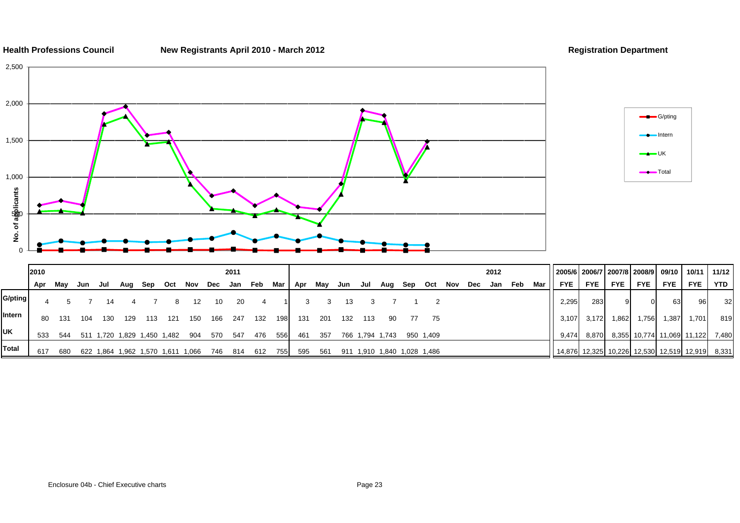**Health Professions Council** **New Registrants April 2010 - March 2012** **Registration Department**

| | 2010 | | | | | | | | | 2011 | | | | | | | | | | | | 2012 | | | 2005/6 | 2006/7 | 2007/8 | 2008/9 | 09/10 | 10/11 | 11/12 |
|---|---|---|---|---|---|---|---|---|---|---|---|---|---|---|---|---|---|---|---|---|---|---|---|---|---|---|---|---|---|---|---|
| | Apr | May | Jun | Jul | Aug | Sep | Oct | Nov | Dec | Jan | Feb | Mar | Apr | May | Jun | Jul | Aug | Sep | Oct | Nov | Dec | Jan | Feb | Mar | FYE | FYE | FYE | FYE | FYE | FYE | YTD |
| G/pting | 4 | 5 | 7 | 14 | 4 | 7 | 8 | 12 | 10 | 20 | 4 | 1 | 3 | 3 | 13 | 3 | 7 | 1 | 2 | | | | | | 2,295 | 283 | 9 | 0 | 63 | 96 | 32 |
| Intern | 80 | 131 | 104 | 130 | 129 | 113 | 121 | 150 | 166 | 247 | 132 | 198 | 131 | 201 | 132 | 113 | 90 | 77 | 75 | | | | | | 3,107 | 3,172 | 1,862 | 1,756 | 1,387 | 1,701 | 819 |
| UK | 533 | 544 | 511 | 1,720 | 1,829 | 1,450 | 1,482 | 904 | 570 | 547 | 476 | 556 | 461 | 357 | 766 | 1,794 | 1,743 | 950 | 1,409 | | | | | | 9,474 | 8,870 | 8,355 | 10,774 | 11,069 | 11,122 | 7,480 |
| Total | 617 | 680 | 622 | 1,864 | 1,962 | 1,570 | 1,611 | 1,066 | 746 | 814 | 612 | 755 | 595 | 561 | 911 | 1,910 | 1,840 | 1,028 | 1,486 | | | | | | 14,876 | 12,325 | 10,226 | 12,530 | 12,519 | 12,919 | 8,331 |

Enclosure 04b - Chief Executive charts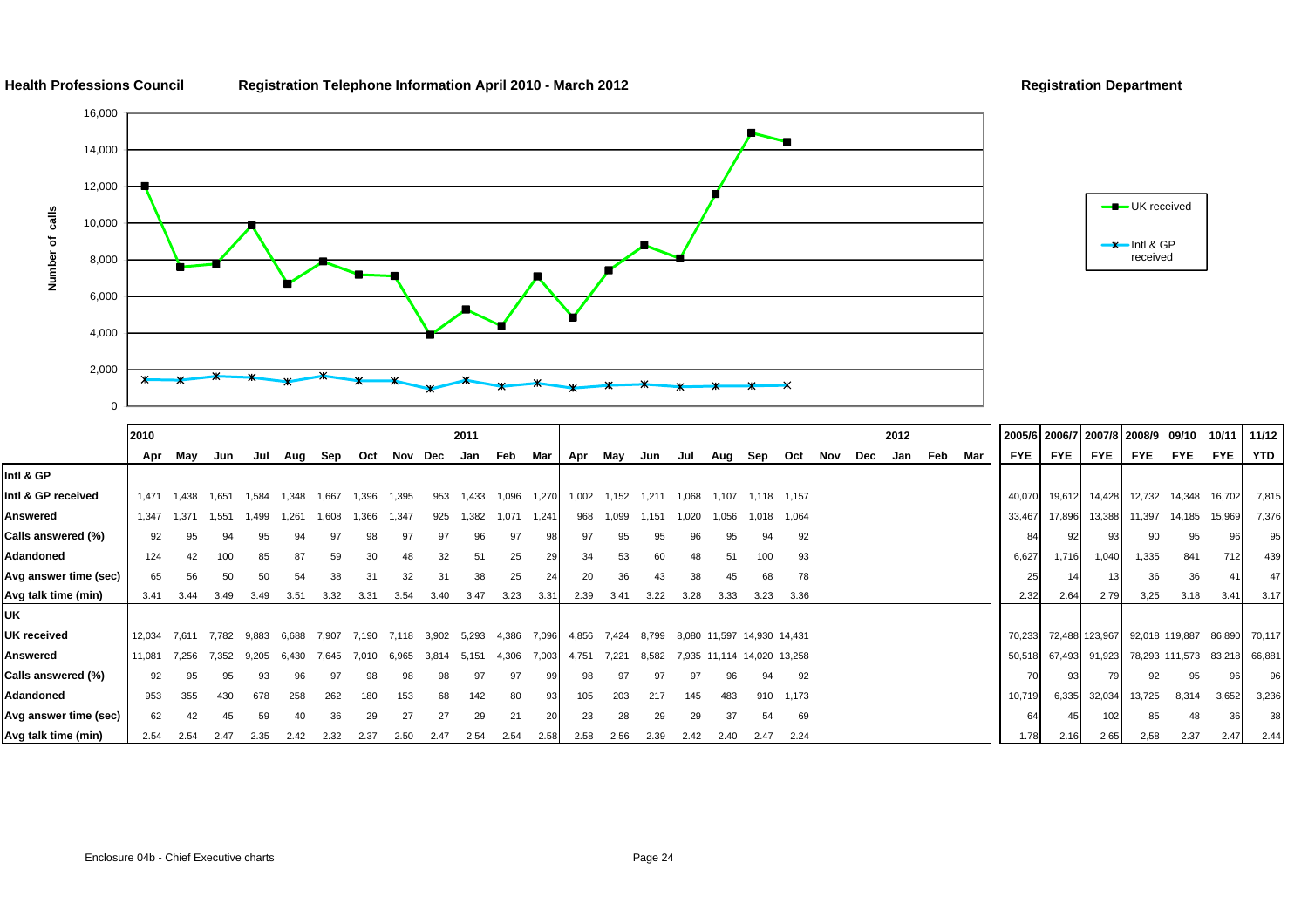**Health Professions Council** **Registration Telephone Information April 2010 - March 2012** **Registration Department**

| | 2010 | | | | | | | | | 2011 | | | | | | | | | | | | 2012 | | | 2005/6 | 2006/7 | 2007/8 | 2008/9 | 09/10 | 10/11 | 11/12 |
|---|---|---|---|---|---|---|---|---|---|---|---|---|---|---|---|---|---|---|---|---|---|---|---|---|---|---|---|---|---|---|---|
| | Apr | May | Jun | Jul | Aug | Sep | Oct | Nov | Dec | Jan | Feb | Mar | Apr | May | Jun | Jul | Aug | Sep | Oct | Nov | Dec | Jan | Feb | Mar | FYE | FYE | FYE | FYE | FYE | FYE | YTD |
| **Intl & GP** | | | | | | | | | | | | | | | | | | | | | | | | | | | | | | | |
| **Intl & GP received** | 1,471 | 1,438 | 1,651 | 1,584 | 1,348 | 1,667 | 1,396 | 1,395 | 953 | 1,433 | 1,096 | 1,270 | 1,002 | 1,152 | 1,211 | 1,068 | 1,107 | 1,118 | 1,157 | | | | | | 40,070 | 19,612 | 14,428 | 12,732 | 14,348 | 16,702 | 7,815 |
| **Answered** | 1,347 | 1,371 | 1,551 | 1,499 | 1,261 | 1,608 | 1,366 | 1,347 | 925 | 1,382 | 1,071 | 1,241 | 968 | 1,099 | 1,151 | 1,020 | 1,056 | 1,018 | 1,064 | | | | | | 33,467 | 17,896 | 13,388 | 11,397 | 14,185 | 15,969 | 7,376 |
| **Calls answered (%)** | 92 | 95 | 94 | 95 | 94 | 97 | 98 | 97 | 97 | 96 | 97 | 98 | 97 | 95 | 95 | 96 | 95 | 94 | 92 | | | | | | 84 | 92 | 93 | 90 | 95 | 96 | 95 |
| **Adandoned** | 124 | 42 | 100 | 85 | 87 | 59 | 30 | 48 | 32 | 51 | 25 | 29 | 34 | 53 | 60 | 48 | 51 | 100 | 93 | | | | | | 6,627 | 1,716 | 1,040 | 1,335 | 841 | 712 | 439 |
| **Avg answer time (sec)** | 65 | 56 | 50 | 50 | 54 | 38 | 31 | 32 | 31 | 38 | 25 | 24 | 20 | 36 | 43 | 38 | 45 | 68 | 78 | | | | | | 25 | 14 | 13 | 36 | 36 | 41 | 47 |
| **Avg talk time (min)** | 3.41 | 3.44 | 3.49 | 3.49 | 3.51 | 3.32 | 3.31 | 3.54 | 3.40 | 3.47 | 3.23 | 3.31 | 2.39 | 3.41 | 3.22 | 3.28 | 3.33 | 3.23 | 3.36 | | | | | | 2.32 | 2.64 | 2.79 | 3,25 | 3.18 | 3.41 | 3.17 |
| **UK** | | | | | | | | | | | | | | | | | | | | | | | | | | | | | | | |
| **UK received** | 12,034 | 7,611 | 7,782 | 9,883 | 6,688 | 7,907 | 7,190 | 7,118 | 3,902 | 5,293 | 4,386 | 7,096 | 4,856 | 7,424 | 8,799 | 8,080 | 11,597 | 14,930 | 14,431 | | | | | | 70,233 | 72,488 | 123,967 | 92,018 | 119,887 | 86,890 | 70,117 |
| **Answered** | 11,081 | 7,256 | 7,352 | 9,205 | 6,430 | 7,645 | 7,010 | 6,965 | 3,814 | 5,151 | 4,306 | 7,003 | 4,751 | 7,221 | 8,582 | 7,935 | 11,114 | 14,020 | 13,258 | | | | | | 50,518 | 67,493 | 91,923 | 78,293 | 111,573 | 83,218 | 66,881 |
| **Calls answered (%)** | 92 | 95 | 95 | 93 | 96 | 97 | 98 | 98 | 98 | 97 | 97 | 99 | 98 | 97 | 97 | 97 | 96 | 94 | 92 | | | | | | 70 | 93 | 79 | 92 | 95 | 96 | 96 |
| **Adandoned** | 953 | 355 | 430 | 678 | 258 | 262 | 180 | 153 | 68 | 142 | 80 | 93 | 105 | 203 | 217 | 145 | 483 | 910 | 1,173 | | | | | | 10,719 | 6,335 | 32,034 | 13,725 | 8,314 | 3,652 | 3,236 |
| **Avg answer time (sec)** | 62 | 42 | 45 | 59 | 40 | 36 | 29 | 27 | 27 | 29 | 21 | 20 | 23 | 28 | 29 | 29 | 37 | 54 | 69 | | | | | | 64 | 45 | 102 | 85 | 48 | 36 | 38 |
| **Avg talk time (min)** | 2.54 | 2.54 | 2.47 | 2.35 | 2.42 | 2.32 | 2.37 | 2.50 | 2.47 | 2.54 | 2.54 | 2.58 | 2.58 | 2.56 | 2.39 | 2.42 | 2.40 | 2.47 | 2.24 | | | | | | 1.78 | 2.16 | 2.65 | 2,58 | 2.37 | 2.47 | 2.44 |

Enclosure 04b - Chief Executive charts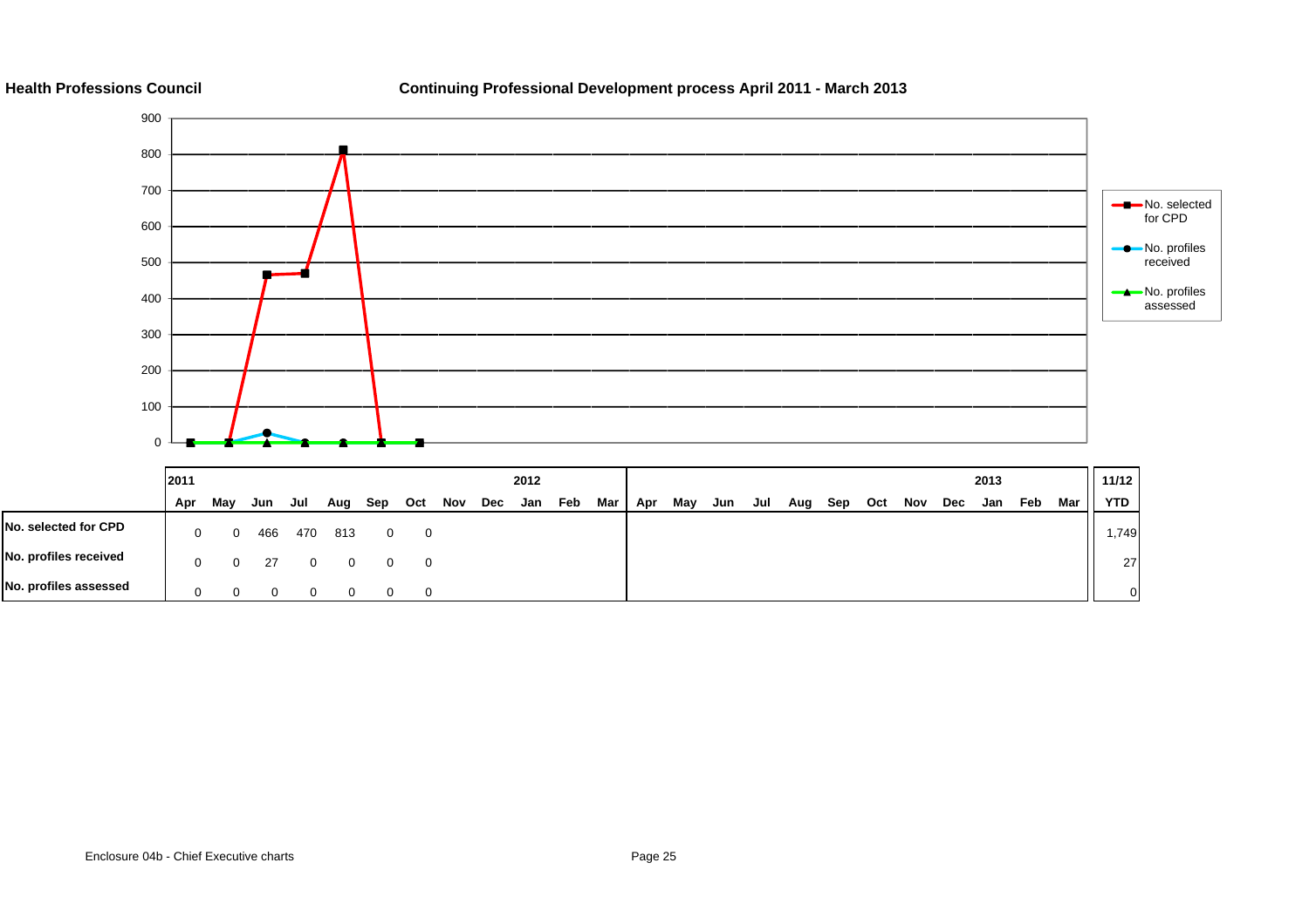**Health Professions Council**

**Continuing Professional Development process April 2011 - March 2013**

| | 2011 | | | | | | | | | 2012 | | | | | | | | | | | | | 2013 | | | 11/12 |
|---|---|---|---|---|---|---|---|---|---|---|---|---|---|---|---|---|---|---|---|---|---|---|---|---|---|---|
| | Apr | May | Jun | Jul | Aug | Sep | Oct | Nov | Dec | Jan | Feb | Mar | Apr | May | Jun | Jul | Aug | Sep | Oct | Nov | Dec | Jan | Feb | Mar | | YTD |
| **No. selected for CPD** | 0 | 0 | 466 | 470 | 813 | 0 | 0 | | | | | | | | | | | | | | | | | | | 1,749 |
| **No. profiles received** | 0 | 0 | 27 | 0 | 0 | 0 | 0 | | | | | | | | | | | | | | | | | | | 27 |
| **No. profiles assessed** | 0 | 0 | 0 | 0 | 0 | 0 | 0 | | | | | | | | | | | | | | | | | | | 0 |

Enclosure 04b - Chief Executive charts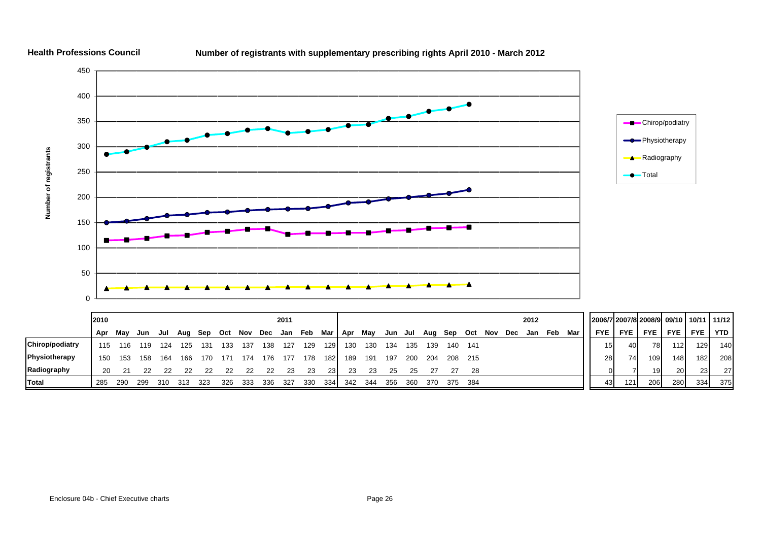**Health Professions Council**

**Number of registrants with supplementary prescribing rights April 2010 - March 2012**

|  | 2010 Apr | May | Jun | Jul | Aug | Sep | Oct | Nov | Dec | 2011 Jan | Feb | Mar | Apr | May | Jun | Jul | Aug | Sep | Oct | Nov | Dec | 2012 Jan | Feb | Mar | 2006/7 FYE | 2007/8 FYE | 2008/9 FYE | 09/10 FYE | 10/11 FYE | 11/12 YTD |
|---|---|---|---|---|---|---|---|---|---|---|---|---|---|---|---|---|---|---|---|---|---|---|---|---|---|---|---|---|---|---|
| **Chirop/podiatry** | 115 | 116 | 119 | 124 | 125 | 131 | 133 | 137 | 138 | 127 | 129 | 129 | 130 | 130 | 134 | 135 | 139 | 140 | 141 | | | | | | 15 | 40 | 78 | 112 | 129 | 140 |
| **Physiotherapy** | 150 | 153 | 158 | 164 | 166 | 170 | 171 | 174 | 176 | 177 | 178 | 182 | 189 | 191 | 197 | 200 | 204 | 208 | 215 | | | | | | 28 | 74 | 109 | 148 | 182 | 208 |
| **Radiography** | 20 | 21 | 22 | 22 | 22 | 22 | 22 | 22 | 22 | 23 | 23 | 23 | 23 | 23 | 25 | 25 | 27 | 27 | 28 | | | | | | 0 | 7 | 19 | 20 | 23 | 27 |
| **Total** | 285 | 290 | 299 | 310 | 313 | 323 | 326 | 333 | 336 | 327 | 330 | 334 | 342 | 344 | 356 | 360 | 370 | 375 | 384 | | | | | | 43 | 121 | 206 | 280 | 334 | 375 |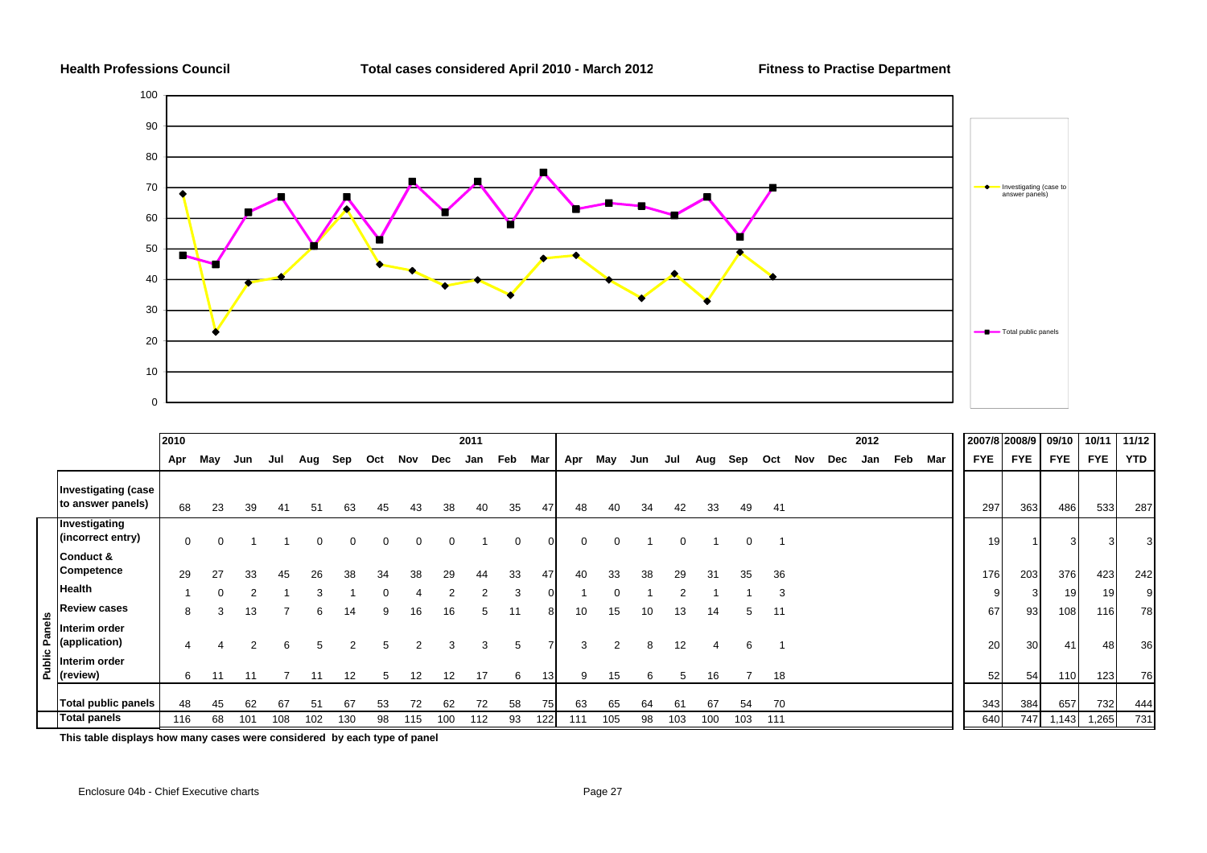**Health Professions Council** **Total cases considered April 2010 - March 2012** **Fitness to Practise Department**

| | | 2010 | | | | | | | | | 2011 | | | | | | | | | | | | | 2012 | | | | 2007/8 | 2008/9 | 09/10 | 10/11 | 11/12 |
|---|---|---|---|---|---|---|---|---|---|---|---|---|---|---|---|---|---|---|---|---|---|---|---|---|---|---|---|---|---|---|---|---|
| | | Apr | May | Jun | Jul | Aug | Sep | Oct | Nov | Dec | Jan | Feb | Mar | Apr | May | Jun | Jul | Aug | Sep | Oct | Nov | Dec | Jan | Feb | Mar | FYE | FYE | FYE | FYE | YTD |
| | Investigating (case to answer panels) | 68 | 23 | 39 | 41 | 51 | 63 | 45 | 43 | 38 | 40 | 35 | 47 | 48 | 40 | 34 | 42 | 33 | 49 | 41 | | | | | | 297 | 363 | 486 | 533 | 287 |
| Public Panels | Investigating (incorrect entry) | 0 | 0 | 1 | 1 | 0 | 0 | 0 | 0 | 0 | 1 | 0 | 0 | 0 | 0 | 1 | 0 | 1 | 0 | 1 | | | | | | 19 | 1 | 3 | 3 | 3 |
| Public Panels | Conduct & Competence | 29 | 27 | 33 | 45 | 26 | 38 | 34 | 38 | 29 | 44 | 33 | 47 | 40 | 33 | 38 | 29 | 31 | 35 | 36 | | | | | | 176 | 203 | 376 | 423 | 242 |
| Public Panels | Health | 1 | 0 | 2 | 1 | 3 | 1 | 0 | 4 | 2 | 2 | 3 | 0 | 1 | 0 | 1 | 2 | 1 | 1 | 3 | | | | | | 9 | 3 | 19 | 19 | 9 |
| Public Panels | Review cases | 8 | 3 | 13 | 7 | 6 | 14 | 9 | 16 | 16 | 5 | 11 | 8 | 10 | 15 | 10 | 13 | 14 | 5 | 11 | | | | | | 67 | 93 | 108 | 116 | 78 |
| Public Panels | Interim order (application) | 4 | 4 | 2 | 6 | 5 | 2 | 5 | 2 | 3 | 3 | 5 | 7 | 3 | 2 | 8 | 12 | 4 | 6 | 1 | | | | | | 20 | 30 | 41 | 48 | 36 |
| Public Panels | Interim order (review) | 6 | 11 | 11 | 7 | 11 | 12 | 5 | 12 | 12 | 17 | 6 | 13 | 9 | 15 | 6 | 5 | 16 | 7 | 18 | | | | | | 52 | 54 | 110 | 123 | 76 |
| Public Panels | Total public panels | 48 | 45 | 62 | 67 | 51 | 67 | 53 | 72 | 62 | 72 | 58 | 75 | 63 | 65 | 64 | 61 | 67 | 54 | 70 | | | | | | 343 | 384 | 657 | 732 | 444 |
| | Total panels | 116 | 68 | 101 | 108 | 102 | 130 | 98 | 115 | 100 | 112 | 93 | 122 | 111 | 105 | 98 | 103 | 100 | 103 | 111 | | | | | | 640 | 747 | 1,143 | 1,265 | 731 |

**This table displays how many cases were considered by each type of panel**

Enclosure 04b - Chief Executive charts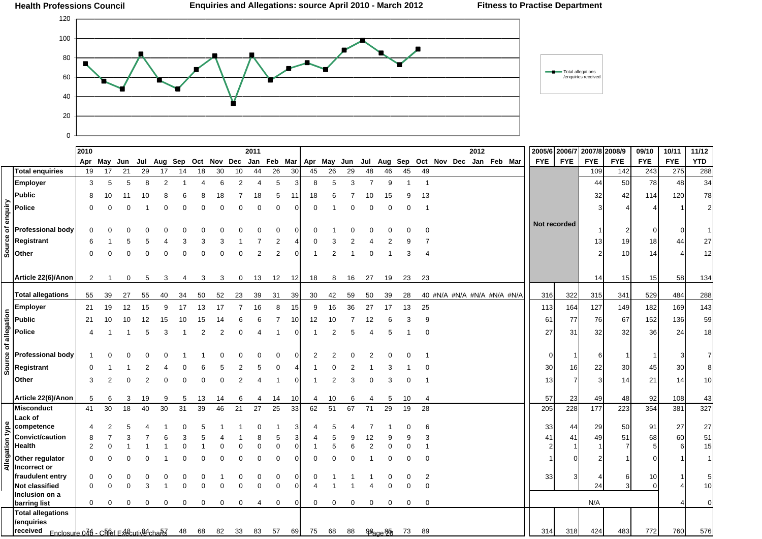**Health Professions Council** **Enquiries and Allegations: source April 2010 - March 2012** **Fitness to Practise Department**

| | | 2010 Apr | May | Jun | Jul | Aug | Sep | Oct | Nov | Dec | 2011 Jan | Feb | Mar | Apr | May | Jun | Jul | Aug | Sep | Oct | Nov | Dec | 2012 Jan | Feb | Mar | 2005/6 FYE | 2006/7 FYE | 2007/8 FYE | 2008/9 FYE | 09/10 FYE | 10/11 FYE | 11/12 YTD |
|---|---|---|---|---|---|---|---|---|---|---|---|---|---|---|---|---|---|---|---|---|---|---|---|---|---|---|---|---|---|---|---|---|
| | **Total enquiries** | 19 | 17 | 21 | 29 | 17 | 14 | 18 | 30 | 10 | 44 | 26 | 30 | 45 | 26 | 29 | 48 | 46 | 45 | 49 | | | | | | | | 109 | 142 | 243 | 275 | 288 |
| Source of enquiry | **Employer** | 3 | 5 | 5 | 8 | 2 | 1 | 4 | 6 | 2 | 4 | 5 | 3 | 8 | 5 | 3 | 7 | 9 | 1 | 1 | | | | | | Not recorded | | 44 | 50 | 78 | 48 | 34 |
| | **Public** | 8 | 10 | 11 | 10 | 8 | 6 | 8 | 18 | 7 | 18 | 5 | 11 | 18 | 6 | 7 | 10 | 15 | 9 | 13 | | | | | | | | 32 | 42 | 114 | 120 | 78 |
| | **Police** | 0 | 0 | 0 | 1 | 0 | 0 | 0 | 0 | 0 | 0 | 0 | 0 | 0 | 1 | 0 | 0 | 0 | 0 | 1 | | | | | | | | 3 | 4 | 4 | 1 | 2 |
| | **Professional body** | 0 | 0 | 0 | 0 | 0 | 0 | 0 | 0 | 0 | 0 | 0 | 0 | 0 | 1 | 0 | 0 | 0 | 0 | 0 | | | | | | | | 1 | 2 | 0 | 0 | 1 |
| | **Registrant** | 6 | 1 | 5 | 5 | 4 | 3 | 3 | 3 | 1 | 7 | 2 | 4 | 0 | 3 | 2 | 4 | 2 | 9 | 7 | | | | | | | | 13 | 19 | 18 | 44 | 27 |
| | **Other** | 0 | 0 | 0 | 0 | 0 | 0 | 0 | 0 | 0 | 2 | 2 | 0 | 1 | 2 | 1 | 0 | 1 | 3 | 4 | | | | | | | | 2 | 10 | 14 | 4 | 12 |
| | **Article 22(6)/Anon** | 2 | 1 | 0 | 5 | 3 | 4 | 3 | 3 | 0 | 13 | 12 | 12 | 18 | 8 | 16 | 27 | 19 | 23 | 23 | | | | | | | | 14 | 15 | 15 | 58 | 134 |
| | **Total allegations** | 55 | 39 | 27 | 55 | 40 | 34 | 50 | 52 | 23 | 39 | 31 | 39 | 30 | 42 | 59 | 50 | 39 | 28 | 40 | #N/A | #N/A | #N/A | #N/A | #N/A | 316 | 322 | 315 | 341 | 529 | 484 | 288 |
| Source of allegation | **Employer** | 21 | 19 | 12 | 15 | 9 | 17 | 13 | 17 | 7 | 16 | 8 | 15 | 9 | 16 | 36 | 27 | 17 | 13 | 25 | | | | | | 113 | 164 | 127 | 149 | 182 | 169 | 143 |
| | **Public** | 21 | 10 | 10 | 12 | 15 | 10 | 15 | 14 | 6 | 6 | 7 | 10 | 12 | 10 | 7 | 12 | 6 | 3 | 9 | | | | | | 61 | 77 | 76 | 67 | 152 | 136 | 59 |
| | **Police** | 4 | 1 | 1 | 5 | 3 | 1 | 2 | 2 | 0 | 4 | 1 | 0 | 1 | 2 | 5 | 4 | 5 | 1 | 0 | | | | | | 27 | 31 | 32 | 32 | 36 | 24 | 18 |
| | **Professional body** | 1 | 0 | 0 | 0 | 0 | 1 | 1 | 0 | 0 | 0 | 0 | 0 | 2 | 2 | 0 | 2 | 0 | 0 | 1 | | | | | | 0 | 1 | 6 | 1 | 1 | 3 | 7 |
| | **Registrant** | 0 | 1 | 1 | 2 | 4 | 0 | 6 | 5 | 2 | 5 | 0 | 4 | 1 | 0 | 2 | 1 | 3 | 1 | 0 | | | | | | 30 | 16 | 22 | 30 | 45 | 30 | 8 |
| | **Other** | 3 | 2 | 0 | 2 | 0 | 0 | 0 | 0 | 2 | 4 | 1 | 0 | 1 | 2 | 3 | 0 | 3 | 0 | 1 | | | | | | 13 | 7 | 3 | 14 | 21 | 14 | 10 |
| | **Article 22(6)/Anon** | 5 | 6 | 3 | 19 | 9 | 5 | 13 | 14 | 6 | 4 | 14 | 10 | 4 | 10 | 6 | 4 | 5 | 10 | 4 | | | | | | 57 | 23 | 49 | 48 | 92 | 108 | 43 |
| Allegation type | **Misconduct** | 41 | 30 | 18 | 40 | 30 | 31 | 39 | 46 | 21 | 27 | 25 | 33 | 62 | 51 | 67 | 71 | 29 | 19 | 28 | | | | | | 205 | 228 | 177 | 223 | 354 | 381 | 327 |
| | **Lack of competence** | 4 | 2 | 5 | 4 | 1 | 0 | 5 | 1 | 1 | 0 | 1 | 3 | 4 | 5 | 4 | 7 | 1 | 0 | 6 | | | | | | 33 | 44 | 29 | 50 | 91 | 27 | 27 |
| | **Convict/caution** | 8 | 7 | 3 | 7 | 6 | 3 | 5 | 4 | 1 | 8 | 5 | 3 | 4 | 5 | 9 | 12 | 9 | 9 | 3 | | | | | | 41 | 41 | 49 | 51 | 68 | 60 | 51 |
| | **Health** | 2 | 0 | 1 | 1 | 1 | 0 | 1 | 0 | 0 | 0 | 0 | 0 | 1 | 5 | 6 | 2 | 0 | 0 | 1 | | | | | | 2 | 1 | 1 | 7 | 5 | 6 | 15 |
| | **Other regulator** | 0 | 0 | 0 | 0 | 1 | 0 | 0 | 0 | 0 | 0 | 0 | 0 | 0 | 0 | 0 | 1 | 0 | 0 | 0 | | | | | | 1 | 0 | 2 | 1 | 0 | 1 | 1 |
| | **Incorrect or fraudulent entry** | 0 | 0 | 0 | 0 | 0 | 0 | 0 | 1 | 0 | 0 | 0 | 0 | 0 | 1 | 1 | 1 | 0 | 0 | 2 | | | | | | 33 | 3 | 4 | 6 | 10 | 1 | 5 |
| | **Not classified** | 0 | 0 | 0 | 3 | 1 | 0 | 0 | 0 | 0 | 0 | 0 | 0 | 4 | 1 | 1 | 4 | 0 | 0 | 0 | | | | | | | | 24 | 3 | 0 | 4 | 10 |
| | **Inclusion on a barring list** | 0 | 0 | 0 | 0 | 0 | 0 | 0 | 0 | 0 | 4 | 0 | 0 | 0 | 0 | 0 | 0 | 0 | 0 | 0 | | | | | | | | N/A | | | 4 | 0 |
| | **Total allegations /enquiries received** | 74 | 56 | 48 | 84 | 57 | 48 | 68 | 82 | 33 | 83 | 57 | 69 | 75 | 68 | 88 | 98 | 85 | 73 | 89 | | | | | | 314 | 318 | 424 | 483 | 772 | 760 | 576 |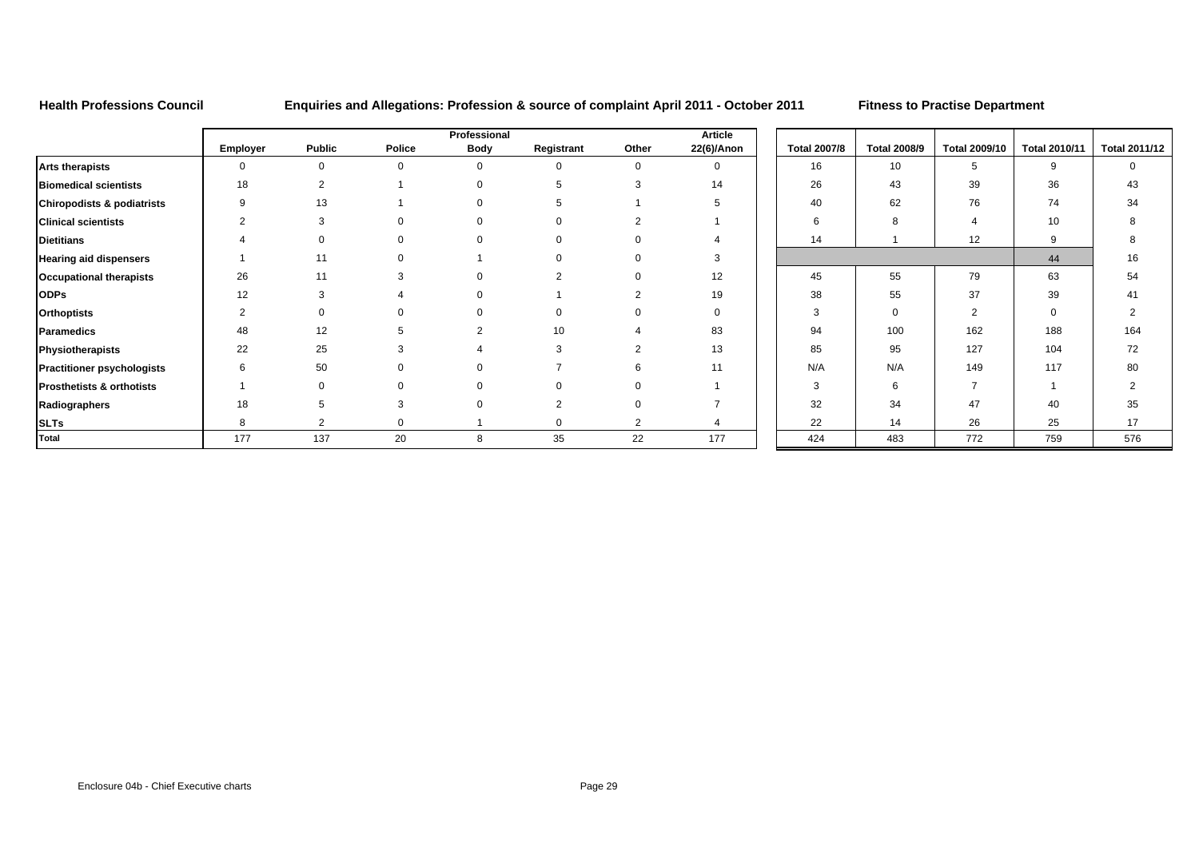**Health Professions Council** **Enquiries and Allegations: Profession & source of complaint April 2011 - October 2011** **Fitness to Practise Department**

| | Employer | Public | Police | Professional Body | Registrant | Other | Article 22(6)/Anon | Total 2007/8 | Total 2008/9 | Total 2009/10 | Total 2010/11 | Total 2011/12 |
|---|---|---|---|---|---|---|---|---|---|---|---|---|
| **Arts therapists** | 0 | 0 | 0 | 0 | 0 | 0 | 0 | 16 | 10 | 5 | 9 | 0 |
| **Biomedical scientists** | 18 | 2 | 1 | 0 | 5 | 3 | 14 | 26 | 43 | 39 | 36 | 43 |
| **Chiropodists & podiatrists** | 9 | 13 | 1 | 0 | 5 | 1 | 5 | 40 | 62 | 76 | 74 | 34 |
| **Clinical scientists** | 2 | 3 | 0 | 0 | 0 | 2 | 1 | 6 | 8 | 4 | 10 | 8 |
| **Dietitians** | 4 | 0 | 0 | 0 | 0 | 0 | 4 | 14 | 1 | 12 | 9 | 8 |
| **Hearing aid dispensers** | 1 | 11 | 0 | 1 | 0 | 0 | 3 | | | | 44 | 16 |
| **Occupational therapists** | 26 | 11 | 3 | 0 | 2 | 0 | 12 | 45 | 55 | 79 | 63 | 54 |
| **ODPs** | 12 | 3 | 4 | 0 | 1 | 2 | 19 | 38 | 55 | 37 | 39 | 41 |
| **Orthoptists** | 2 | 0 | 0 | 0 | 0 | 0 | 0 | 3 | 0 | 2 | 0 | 2 |
| **Paramedics** | 48 | 12 | 5 | 2 | 10 | 4 | 83 | 94 | 100 | 162 | 188 | 164 |
| **Physiotherapists** | 22 | 25 | 3 | 4 | 3 | 2 | 13 | 85 | 95 | 127 | 104 | 72 |
| **Practitioner psychologists** | 6 | 50 | 0 | 0 | 7 | 6 | 11 | N/A | N/A | 149 | 117 | 80 |
| **Prosthetists & orthotists** | 1 | 0 | 0 | 0 | 0 | 0 | 1 | 3 | 6 | 7 | 1 | 2 |
| **Radiographers** | 18 | 5 | 3 | 0 | 2 | 0 | 7 | 32 | 34 | 47 | 40 | 35 |
| **SLTs** | 8 | 2 | 0 | 1 | 0 | 2 | 4 | 22 | 14 | 26 | 25 | 17 |
| **Total** | 177 | 137 | 20 | 8 | 35 | 22 | 177 | 424 | 483 | 772 | 759 | 576 |

Enclosure 04b - Chief Executive charts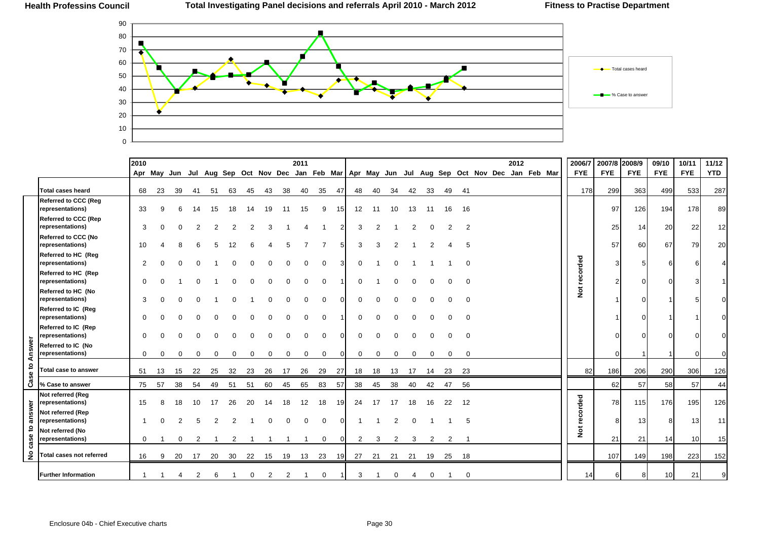**Health Professins Council** — **Total Investigating Panel decisions and referrals April 2010 - March 2012** — **Fitness to Practise Department**

Legend: Total cases heard; % Case to answer

| | | 2010 Apr | May | Jun | Jul | Aug | Sep | Oct | Nov | Dec | 2011 Jan | Feb | Mar | Apr | May | Jun | Jul | Aug | Sep | Oct | Nov | Dec | 2012 Jan | Feb | Mar | 2006/7 FYE | 2007/8 FYE | 2008/9 FYE | 09/10 FYE | 10/11 FYE | 11/12 YTD |
|---|---|---|---|---|---|---|---|---|---|---|---|---|---|---|---|---|---|---|---|---|---|---|---|---|---|---|---|---|---|---|---|
| | Total cases heard | 68 | 23 | 39 | 41 | 51 | 63 | 45 | 43 | 38 | 40 | 35 | 47 | 48 | 40 | 34 | 42 | 33 | 49 | 41 | | | | | | 178 | 299 | 363 | 499 | 533 | 287 |
| Case to Answer | Referred to CCC (Reg representations) | 33 | 9 | 6 | 14 | 15 | 18 | 14 | 19 | 11 | 15 | 9 | 15 | 12 | 11 | 10 | 13 | 11 | 16 | 16 | | | | | | Not recorded | 97 | 126 | 194 | 178 | 89 |
| | Referred to CCC (Rep representations) | 3 | 0 | 0 | 2 | 2 | 2 | 2 | 3 | 1 | 4 | 1 | 2 | 3 | 2 | 1 | 2 | 0 | 2 | 2 | | | | | | | 25 | 14 | 20 | 22 | 12 |
| | Referred to CCC (No representations) | 10 | 4 | 8 | 6 | 5 | 12 | 6 | 4 | 5 | 7 | 7 | 5 | 3 | 3 | 2 | 1 | 2 | 4 | 5 | | | | | | | 57 | 60 | 67 | 79 | 20 |
| | Referred to HC (Reg representations) | 2 | 0 | 0 | 0 | 1 | 0 | 0 | 0 | 0 | 0 | 0 | 3 | 0 | 1 | 0 | 1 | 1 | 1 | 0 | | | | | | | 3 | 5 | 6 | 6 | 4 |
| | Referred to HC (Rep representations) | 0 | 0 | 1 | 0 | 1 | 0 | 0 | 0 | 0 | 0 | 0 | 1 | 0 | 1 | 0 | 0 | 0 | 0 | 0 | | | | | | | 2 | 0 | 0 | 3 | 1 |
| | Referred to HC (No representations) | 3 | 0 | 0 | 0 | 1 | 0 | 1 | 0 | 0 | 0 | 0 | 0 | 0 | 0 | 0 | 0 | 0 | 0 | 0 | | | | | | | 1 | 0 | 1 | 5 | 0 |
| | Referred to IC (Reg representations) | 0 | 0 | 0 | 0 | 0 | 0 | 0 | 0 | 0 | 0 | 0 | 1 | 0 | 0 | 0 | 0 | 0 | 0 | 0 | | | | | | | 1 | 0 | 1 | 1 | 0 |
| | Referred to IC (Rep representations) | 0 | 0 | 0 | 0 | 0 | 0 | 0 | 0 | 0 | 0 | 0 | 0 | 0 | 0 | 0 | 0 | 0 | 0 | 0 | | | | | | | 0 | 0 | 0 | 0 | 0 |
| | Referred to IC (No representations) | 0 | 0 | 0 | 0 | 0 | 0 | 0 | 0 | 0 | 0 | 0 | 0 | 0 | 0 | 0 | 0 | 0 | 0 | 0 | | | | | | | 0 | 1 | 1 | 0 | 0 |
| | Total case to answer | 51 | 13 | 15 | 22 | 25 | 32 | 23 | 26 | 17 | 26 | 29 | 27 | 18 | 18 | 13 | 17 | 14 | 23 | 23 | | | | | | 82 | 186 | 206 | 290 | 306 | 126 |
| | % Case to answer | 75 | 57 | 38 | 54 | 49 | 51 | 51 | 60 | 45 | 65 | 83 | 57 | 38 | 45 | 38 | 40 | 42 | 47 | 56 | | | | | | | 62 | 57 | 58 | 57 | 44 |
| No case to answer | Not referred (Reg representations) | 15 | 8 | 18 | 10 | 17 | 26 | 20 | 14 | 18 | 12 | 18 | 19 | 24 | 17 | 17 | 18 | 16 | 22 | 12 | | | | | | Not recorded | 78 | 115 | 176 | 195 | 126 |
| | Not referred (Rep representations) | 1 | 0 | 2 | 5 | 2 | 2 | 1 | 0 | 0 | 0 | 0 | 0 | 1 | 1 | 2 | 0 | 1 | 1 | 5 | | | | | | | 8 | 13 | 8 | 13 | 11 |
| | Not referred (No representations) | 0 | 1 | 0 | 2 | 1 | 2 | 1 | 1 | 1 | 1 | 0 | 0 | 2 | 3 | 2 | 3 | 2 | 2 | 1 | | | | | | | 21 | 21 | 14 | 10 | 15 |
| | Total cases not referred | 16 | 9 | 20 | 17 | 20 | 30 | 22 | 15 | 19 | 13 | 23 | 19 | 27 | 21 | 21 | 21 | 19 | 25 | 18 | | | | | | | 107 | 149 | 198 | 223 | 152 |
| | Further Information | 1 | 1 | 4 | 2 | 6 | 1 | 0 | 2 | 2 | 1 | 0 | 1 | 3 | 1 | 0 | 4 | 0 | 1 | 0 | | | | | | 14 | 6 | 8 | 10 | 21 | 9 |

Enclosure 04b - Chief Executive charts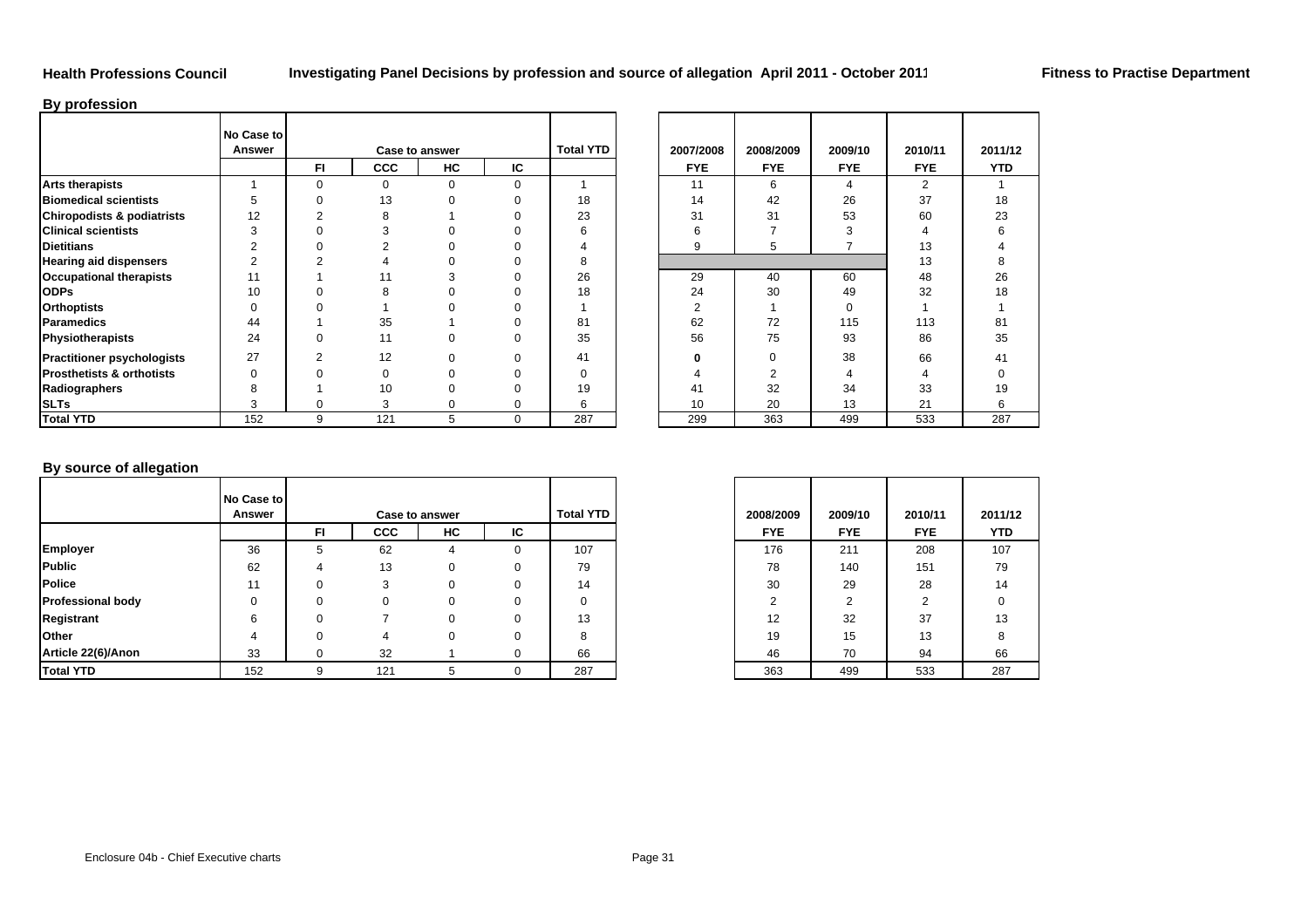**Health Professions Council** **Investigating Panel Decisions by profession and source of allegation April 2011 - October 2011** **Fitness to Practise Department**

## By profession

| | No Case to Answer | Case to answer | | | | Total YTD |
|---|---|---|---|---|---|---|
| | | FI | CCC | HC | IC | |
| **Arts therapists** | 1 | 0 | 0 | 0 | 0 | 1 |
| **Biomedical scientists** | 5 | 0 | 13 | 0 | 0 | 18 |
| **Chiropodists & podiatrists** | 12 | 2 | 8 | 1 | 0 | 23 |
| **Clinical scientists** | 3 | 0 | 3 | 0 | 0 | 6 |
| **Dietitians** | 2 | 0 | 2 | 0 | 0 | 4 |
| **Hearing aid dispensers** | 2 | 2 | 4 | 0 | 0 | 8 |
| **Occupational therapists** | 11 | 1 | 11 | 3 | 0 | 26 |
| **ODPs** | 10 | 0 | 8 | 0 | 0 | 18 |
| **Orthoptists** | 0 | 0 | 1 | 0 | 0 | 1 |
| **Paramedics** | 44 | 1 | 35 | 1 | 0 | 81 |
| **Physiotherapists** | 24 | 0 | 11 | 0 | 0 | 35 |
| **Practitioner psychologists** | 27 | 2 | 12 | 0 | 0 | 41 |
| **Prosthetists & orthotists** | 0 | 0 | 0 | 0 | 0 | 0 |
| **Radiographers** | 8 | 1 | 10 | 0 | 0 | 19 |
| **SLTs** | 3 | 0 | 3 | 0 | 0 | 6 |
| **Total YTD** | 152 | 9 | 121 | 5 | 0 | 287 |

| | 2007/2008 | 2008/2009 | 2009/10 | 2010/11 | 2011/12 |
|---|---|---|---|---|---|
| | FYE | FYE | FYE | FYE | YTD |
| **Arts therapists** | 11 | 6 | 4 | 2 | 1 |
| **Biomedical scientists** | 14 | 42 | 26 | 37 | 18 |
| **Chiropodists & podiatrists** | 31 | 31 | 53 | 60 | 23 |
| **Clinical scientists** | 6 | 7 | 3 | 4 | 6 |
| **Dietitians** | 9 | 5 | 7 | 13 | 4 |
| **Hearing aid dispensers** | | | | 13 | 8 |
| **Occupational therapists** | 29 | 40 | 60 | 48 | 26 |
| **ODPs** | 24 | 30 | 49 | 32 | 18 |
| **Orthoptists** | 2 | 1 | 0 | 1 | 1 |
| **Paramedics** | 62 | 72 | 115 | 113 | 81 |
| **Physiotherapists** | 56 | 75 | 93 | 86 | 35 |
| **Practitioner psychologists** | **0** | 0 | 38 | 66 | 41 |
| **Prosthetists & orthotists** | 4 | 2 | 4 | 4 | 0 |
| **Radiographers** | 41 | 32 | 34 | 33 | 19 |
| **SLTs** | 10 | 20 | 13 | 21 | 6 |
| **Total YTD** | 299 | 363 | 499 | 533 | 287 |

## By source of allegation

| | No Case to Answer | Case to answer | | | | Total YTD |
|---|---|---|---|---|---|---|
| | | FI | CCC | HC | IC | |
| **Employer** | 36 | 5 | 62 | 4 | 0 | 107 |
| **Public** | 62 | 4 | 13 | 0 | 0 | 79 |
| **Police** | 11 | 0 | 3 | 0 | 0 | 14 |
| **Professional body** | 0 | 0 | 0 | 0 | 0 | 0 |
| **Registrant** | 6 | 0 | 7 | 0 | 0 | 13 |
| **Other** | 4 | 0 | 4 | 0 | 0 | 8 |
| **Article 22(6)/Anon** | 33 | 0 | 32 | 1 | 0 | 66 |
| **Total YTD** | 152 | 9 | 121 | 5 | 0 | 287 |

| | 2008/2009 | 2009/10 | 2010/11 | 2011/12 |
|---|---|---|---|---|
| | FYE | FYE | FYE | YTD |
| **Employer** | 176 | 211 | 208 | 107 |
| **Public** | 78 | 140 | 151 | 79 |
| **Police** | 30 | 29 | 28 | 14 |
| **Professional body** | 2 | 2 | 2 | 0 |
| **Registrant** | 12 | 32 | 37 | 13 |
| **Other** | 19 | 15 | 13 | 8 |
| **Article 22(6)/Anon** | 46 | 70 | 94 | 66 |
| **Total YTD** | 363 | 499 | 533 | 287 |

Enclosure 04b - Chief Executive charts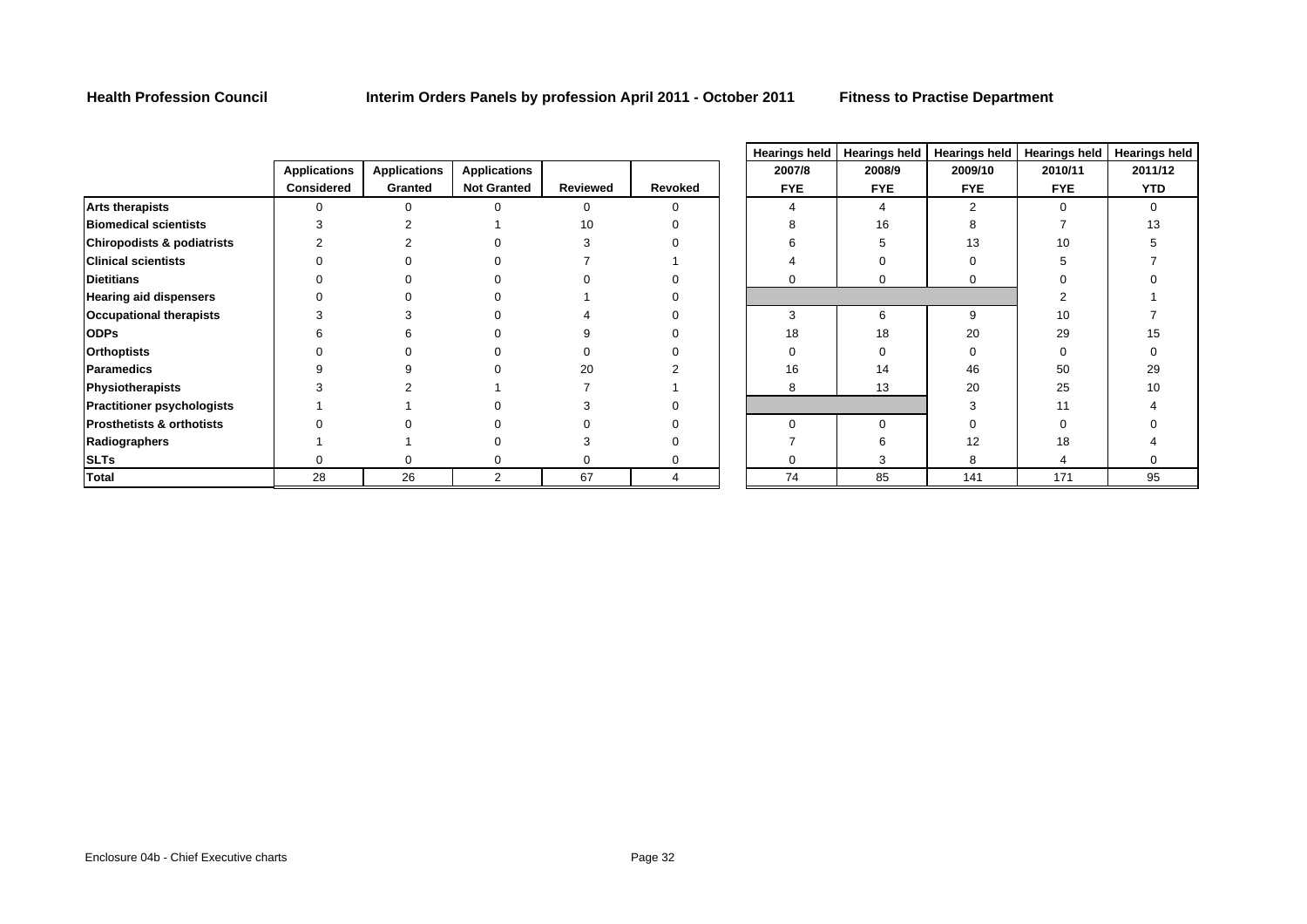**Health Profession Council** **Interim Orders Panels by profession April 2011 - October 2011** **Fitness to Practise Department**

| | Applications Considered | Applications Granted | Applications Not Granted | Reviewed | Revoked | Hearings held 2007/8 FYE | Hearings held 2008/9 FYE | Hearings held 2009/10 FYE | Hearings held 2010/11 FYE | Hearings held 2011/12 YTD |
|---|---|---|---|---|---|---|---|---|---|---|
| **Arts therapists** | 0 | 0 | 0 | 0 | 0 | 4 | 4 | 2 | 0 | 0 |
| **Biomedical scientists** | 3 | 2 | 1 | 10 | 0 | 8 | 16 | 8 | 7 | 13 |
| **Chiropodists & podiatrists** | 2 | 2 | 0 | 3 | 0 | 6 | 5 | 13 | 10 | 5 |
| **Clinical scientists** | 0 | 0 | 0 | 7 | 1 | 4 | 0 | 0 | 5 | 7 |
| **Dietitians** | 0 | 0 | 0 | 0 | 0 | 0 | 0 | 0 | 0 | 0 |
| **Hearing aid dispensers** | 0 | 0 | 0 | 1 | 0 | | | | 2 | 1 |
| **Occupational therapists** | 3 | 3 | 0 | 4 | 0 | 3 | 6 | 9 | 10 | 7 |
| **ODPs** | 6 | 6 | 0 | 9 | 0 | 18 | 18 | 20 | 29 | 15 |
| **Orthoptists** | 0 | 0 | 0 | 0 | 0 | 0 | 0 | 0 | 0 | 0 |
| **Paramedics** | 9 | 9 | 0 | 20 | 2 | 16 | 14 | 46 | 50 | 29 |
| **Physiotherapists** | 3 | 2 | 1 | 7 | 1 | 8 | 13 | 20 | 25 | 10 |
| **Practitioner psychologists** | 1 | 1 | 0 | 3 | 0 | | | 3 | 11 | 4 |
| **Prosthetists & orthotists** | 0 | 0 | 0 | 0 | 0 | 0 | 0 | 0 | 0 | 0 |
| **Radiographers** | 1 | 1 | 0 | 3 | 0 | 7 | 6 | 12 | 18 | 4 |
| **SLTs** | 0 | 0 | 0 | 0 | 0 | 0 | 3 | 8 | 4 | 0 |
| **Total** | 28 | 26 | 2 | 67 | 4 | 74 | 85 | 141 | 171 | 95 |

Enclosure 04b - Chief Executive charts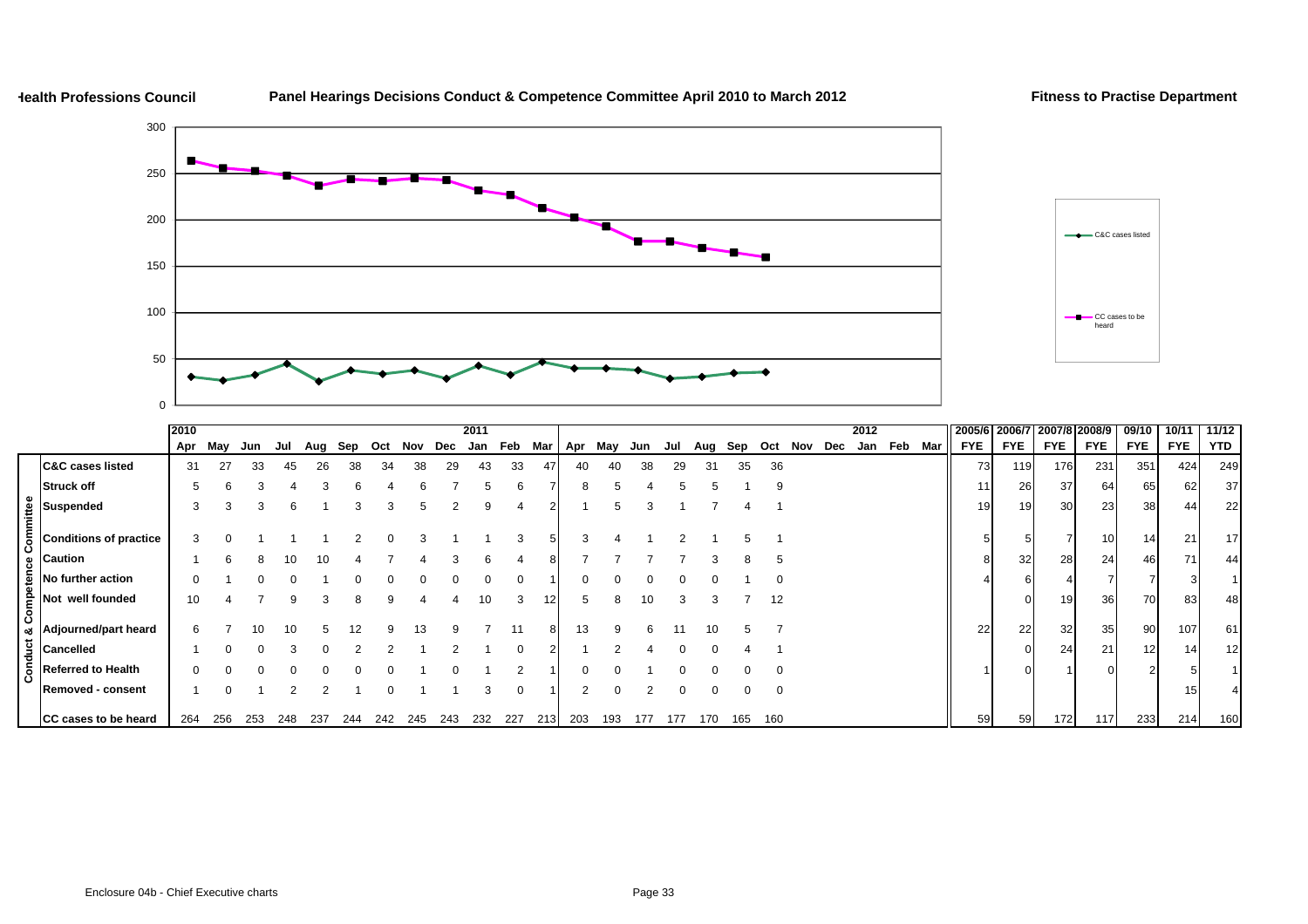# Health Professions Council — Panel Hearings Decisions Conduct & Competence Committee April 2010 to March 2012 — Fitness to Practise Department

Legend: C&C cases listed; CC cases to be heard

| Conduct & Competence Committee | 2010 Apr | May | Jun | Jul | Aug | Sep | Oct | Nov | Dec | 2011 Jan | Feb | Mar | Apr | May | Jun | Jul | Aug | Sep | Oct | Nov | Dec | 2012 Jan | Feb | Mar | 2005/6 FYE | 2006/7 FYE | 2007/8 FYE | 2008/9 FYE | 09/10 FYE | 10/11 FYE | 11/12 YTD |
|---|---|---|---|---|---|---|---|---|---|---|---|---|---|---|---|---|---|---|---|---|---|---|---|---|---|---|---|---|---|---|---|
| C&C cases listed | 31 | 27 | 33 | 45 | 26 | 38 | 34 | 38 | 29 | 43 | 33 | 47 | 40 | 40 | 38 | 29 | 31 | 35 | 36 | | | | | | 73 | 119 | 176 | 231 | 351 | 424 | 249 |
| Struck off | 5 | 6 | 3 | 4 | 3 | 6 | 4 | 6 | 7 | 5 | 6 | 7 | 8 | 5 | 4 | 5 | 5 | 1 | 9 | | | | | | 11 | 26 | 37 | 64 | 65 | 62 | 37 |
| Suspended | 3 | 3 | 3 | 6 | 1 | 3 | 3 | 5 | 2 | 9 | 4 | 2 | 1 | 5 | 3 | 1 | 7 | 4 | 1 | | | | | | 19 | 19 | 30 | 23 | 38 | 44 | 22 |
| Conditions of practice | 3 | 0 | 1 | 1 | 1 | 2 | 0 | 3 | 1 | 1 | 3 | 5 | 3 | 4 | 1 | 2 | 1 | 5 | 1 | | | | | | 5 | 5 | 7 | 10 | 14 | 21 | 17 |
| Caution | 1 | 6 | 8 | 10 | 10 | 4 | 7 | 4 | 3 | 6 | 4 | 8 | 7 | 7 | 7 | 7 | 3 | 8 | 5 | | | | | | 8 | 32 | 28 | 24 | 46 | 71 | 44 |
| No further action | 0 | 1 | 0 | 0 | 1 | 0 | 0 | 0 | 0 | 0 | 0 | 1 | 0 | 0 | 0 | 0 | 0 | 1 | 0 | | | | | | 4 | 6 | 4 | 7 | 7 | 3 | 1 |
| Not well founded | 10 | 4 | 7 | 9 | 3 | 8 | 9 | 4 | 4 | 10 | 3 | 12 | 5 | 8 | 10 | 3 | 3 | 7 | 12 | | | | | | | 0 | 19 | 36 | 70 | 83 | 48 |
| Adjourned/part heard | 6 | 7 | 10 | 10 | 5 | 12 | 9 | 13 | 9 | 7 | 11 | 8 | 13 | 9 | 6 | 11 | 10 | 5 | 7 | | | | | | 22 | 22 | 32 | 35 | 90 | 107 | 61 |
| Cancelled | 1 | 0 | 0 | 3 | 0 | 2 | 2 | 1 | 2 | 1 | 0 | 2 | 1 | 2 | 4 | 0 | 0 | 4 | 1 | | | | | | | 0 | 24 | 21 | 12 | 14 | 12 |
| Referred to Health | 0 | 0 | 0 | 0 | 0 | 0 | 0 | 1 | 0 | 1 | 2 | 1 | 0 | 0 | 1 | 0 | 0 | 0 | 0 | | | | | | 1 | 0 | 1 | 0 | 2 | 5 | 1 |
| Removed - consent | 1 | 0 | 1 | 2 | 2 | 1 | 0 | 1 | 1 | 3 | 0 | 1 | 2 | 0 | 2 | 0 | 0 | 0 | 0 | | | | | | | | | | | 15 | 4 |
| CC cases to be heard | 264 | 256 | 253 | 248 | 237 | 244 | 242 | 245 | 243 | 232 | 227 | 213 | 203 | 193 | 177 | 177 | 170 | 165 | 160 | | | | | | 59 | 59 | 172 | 117 | 233 | 214 | 160 |

Enclosure 04b - Chief Executive charts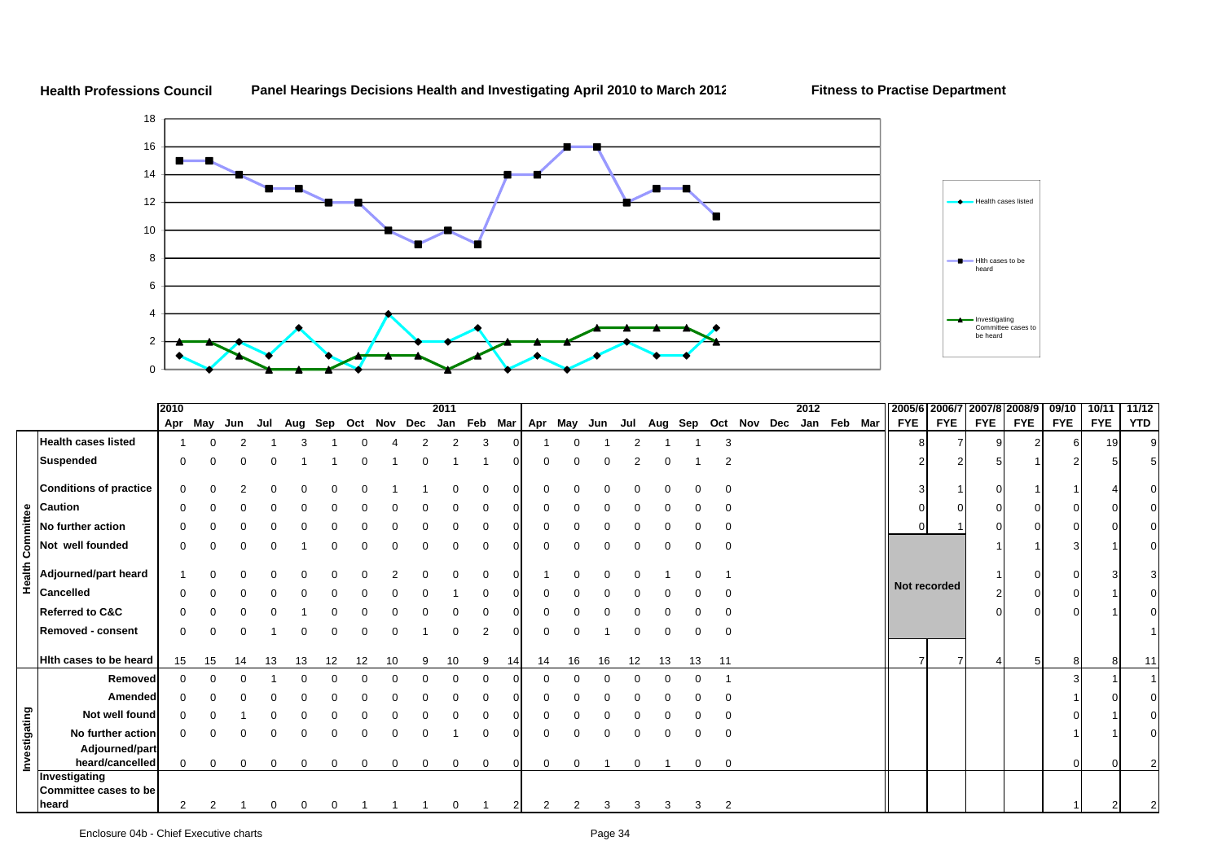**Health Professions Council** **Panel Hearings Decisions Health and Investigating April 2010 to March 2012** **Fitness to Practise Department**

| | | 2010 | | | | | | | | | 2011 | | | | | | | | | | | | | 2012 | | | | 2005/6 | 2006/7 | 2007/8 | 2008/9 | 09/10 | 10/11 | 11/12 |
|---|---|---|---|---|---|---|---|---|---|---|---|---|---|---|---|---|---|---|---|---|---|---|---|---|---|---|---|---|---|---|---|---|---|---|
| | | Apr | May | Jun | Jul | Aug | Sep | Oct | Nov | Dec | Jan | Feb | Mar | Apr | May | Jun | Jul | Aug | Sep | Oct | Nov | Dec | Jan | Feb | Mar | FYE | FYE | FYE | FYE | FYE | FYE | YTD |
| Health Committee | Health cases listed | 1 | 0 | 2 | 1 | 3 | 1 | 0 | 4 | 2 | 2 | 3 | 0 | 1 | 0 | 1 | 2 | 1 | 1 | 3 | | | | | | 8 | 7 | 9 | 2 | 6 | 19 | 9 |
| | Suspended | 0 | 0 | 0 | 0 | 1 | 1 | 0 | 1 | 0 | 1 | 1 | 0 | 0 | 0 | 0 | 2 | 0 | 1 | 2 | | | | | | 2 | 2 | 5 | 1 | 2 | 5 | 5 |
| | Conditions of practice | 0 | 0 | 2 | 0 | 0 | 0 | 0 | 1 | 1 | 0 | 0 | 0 | 0 | 0 | 0 | 0 | 0 | 0 | 0 | | | | | | 3 | 1 | 0 | 1 | 1 | 4 | 0 |
| | Caution | 0 | 0 | 0 | 0 | 0 | 0 | 0 | 0 | 0 | 0 | 0 | 0 | 0 | 0 | 0 | 0 | 0 | 0 | 0 | | | | | | 0 | 0 | 0 | 0 | 0 | 0 | 0 |
| | No further action | 0 | 0 | 0 | 0 | 0 | 0 | 0 | 0 | 0 | 0 | 0 | 0 | 0 | 0 | 0 | 0 | 0 | 0 | 0 | | | | | | 0 | 1 | 0 | 0 | 0 | 0 | 0 |
| | Not well founded | 0 | 0 | 0 | 0 | 1 | 0 | 0 | 0 | 0 | 0 | 0 | 0 | 0 | 0 | 0 | 0 | 0 | 0 | 0 | | | | | | Not recorded | | 1 | 1 | 3 | 1 | 0 |
| | Adjourned/part heard | 1 | 0 | 0 | 0 | 0 | 0 | 0 | 2 | 0 | 0 | 0 | 0 | 1 | 0 | 0 | 0 | 1 | 0 | 1 | | | | | | | | 1 | 0 | 0 | 3 | 3 |
| | Cancelled | 0 | 0 | 0 | 0 | 0 | 0 | 0 | 0 | 0 | 1 | 0 | 0 | 0 | 0 | 0 | 0 | 0 | 0 | 0 | | | | | | | | 2 | 0 | 0 | 1 | 0 |
| | Referred to C&C | 0 | 0 | 0 | 0 | 1 | 0 | 0 | 0 | 0 | 0 | 0 | 0 | 0 | 0 | 0 | 0 | 0 | 0 | 0 | | | | | | | | 0 | 0 | 0 | 1 | 0 |
| | Removed - consent | 0 | 0 | 0 | 1 | 0 | 0 | 0 | 0 | 1 | 0 | 2 | 0 | 0 | 0 | 1 | 0 | 0 | 0 | 0 | | | | | | | | | | | | 1 |
| | Hlth cases to be heard | 15 | 15 | 14 | 13 | 13 | 12 | 12 | 10 | 9 | 10 | 9 | 14 | 14 | 16 | 16 | 12 | 13 | 13 | 11 | | | | | | 7 | 7 | 4 | 5 | 8 | 8 | 11 |
| Investigating | Removed | 0 | 0 | 0 | 1 | 0 | 0 | 0 | 0 | 0 | 0 | 0 | 0 | 0 | 0 | 0 | 0 | 0 | 0 | 1 | | | | | | | | | | 3 | 1 | 1 |
| | Amended | 0 | 0 | 0 | 0 | 0 | 0 | 0 | 0 | 0 | 0 | 0 | 0 | 0 | 0 | 0 | 0 | 0 | 0 | 0 | | | | | | | | | | 1 | 0 | 0 |
| | Not well found | 0 | 0 | 1 | 0 | 0 | 0 | 0 | 0 | 0 | 0 | 0 | 0 | 0 | 0 | 0 | 0 | 0 | 0 | 0 | | | | | | | | | | 0 | 1 | 0 |
| | No further action | 0 | 0 | 0 | 0 | 0 | 0 | 0 | 0 | 0 | 1 | 0 | 0 | 0 | 0 | 0 | 0 | 0 | 0 | 0 | | | | | | | | | | 1 | 1 | 0 |
| | Adjourned/part heard/cancelled | 0 | 0 | 0 | 0 | 0 | 0 | 0 | 0 | 0 | 0 | 0 | 0 | 0 | 0 | 1 | 0 | 1 | 0 | 0 | | | | | | | | | | 0 | 0 | 2 |
| | Investigating Committee cases to be heard | 2 | 2 | 1 | 0 | 0 | 0 | 1 | 1 | 1 | 0 | 1 | 2 | 2 | 2 | 3 | 3 | 3 | 3 | 2 | | | | | | | | | | 1 | 2 | 2 |

Enclosure 04b - Chief Executive charts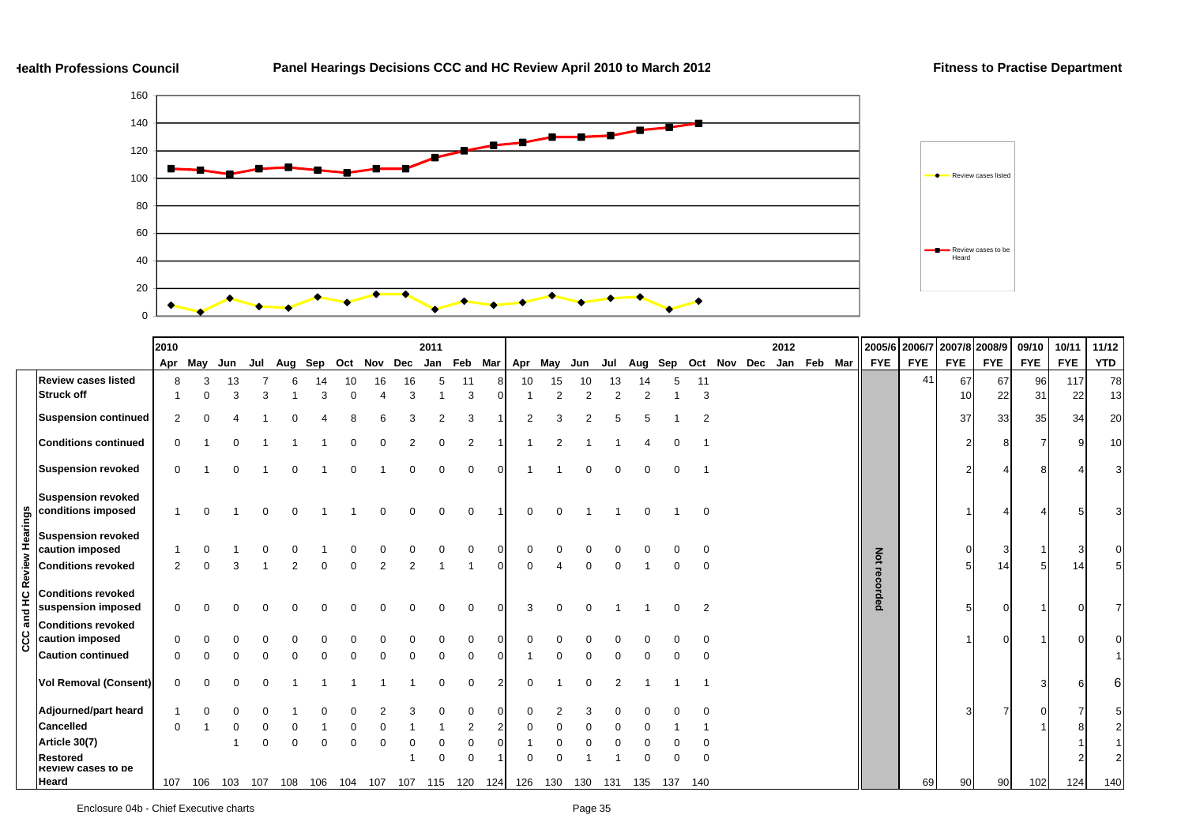Health Professions Council

## Panel Hearings Decisions CCC and HC Review April 2010 to March 2012

Fitness to Practise Department

| CCC and HC Review Hearings | 2010 Apr | May | Jun | Jul | Aug | Sep | Oct | Nov | Dec | 2011 Jan | Feb | Mar | Apr | May | Jun | Jul | Aug | Sep | Oct | Nov | Dec | 2012 Jan | Feb | Mar | 2005/6 FYE | 2006/7 FYE | 2007/8 FYE | 2008/9 FYE | 09/10 FYE | 10/11 FYE | 11/12 YTD |
|---|---|---|---|---|---|---|---|---|---|---|---|---|---|---|---|---|---|---|---|---|---|---|---|---|---|---|---|---|---|---|---|
| Review cases listed | 8 | 3 | 13 | 7 | 6 | 14 | 10 | 16 | 16 | 5 | 11 | 8 | 10 | 15 | 10 | 13 | 14 | 5 | 11 | | | | | | Not recorded | 41 | 67 | 67 | 96 | 117 | 78 |
| Struck off | 1 | 0 | 3 | 3 | 1 | 3 | 0 | 4 | 3 | 1 | 3 | 0 | 1 | 2 | 2 | 2 | 2 | 1 | 3 | | | | | | | | 10 | 22 | 31 | 22 | 13 |
| Suspension continued | 2 | 0 | 4 | 1 | 0 | 4 | 8 | 6 | 3 | 2 | 3 | 1 | 2 | 3 | 2 | 5 | 5 | 1 | 2 | | | | | | | | 37 | 33 | 35 | 34 | 20 |
| Conditions continued | 0 | 1 | 0 | 1 | 1 | 1 | 0 | 0 | 2 | 0 | 2 | 1 | 1 | 2 | 1 | 1 | 4 | 0 | 1 | | | | | | | | 2 | 8 | 7 | 9 | 10 |
| Suspension revoked | 0 | 1 | 0 | 1 | 0 | 1 | 0 | 1 | 0 | 0 | 0 | 0 | 1 | 1 | 0 | 0 | 0 | 0 | 1 | | | | | | | | 2 | 4 | 8 | 4 | 3 |
| Suspension revoked conditions imposed | 1 | 0 | 1 | 0 | 0 | 1 | 1 | 0 | 0 | 0 | 0 | 1 | 0 | 0 | 1 | 1 | 0 | 1 | 0 | | | | | | | | 1 | 4 | 4 | 5 | 3 |
| Suspension revoked caution imposed | 1 | 0 | 1 | 0 | 0 | 1 | 0 | 0 | 0 | 0 | 0 | 0 | 0 | 0 | 0 | 0 | 0 | 0 | 0 | | | | | | | | 0 | 3 | 1 | 3 | 0 |
| Conditions revoked | 2 | 0 | 3 | 1 | 2 | 0 | 0 | 2 | 2 | 1 | 1 | 0 | 0 | 4 | 0 | 0 | 1 | 0 | 0 | | | | | | | | 5 | 14 | 5 | 14 | 5 |
| Conditions revoked suspension imposed | 0 | 0 | 0 | 0 | 0 | 0 | 0 | 0 | 0 | 0 | 0 | 0 | 3 | 0 | 0 | 1 | 1 | 0 | 2 | | | | | | | | 5 | 0 | 1 | 0 | 7 |
| Conditions revoked caution imposed | 0 | 0 | 0 | 0 | 0 | 0 | 0 | 0 | 0 | 0 | 0 | 0 | 0 | 0 | 0 | 0 | 0 | 0 | 0 | | | | | | | | 1 | 0 | 1 | 0 | 0 |
| Caution continued | 0 | 0 | 0 | 0 | 0 | 0 | 0 | 0 | 0 | 0 | 0 | 0 | 1 | 0 | 0 | 0 | 0 | 0 | 0 | | | | | | | | | | | | 1 |
| Vol Removal (Consent) | 0 | 0 | 0 | 0 | 1 | 1 | 1 | 1 | 1 | 0 | 0 | 2 | 0 | 1 | 0 | 2 | 1 | 1 | 1 | | | | | | | | | | 3 | 6 | 6 |
| Adjourned/part heard | 1 | 0 | 0 | 0 | 1 | 0 | 0 | 2 | 3 | 0 | 0 | 0 | 0 | 2 | 3 | 0 | 0 | 0 | 0 | | | | | | | | 3 | 7 | 0 | 7 | 5 |
| Cancelled | 0 | 1 | 0 | 0 | 0 | 1 | 0 | 0 | 1 | 1 | 2 | 2 | 0 | 0 | 0 | 0 | 0 | 1 | 1 | | | | | | | | | | 1 | 8 | 2 |
| Article 30(7) | | | 1 | 0 | 0 | 0 | 0 | 0 | 0 | 0 | 0 | 0 | 1 | 0 | 0 | 0 | 0 | 0 | 0 | | | | | | | | | | | 1 | 1 |
| Restored | | | | | | | | | 1 | 0 | 0 | 1 | 0 | 0 | 1 | 1 | 0 | 0 | 0 | | | | | | | | | | | 2 | 2 |
| Review cases to be Heard | 107 | 106 | 103 | 107 | 108 | 106 | 104 | 107 | 107 | 115 | 120 | 124 | 126 | 130 | 130 | 131 | 135 | 137 | 140 | | | | | | | 69 | 90 | 90 | 102 | 124 | 140 |

Enclosure 04b - Chief Executive charts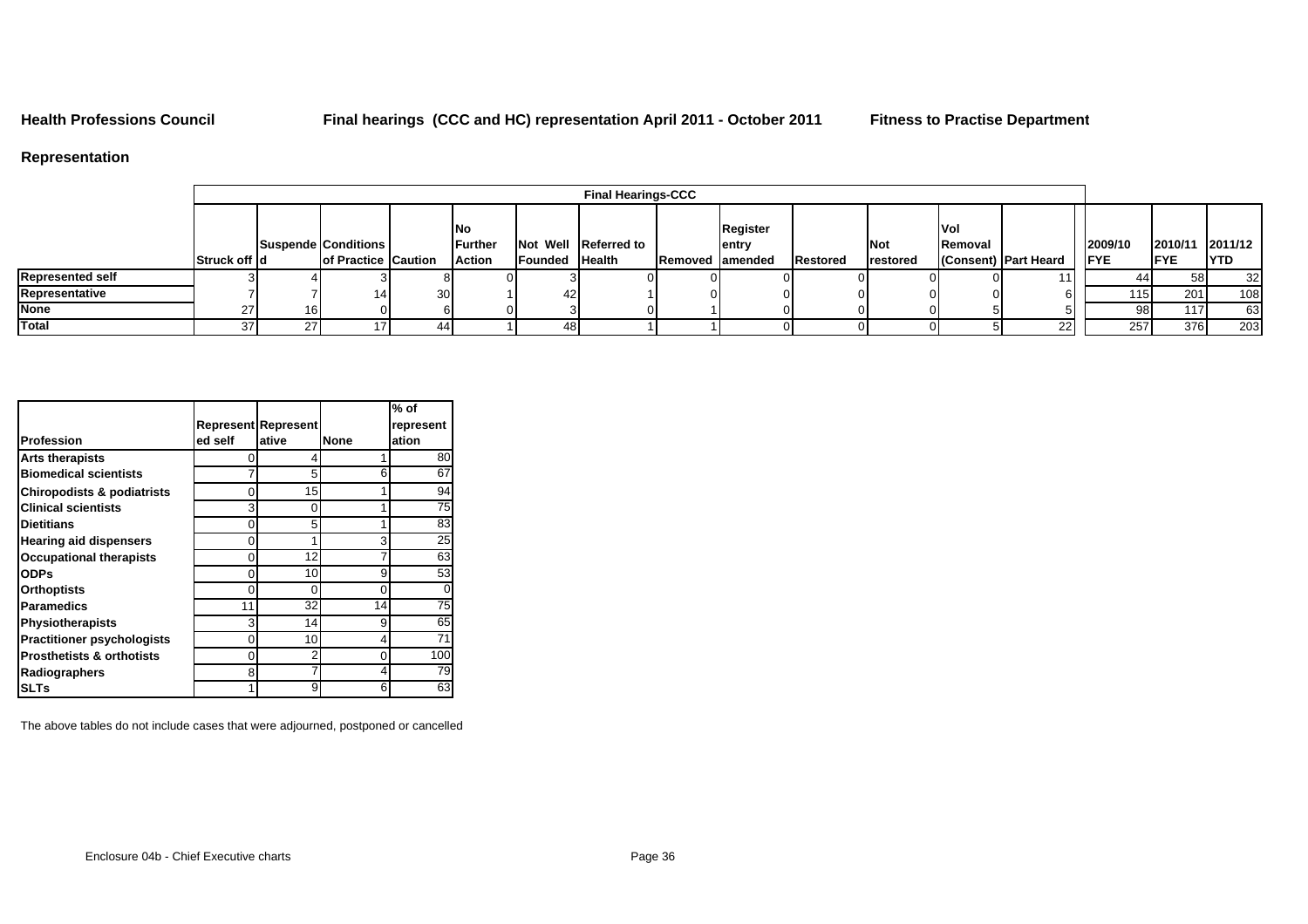**Health Professions Council** **Final hearings (CCC and HC) representation April 2011 - October 2011** **Fitness to Practise Department**

## Representation

| | Final Hearings-CCC | | | | | | | | | | | | | | | |
|---|---|---|---|---|---|---|---|---|---|---|---|---|---|---|---|---|
| | Struck off | Suspended | Conditions of Practice | Caution | No Further Action | Not Well Founded | Referred to Health | Removed | Register entry amended | Restored | Not restored | Vol Removal (Consent) | Part Heard | 2009/10 FYE | 2010/11 FYE | 2011/12 YTD |
| **Represented self** | 3 | 4 | 3 | 8 | 0 | 3 | 0 | 0 | 0 | 0 | 0 | 0 | 11 | 44 | 58 | 32 |
| **Representative** | 7 | 7 | 14 | 30 | 1 | 42 | 1 | 0 | 0 | 0 | 0 | 0 | 6 | 115 | 201 | 108 |
| **None** | 27 | 16 | 0 | 6 | 0 | 3 | 0 | 1 | 0 | 0 | 0 | 5 | 5 | 98 | 117 | 63 |
| **Total** | 37 | 27 | 17 | 44 | 1 | 48 | 1 | 1 | 0 | 0 | 0 | 5 | 22 | 257 | 376 | 203 |

| Profession | Represented self | Representative | None | % of representation |
|---|---|---|---|---|
| **Arts therapists** | 0 | 4 | 1 | 80 |
| **Biomedical scientists** | 7 | 5 | 6 | 67 |
| **Chiropodists & podiatrists** | 0 | 15 | 1 | 94 |
| **Clinical scientists** | 3 | 0 | 1 | 75 |
| **Dietitians** | 0 | 5 | 1 | 83 |
| **Hearing aid dispensers** | 0 | 1 | 3 | 25 |
| **Occupational therapists** | 0 | 12 | 7 | 63 |
| **ODPs** | 0 | 10 | 9 | 53 |
| **Orthoptists** | 0 | 0 | 0 | 0 |
| **Paramedics** | 11 | 32 | 14 | 75 |
| **Physiotherapists** | 3 | 14 | 9 | 65 |
| **Practitioner psychologists** | 0 | 10 | 4 | 71 |
| **Prosthetists & orthotists** | 0 | 2 | 0 | 100 |
| **Radiographers** | 8 | 7 | 4 | 79 |
| **SLTs** | 1 | 9 | 6 | 63 |

The above tables do not include cases that were adjourned, postponed or cancelled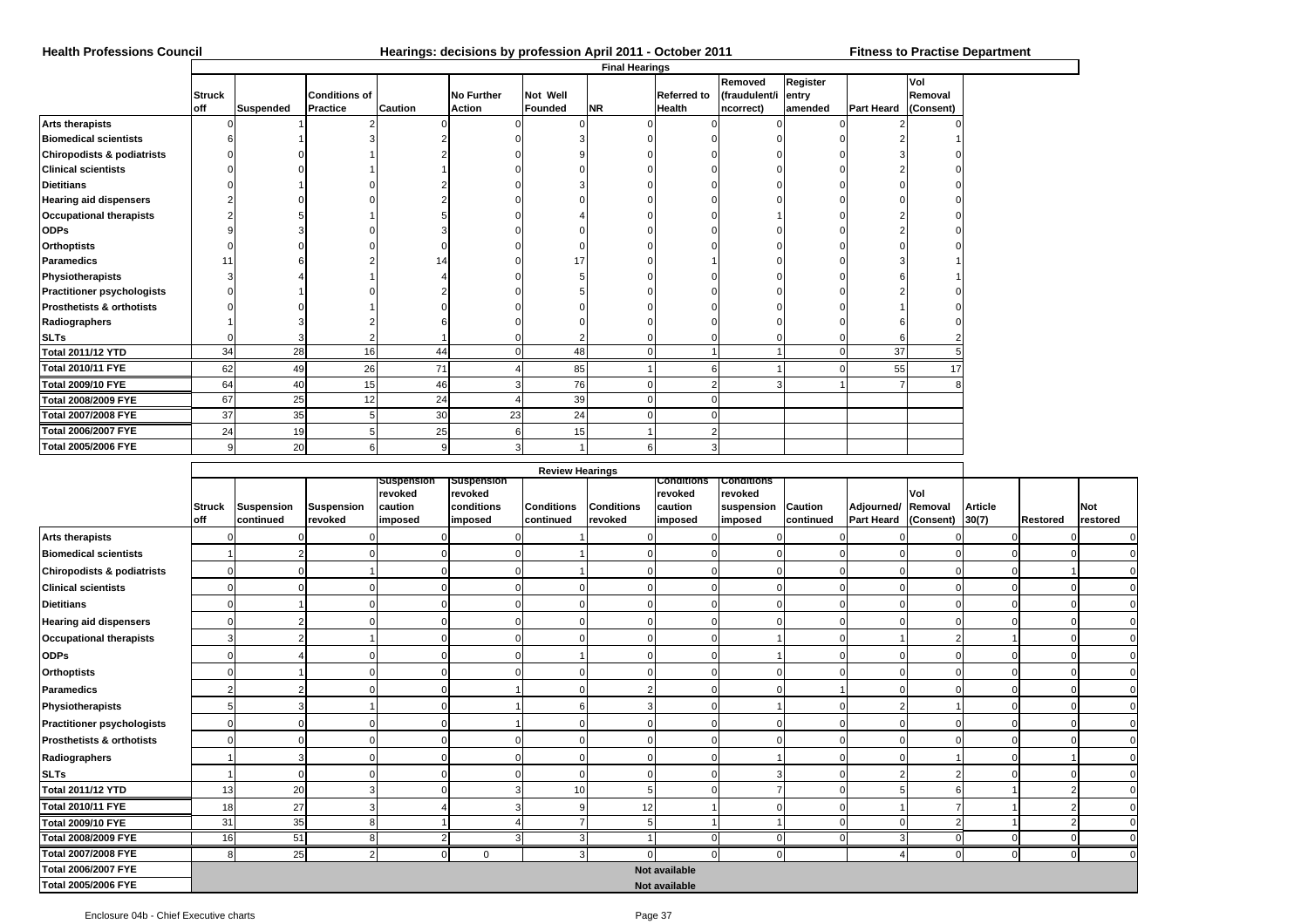**Health Professions Council** — **Hearings: decisions by profession April 2011 - October 2011** — **Fitness to Practise Department**

## Final Hearings

| | Struck off | Suspended | Conditions of Practice | Caution | No Further Action | Not Well Founded | NR | Referred to Health | Removed (fraudulent/incorrect) | Register entry amended | Part Heard | Vol Removal (Consent) |
|---|---|---|---|---|---|---|---|---|---|---|---|---|
| Arts therapists | 0 | 1 | 2 | 0 | 0 | 0 | 0 | 0 | 0 | 0 | 2 | 0 |
| Biomedical scientists | 6 | 1 | 3 | 2 | 0 | 3 | 0 | 0 | 0 | 0 | 2 | 1 |
| Chiropodists & podiatrists | 0 | 0 | 1 | 2 | 0 | 9 | 0 | 0 | 0 | 0 | 3 | 0 |
| Clinical scientists | 0 | 0 | 1 | 1 | 0 | 0 | 0 | 0 | 0 | 0 | 2 | 0 |
| Dietitians | 0 | 1 | 0 | 2 | 0 | 3 | 0 | 0 | 0 | 0 | 0 | 0 |
| Hearing aid dispensers | 2 | 0 | 0 | 2 | 0 | 0 | 0 | 0 | 0 | 0 | 0 | 0 |
| Occupational therapists | 2 | 5 | 1 | 5 | 0 | 4 | 0 | 0 | 1 | 0 | 2 | 0 |
| ODPs | 9 | 3 | 0 | 3 | 0 | 0 | 0 | 0 | 0 | 0 | 2 | 0 |
| Orthoptists | 0 | 0 | 0 | 0 | 0 | 0 | 0 | 0 | 0 | 0 | 0 | 0 |
| Paramedics | 11 | 6 | 2 | 14 | 0 | 17 | 0 | 1 | 0 | 0 | 3 | 1 |
| Physiotherapists | 3 | 4 | 1 | 4 | 0 | 5 | 0 | 0 | 0 | 0 | 6 | 1 |
| Practitioner psychologists | 0 | 1 | 0 | 2 | 0 | 5 | 0 | 0 | 0 | 0 | 2 | 0 |
| Prosthetists & orthotists | 0 | 0 | 1 | 0 | 0 | 0 | 0 | 0 | 0 | 0 | 1 | 0 |
| Radiographers | 1 | 3 | 2 | 6 | 0 | 0 | 0 | 0 | 0 | 0 | 6 | 0 |
| SLTs | 0 | 3 | 2 | 1 | 0 | 2 | 0 | 0 | 0 | 0 | 6 | 2 |
| Total 2011/12 YTD | 34 | 28 | 16 | 44 | 0 | 48 | 0 | 1 | 1 | 0 | 37 | 5 |
| Total 2010/11 FYE | 62 | 49 | 26 | 71 | 4 | 85 | 1 | 6 | 1 | 0 | 55 | 17 |
| Total 2009/10 FYE | 64 | 40 | 15 | 46 | 3 | 76 | 0 | 2 | 3 | 1 | 7 | 8 |
| Total 2008/2009 FYE | 67 | 25 | 12 | 24 | 4 | 39 | 0 | 0 | | | | |
| Total 2007/2008 FYE | 37 | 35 | 5 | 30 | 23 | 24 | 0 | 0 | | | | |
| Total 2006/2007 FYE | 24 | 19 | 5 | 25 | 6 | 15 | 1 | 2 | | | | |
| Total 2005/2006 FYE | 9 | 20 | 6 | 9 | 3 | 1 | 6 | 3 | | | | |

## Review Hearings

| | Struck off | Suspension continued | Suspension revoked | Suspension revoked caution imposed | Suspension revoked conditions imposed | Conditions continued | Conditions revoked | Conditions revoked caution imposed | Conditions revoked suspension imposed | Caution continued | Adjourned/ Part Heard | Vol Removal (Consent) | Article 30(7) | Restored | Not restored |
|---|---|---|---|---|---|---|---|---|---|---|---|---|---|---|---|
| Arts therapists | 0 | 0 | 0 | 0 | 0 | 1 | 0 | 0 | 0 | 0 | 0 | 0 | 0 | 0 | 0 |
| Biomedical scientists | 1 | 2 | 0 | 0 | 0 | 1 | 0 | 0 | 0 | 0 | 0 | 0 | 0 | 0 | 0 |
| Chiropodists & podiatrists | 0 | 0 | 1 | 0 | 0 | 1 | 0 | 0 | 0 | 0 | 0 | 0 | 0 | 1 | 0 |
| Clinical scientists | 0 | 0 | 0 | 0 | 0 | 0 | 0 | 0 | 0 | 0 | 0 | 0 | 0 | 0 | 0 |
| Dietitians | 0 | 1 | 0 | 0 | 0 | 0 | 0 | 0 | 0 | 0 | 0 | 0 | 0 | 0 | 0 |
| Hearing aid dispensers | 0 | 2 | 0 | 0 | 0 | 0 | 0 | 0 | 0 | 0 | 0 | 0 | 0 | 0 | 0 |
| Occupational therapists | 3 | 2 | 1 | 0 | 0 | 0 | 0 | 0 | 1 | 0 | 1 | 2 | 1 | 0 | 0 |
| ODPs | 0 | 4 | 0 | 0 | 0 | 1 | 0 | 0 | 1 | 0 | 0 | 0 | 0 | 0 | 0 |
| Orthoptists | 0 | 1 | 0 | 0 | 0 | 0 | 0 | 0 | 0 | 0 | 0 | 0 | 0 | 0 | 0 |
| Paramedics | 2 | 2 | 0 | 0 | 1 | 0 | 2 | 0 | 0 | 1 | 0 | 0 | 0 | 0 | 0 |
| Physiotherapists | 5 | 3 | 1 | 0 | 1 | 6 | 3 | 0 | 1 | 0 | 2 | 1 | 0 | 0 | 0 |
| Practitioner psychologists | 0 | 0 | 0 | 0 | 1 | 0 | 0 | 0 | 0 | 0 | 0 | 0 | 0 | 0 | 0 |
| Prosthetists & orthotists | 0 | 0 | 0 | 0 | 0 | 0 | 0 | 0 | 0 | 0 | 0 | 0 | 0 | 0 | 0 |
| Radiographers | 1 | 3 | 0 | 0 | 0 | 0 | 0 | 0 | 1 | 0 | 0 | 1 | 0 | 1 | 0 |
| SLTs | 1 | 0 | 0 | 0 | 0 | 0 | 0 | 0 | 3 | 0 | 2 | 2 | 0 | 0 | 0 |
| Total 2011/12 YTD | 13 | 20 | 3 | 0 | 3 | 10 | 5 | 0 | 7 | 0 | 5 | 6 | 1 | 2 | 0 |
| Total 2010/11 FYE | 18 | 27 | 3 | 4 | 3 | 9 | 12 | 1 | 0 | 0 | 1 | 7 | 1 | 2 | 0 |
| Total 2009/10 FYE | 31 | 35 | 8 | 1 | 4 | 7 | 5 | 1 | 1 | 0 | 0 | 2 | 1 | 2 | 0 |
| Total 2008/2009 FYE | 16 | 51 | 8 | 2 | 3 | 3 | 1 | 0 | 0 | 0 | 3 | 0 | 0 | 0 | 0 |
| Total 2007/2008 FYE | 8 | 25 | 2 | 0 | 0 | 3 | 0 | 0 | 0 | | 4 | 0 | 0 | 0 | 0 |
| Total 2006/2007 FYE | Not available | | | | | | | | | | | | | | |
| Total 2005/2006 FYE | Not available | | | | | | | | | | | | | | |

Enclosure 04b - Chief Executive charts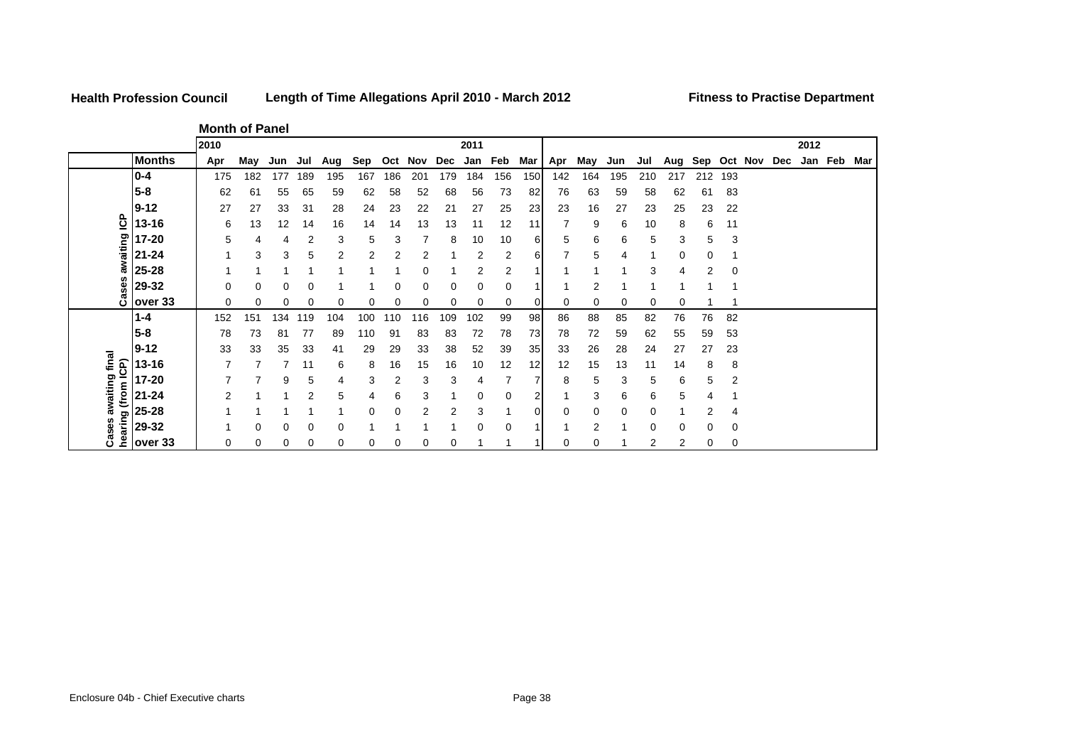**Health Profession Council** | **Length of Time Allegations April 2010 - March 2012** | **Fitness to Practise Department**

**Month of Panel**

| | | 2010 | | | | | | | | | 2011 | | | | | | | | | | | | | | 2012 | | |
|---|---|---|---|---|---|---|---|---|---|---|---|---|---|---|---|---|---|---|---|---|---|---|---|---|---|---|---|
| | **Months** | Apr | May | Jun | Jul | Aug | Sep | Oct | Nov | Dec | Jan | Feb | Mar | Apr | May | Jun | Jul | Aug | Sep | Oct | Nov | Dec | Jan | Feb | Mar |
| Cases awaiting ICP | **0-4** | 175 | 182 | 177 | 189 | 195 | 167 | 186 | 201 | 179 | 184 | 156 | 150 | 142 | 164 | 195 | 210 | 217 | 212 | 193 | | | | | |
| | **5-8** | 62 | 61 | 55 | 65 | 59 | 62 | 58 | 52 | 68 | 56 | 73 | 82 | 76 | 63 | 59 | 58 | 62 | 61 | 83 | | | | | |
| | **9-12** | 27 | 27 | 33 | 31 | 28 | 24 | 23 | 22 | 21 | 27 | 25 | 23 | 23 | 16 | 27 | 23 | 25 | 23 | 22 | | | | | |
| | **13-16** | 6 | 13 | 12 | 14 | 16 | 14 | 14 | 13 | 13 | 11 | 12 | 11 | 7 | 9 | 6 | 10 | 8 | 6 | 11 | | | | | |
| | **17-20** | 5 | 4 | 4 | 2 | 3 | 5 | 3 | 7 | 8 | 10 | 10 | 6 | 5 | 6 | 6 | 5 | 3 | 5 | 3 | | | | | |
| | **21-24** | 1 | 3 | 3 | 5 | 2 | 2 | 2 | 2 | 1 | 2 | 2 | 6 | 7 | 5 | 4 | 1 | 0 | 0 | 1 | | | | | |
| | **25-28** | 1 | 1 | 1 | 1 | 1 | 1 | 1 | 0 | 1 | 2 | 2 | 1 | 1 | 1 | 1 | 3 | 4 | 2 | 0 | | | | | |
| | **29-32** | 0 | 0 | 0 | 0 | 1 | 1 | 0 | 0 | 0 | 0 | 0 | 1 | 1 | 2 | 1 | 1 | 1 | 1 | 1 | | | | | |
| | **over 33** | 0 | 0 | 0 | 0 | 0 | 0 | 0 | 0 | 0 | 0 | 0 | 0 | 0 | 0 | 0 | 0 | 0 | 1 | 1 | | | | | |
| Cases awaiting final hearing (from ICP) | **1-4** | 152 | 151 | 134 | 119 | 104 | 100 | 110 | 116 | 109 | 102 | 99 | 98 | 86 | 88 | 85 | 82 | 76 | 76 | 82 | | | | | |
| | **5-8** | 78 | 73 | 81 | 77 | 89 | 110 | 91 | 83 | 83 | 72 | 78 | 73 | 78 | 72 | 59 | 62 | 55 | 59 | 53 | | | | | |
| | **9-12** | 33 | 33 | 35 | 33 | 41 | 29 | 29 | 33 | 38 | 52 | 39 | 35 | 33 | 26 | 28 | 24 | 27 | 27 | 23 | | | | | |
| | **13-16** | 7 | 7 | 7 | 11 | 6 | 8 | 16 | 15 | 16 | 10 | 12 | 12 | 12 | 15 | 13 | 11 | 14 | 8 | 8 | | | | | |
| | **17-20** | 7 | 7 | 9 | 5 | 4 | 3 | 2 | 3 | 3 | 4 | 7 | 7 | 8 | 5 | 3 | 5 | 6 | 5 | 2 | | | | | |
| | **21-24** | 2 | 1 | 1 | 2 | 5 | 4 | 6 | 3 | 1 | 0 | 0 | 2 | 1 | 3 | 6 | 6 | 5 | 4 | 1 | | | | | |
| | **25-28** | 1 | 1 | 1 | 1 | 1 | 0 | 0 | 2 | 2 | 3 | 1 | 0 | 0 | 0 | 0 | 0 | 1 | 2 | 4 | | | | | |
| | **29-32** | 1 | 0 | 0 | 0 | 0 | 1 | 1 | 1 | 1 | 0 | 0 | 1 | 1 | 2 | 1 | 0 | 0 | 0 | 0 | | | | | |
| | **over 33** | 0 | 0 | 0 | 0 | 0 | 0 | 0 | 0 | 0 | 1 | 1 | 1 | 0 | 0 | 1 | 2 | 2 | 0 | 0 | | | | | |

Enclosure 04b - Chief Executive charts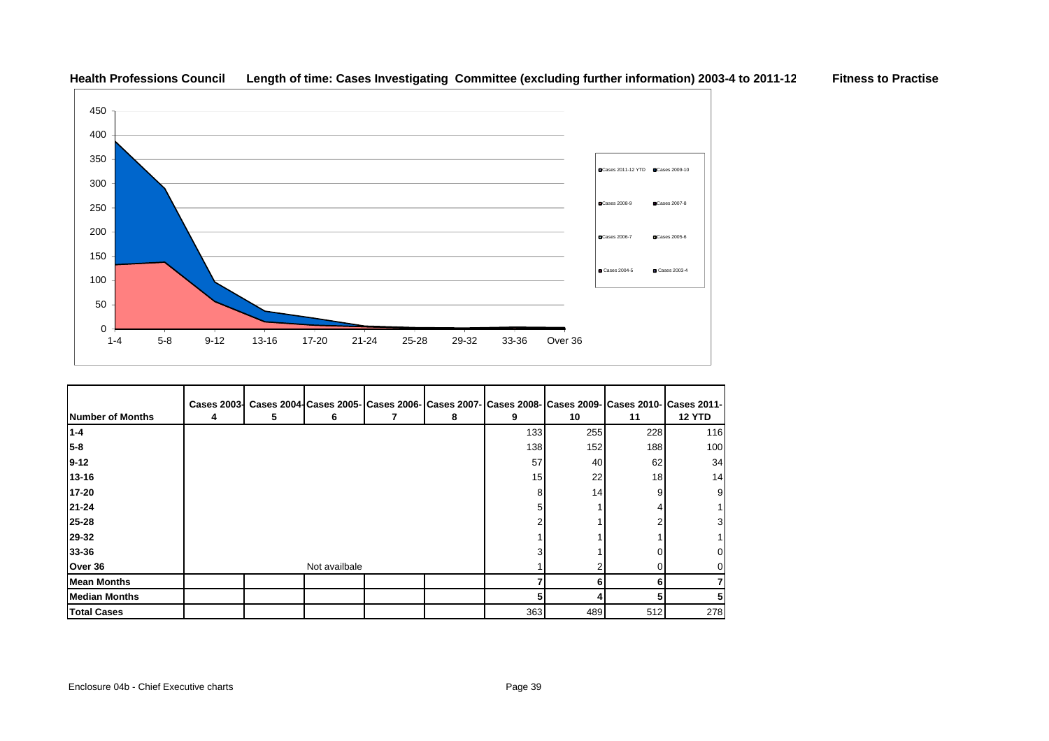**Health Professions Council** **Length of time: Cases Investigating Committee (excluding further information) 2003-4 to 2011-12** **Fitness to Practise**

| Number of Months | Cases 2003-4 | Cases 2004-5 | Cases 2005-6 | Cases 2006-7 | Cases 2007-8 | Cases 2008-9 | Cases 2009-10 | Cases 2010-11 | Cases 2011-12 YTD |
|---|---|---|---|---|---|---|---|---|---|
| 1-4 | | | | | | 133 | 255 | 228 | 116 |
| 5-8 | | | | | | 138 | 152 | 188 | 100 |
| 9-12 | | | | | | 57 | 40 | 62 | 34 |
| 13-16 | | | | | | 15 | 22 | 18 | 14 |
| 17-20 | | | | | | 8 | 14 | 9 | 9 |
| 21-24 | | | | | | 5 | 1 | 4 | 1 |
| 25-28 | | | | | | 2 | 1 | 2 | 3 |
| 29-32 | | | | | | 1 | 1 | 1 | 1 |
| 33-36 | | | | | | 3 | 1 | 0 | 0 |
| Over 36 | | | Not availbale | | | 1 | 2 | 0 | 0 |
| **Mean Months** | | | | | | 7 | 6 | 6 | 7 |
| **Median Months** | | | | | | 5 | 4 | 5 | 5 |
| **Total Cases** | | | | | | 363 | 489 | 512 | 278 |

Enclosure 04b - Chief Executive charts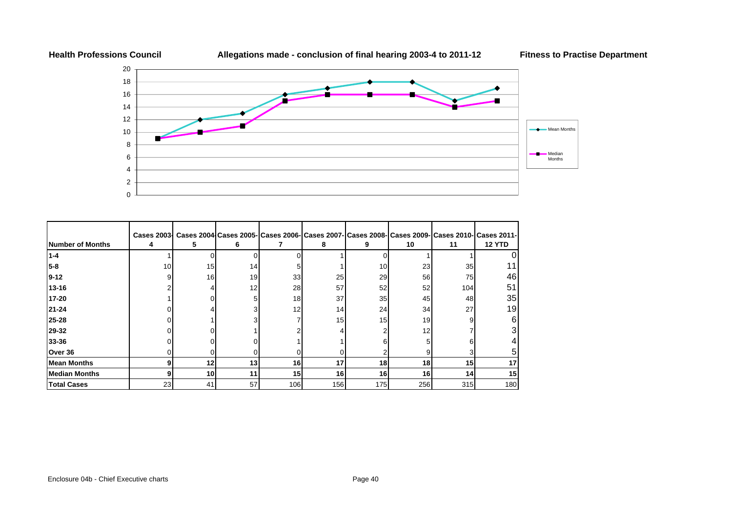**Health Professions Council** **Allegations made - conclusion of final hearing 2003-4 to 2011-12** **Fitness to Practise Department**

| Number of Months | Cases 2003-4 | Cases 2004-5 | Cases 2005-6 | Cases 2006-7 | Cases 2007-8 | Cases 2008-9 | Cases 2009-10 | Cases 2010-11 | Cases 2011-12 YTD |
|---|---|---|---|---|---|---|---|---|---|
| 1-4 | 1 | 0 | 0 | 0 | 1 | 0 | 1 | 1 | 0 |
| 5-8 | 10 | 15 | 14 | 5 | 1 | 10 | 23 | 35 | 11 |
| 9-12 | 9 | 16 | 19 | 33 | 25 | 29 | 56 | 75 | 46 |
| 13-16 | 2 | 4 | 12 | 28 | 57 | 52 | 52 | 104 | 51 |
| 17-20 | 1 | 0 | 5 | 18 | 37 | 35 | 45 | 48 | 35 |
| 21-24 | 0 | 4 | 3 | 12 | 14 | 24 | 34 | 27 | 19 |
| 25-28 | 0 | 1 | 3 | 7 | 15 | 15 | 19 | 9 | 6 |
| 29-32 | 0 | 0 | 1 | 2 | 4 | 2 | 12 | 7 | 3 |
| 33-36 | 0 | 0 | 0 | 1 | 1 | 6 | 5 | 6 | 4 |
| Over 36 | 0 | 0 | 0 | 0 | 0 | 2 | 9 | 3 | 5 |
| **Mean Months** | **9** | **12** | **13** | **16** | **17** | **18** | **18** | **15** | **17** |
| **Median Months** | **9** | **10** | **11** | **15** | **16** | **16** | **16** | **14** | **15** |
| **Total Cases** | 23 | 41 | 57 | 106 | 156 | 175 | 256 | 315 | 180 |

Enclosure 04b - Chief Executive charts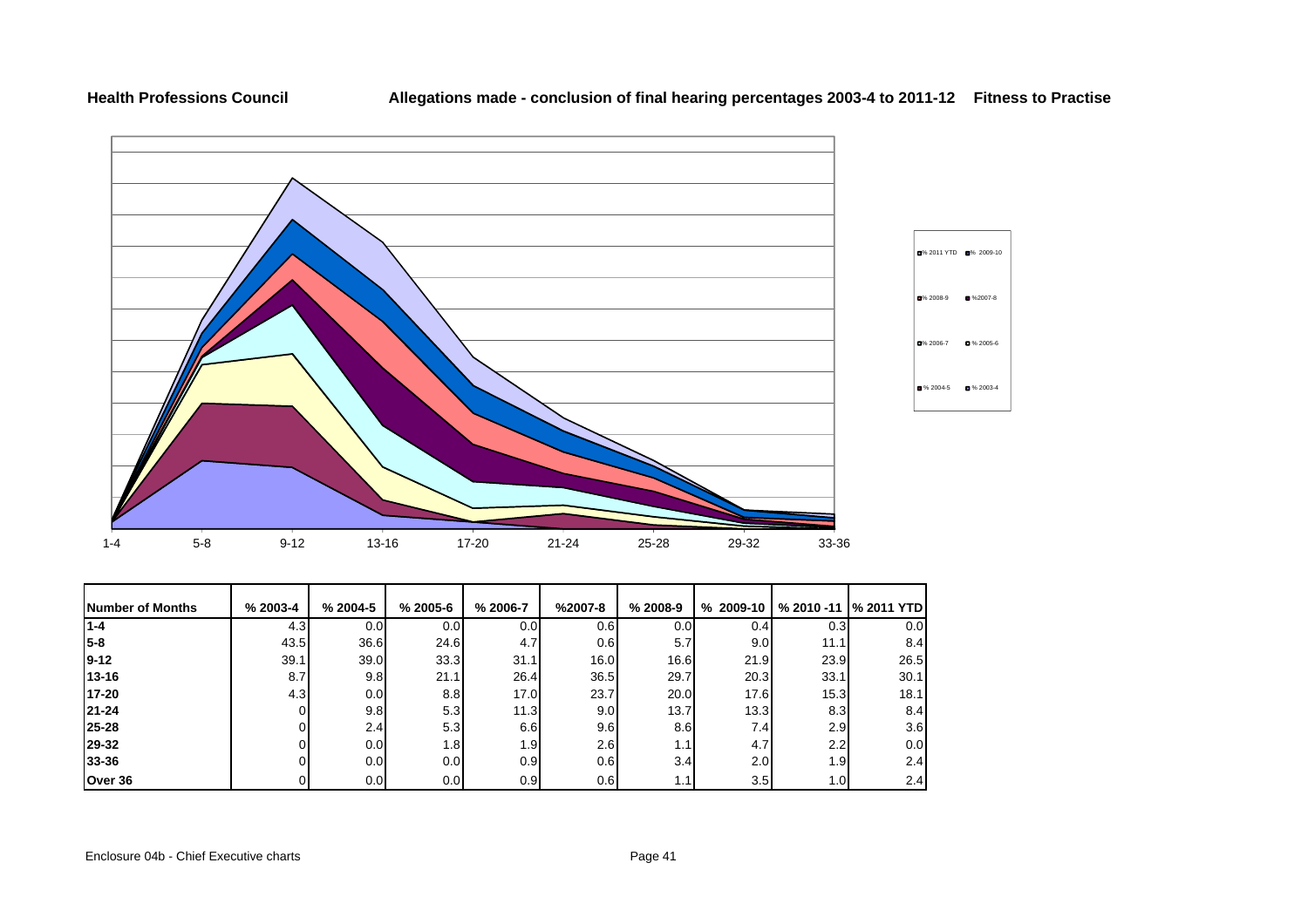**Health Professions Council** **Allegations made - conclusion of final hearing percentages 2003-4 to 2011-12 Fitness to Practise**

1-4 5-8 9-12 13-16 17-20 21-24 25-28 29-32 33-36

% 2011 YTD % 2009-10 % 2008-9 %2007-8 % 2006-7 % 2005-6 % 2004-5 % 2003-4

| Number of Months | % 2003-4 | % 2004-5 | % 2005-6 | % 2006-7 | %2007-8 | % 2008-9 | % 2009-10 | % 2010 -11 | % 2011 YTD |
|---|---|---|---|---|---|---|---|---|---|
| 1-4 | 4.3 | 0.0 | 0.0 | 0.0 | 0.6 | 0.0 | 0.4 | 0.3 | 0.0 |
| 5-8 | 43.5 | 36.6 | 24.6 | 4.7 | 0.6 | 5.7 | 9.0 | 11.1 | 8.4 |
| 9-12 | 39.1 | 39.0 | 33.3 | 31.1 | 16.0 | 16.6 | 21.9 | 23.9 | 26.5 |
| 13-16 | 8.7 | 9.8 | 21.1 | 26.4 | 36.5 | 29.7 | 20.3 | 33.1 | 30.1 |
| 17-20 | 4.3 | 0.0 | 8.8 | 17.0 | 23.7 | 20.0 | 17.6 | 15.3 | 18.1 |
| 21-24 | 0 | 9.8 | 5.3 | 11.3 | 9.0 | 13.7 | 13.3 | 8.3 | 8.4 |
| 25-28 | 0 | 2.4 | 5.3 | 6.6 | 9.6 | 8.6 | 7.4 | 2.9 | 3.6 |
| 29-32 | 0 | 0.0 | 1.8 | 1.9 | 2.6 | 1.1 | 4.7 | 2.2 | 0.0 |
| 33-36 | 0 | 0.0 | 0.0 | 0.9 | 0.6 | 3.4 | 2.0 | 1.9 | 2.4 |
| Over 36 | 0 | 0.0 | 0.0 | 0.9 | 0.6 | 1.1 | 3.5 | 1.0 | 2.4 |

Enclosure 04b - Chief Executive charts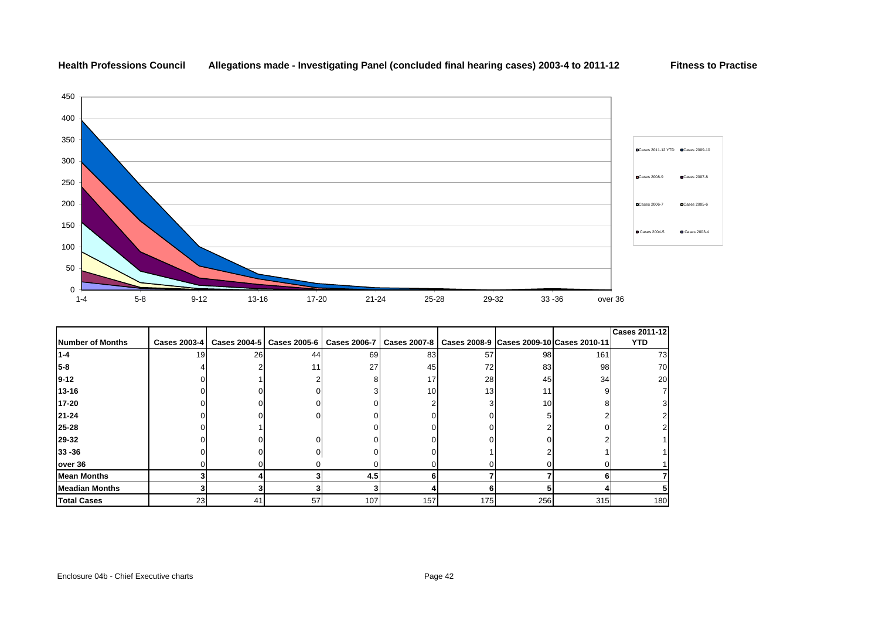**Health Professions Council** **Allegations made - Investigating Panel (concluded final hearing cases) 2003-4 to 2011-12** **Fitness to Practise**

| Number of Months | Cases 2003-4 | Cases 2004-5 | Cases 2005-6 | Cases 2006-7 | Cases 2007-8 | Cases 2008-9 | Cases 2009-10 | Cases 2010-11 | Cases 2011-12 YTD |
|---|---|---|---|---|---|---|---|---|---|
| **1-4** | 19 | 26 | 44 | 69 | 83 | 57 | 98 | 161 | 73 |
| **5-8** | 4 | 2 | 11 | 27 | 45 | 72 | 83 | 98 | 70 |
| **9-12** | 0 | 1 | 2 | 8 | 17 | 28 | 45 | 34 | 20 |
| **13-16** | 0 | 0 | 0 | 3 | 10 | 13 | 11 | 9 | 7 |
| **17-20** | 0 | 0 | 0 | 0 | 2 | 3 | 10 | 8 | 3 |
| **21-24** | 0 | 0 | 0 | 0 | 0 | 0 | 5 | 2 | 2 |
| **25-28** | 0 | 1 | | 0 | 0 | 0 | 2 | 0 | 2 |
| **29-32** | 0 | 0 | 0 | 0 | 0 | 0 | 0 | 2 | 1 |
| **33 -36** | 0 | 0 | 0 | 0 | 0 | 1 | 2 | 1 | 1 |
| **over 36** | 0 | 0 | 0 | 0 | 0 | 0 | 0 | 0 | 1 |
| **Mean Months** | **3** | **4** | **3** | **4.5** | **6** | **7** | **7** | **6** | **7** |
| **Meadian Months** | **3** | **3** | **3** | **3** | **4** | **6** | **5** | **4** | **5** |
| **Total Cases** | 23 | 41 | 57 | 107 | 157 | 175 | 256 | 315 | 180 |

Enclosure 04b - Chief Executive charts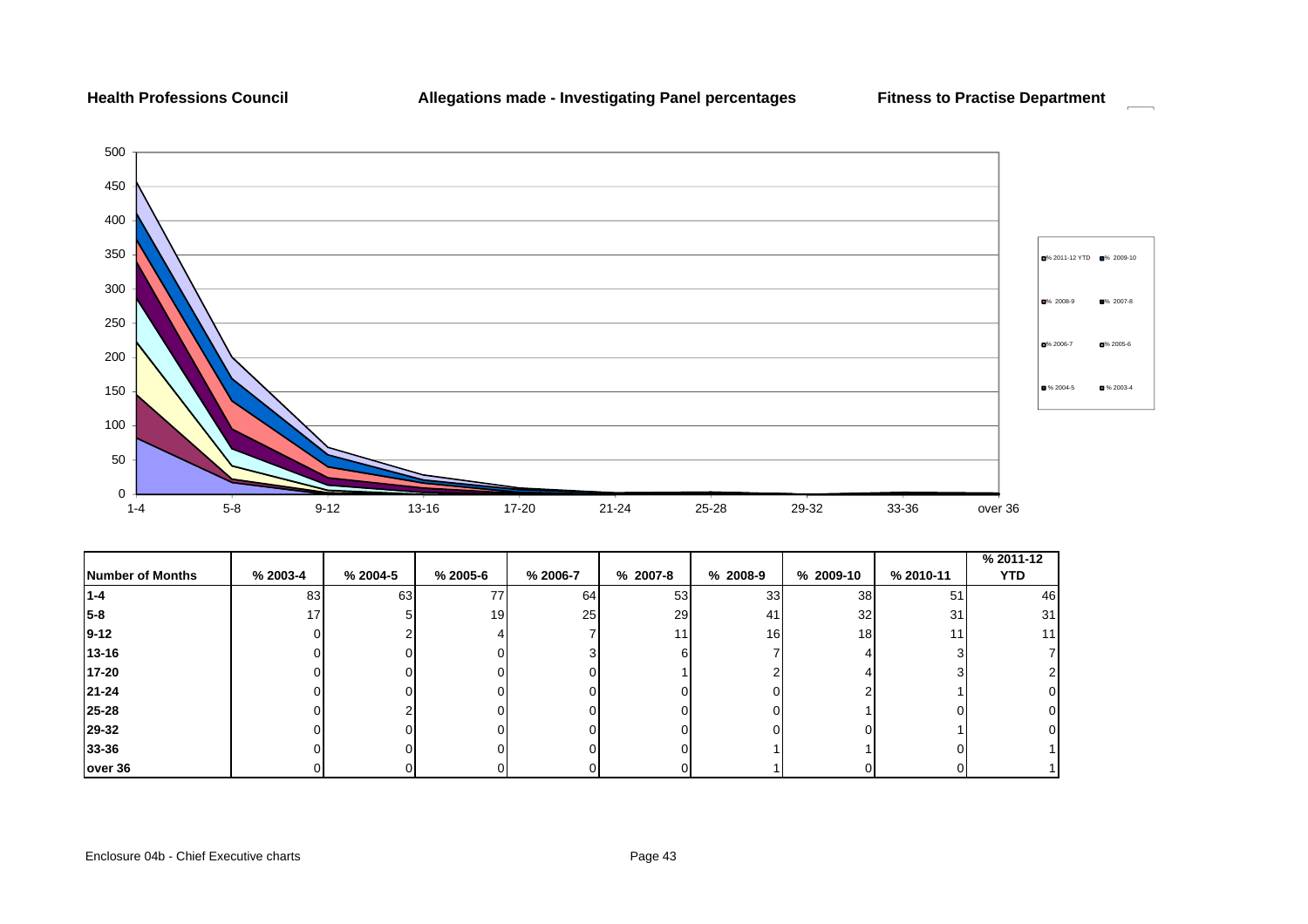**Health Professions Council** | **Allegations made - Investigating Panel percentages** | **Fitness to Practise Department**

| Number of Months | % 2003-4 | % 2004-5 | % 2005-6 | % 2006-7 | % 2007-8 | % 2008-9 | % 2009-10 | % 2010-11 | % 2011-12 YTD |
|---|---|---|---|---|---|---|---|---|---|
| **1-4** | 83 | 63 | 77 | 64 | 53 | 33 | 38 | 51 | 46 |
| **5-8** | 17 | 5 | 19 | 25 | 29 | 41 | 32 | 31 | 31 |
| **9-12** | 0 | 2 | 4 | 7 | 11 | 16 | 18 | 11 | 11 |
| **13-16** | 0 | 0 | 0 | 3 | 6 | 7 | 4 | 3 | 7 |
| **17-20** | 0 | 0 | 0 | 0 | 1 | 2 | 4 | 3 | 2 |
| **21-24** | 0 | 0 | 0 | 0 | 0 | 0 | 2 | 1 | 0 |
| **25-28** | 0 | 2 | 0 | 0 | 0 | 0 | 1 | 0 | 0 |
| **29-32** | 0 | 0 | 0 | 0 | 0 | 0 | 0 | 1 | 0 |
| **33-36** | 0 | 0 | 0 | 0 | 0 | 1 | 1 | 0 | 1 |
| **over 36** | 0 | 0 | 0 | 0 | 0 | 1 | 0 | 0 | 1 |

Enclosure 04b - Chief Executive charts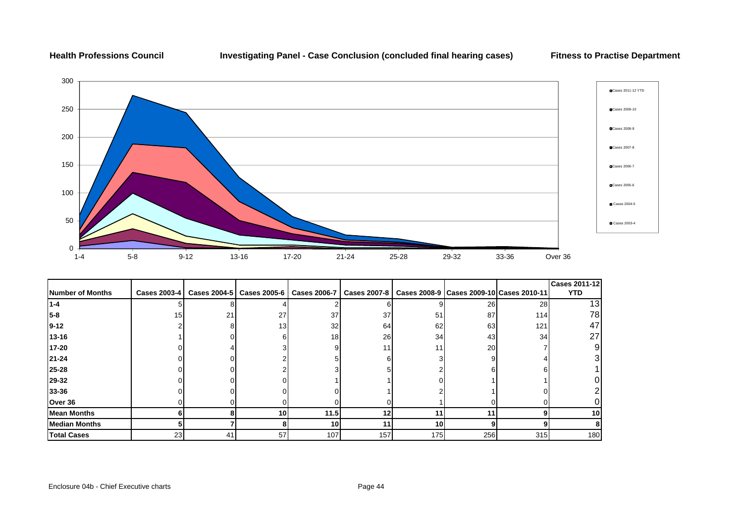**Health Professions Council** **Investigating Panel - Case Conclusion (concluded final hearing cases)** **Fitness to Practise Department**

| Number of Months | Cases 2003-4 | Cases 2004-5 | Cases 2005-6 | Cases 2006-7 | Cases 2007-8 | Cases 2008-9 | Cases 2009-10 | Cases 2010-11 | Cases 2011-12 YTD |
|---|---|---|---|---|---|---|---|---|---|
| **1-4** | 5 | 8 | 4 | 2 | 6 | 9 | 26 | 28 | 13 |
| **5-8** | 15 | 21 | 27 | 37 | 37 | 51 | 87 | 114 | 78 |
| **9-12** | 2 | 8 | 13 | 32 | 64 | 62 | 63 | 121 | 47 |
| **13-16** | 1 | 0 | 6 | 18 | 26 | 34 | 43 | 34 | 27 |
| **17-20** | 0 | 4 | 3 | 9 | 11 | 11 | 20 | 7 | 9 |
| **21-24** | 0 | 0 | 2 | 5 | 6 | 3 | 9 | 4 | 3 |
| **25-28** | 0 | 0 | 2 | 3 | 5 | 2 | 6 | 6 | 1 |
| **29-32** | 0 | 0 | 0 | 1 | 1 | 0 | 1 | 1 | 0 |
| **33-36** | 0 | 0 | 0 | 0 | 1 | 2 | 1 | 0 | 2 |
| **Over 36** | 0 | 0 | 0 | 0 | 0 | 1 | 0 | 0 | 0 |
| **Mean Months** | **6** | **8** | **10** | **11.5** | **12** | **11** | **11** | **9** | **10** |
| **Median Months** | **5** | **7** | **8** | **10** | **11** | **10** | **9** | **9** | **8** |
| **Total Cases** | 23 | 41 | 57 | 107 | 157 | 175 | 256 | 315 | 180 |

Enclosure 04b - Chief Executive charts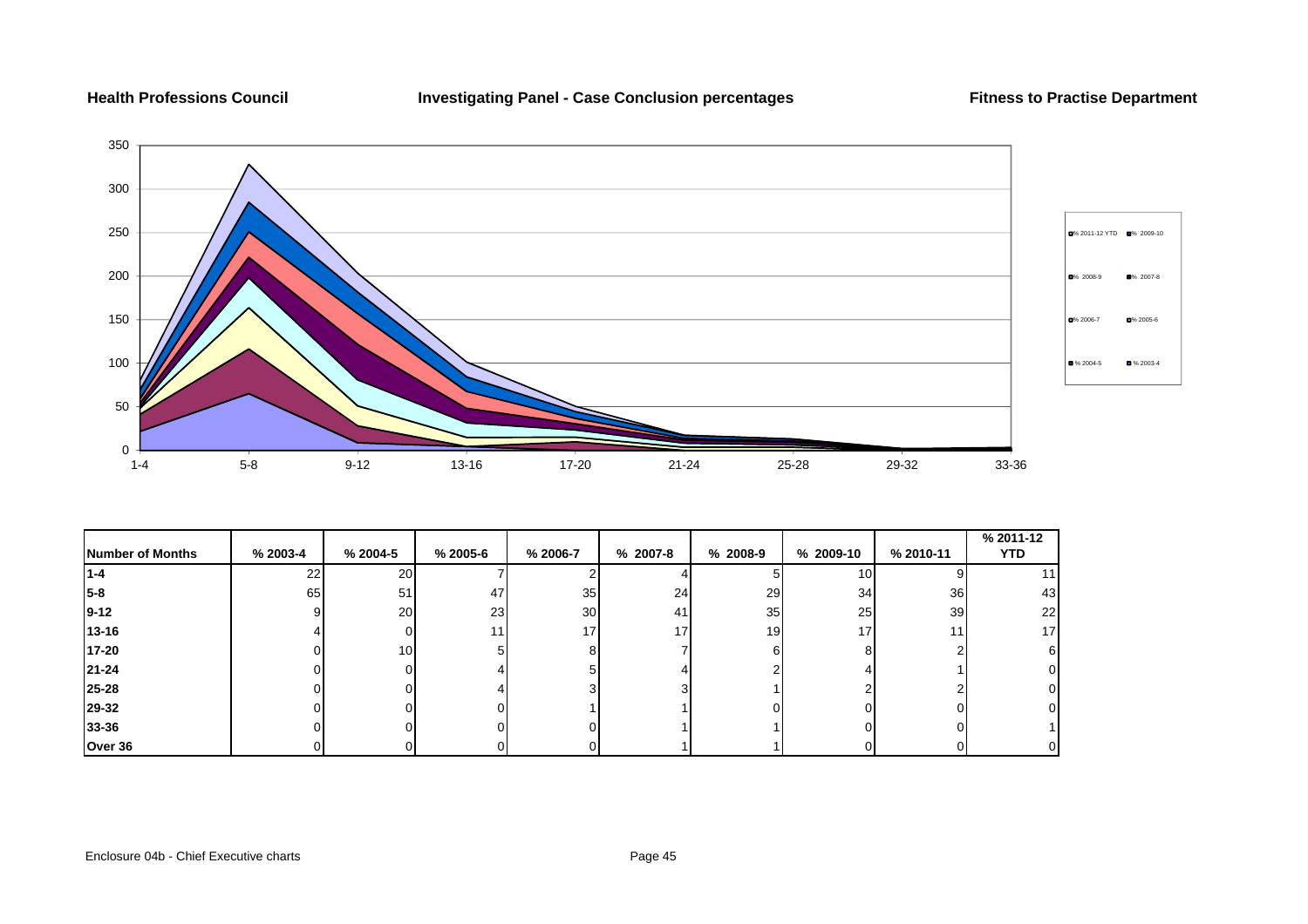**Health Professions Council** **Investigating Panel - Case Conclusion percentages** **Fitness to Practise Department**

| Number of Months | % 2003-4 | % 2004-5 | % 2005-6 | % 2006-7 | % 2007-8 | % 2008-9 | % 2009-10 | % 2010-11 | % 2011-12 YTD |
|---|---|---|---|---|---|---|---|---|---|
| 1-4 | 22 | 20 | 7 | 2 | 4 | 5 | 10 | 9 | 11 |
| 5-8 | 65 | 51 | 47 | 35 | 24 | 29 | 34 | 36 | 43 |
| 9-12 | 9 | 20 | 23 | 30 | 41 | 35 | 25 | 39 | 22 |
| 13-16 | 4 | 0 | 11 | 17 | 17 | 19 | 17 | 11 | 17 |
| 17-20 | 0 | 10 | 5 | 8 | 7 | 6 | 8 | 2 | 6 |
| 21-24 | 0 | 0 | 4 | 5 | 4 | 2 | 4 | 1 | 0 |
| 25-28 | 0 | 0 | 4 | 3 | 3 | 1 | 2 | 2 | 0 |
| 29-32 | 0 | 0 | 0 | 1 | 1 | 0 | 0 | 0 | 0 |
| 33-36 | 0 | 0 | 0 | 0 | 1 | 1 | 0 | 0 | 1 |
| Over 36 | 0 | 0 | 0 | 0 | 1 | 1 | 0 | 0 | 0 |

Enclosure 04b - Chief Executive charts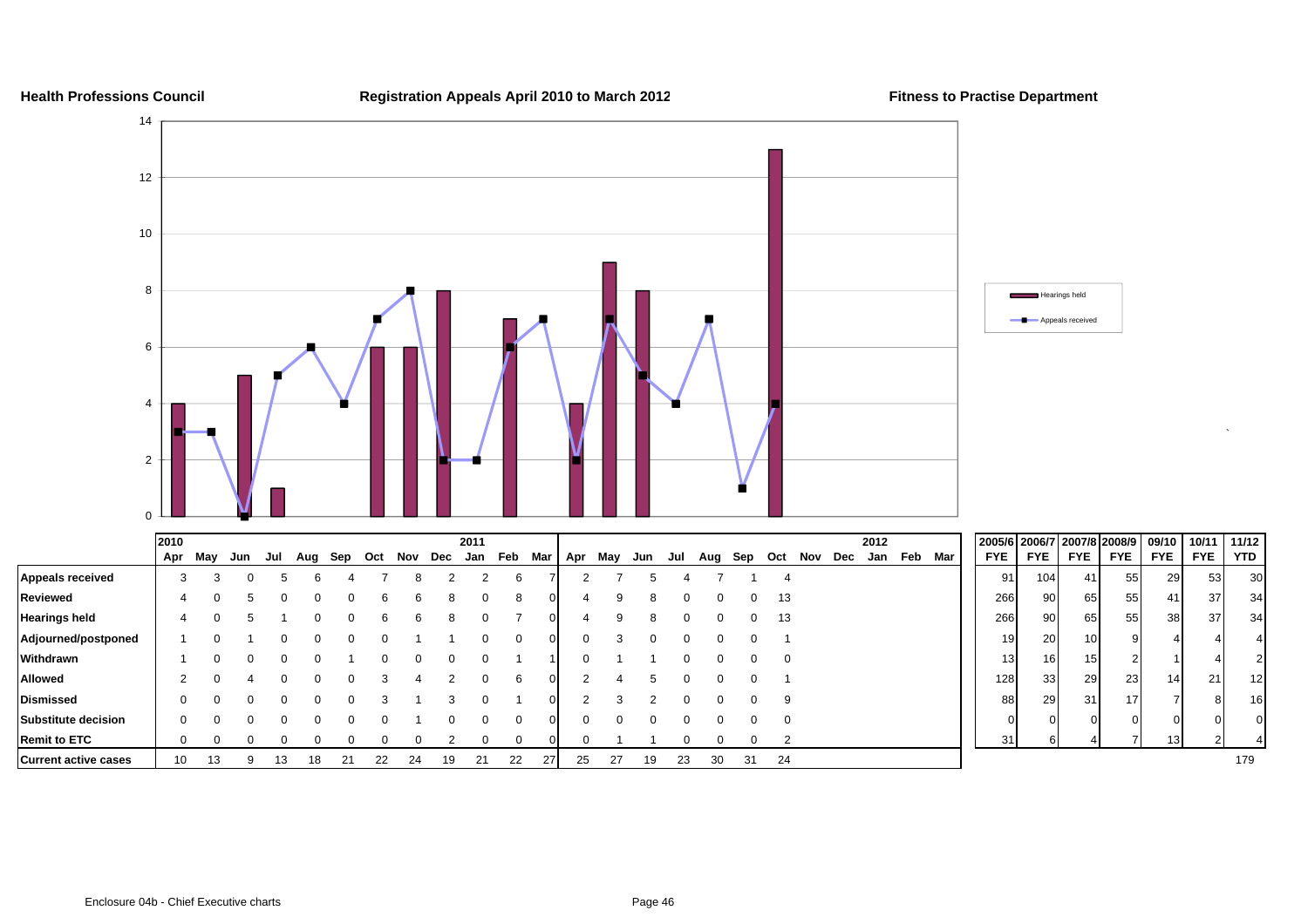**Health Professions Council** **Registration Appeals April 2010 to March 2012** **Fitness to Practise Department**

| | 2010 Apr | May | Jun | Jul | Aug | Sep | Oct | Nov | Dec | 2011 Jan | Feb | Mar | Apr | May | Jun | Jul | Aug | Sep | Oct | Nov | Dec | 2012 Jan | Feb | Mar |
|---|---|---|---|---|---|---|---|---|---|---|---|---|---|---|---|---|---|---|---|---|---|---|---|---|
| **Appeals received** | 3 | 3 | 0 | 5 | 6 | 4 | 7 | 8 | 2 | 2 | 6 | 7 | 2 | 7 | 5 | 4 | 7 | 1 | 4 | | | | | |
| **Reviewed** | 4 | 0 | 5 | 0 | 0 | 0 | 6 | 6 | 8 | 0 | 8 | 0 | 4 | 9 | 8 | 0 | 0 | 0 | 13 | | | | | |
| **Hearings held** | 4 | 0 | 5 | 1 | 0 | 0 | 6 | 6 | 8 | 0 | 7 | 0 | 4 | 9 | 8 | 0 | 0 | 0 | 13 | | | | | |
| **Adjourned/postponed** | 1 | 0 | 1 | 0 | 0 | 0 | 0 | 1 | 1 | 0 | 0 | 0 | 0 | 3 | 0 | 0 | 0 | 0 | 1 | | | | | |
| **Withdrawn** | 1 | 0 | 0 | 0 | 0 | 1 | 0 | 0 | 0 | 0 | 1 | 1 | 0 | 1 | 1 | 0 | 0 | 0 | 0 | | | | | |
| **Allowed** | 2 | 0 | 4 | 0 | 0 | 0 | 3 | 4 | 2 | 0 | 6 | 0 | 2 | 4 | 5 | 0 | 0 | 0 | 1 | | | | | |
| **Dismissed** | 0 | 0 | 0 | 0 | 0 | 0 | 3 | 1 | 3 | 0 | 1 | 0 | 2 | 3 | 2 | 0 | 0 | 0 | 9 | | | | | |
| **Substitute decision** | 0 | 0 | 0 | 0 | 0 | 0 | 0 | 1 | 0 | 0 | 0 | 0 | 0 | 0 | 0 | 0 | 0 | 0 | 0 | | | | | |
| **Remit to ETC** | 0 | 0 | 0 | 0 | 0 | 0 | 0 | 0 | 2 | 0 | 0 | 0 | 0 | 1 | 1 | 0 | 0 | 0 | 2 | | | | | |
| **Current active cases** | 10 | 13 | 9 | 13 | 18 | 21 | 22 | 24 | 19 | 21 | 22 | 27 | 25 | 27 | 19 | 23 | 30 | 31 | 24 | | | | | |

| | 2005/6 FYE | 2006/7 FYE | 2007/8 FYE | 2008/9 FYE | 09/10 FYE | 10/11 FYE | 11/12 YTD |
|---|---|---|---|---|---|---|---|
| **Appeals received** | 91 | 104 | 41 | 55 | 29 | 53 | 30 |
| **Reviewed** | 266 | 90 | 65 | 55 | 41 | 37 | 34 |
| **Hearings held** | 266 | 90 | 65 | 55 | 38 | 37 | 34 |
| **Adjourned/postponed** | 19 | 20 | 10 | 9 | 4 | 4 | 4 |
| **Withdrawn** | 13 | 16 | 15 | 2 | 1 | 4 | 2 |
| **Allowed** | 128 | 33 | 29 | 23 | 14 | 21 | 12 |
| **Dismissed** | 88 | 29 | 31 | 17 | 7 | 8 | 16 |
| **Substitute decision** | 0 | 0 | 0 | 0 | 0 | 0 | 0 |
| **Remit to ETC** | 31 | 6 | 4 | 7 | 13 | 2 | 4 |
| **Current active cases** | | | | | | | 179 |

Enclosure 04b - Chief Executive charts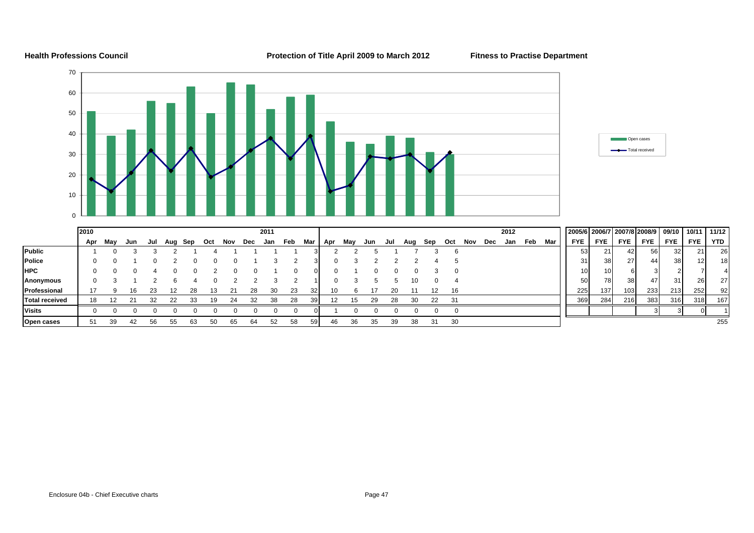**Health Professions Council** | **Protection of Title April 2009 to March 2012** | **Fitness to Practise Department**

| | 2010 Apr | May | Jun | Jul | Aug | Sep | Oct | Nov | Dec | 2011 Jan | Feb | Mar | Apr | May | Jun | Jul | Aug | Sep | Oct | Nov | Dec | 2012 Jan | Feb | Mar |
|---|---|---|---|---|---|---|---|---|---|---|---|---|---|---|---|---|---|---|---|---|---|---|---|---|
| **Public** | 1 | 0 | 3 | 3 | 2 | 1 | 4 | 1 | 1 | 1 | 1 | 3 | 2 | 2 | 5 | 1 | 7 | 3 | 6 | | | | | |
| **Police** | 0 | 0 | 1 | 0 | 2 | 0 | 0 | 0 | 1 | 3 | 2 | 3 | 0 | 3 | 2 | 2 | 2 | 4 | 5 | | | | | |
| **HPC** | 0 | 0 | 0 | 4 | 0 | 0 | 2 | 0 | 0 | 1 | 0 | 0 | 0 | 1 | 0 | 0 | 0 | 3 | 0 | | | | | |
| **Anonymous** | 0 | 3 | 1 | 2 | 6 | 4 | 0 | 2 | 2 | 3 | 2 | 1 | 0 | 3 | 5 | 5 | 10 | 0 | 4 | | | | | |
| **Professional** | 17 | 9 | 16 | 23 | 12 | 28 | 13 | 21 | 28 | 30 | 23 | 32 | 10 | 6 | 17 | 20 | 11 | 12 | 16 | | | | | |
| **Total received** | 18 | 12 | 21 | 32 | 22 | 33 | 19 | 24 | 32 | 38 | 28 | 39 | 12 | 15 | 29 | 28 | 30 | 22 | 31 | | | | | |
| **Visits** | 0 | 0 | 0 | 0 | 0 | 0 | 0 | 0 | 0 | 0 | 0 | 0 | 1 | 0 | 0 | 0 | 0 | 0 | 0 | | | | | |
| **Open cases** | 51 | 39 | 42 | 56 | 55 | 63 | 50 | 65 | 64 | 52 | 58 | 59 | 46 | 36 | 35 | 39 | 38 | 31 | 30 | | | | | |

| | 2005/6 FYE | 2006/7 FYE | 2007/8 FYE | 2008/9 FYE | 09/10 FYE | 10/11 FYE | 11/12 YTD |
|---|---|---|---|---|---|---|---|
| **Public** | 53 | 21 | 42 | 56 | 32 | 21 | 26 |
| **Police** | 31 | 38 | 27 | 44 | 38 | 12 | 18 |
| **HPC** | 10 | 10 | 6 | 3 | 2 | 7 | 4 |
| **Anonymous** | 50 | 78 | 38 | 47 | 31 | 26 | 27 |
| **Professional** | 225 | 137 | 103 | 233 | 213 | 252 | 92 |
| **Total received** | 369 | 284 | 216 | 383 | 316 | 318 | 167 |
| **Visits** | | | | 3 | 3 | 0 | 1 |
| **Open cases** | | | | | | | 255 |

Chart legend: Open cases; Total received

Enclosure 04b - Chief Executive charts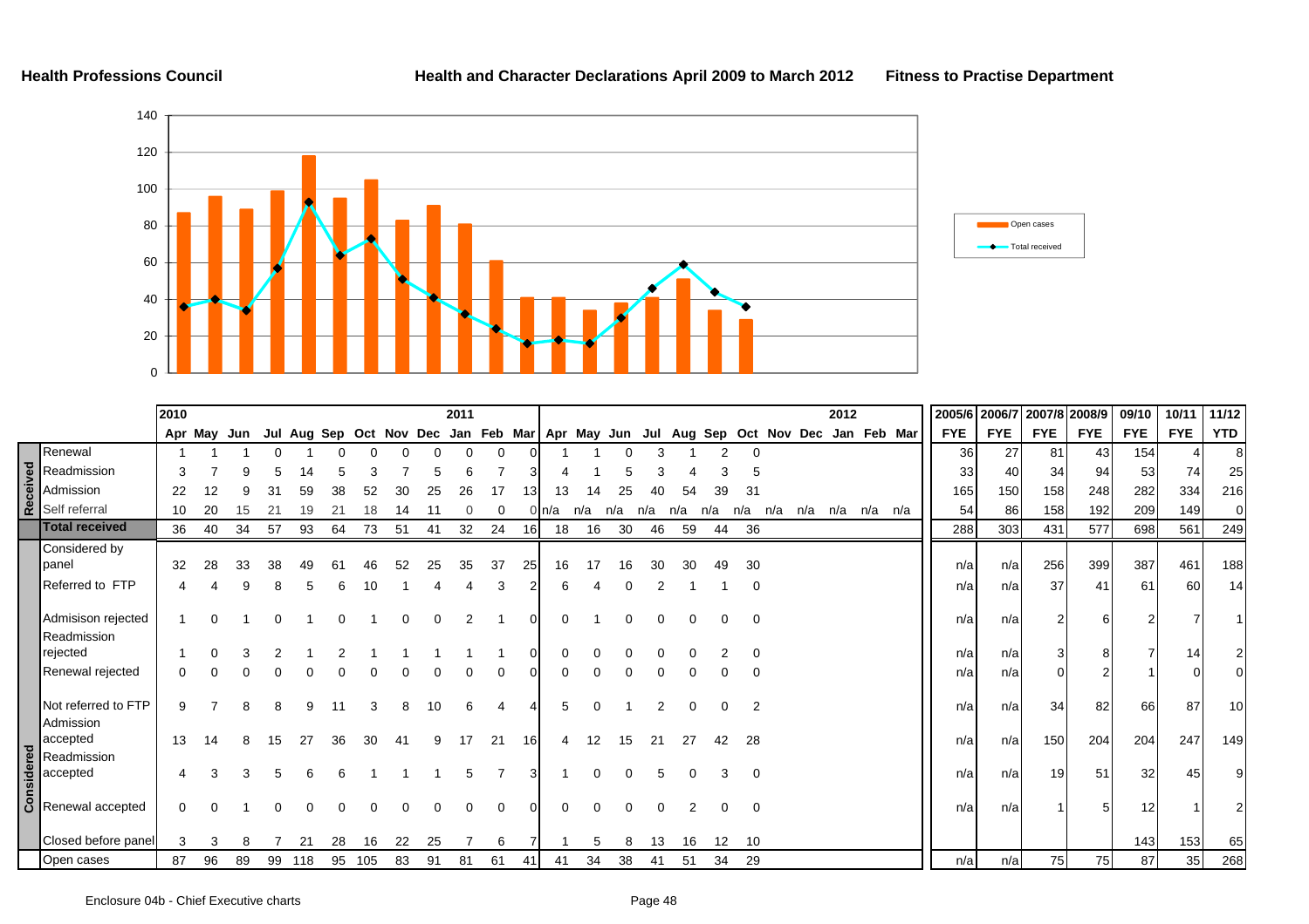**Health Professions Council** | **Health and Character Declarations April 2009 to March 2012** | **Fitness to Practise Department**

| | | 2010 | | | | | | | | | 2011 | | | | | | | | | | | | 2012 | | | 2005/6 | 2006/7 | 2007/8 | 2008/9 | 09/10 | 10/11 | 11/12 |
|---|---|---|---|---|---|---|---|---|---|---|---|---|---|---|---|---|---|---|---|---|---|---|---|---|---|---|---|---|---|---|---|---|
| | | Apr | May | Jun | Jul | Aug | Sep | Oct | Nov | Dec | Jan | Feb | Mar | Apr | May | Jun | Jul | Aug | Sep | Oct | Nov | Dec | Jan | Feb | Mar | FYE | FYE | FYE | FYE | FYE | FYE | YTD |
| Received | Renewal | 1 | 1 | 1 | 0 | 1 | 0 | 0 | 0 | 0 | 0 | 0 | 0 | 1 | 1 | 0 | 3 | 1 | 2 | 0 | | | | | | 36 | 27 | 81 | 43 | 154 | 4 | 8 |
| | Readmission | 3 | 7 | 9 | 5 | 14 | 5 | 3 | 7 | 5 | 6 | 7 | 3 | 4 | 1 | 5 | 3 | 4 | 3 | 5 | | | | | | 33 | 40 | 34 | 94 | 53 | 74 | 25 |
| | Admission | 22 | 12 | 9 | 31 | 59 | 38 | 52 | 30 | 25 | 26 | 17 | 13 | 13 | 14 | 25 | 40 | 54 | 39 | 31 | | | | | | 165 | 150 | 158 | 248 | 282 | 334 | 216 |
| | Self referral | 10 | 20 | 15 | 21 | 19 | 21 | 18 | 14 | 11 | 0 | 0 | 0 | n/a | n/a | n/a | n/a | n/a | n/a | n/a | n/a | n/a | n/a | n/a | n/a | 54 | 86 | 158 | 192 | 209 | 149 | 0 |
| | **Total received** | 36 | 40 | 34 | 57 | 93 | 64 | 73 | 51 | 41 | 32 | 24 | 16 | 18 | 16 | 30 | 46 | 59 | 44 | 36 | | | | | | 288 | 303 | 431 | 577 | 698 | 561 | 249 |
| Considered | Considered by panel | 32 | 28 | 33 | 38 | 49 | 61 | 46 | 52 | 25 | 35 | 37 | 25 | 16 | 17 | 16 | 30 | 30 | 49 | 30 | | | | | | n/a | n/a | 256 | 399 | 387 | 461 | 188 |
| | Referred to FTP | 4 | 4 | 9 | 8 | 5 | 6 | 10 | 1 | 4 | 4 | 3 | 2 | 6 | 4 | 0 | 2 | 1 | 1 | 0 | | | | | | n/a | n/a | 37 | 41 | 61 | 60 | 14 |
| | Admisison rejected | 1 | 0 | 1 | 0 | 1 | 0 | 1 | 0 | 0 | 2 | 1 | 0 | 0 | 1 | 0 | 0 | 0 | 0 | 0 | | | | | | n/a | n/a | 2 | 6 | 2 | 7 | 1 |
| | Readmission rejected | 1 | 0 | 3 | 2 | 1 | 2 | 1 | 1 | 1 | 1 | 1 | 0 | 0 | 0 | 0 | 0 | 0 | 2 | 0 | | | | | | n/a | n/a | 3 | 8 | 7 | 14 | 2 |
| | Renewal rejected | 0 | 0 | 0 | 0 | 0 | 0 | 0 | 0 | 0 | 0 | 0 | 0 | 0 | 0 | 0 | 0 | 0 | 0 | 0 | | | | | | n/a | n/a | 0 | 2 | 1 | 0 | 0 |
| | Not referred to FTP | 9 | 7 | 8 | 8 | 9 | 11 | 3 | 8 | 10 | 6 | 4 | 4 | 5 | 0 | 1 | 2 | 0 | 0 | 2 | | | | | | n/a | n/a | 34 | 82 | 66 | 87 | 10 |
| | Admission accepted | 13 | 14 | 8 | 15 | 27 | 36 | 30 | 41 | 9 | 17 | 21 | 16 | 4 | 12 | 15 | 21 | 27 | 42 | 28 | | | | | | n/a | n/a | 150 | 204 | 204 | 247 | 149 |
| | Readmission accepted | 4 | 3 | 3 | 5 | 6 | 6 | 1 | 1 | 1 | 5 | 7 | 3 | 1 | 0 | 0 | 5 | 0 | 3 | 0 | | | | | | n/a | n/a | 19 | 51 | 32 | 45 | 9 |
| | Renewal accepted | 0 | 0 | 1 | 0 | 0 | 0 | 0 | 0 | 0 | 0 | 0 | 0 | 0 | 0 | 0 | 0 | 2 | 0 | 0 | | | | | | n/a | n/a | 1 | 5 | 12 | 1 | 2 |
| | Closed before panel | 3 | 3 | 8 | 7 | 21 | 28 | 16 | 22 | 25 | 7 | 6 | 7 | 1 | 5 | 8 | 13 | 16 | 12 | 10 | | | | | | | | | | 143 | 153 | 65 |
| | Open cases | 87 | 96 | 89 | 99 | 118 | 95 | 105 | 83 | 91 | 81 | 61 | 41 | 41 | 34 | 38 | 41 | 51 | 34 | 29 | | | | | | n/a | n/a | 75 | 75 | 87 | 35 | 268 |

Enclosure 04b - Chief Executive charts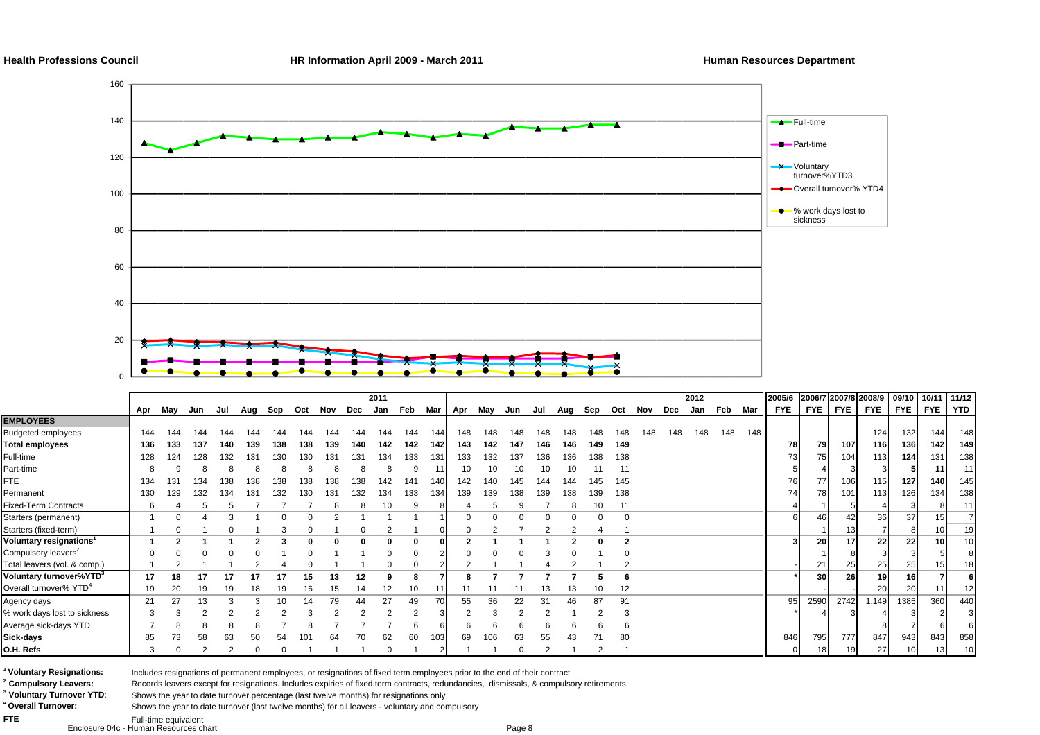**Health Professions Council** **HR Information April 2009 - March 2011** **Human Resources Department**

160
140
120
100
80
60
40
20
0

Full-time
Part-time
Voluntary turnover%YTD3
Overall turnover% YTD4
% work days lost to sickness

| | | | | | | | | | | 2011 | | | | | | | | | | | | | 2012 | | | 2005/6 | 2006/7 | 2007/8 | 2008/9 | 09/10 | 10/11 | 11/12 |
|---|---|---|---|---|---|---|---|---|---|---|---|---|---|---|---|---|---|---|---|---|---|---|---|---|---|---|---|---|---|---|---|---|
| | Apr | May | Jun | Jul | Aug | Sep | Oct | Nov | Dec | Jan | Feb | Mar | Apr | May | Jun | Jul | Aug | Sep | Oct | Nov | Dec | Jan | Feb | Mar | FYE | FYE | FYE | FYE | FYE | FYE | YTD |
| **EMPLOYEES** | | | | | | | | | | | | | | | | | | | | | | | | | | | | | | | |
| Budgeted employees | 144 | 144 | 144 | 144 | 144 | 144 | 144 | 144 | 144 | 144 | 144 | 144 | 148 | 148 | 148 | 148 | 148 | 148 | 148 | 148 | 148 | 148 | 148 | 148 | | | | 124 | 132 | 144 | 148 |
| **Total employees** | **136** | **133** | **137** | **140** | **139** | **138** | **138** | **139** | **140** | **142** | **142** | **142** | **143** | **142** | **147** | **146** | **146** | **149** | **149** | | | | | | **78** | **79** | **107** | **116** | **136** | **142** | **149** |
| Full-time | 128 | 124 | 128 | 132 | 131 | 130 | 130 | 131 | 131 | 134 | 133 | 131 | 133 | 132 | 137 | 136 | 136 | 138 | 138 | | | | | | 73 | 75 | 104 | 113 | **124** | 131 | 138 |
| Part-time | 8 | 9 | 8 | 8 | 8 | 8 | 8 | 8 | 8 | 8 | 9 | 11 | 10 | 10 | 10 | 10 | 10 | 11 | 11 | | | | | | 5 | 4 | 3 | 3 | **5** | **11** | 11 |
| FTE | 134 | 131 | 134 | 138 | 138 | 138 | 138 | 138 | 138 | 142 | 141 | 140 | 142 | 140 | 145 | 144 | 144 | 145 | 145 | | | | | | 76 | 77 | 106 | 115 | **127** | **140** | 145 |
| Permanent | 130 | 129 | 132 | 134 | 131 | 132 | 130 | 131 | 132 | 134 | 133 | 134 | 139 | 139 | 138 | 139 | 138 | 139 | 138 | | | | | | 74 | 78 | 101 | 113 | 126 | 134 | 138 |
| Fixed-Term Contracts | 6 | 4 | 5 | 5 | 7 | 7 | 7 | 8 | 8 | 10 | 9 | 8 | 4 | 5 | 9 | 7 | 8 | 10 | 11 | | | | | | 4 | 1 | 5 | 4 | **3** | 8 | 11 |
| Starters (permanent) | 1 | 0 | 4 | 3 | 1 | 0 | 0 | 2 | 1 | 1 | 1 | 1 | 0 | 0 | 0 | 0 | 0 | 0 | 0 | | | | | | 6 | 46 | 42 | 36 | 37 | 15 | 7 |
| Starters (fixed-term) | 1 | 0 | 1 | 0 | 1 | 3 | 0 | 1 | 0 | 2 | 1 | 0 | 0 | 2 | 7 | 2 | 2 | 4 | 1 | | | | | | | 1 | 13 | 7 | 8 | 10 | 19 |
| **Voluntary resignations**[1] | **1** | **2** | **1** | **1** | **2** | **3** | **0** | **0** | **0** | **0** | **0** | **0** | **2** | **1** | **1** | **1** | **2** | **0** | **2** | | | | | | **3** | **20** | **17** | **22** | **22** | **10** | 10 |
| Compulsory leavers[2] | 0 | 0 | 0 | 0 | 0 | 1 | 0 | 1 | 1 | 0 | 0 | 2 | 0 | 0 | 0 | 3 | 0 | 1 | 0 | | | | | | | 1 | 8 | 3 | 3 | 5 | 8 |
| Total leavers (vol. & comp.) | 1 | 2 | 1 | 1 | 2 | 4 | 0 | 1 | 1 | 0 | 0 | 2 | 2 | 1 | 1 | 4 | 2 | 1 | 2 | | | | | | - | 21 | 25 | 25 | 25 | 15 | 18 |
| **Voluntary turnover%YTD**[3] | **17** | **18** | **17** | **17** | **17** | **17** | **15** | **13** | **12** | **9** | **8** | **7** | **8** | **7** | **7** | **7** | **7** | **5** | **6** | | | | | | * | **30** | **26** | **19** | **16** | **7** | **6** |
| Overall turnover% YTD[4] | 19 | 20 | 19 | 19 | 18 | 19 | 16 | 15 | 14 | 12 | 10 | 11 | 11 | 11 | 11 | 13 | 13 | 10 | 12 | | | | | | | - | - | 20 | 20 | 11 | 12 |
| Agency days | 21 | 27 | 13 | 3 | 3 | 10 | 14 | 79 | 44 | 27 | 49 | 70 | 55 | 36 | 22 | 31 | 46 | 87 | 91 | | | | | | 95 | 2590 | 2742 | 1,149 | 1385 | 360 | 440 |
| % work days lost to sickness | 3 | 3 | 2 | 2 | 2 | 2 | 3 | 2 | 2 | 2 | 2 | 3 | 2 | 3 | 2 | 2 | 1 | 2 | 3 | | | | | | * | 4 | 3 | 4 | 3 | 2 | 3 |
| Average sick-days YTD | 7 | 8 | 8 | 8 | 8 | 7 | 8 | 7 | 7 | 7 | 6 | 6 | 6 | 6 | 6 | 6 | 6 | 6 | 6 | | | | | | | | | 8 | 7 | 6 | 6 |
| **Sick-days** | 85 | 73 | 58 | 63 | 50 | 54 | 101 | 64 | 70 | 62 | 60 | 103 | 69 | 106 | 63 | 55 | 43 | 71 | 80 | | | | | | 846 | 795 | 777 | 847 | 943 | 843 | 858 |
| **O.H. Refs** | 3 | 0 | 2 | 2 | 0 | 0 | 1 | 1 | 1 | 0 | 1 | 2 | 1 | 1 | 0 | 2 | 1 | 2 | 1 | | | | | | 0 | 18 | 19 | 27 | 10 | 13 | 10 |

[1] **Voluntary Resignations:** Includes resignations of permanent employees, or resignations of fixed term employees prior to the end of their contract

[2] **Compulsory Leavers:** Records leavers except for resignations. Includes expiries of fixed term contracts, redundancies, dismissals, & compulsory retirements

[3] **Voluntary Turnover YTD**: Shows the year to date turnover percentage (last twelve months) for resignations only

[4] **Overall Turnover:** Shows the year to date turnover (last twelve months) for all leavers - voluntary and compulsory

**FTE** Full-time equivalent